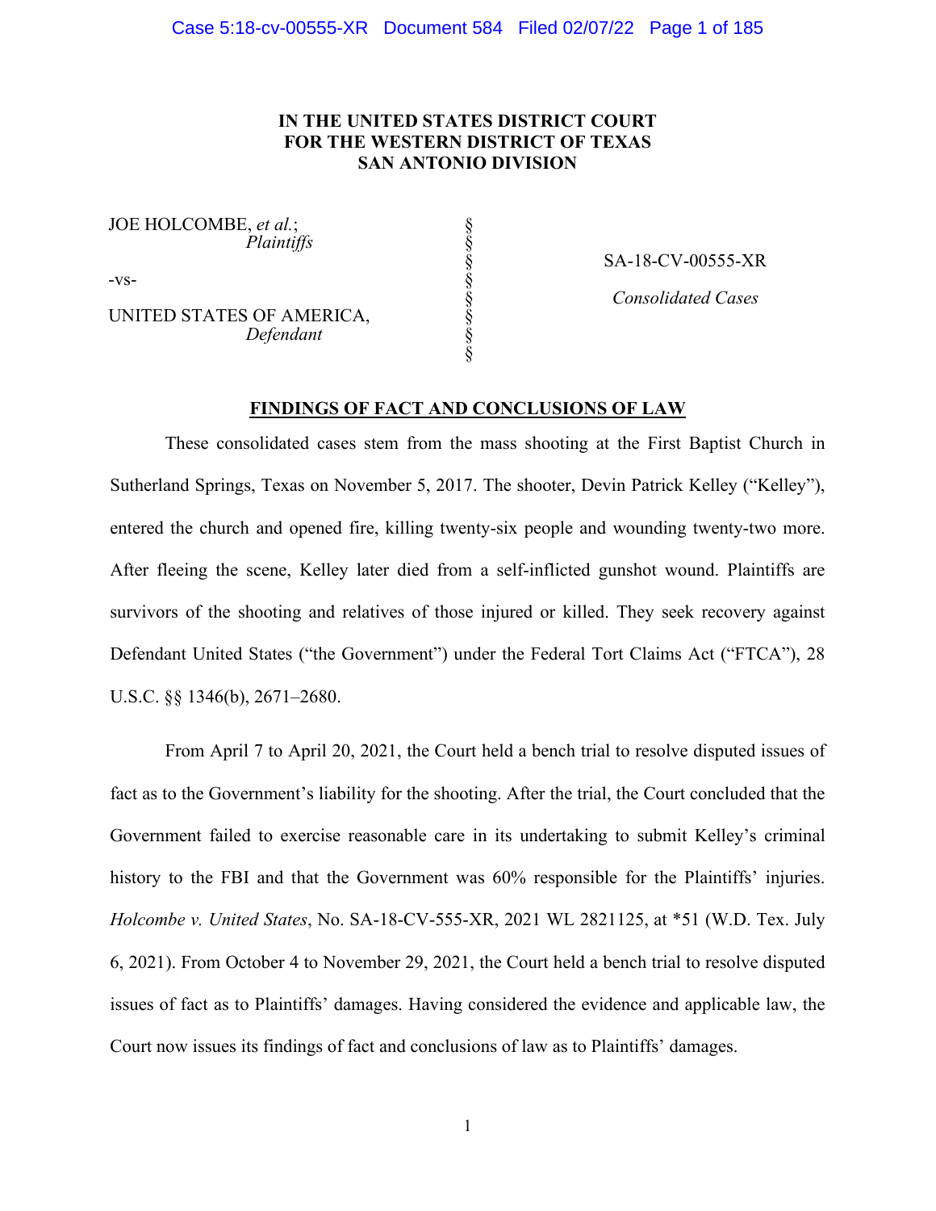**IN THE UNITED STATES DISTRICT COURT**
**FOR THE WESTERN DISTRICT OF TEXAS**
**SAN ANTONIO DIVISION**

| | | |
|---|---|---|
| JOE HOLCOMBE, *et al.*; *Plaintiffs* | § | SA-18-CV-00555-XR |
| -vs- | § | *Consolidated Cases* |
| UNITED STATES OF AMERICA, *Defendant* | § | |

**FINDINGS OF FACT AND CONCLUSIONS OF LAW**

These consolidated cases stem from the mass shooting at the First Baptist Church in Sutherland Springs, Texas on November 5, 2017. The shooter, Devin Patrick Kelley ("Kelley"), entered the church and opened fire, killing twenty-six people and wounding twenty-two more. After fleeing the scene, Kelley later died from a self-inflicted gunshot wound. Plaintiffs are survivors of the shooting and relatives of those injured or killed. They seek recovery against Defendant United States ("the Government") under the Federal Tort Claims Act ("FTCA"), 28 U.S.C. §§ 1346(b), 2671–2680.

From April 7 to April 20, 2021, the Court held a bench trial to resolve disputed issues of fact as to the Government's liability for the shooting. After the trial, the Court concluded that the Government failed to exercise reasonable care in its undertaking to submit Kelley's criminal history to the FBI and that the Government was 60% responsible for the Plaintiffs' injuries. *Holcombe v. United States*, No. SA-18-CV-555-XR, 2021 WL 2821125, at *51 (W.D. Tex. July 6, 2021). From October 4 to November 29, 2021, the Court held a bench trial to resolve disputed issues of fact as to Plaintiffs' damages. Having considered the evidence and applicable law, the Court now issues its findings of fact and conclusions of law as to Plaintiffs' damages.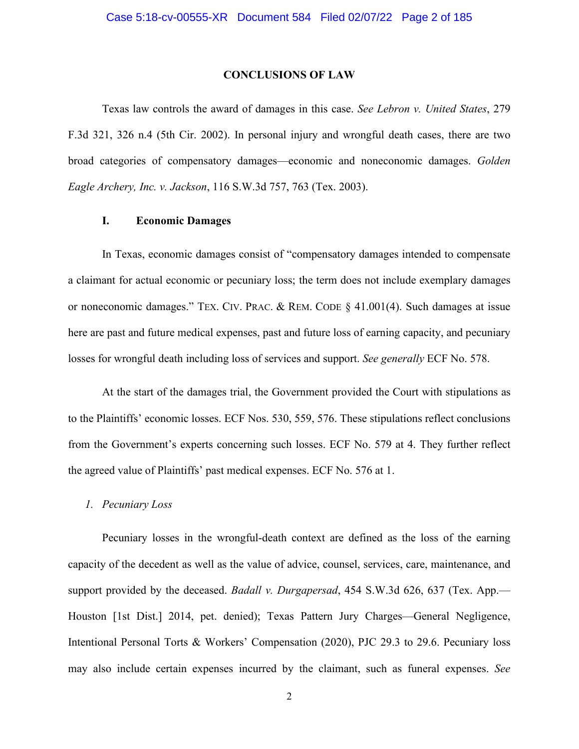## CONCLUSIONS OF LAW

Texas law controls the award of damages in this case. *See Lebron v. United States*, 279 F.3d 321, 326 n.4 (5th Cir. 2002). In personal injury and wrongful death cases, there are two broad categories of compensatory damages—economic and noneconomic damages. *Golden Eagle Archery, Inc. v. Jackson*, 116 S.W.3d 757, 763 (Tex. 2003).

### I. Economic Damages

In Texas, economic damages consist of "compensatory damages intended to compensate a claimant for actual economic or pecuniary loss; the term does not include exemplary damages or noneconomic damages." TEX. CIV. PRAC. & REM. CODE § 41.001(4). Such damages at issue here are past and future medical expenses, past and future loss of earning capacity, and pecuniary losses for wrongful death including loss of services and support. *See generally* ECF No. 578.

At the start of the damages trial, the Government provided the Court with stipulations as to the Plaintiffs' economic losses. ECF Nos. 530, 559, 576. These stipulations reflect conclusions from the Government's experts concerning such losses. ECF No. 579 at 4. They further reflect the agreed value of Plaintiffs' past medical expenses. ECF No. 576 at 1.

#### *1. Pecuniary Loss*

Pecuniary losses in the wrongful-death context are defined as the loss of the earning capacity of the decedent as well as the value of advice, counsel, services, care, maintenance, and support provided by the deceased. *Badall v. Durgapersad*, 454 S.W.3d 626, 637 (Tex. App.—Houston [1st Dist.] 2014, pet. denied); Texas Pattern Jury Charges—General Negligence, Intentional Personal Torts & Workers' Compensation (2020), PJC 29.3 to 29.6. Pecuniary loss may also include certain expenses incurred by the claimant, such as funeral expenses. *See*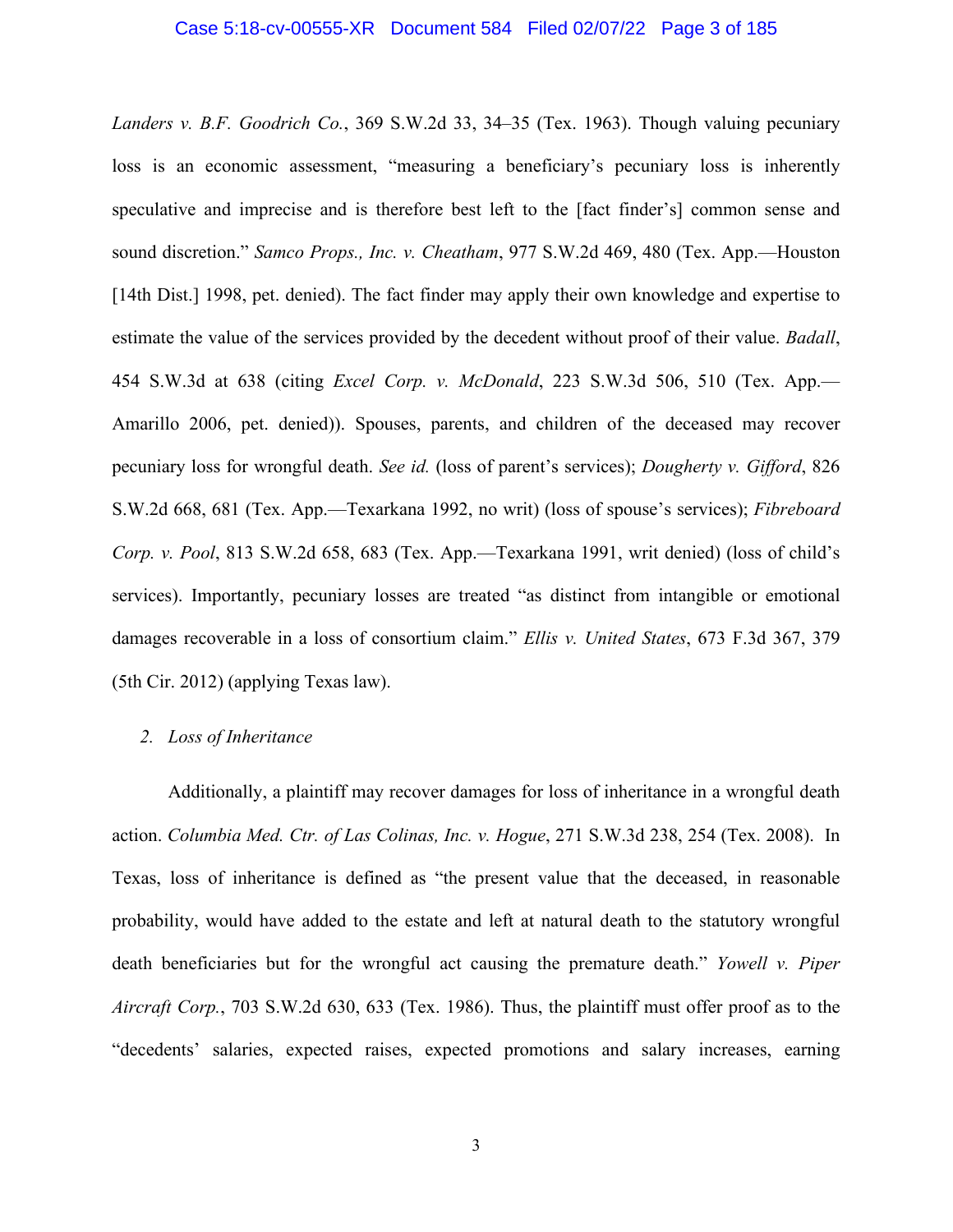*Landers v. B.F. Goodrich Co.*, 369 S.W.2d 33, 34–35 (Tex. 1963). Though valuing pecuniary loss is an economic assessment, "measuring a beneficiary's pecuniary loss is inherently speculative and imprecise and is therefore best left to the [fact finder's] common sense and sound discretion." *Samco Props., Inc. v. Cheatham*, 977 S.W.2d 469, 480 (Tex. App.—Houston [14th Dist.] 1998, pet. denied). The fact finder may apply their own knowledge and expertise to estimate the value of the services provided by the decedent without proof of their value. *Badall*, 454 S.W.3d at 638 (citing *Excel Corp. v. McDonald*, 223 S.W.3d 506, 510 (Tex. App.—Amarillo 2006, pet. denied)). Spouses, parents, and children of the deceased may recover pecuniary loss for wrongful death. *See id.* (loss of parent's services); *Dougherty v. Gifford*, 826 S.W.2d 668, 681 (Tex. App.—Texarkana 1992, no writ) (loss of spouse's services); *Fibreboard Corp. v. Pool*, 813 S.W.2d 658, 683 (Tex. App.—Texarkana 1991, writ denied) (loss of child's services). Importantly, pecuniary losses are treated "as distinct from intangible or emotional damages recoverable in a loss of consortium claim." *Ellis v. United States*, 673 F.3d 367, 379 (5th Cir. 2012) (applying Texas law).

### 2. *Loss of Inheritance*

Additionally, a plaintiff may recover damages for loss of inheritance in a wrongful death action. *Columbia Med. Ctr. of Las Colinas, Inc. v. Hogue*, 271 S.W.3d 238, 254 (Tex. 2008). In Texas, loss of inheritance is defined as "the present value that the deceased, in reasonable probability, would have added to the estate and left at natural death to the statutory wrongful death beneficiaries but for the wrongful act causing the premature death." *Yowell v. Piper Aircraft Corp.*, 703 S.W.2d 630, 633 (Tex. 1986). Thus, the plaintiff must offer proof as to the "decedents' salaries, expected raises, expected promotions and salary increases, earning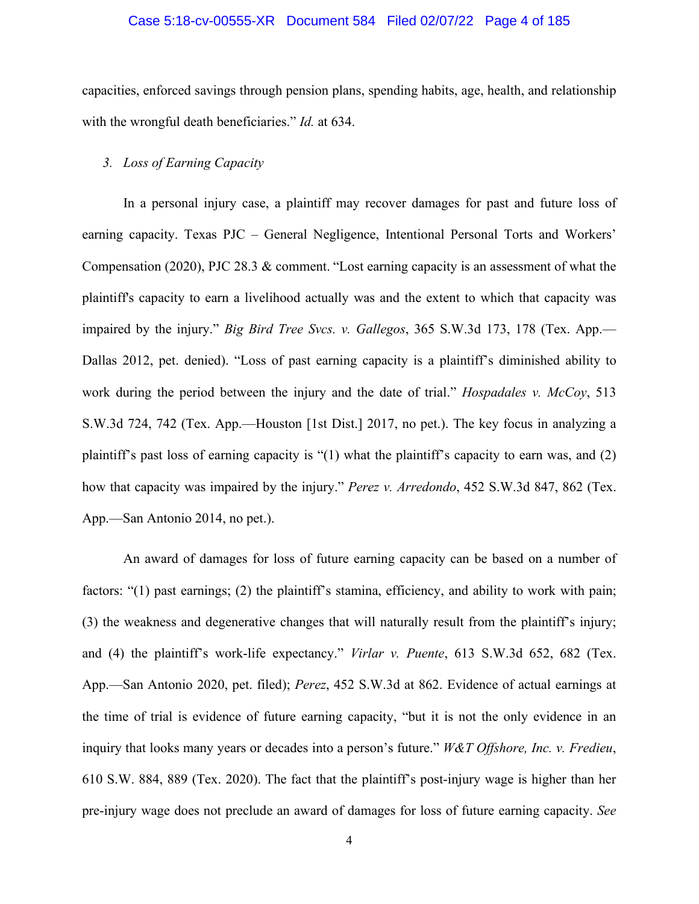capacities, enforced savings through pension plans, spending habits, age, health, and relationship with the wrongful death beneficiaries." *Id.* at 634.

### 3. *Loss of Earning Capacity*

In a personal injury case, a plaintiff may recover damages for past and future loss of earning capacity. Texas PJC – General Negligence, Intentional Personal Torts and Workers' Compensation (2020), PJC 28.3 & comment. "Lost earning capacity is an assessment of what the plaintiff's capacity to earn a livelihood actually was and the extent to which that capacity was impaired by the injury." *Big Bird Tree Svcs. v. Gallegos*, 365 S.W.3d 173, 178 (Tex. App.—Dallas 2012, pet. denied). "Loss of past earning capacity is a plaintiff's diminished ability to work during the period between the injury and the date of trial." *Hospadales v. McCoy*, 513 S.W.3d 724, 742 (Tex. App.—Houston [1st Dist.] 2017, no pet.). The key focus in analyzing a plaintiff's past loss of earning capacity is "(1) what the plaintiff's capacity to earn was, and (2) how that capacity was impaired by the injury." *Perez v. Arredondo*, 452 S.W.3d 847, 862 (Tex. App.—San Antonio 2014, no pet.).

An award of damages for loss of future earning capacity can be based on a number of factors: "(1) past earnings; (2) the plaintiff's stamina, efficiency, and ability to work with pain; (3) the weakness and degenerative changes that will naturally result from the plaintiff's injury; and (4) the plaintiff's work-life expectancy." *Virlar v. Puente*, 613 S.W.3d 652, 682 (Tex. App.—San Antonio 2020, pet. filed); *Perez*, 452 S.W.3d at 862. Evidence of actual earnings at the time of trial is evidence of future earning capacity, "but it is not the only evidence in an inquiry that looks many years or decades into a person's future." *W&T Offshore, Inc. v. Fredieu*, 610 S.W. 884, 889 (Tex. 2020). The fact that the plaintiff's post-injury wage is higher than her pre-injury wage does not preclude an award of damages for loss of future earning capacity. *See*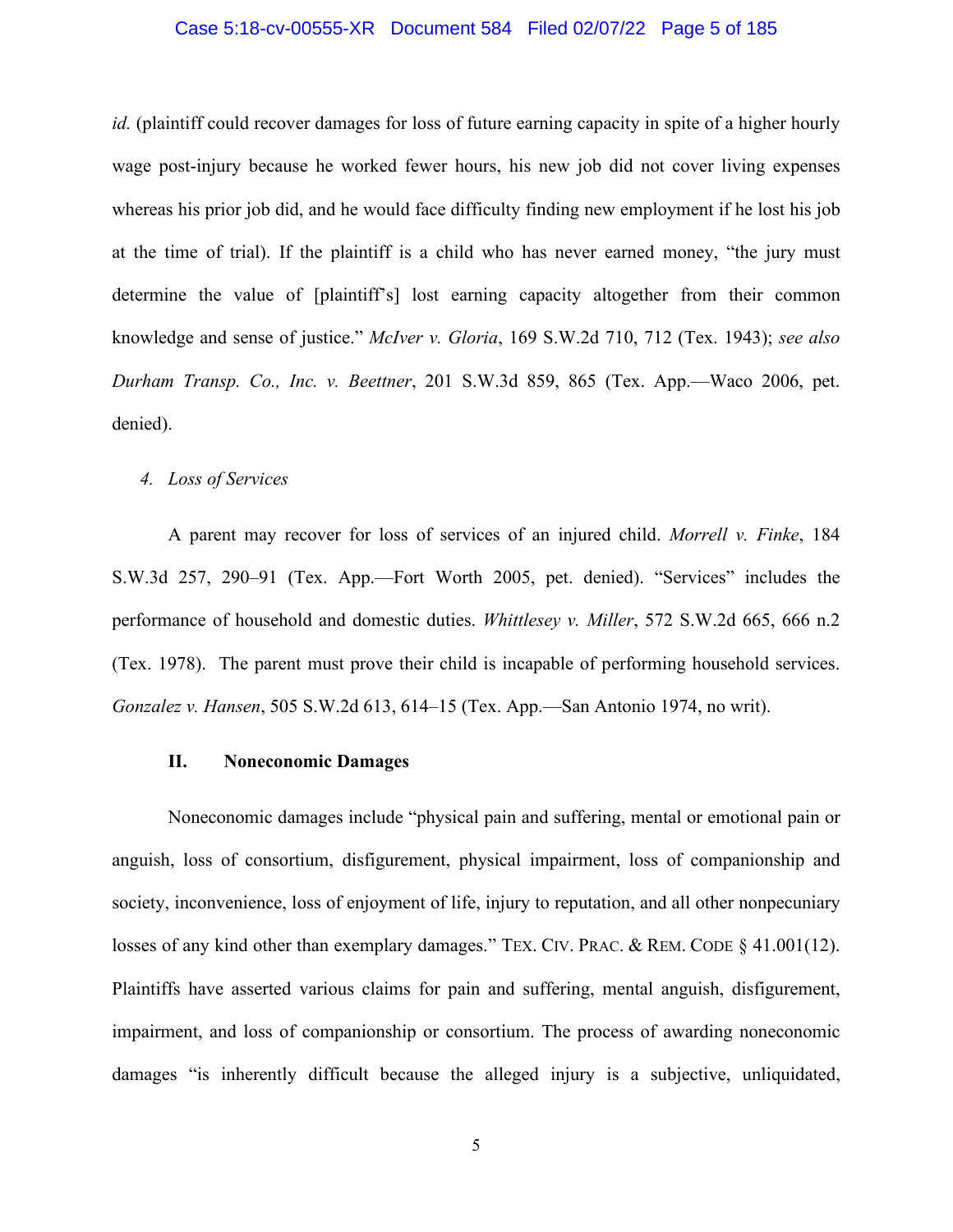*id.* (plaintiff could recover damages for loss of future earning capacity in spite of a higher hourly wage post-injury because he worked fewer hours, his new job did not cover living expenses whereas his prior job did, and he would face difficulty finding new employment if he lost his job at the time of trial). If the plaintiff is a child who has never earned money, "the jury must determine the value of [plaintiff's] lost earning capacity altogether from their common knowledge and sense of justice." *McIver v. Gloria*, 169 S.W.2d 710, 712 (Tex. 1943); *see also Durham Transp. Co., Inc. v. Beettner*, 201 S.W.3d 859, 865 (Tex. App.—Waco 2006, pet. denied).

#### 4. *Loss of Services*

A parent may recover for loss of services of an injured child. *Morrell v. Finke*, 184 S.W.3d 257, 290–91 (Tex. App.—Fort Worth 2005, pet. denied). "Services" includes the performance of household and domestic duties. *Whittlesey v. Miller*, 572 S.W.2d 665, 666 n.2 (Tex. 1978). The parent must prove their child is incapable of performing household services. *Gonzalez v. Hansen*, 505 S.W.2d 613, 614–15 (Tex. App.—San Antonio 1974, no writ).

## II. Noneconomic Damages

Noneconomic damages include "physical pain and suffering, mental or emotional pain or anguish, loss of consortium, disfigurement, physical impairment, loss of companionship and society, inconvenience, loss of enjoyment of life, injury to reputation, and all other nonpecuniary losses of any kind other than exemplary damages." TEX. CIV. PRAC. & REM. CODE § 41.001(12). Plaintiffs have asserted various claims for pain and suffering, mental anguish, disfigurement, impairment, and loss of companionship or consortium. The process of awarding noneconomic damages "is inherently difficult because the alleged injury is a subjective, unliquidated,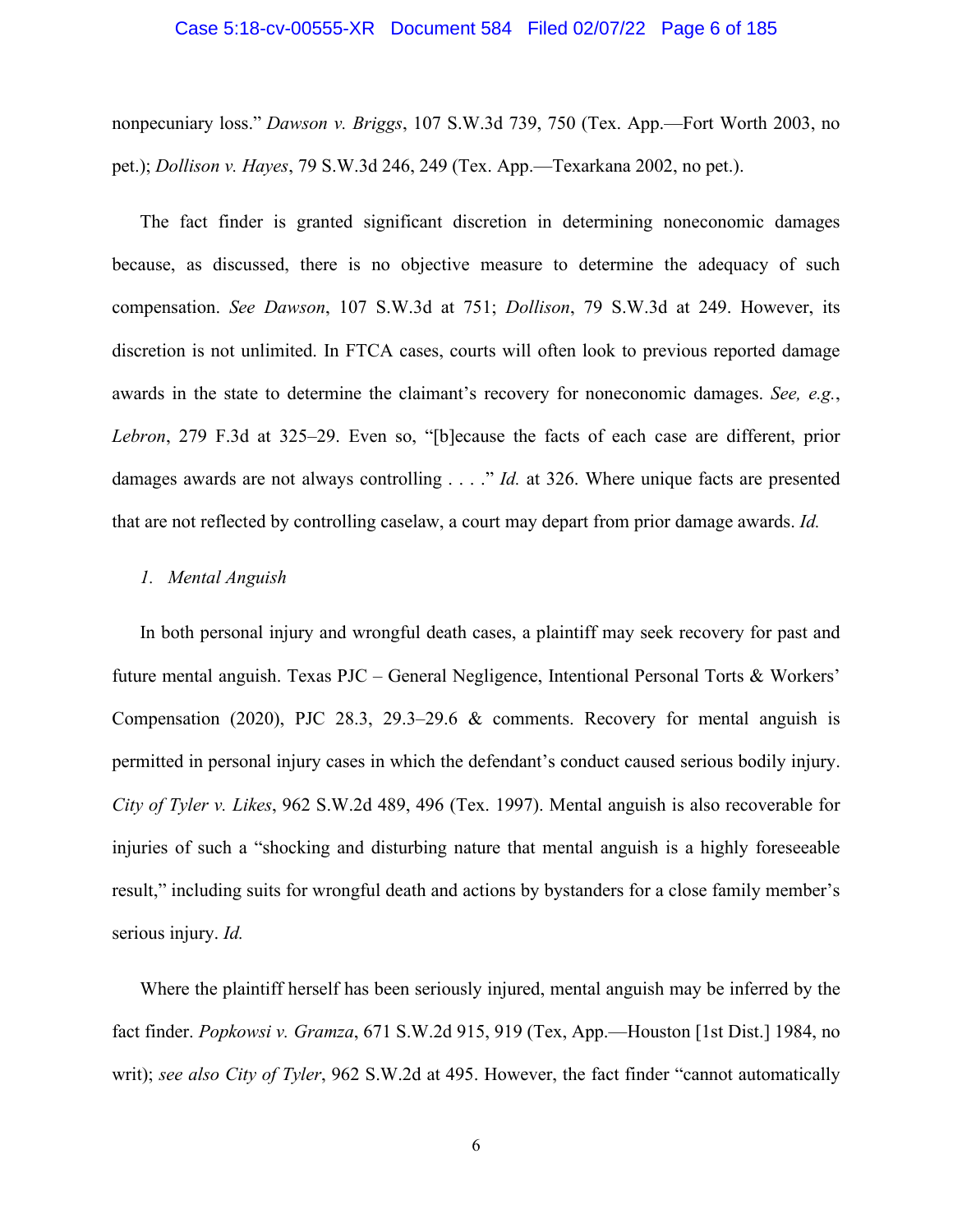nonpecuniary loss." *Dawson v. Briggs*, 107 S.W.3d 739, 750 (Tex. App.—Fort Worth 2003, no pet.); *Dollison v. Hayes*, 79 S.W.3d 246, 249 (Tex. App.—Texarkana 2002, no pet.).

The fact finder is granted significant discretion in determining noneconomic damages because, as discussed, there is no objective measure to determine the adequacy of such compensation. *See Dawson*, 107 S.W.3d at 751; *Dollison*, 79 S.W.3d at 249. However, its discretion is not unlimited. In FTCA cases, courts will often look to previous reported damage awards in the state to determine the claimant's recovery for noneconomic damages. *See, e.g.*, *Lebron*, 279 F.3d at 325–29. Even so, "[b]ecause the facts of each case are different, prior damages awards are not always controlling . . . ." *Id.* at 326. Where unique facts are presented that are not reflected by controlling caselaw, a court may depart from prior damage awards. *Id.*

*1. Mental Anguish*

In both personal injury and wrongful death cases, a plaintiff may seek recovery for past and future mental anguish. Texas PJC – General Negligence, Intentional Personal Torts & Workers' Compensation (2020), PJC 28.3, 29.3–29.6 & comments. Recovery for mental anguish is permitted in personal injury cases in which the defendant's conduct caused serious bodily injury. *City of Tyler v. Likes*, 962 S.W.2d 489, 496 (Tex. 1997). Mental anguish is also recoverable for injuries of such a "shocking and disturbing nature that mental anguish is a highly foreseeable result," including suits for wrongful death and actions by bystanders for a close family member's serious injury. *Id.*

Where the plaintiff herself has been seriously injured, mental anguish may be inferred by the fact finder. *Popkowsi v. Gramza*, 671 S.W.2d 915, 919 (Tex, App.—Houston [1st Dist.] 1984, no writ); *see also City of Tyler*, 962 S.W.2d at 495. However, the fact finder "cannot automatically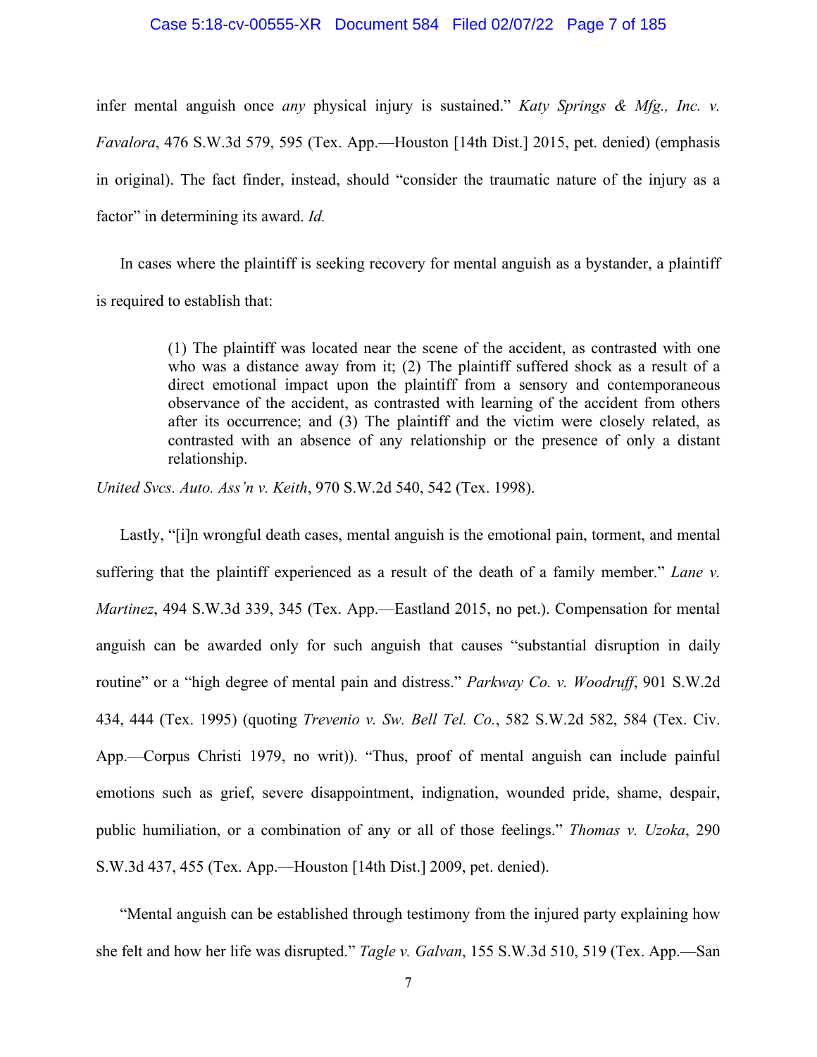infer mental anguish once *any* physical injury is sustained." *Katy Springs & Mfg., Inc. v. Favalora*, 476 S.W.3d 579, 595 (Tex. App.—Houston [14th Dist.] 2015, pet. denied) (emphasis in original). The fact finder, instead, should "consider the traumatic nature of the injury as a factor" in determining its award. *Id.*

In cases where the plaintiff is seeking recovery for mental anguish as a bystander, a plaintiff is required to establish that:

> (1) The plaintiff was located near the scene of the accident, as contrasted with one who was a distance away from it; (2) The plaintiff suffered shock as a result of a direct emotional impact upon the plaintiff from a sensory and contemporaneous observance of the accident, as contrasted with learning of the accident from others after its occurrence; and (3) The plaintiff and the victim were closely related, as contrasted with an absence of any relationship or the presence of only a distant relationship.

*United Svcs. Auto. Ass'n v. Keith*, 970 S.W.2d 540, 542 (Tex. 1998).

Lastly, "[i]n wrongful death cases, mental anguish is the emotional pain, torment, and mental suffering that the plaintiff experienced as a result of the death of a family member." *Lane v. Martinez*, 494 S.W.3d 339, 345 (Tex. App.—Eastland 2015, no pet.). Compensation for mental anguish can be awarded only for such anguish that causes "substantial disruption in daily routine" or a "high degree of mental pain and distress." *Parkway Co. v. Woodruff*, 901 S.W.2d 434, 444 (Tex. 1995) (quoting *Trevenio v. Sw. Bell Tel. Co.*, 582 S.W.2d 582, 584 (Tex. Civ. App.—Corpus Christi 1979, no writ)). "Thus, proof of mental anguish can include painful emotions such as grief, severe disappointment, indignation, wounded pride, shame, despair, public humiliation, or a combination of any or all of those feelings." *Thomas v. Uzoka*, 290 S.W.3d 437, 455 (Tex. App.—Houston [14th Dist.] 2009, pet. denied).

"Mental anguish can be established through testimony from the injured party explaining how she felt and how her life was disrupted." *Tagle v. Galvan*, 155 S.W.3d 510, 519 (Tex. App.—San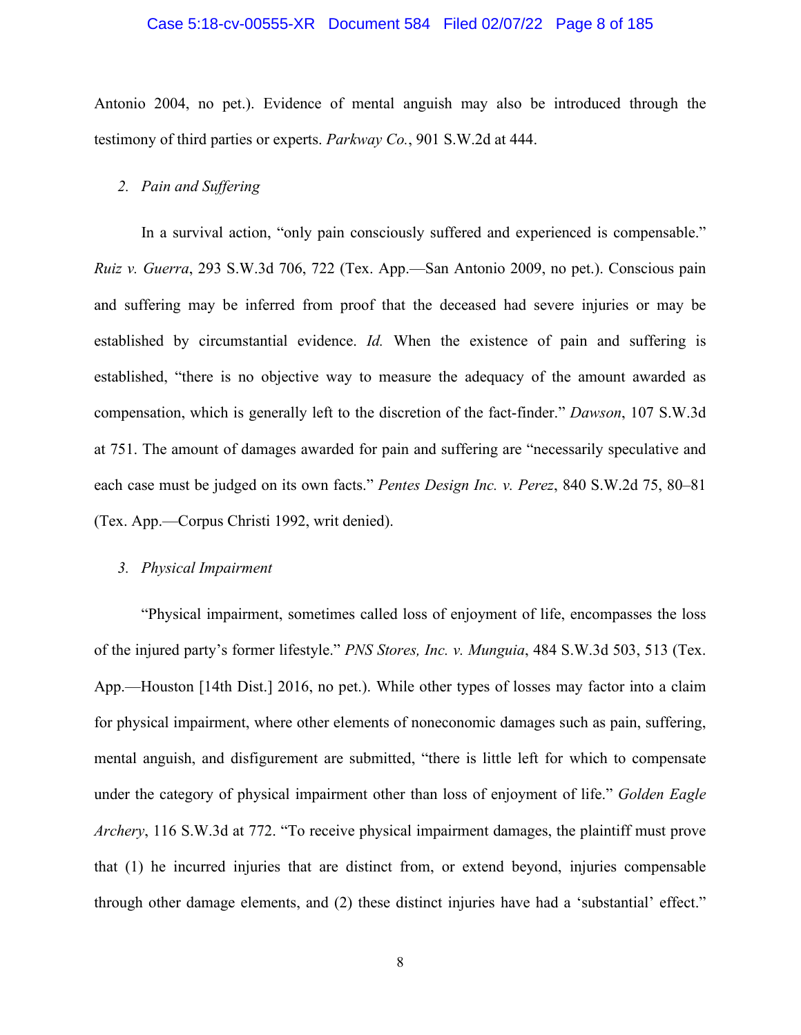Antonio 2004, no pet.). Evidence of mental anguish may also be introduced through the testimony of third parties or experts. *Parkway Co.*, 901 S.W.2d at 444.

*2. Pain and Suffering*

In a survival action, "only pain consciously suffered and experienced is compensable." *Ruiz v. Guerra*, 293 S.W.3d 706, 722 (Tex. App.—San Antonio 2009, no pet.). Conscious pain and suffering may be inferred from proof that the deceased had severe injuries or may be established by circumstantial evidence. *Id.* When the existence of pain and suffering is established, "there is no objective way to measure the adequacy of the amount awarded as compensation, which is generally left to the discretion of the fact-finder." *Dawson*, 107 S.W.3d at 751. The amount of damages awarded for pain and suffering are "necessarily speculative and each case must be judged on its own facts." *Pentes Design Inc. v. Perez*, 840 S.W.2d 75, 80–81 (Tex. App.—Corpus Christi 1992, writ denied).

*3. Physical Impairment*

"Physical impairment, sometimes called loss of enjoyment of life, encompasses the loss of the injured party's former lifestyle." *PNS Stores, Inc. v. Munguia*, 484 S.W.3d 503, 513 (Tex. App.—Houston [14th Dist.] 2016, no pet.). While other types of losses may factor into a claim for physical impairment, where other elements of noneconomic damages such as pain, suffering, mental anguish, and disfigurement are submitted, "there is little left for which to compensate under the category of physical impairment other than loss of enjoyment of life." *Golden Eagle Archery*, 116 S.W.3d at 772. "To receive physical impairment damages, the plaintiff must prove that (1) he incurred injuries that are distinct from, or extend beyond, injuries compensable through other damage elements, and (2) these distinct injuries have had a 'substantial' effect."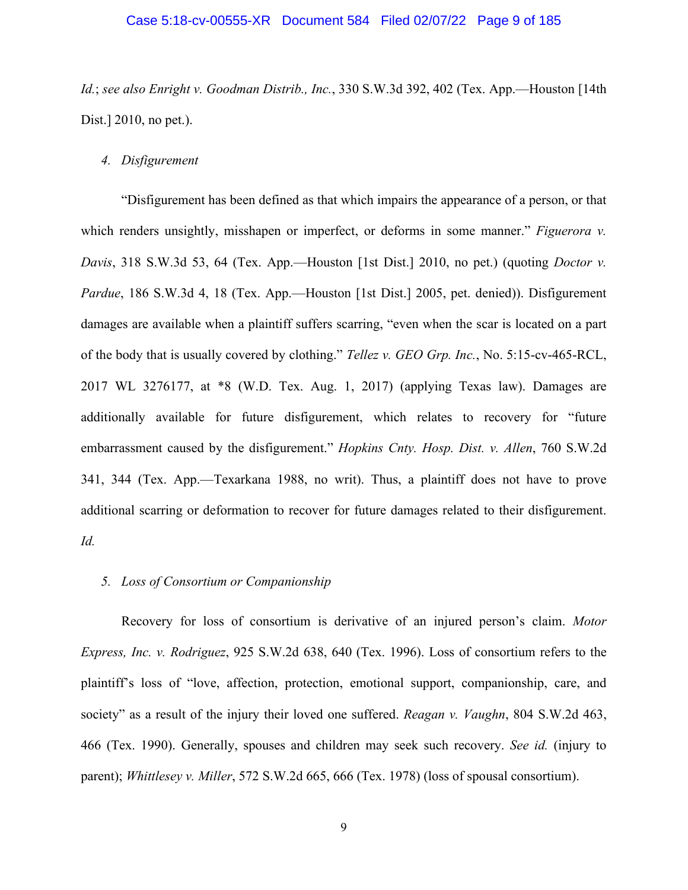*Id.*; *see also Enright v. Goodman Distrib., Inc.*, 330 S.W.3d 392, 402 (Tex. App.—Houston [14th Dist.] 2010, no pet.).

*4. Disfigurement*

"Disfigurement has been defined as that which impairs the appearance of a person, or that which renders unsightly, misshapen or imperfect, or deforms in some manner." *Figuerora v. Davis*, 318 S.W.3d 53, 64 (Tex. App.—Houston [1st Dist.] 2010, no pet.) (quoting *Doctor v. Pardue*, 186 S.W.3d 4, 18 (Tex. App.—Houston [1st Dist.] 2005, pet. denied)). Disfigurement damages are available when a plaintiff suffers scarring, "even when the scar is located on a part of the body that is usually covered by clothing." *Tellez v. GEO Grp. Inc.*, No. 5:15-cv-465-RCL, 2017 WL 3276177, at *8 (W.D. Tex. Aug. 1, 2017) (applying Texas law). Damages are additionally available for future disfigurement, which relates to recovery for "future embarrassment caused by the disfigurement." *Hopkins Cnty. Hosp. Dist. v. Allen*, 760 S.W.2d 341, 344 (Tex. App.—Texarkana 1988, no writ). Thus, a plaintiff does not have to prove additional scarring or deformation to recover for future damages related to their disfigurement. *Id.*

*5. Loss of Consortium or Companionship*

Recovery for loss of consortium is derivative of an injured person's claim. *Motor Express, Inc. v. Rodriguez*, 925 S.W.2d 638, 640 (Tex. 1996). Loss of consortium refers to the plaintiff's loss of "love, affection, protection, emotional support, companionship, care, and society" as a result of the injury their loved one suffered. *Reagan v. Vaughn*, 804 S.W.2d 463, 466 (Tex. 1990). Generally, spouses and children may seek such recovery. *See id.* (injury to parent); *Whittlesey v. Miller*, 572 S.W.2d 665, 666 (Tex. 1978) (loss of spousal consortium).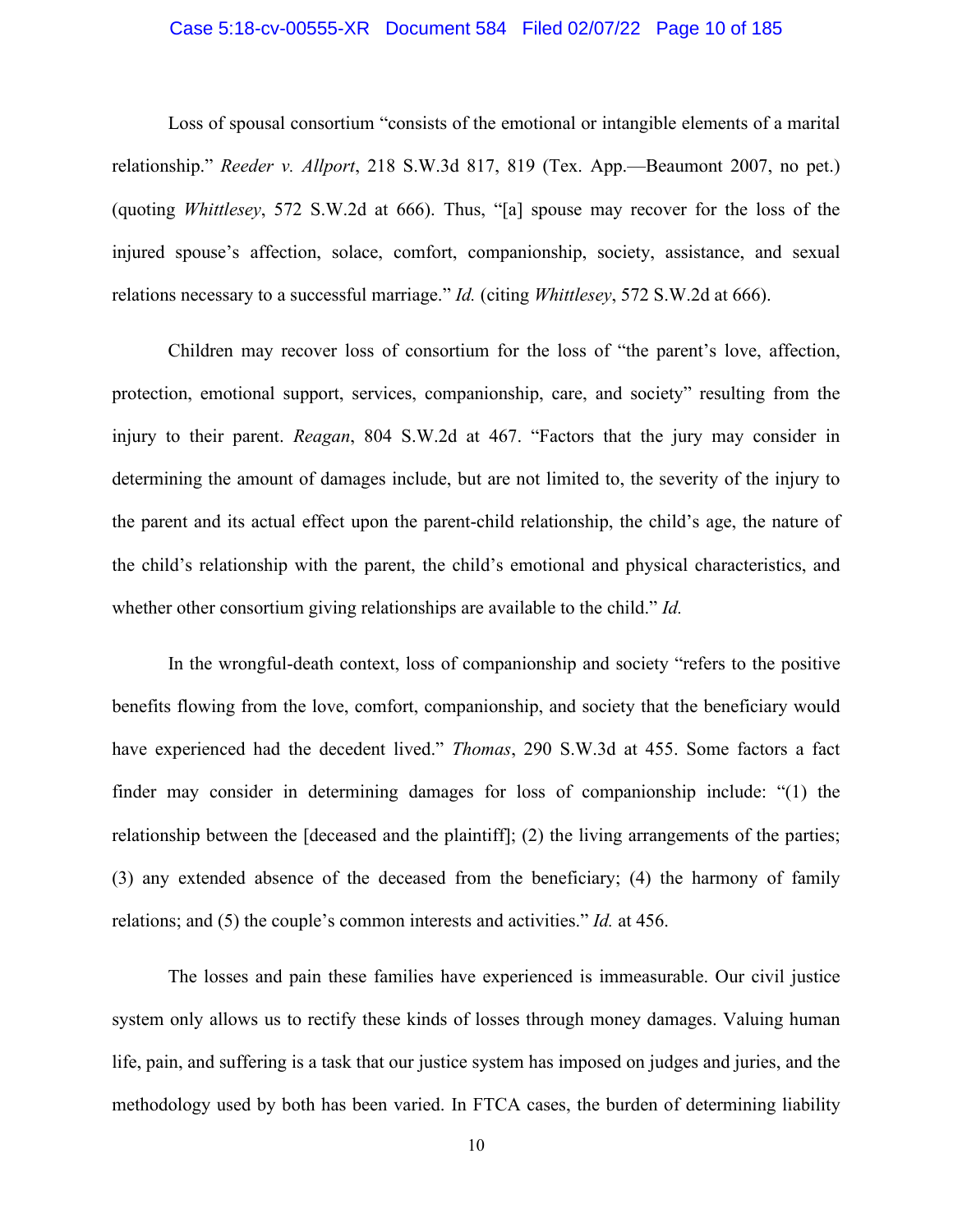Loss of spousal consortium "consists of the emotional or intangible elements of a marital relationship." *Reeder v. Allport*, 218 S.W.3d 817, 819 (Tex. App.—Beaumont 2007, no pet.) (quoting *Whittlesey*, 572 S.W.2d at 666). Thus, "[a] spouse may recover for the loss of the injured spouse's affection, solace, comfort, companionship, society, assistance, and sexual relations necessary to a successful marriage." *Id.* (citing *Whittlesey*, 572 S.W.2d at 666).

Children may recover loss of consortium for the loss of "the parent's love, affection, protection, emotional support, services, companionship, care, and society" resulting from the injury to their parent. *Reagan*, 804 S.W.2d at 467. "Factors that the jury may consider in determining the amount of damages include, but are not limited to, the severity of the injury to the parent and its actual effect upon the parent-child relationship, the child's age, the nature of the child's relationship with the parent, the child's emotional and physical characteristics, and whether other consortium giving relationships are available to the child." *Id.*

In the wrongful-death context, loss of companionship and society "refers to the positive benefits flowing from the love, comfort, companionship, and society that the beneficiary would have experienced had the decedent lived." *Thomas*, 290 S.W.3d at 455. Some factors a fact finder may consider in determining damages for loss of companionship include: "(1) the relationship between the [deceased and the plaintiff]; (2) the living arrangements of the parties; (3) any extended absence of the deceased from the beneficiary; (4) the harmony of family relations; and (5) the couple's common interests and activities." *Id.* at 456.

The losses and pain these families have experienced is immeasurable. Our civil justice system only allows us to rectify these kinds of losses through money damages. Valuing human life, pain, and suffering is a task that our justice system has imposed on judges and juries, and the methodology used by both has been varied. In FTCA cases, the burden of determining liability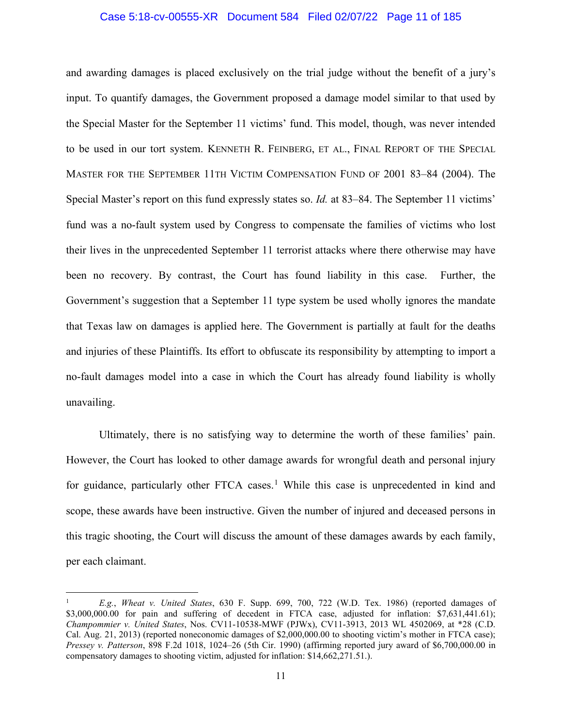and awarding damages is placed exclusively on the trial judge without the benefit of a jury's input. To quantify damages, the Government proposed a damage model similar to that used by the Special Master for the September 11 victims' fund. This model, though, was never intended to be used in our tort system. KENNETH R. FEINBERG, ET AL., FINAL REPORT OF THE SPECIAL MASTER FOR THE SEPTEMBER 11TH VICTIM COMPENSATION FUND OF 2001 83–84 (2004). The Special Master's report on this fund expressly states so. *Id.* at 83–84. The September 11 victims' fund was a no-fault system used by Congress to compensate the families of victims who lost their lives in the unprecedented September 11 terrorist attacks where there otherwise may have been no recovery. By contrast, the Court has found liability in this case. Further, the Government's suggestion that a September 11 type system be used wholly ignores the mandate that Texas law on damages is applied here. The Government is partially at fault for the deaths and injuries of these Plaintiffs. Its effort to obfuscate its responsibility by attempting to import a no-fault damages model into a case in which the Court has already found liability is wholly unavailing.

Ultimately, there is no satisfying way to determine the worth of these families' pain. However, the Court has looked to other damage awards for wrongful death and personal injury for guidance, particularly other FTCA cases.[1] While this case is unprecedented in kind and scope, these awards have been instructive. Given the number of injured and deceased persons in this tragic shooting, the Court will discuss the amount of these damages awards by each family, per each claimant.

---

[1] *E.g.*, *Wheat v. United States*, 630 F. Supp. 699, 700, 722 (W.D. Tex. 1986) (reported damages of $3,000,000.00 for pain and suffering of decedent in FTCA case, adjusted for inflation: $7,631,441.61); *Champommier v. United States*, Nos. CV11-10538-MWF (PJWx), CV11-3913, 2013 WL 4502069, at *28 (C.D. Cal. Aug. 21, 2013) (reported noneconomic damages of $2,000,000.00 to shooting victim's mother in FTCA case); *Pressey v. Patterson*, 898 F.2d 1018, 1024–26 (5th Cir. 1990) (affirming reported jury award of $6,700,000.00 in compensatory damages to shooting victim, adjusted for inflation: $14,662,271.51.).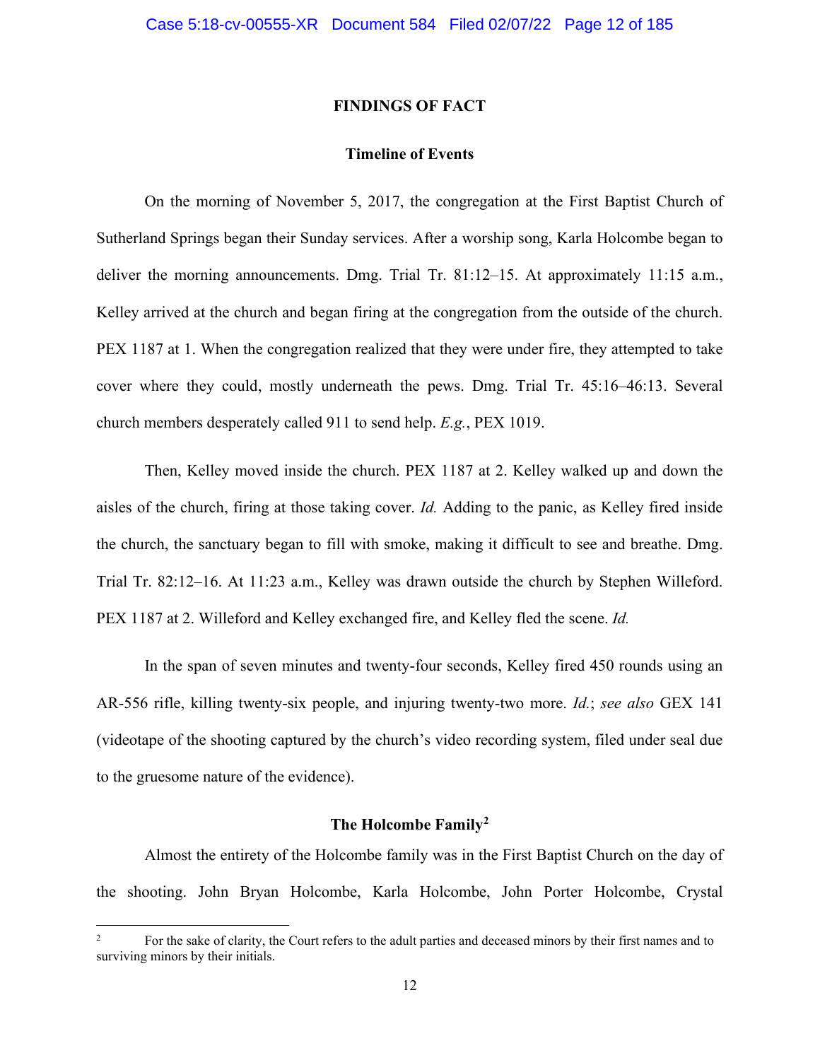## FINDINGS OF FACT

### Timeline of Events

On the morning of November 5, 2017, the congregation at the First Baptist Church of Sutherland Springs began their Sunday services. After a worship song, Karla Holcombe began to deliver the morning announcements. Dmg. Trial Tr. 81:12–15. At approximately 11:15 a.m., Kelley arrived at the church and began firing at the congregation from the outside of the church. PEX 1187 at 1. When the congregation realized that they were under fire, they attempted to take cover where they could, mostly underneath the pews. Dmg. Trial Tr. 45:16–46:13. Several church members desperately called 911 to send help. *E.g.*, PEX 1019.

Then, Kelley moved inside the church. PEX 1187 at 2. Kelley walked up and down the aisles of the church, firing at those taking cover. *Id.* Adding to the panic, as Kelley fired inside the church, the sanctuary began to fill with smoke, making it difficult to see and breathe. Dmg. Trial Tr. 82:12–16. At 11:23 a.m., Kelley was drawn outside the church by Stephen Willeford. PEX 1187 at 2. Willeford and Kelley exchanged fire, and Kelley fled the scene. *Id.*

In the span of seven minutes and twenty-four seconds, Kelley fired 450 rounds using an AR-556 rifle, killing twenty-six people, and injuring twenty-two more. *Id.*; *see also* GEX 141 (videotape of the shooting captured by the church's video recording system, filed under seal due to the gruesome nature of the evidence).

### The Holcombe Family[2]

Almost the entirety of the Holcombe family was in the First Baptist Church on the day of the shooting. John Bryan Holcombe, Karla Holcombe, John Porter Holcombe, Crystal

---

[2] For the sake of clarity, the Court refers to the adult parties and deceased minors by their first names and to surviving minors by their initials.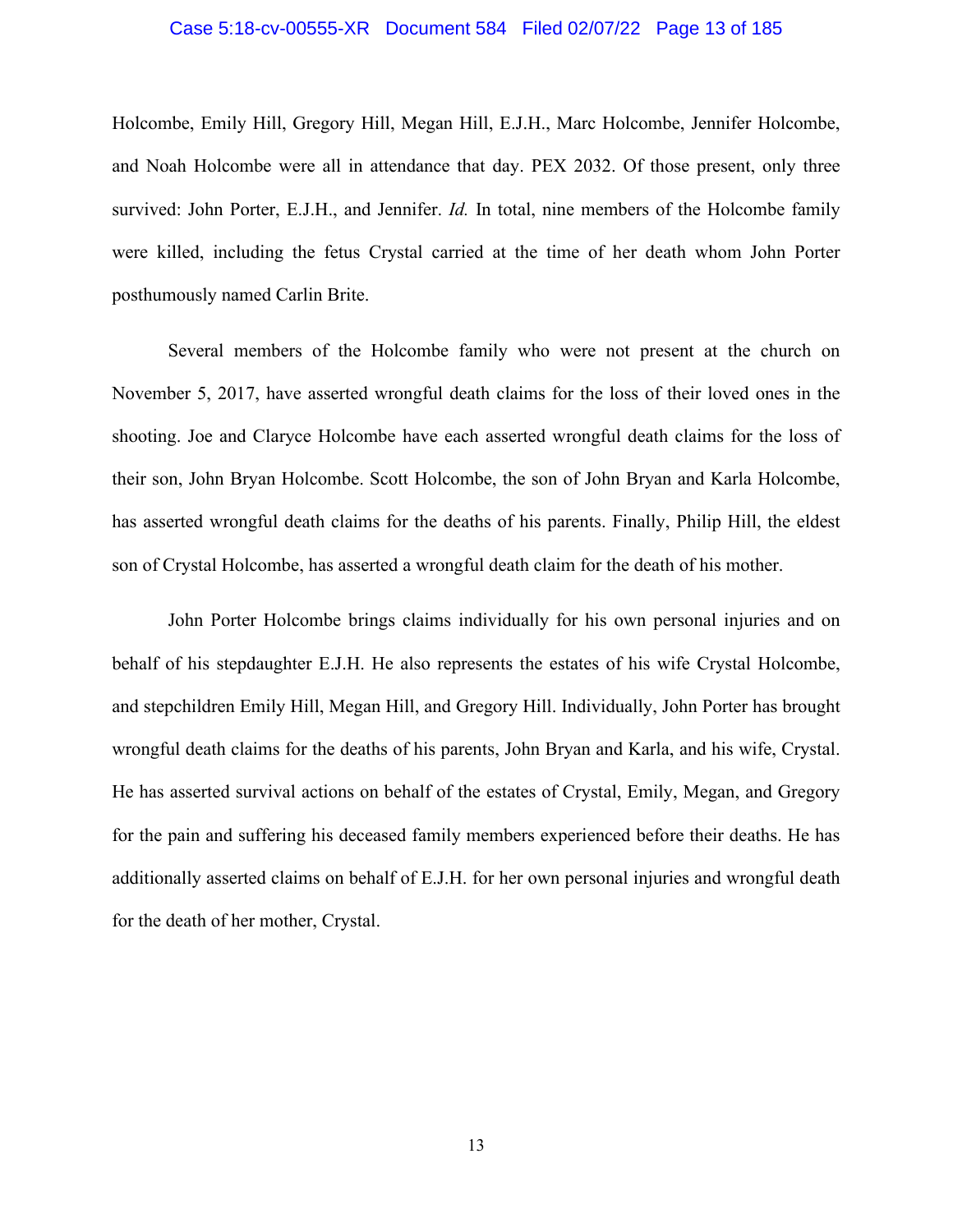Holcombe, Emily Hill, Gregory Hill, Megan Hill, E.J.H., Marc Holcombe, Jennifer Holcombe, and Noah Holcombe were all in attendance that day. PEX 2032. Of those present, only three survived: John Porter, E.J.H., and Jennifer. *Id.* In total, nine members of the Holcombe family were killed, including the fetus Crystal carried at the time of her death whom John Porter posthumously named Carlin Brite.

Several members of the Holcombe family who were not present at the church on November 5, 2017, have asserted wrongful death claims for the loss of their loved ones in the shooting. Joe and Claryce Holcombe have each asserted wrongful death claims for the loss of their son, John Bryan Holcombe. Scott Holcombe, the son of John Bryan and Karla Holcombe, has asserted wrongful death claims for the deaths of his parents. Finally, Philip Hill, the eldest son of Crystal Holcombe, has asserted a wrongful death claim for the death of his mother.

John Porter Holcombe brings claims individually for his own personal injuries and on behalf of his stepdaughter E.J.H. He also represents the estates of his wife Crystal Holcombe, and stepchildren Emily Hill, Megan Hill, and Gregory Hill. Individually, John Porter has brought wrongful death claims for the deaths of his parents, John Bryan and Karla, and his wife, Crystal. He has asserted survival actions on behalf of the estates of Crystal, Emily, Megan, and Gregory for the pain and suffering his deceased family members experienced before their deaths. He has additionally asserted claims on behalf of E.J.H. for her own personal injuries and wrongful death for the death of her mother, Crystal.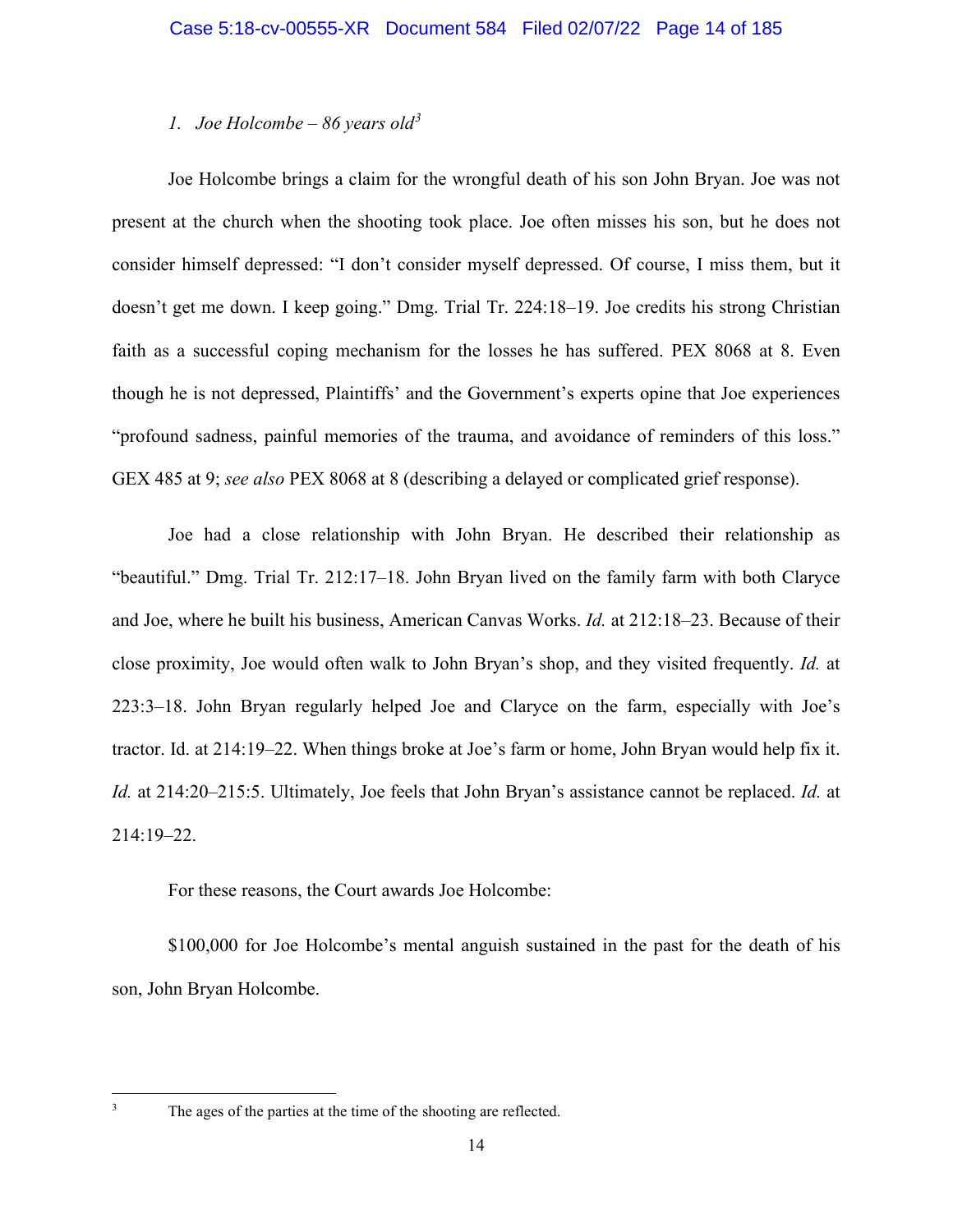### *1. Joe Holcombe – 86 years old*[3]

Joe Holcombe brings a claim for the wrongful death of his son John Bryan. Joe was not present at the church when the shooting took place. Joe often misses his son, but he does not consider himself depressed: "I don't consider myself depressed. Of course, I miss them, but it doesn't get me down. I keep going." Dmg. Trial Tr. 224:18–19. Joe credits his strong Christian faith as a successful coping mechanism for the losses he has suffered. PEX 8068 at 8. Even though he is not depressed, Plaintiffs' and the Government's experts opine that Joe experiences "profound sadness, painful memories of the trauma, and avoidance of reminders of this loss." GEX 485 at 9; *see also* PEX 8068 at 8 (describing a delayed or complicated grief response).

Joe had a close relationship with John Bryan. He described their relationship as "beautiful." Dmg. Trial Tr. 212:17–18. John Bryan lived on the family farm with both Claryce and Joe, where he built his business, American Canvas Works. *Id.* at 212:18–23. Because of their close proximity, Joe would often walk to John Bryan's shop, and they visited frequently. *Id.* at 223:3–18. John Bryan regularly helped Joe and Claryce on the farm, especially with Joe's tractor. Id. at 214:19–22. When things broke at Joe's farm or home, John Bryan would help fix it. *Id.* at 214:20–215:5. Ultimately, Joe feels that John Bryan's assistance cannot be replaced. *Id.* at 214:19–22.

For these reasons, the Court awards Joe Holcombe:

$100,000 for Joe Holcombe's mental anguish sustained in the past for the death of his son, John Bryan Holcombe.

---

[3] The ages of the parties at the time of the shooting are reflected.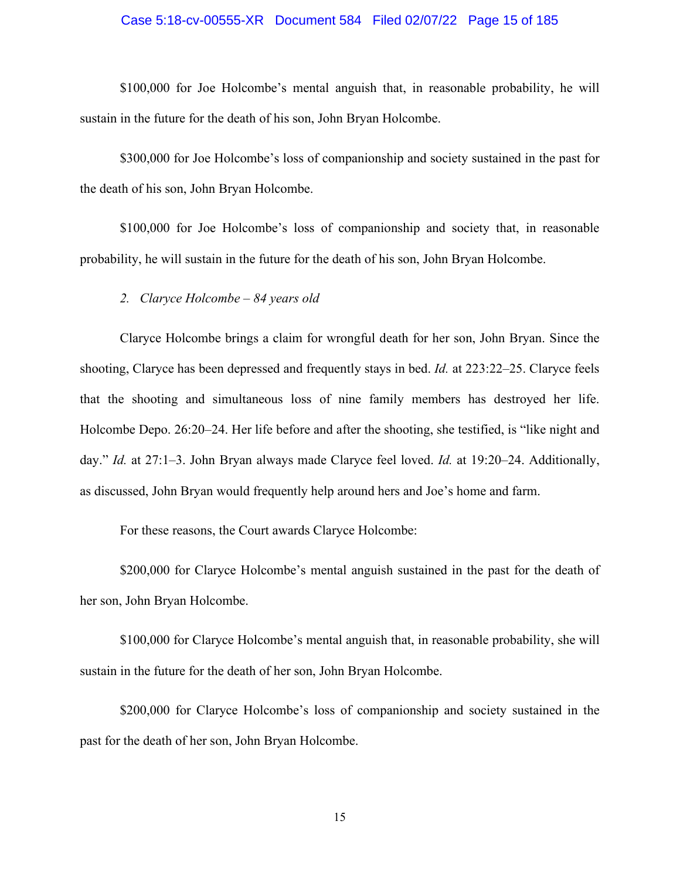$100,000 for Joe Holcombe's mental anguish that, in reasonable probability, he will sustain in the future for the death of his son, John Bryan Holcombe.

$300,000 for Joe Holcombe's loss of companionship and society sustained in the past for the death of his son, John Bryan Holcombe.

$100,000 for Joe Holcombe's loss of companionship and society that, in reasonable probability, he will sustain in the future for the death of his son, John Bryan Holcombe.

*2. Claryce Holcombe – 84 years old*

Claryce Holcombe brings a claim for wrongful death for her son, John Bryan. Since the shooting, Claryce has been depressed and frequently stays in bed. *Id.* at 223:22–25. Claryce feels that the shooting and simultaneous loss of nine family members has destroyed her life. Holcombe Depo. 26:20–24. Her life before and after the shooting, she testified, is "like night and day." *Id.* at 27:1–3. John Bryan always made Claryce feel loved. *Id.* at 19:20–24. Additionally, as discussed, John Bryan would frequently help around hers and Joe's home and farm.

For these reasons, the Court awards Claryce Holcombe:

$200,000 for Claryce Holcombe's mental anguish sustained in the past for the death of her son, John Bryan Holcombe.

$100,000 for Claryce Holcombe's mental anguish that, in reasonable probability, she will sustain in the future for the death of her son, John Bryan Holcombe.

$200,000 for Claryce Holcombe's loss of companionship and society sustained in the past for the death of her son, John Bryan Holcombe.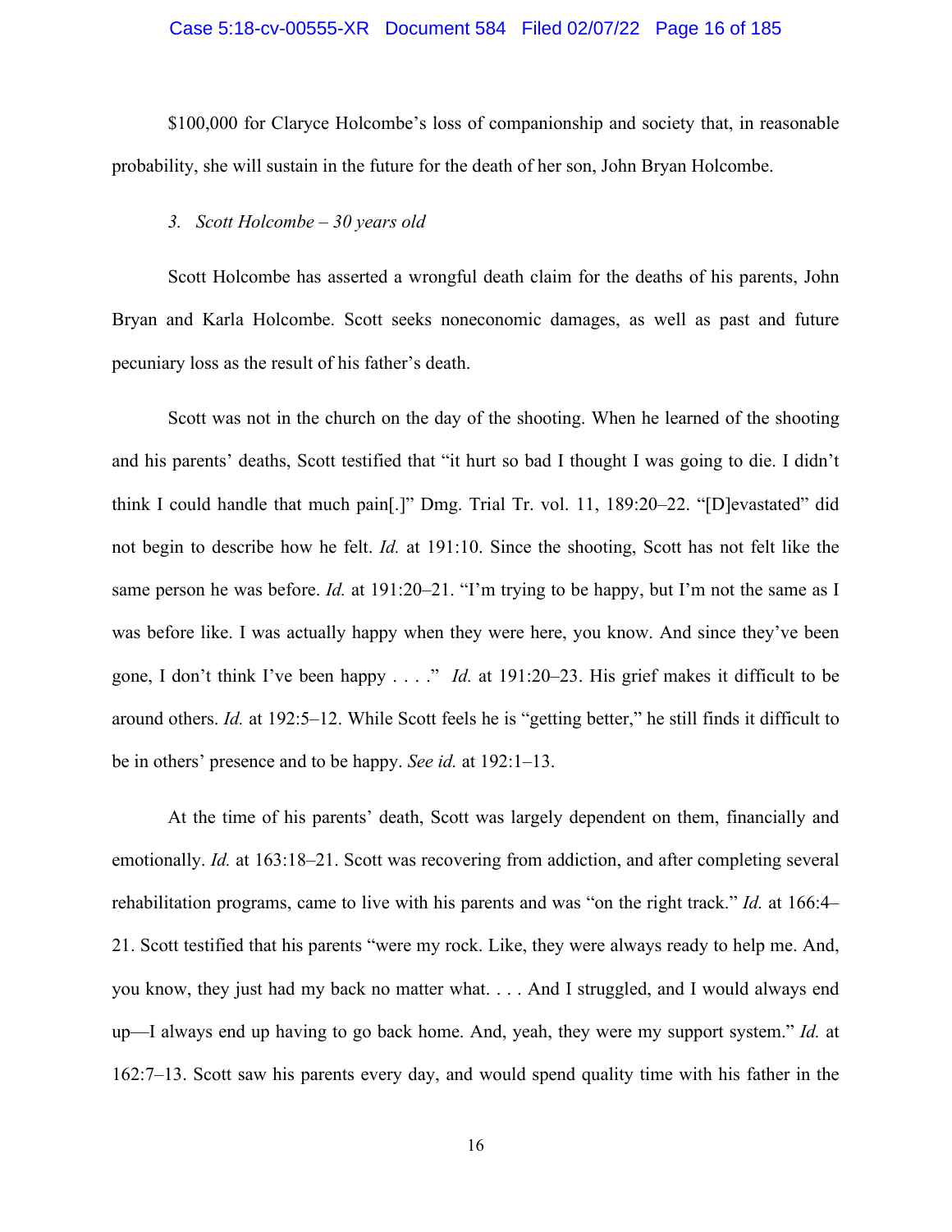$100,000 for Claryce Holcombe's loss of companionship and society that, in reasonable probability, she will sustain in the future for the death of her son, John Bryan Holcombe.

*3. Scott Holcombe – 30 years old*

Scott Holcombe has asserted a wrongful death claim for the deaths of his parents, John Bryan and Karla Holcombe. Scott seeks noneconomic damages, as well as past and future pecuniary loss as the result of his father's death.

Scott was not in the church on the day of the shooting. When he learned of the shooting and his parents' deaths, Scott testified that "it hurt so bad I thought I was going to die. I didn't think I could handle that much pain[.]" Dmg. Trial Tr. vol. 11, 189:20–22. "[D]evastated" did not begin to describe how he felt. *Id.* at 191:10. Since the shooting, Scott has not felt like the same person he was before. *Id.* at 191:20–21. "I'm trying to be happy, but I'm not the same as I was before like. I was actually happy when they were here, you know. And since they've been gone, I don't think I've been happy . . . ." *Id.* at 191:20–23. His grief makes it difficult to be around others. *Id.* at 192:5–12. While Scott feels he is "getting better," he still finds it difficult to be in others' presence and to be happy. *See id.* at 192:1–13.

At the time of his parents' death, Scott was largely dependent on them, financially and emotionally. *Id.* at 163:18–21. Scott was recovering from addiction, and after completing several rehabilitation programs, came to live with his parents and was "on the right track." *Id.* at 166:4–21. Scott testified that his parents "were my rock. Like, they were always ready to help me. And, you know, they just had my back no matter what. . . . And I struggled, and I would always end up—I always end up having to go back home. And, yeah, they were my support system." *Id.* at 162:7–13. Scott saw his parents every day, and would spend quality time with his father in the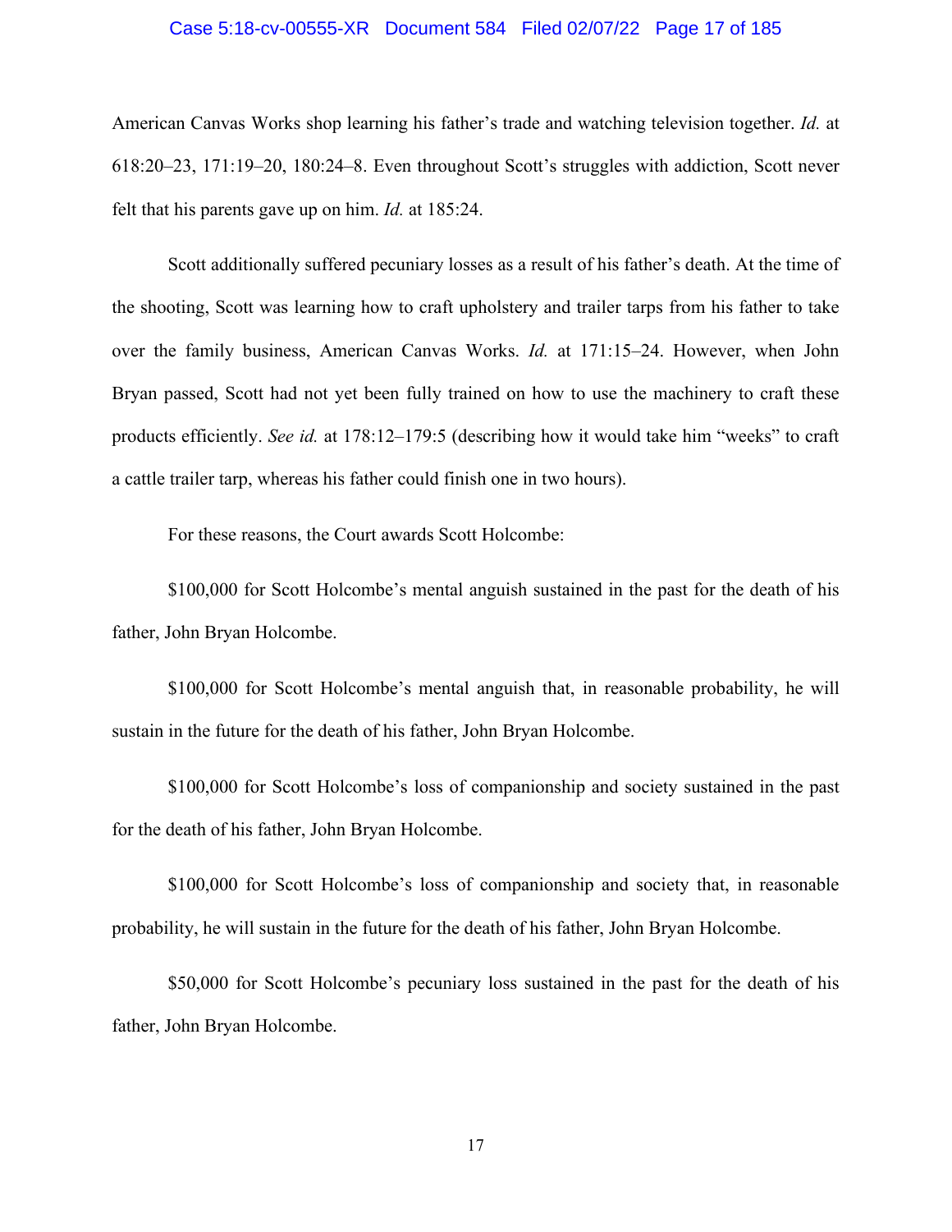American Canvas Works shop learning his father's trade and watching television together. *Id.* at 618:20–23, 171:19–20, 180:24–8. Even throughout Scott's struggles with addiction, Scott never felt that his parents gave up on him. *Id.* at 185:24.

Scott additionally suffered pecuniary losses as a result of his father's death. At the time of the shooting, Scott was learning how to craft upholstery and trailer tarps from his father to take over the family business, American Canvas Works. *Id.* at 171:15–24. However, when John Bryan passed, Scott had not yet been fully trained on how to use the machinery to craft these products efficiently. *See id.* at 178:12–179:5 (describing how it would take him "weeks" to craft a cattle trailer tarp, whereas his father could finish one in two hours).

For these reasons, the Court awards Scott Holcombe:

$100,000 for Scott Holcombe's mental anguish sustained in the past for the death of his father, John Bryan Holcombe.

$100,000 for Scott Holcombe's mental anguish that, in reasonable probability, he will sustain in the future for the death of his father, John Bryan Holcombe.

$100,000 for Scott Holcombe's loss of companionship and society sustained in the past for the death of his father, John Bryan Holcombe.

$100,000 for Scott Holcombe's loss of companionship and society that, in reasonable probability, he will sustain in the future for the death of his father, John Bryan Holcombe.

$50,000 for Scott Holcombe's pecuniary loss sustained in the past for the death of his father, John Bryan Holcombe.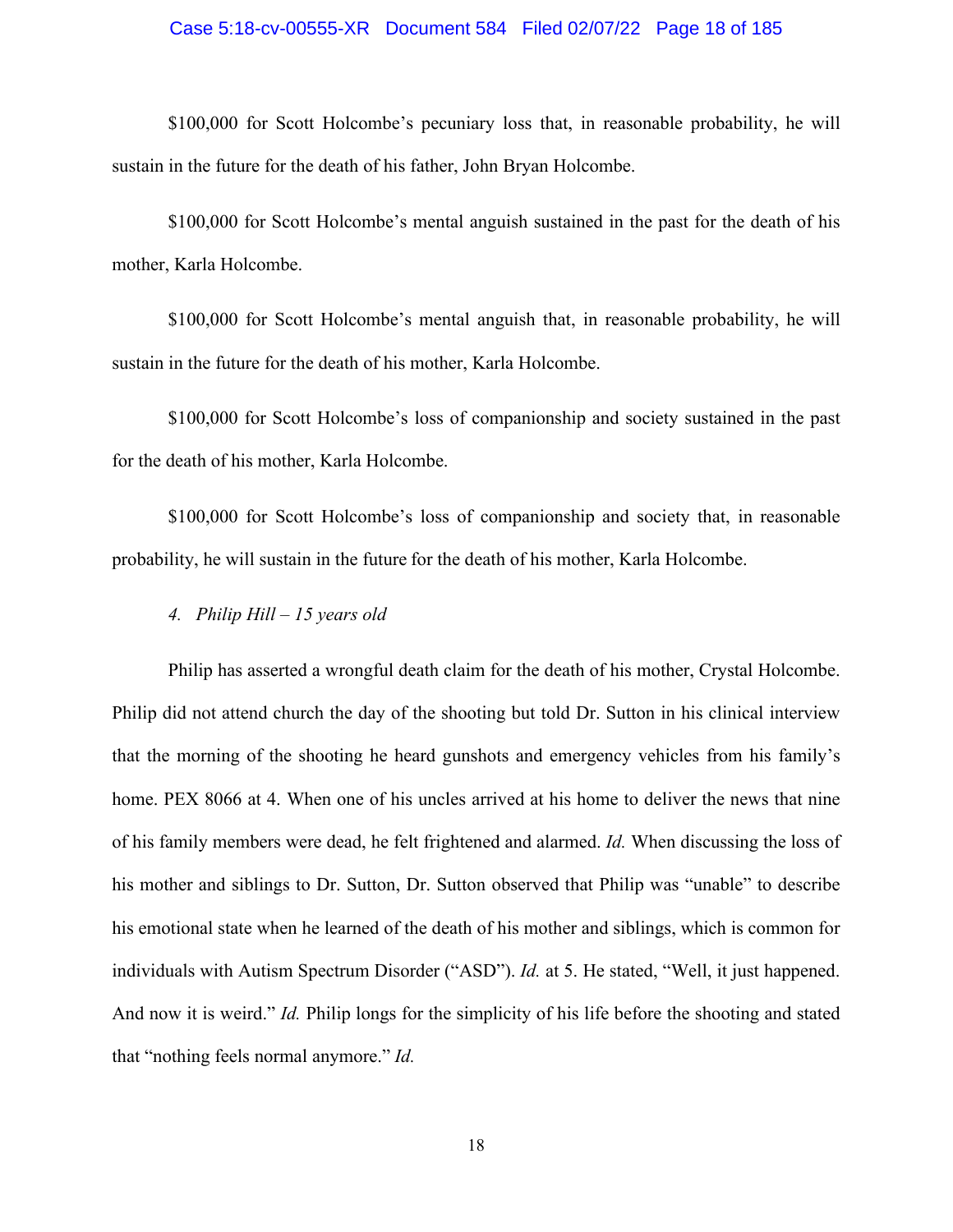$100,000 for Scott Holcombe's pecuniary loss that, in reasonable probability, he will sustain in the future for the death of his father, John Bryan Holcombe.

$100,000 for Scott Holcombe's mental anguish sustained in the past for the death of his mother, Karla Holcombe.

$100,000 for Scott Holcombe's mental anguish that, in reasonable probability, he will sustain in the future for the death of his mother, Karla Holcombe.

$100,000 for Scott Holcombe's loss of companionship and society sustained in the past for the death of his mother, Karla Holcombe.

$100,000 for Scott Holcombe's loss of companionship and society that, in reasonable probability, he will sustain in the future for the death of his mother, Karla Holcombe.

*4. Philip Hill – 15 years old*

Philip has asserted a wrongful death claim for the death of his mother, Crystal Holcombe. Philip did not attend church the day of the shooting but told Dr. Sutton in his clinical interview that the morning of the shooting he heard gunshots and emergency vehicles from his family's home. PEX 8066 at 4. When one of his uncles arrived at his home to deliver the news that nine of his family members were dead, he felt frightened and alarmed. *Id.* When discussing the loss of his mother and siblings to Dr. Sutton, Dr. Sutton observed that Philip was "unable" to describe his emotional state when he learned of the death of his mother and siblings, which is common for individuals with Autism Spectrum Disorder ("ASD"). *Id.* at 5. He stated, "Well, it just happened. And now it is weird." *Id.* Philip longs for the simplicity of his life before the shooting and stated that "nothing feels normal anymore." *Id.*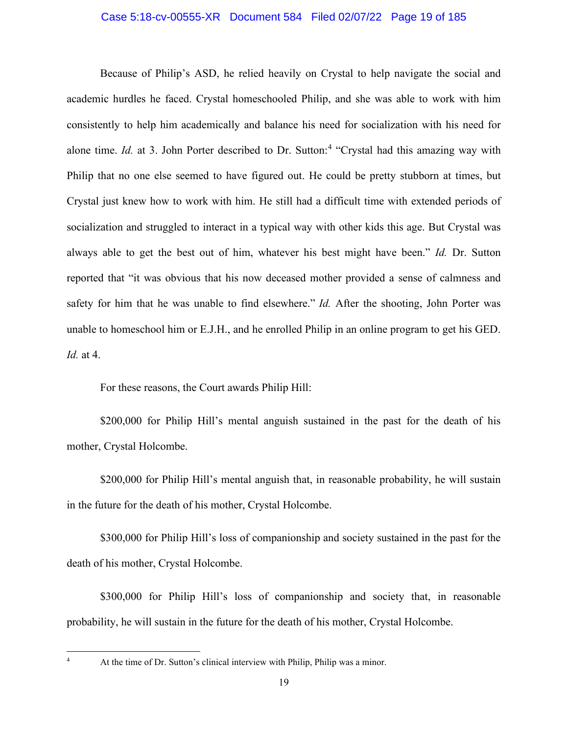Because of Philip's ASD, he relied heavily on Crystal to help navigate the social and academic hurdles he faced. Crystal homeschooled Philip, and she was able to work with him consistently to help him academically and balance his need for socialization with his need for alone time. *Id.* at 3. John Porter described to Dr. Sutton:[4] "Crystal had this amazing way with Philip that no one else seemed to have figured out. He could be pretty stubborn at times, but Crystal just knew how to work with him. He still had a difficult time with extended periods of socialization and struggled to interact in a typical way with other kids this age. But Crystal was always able to get the best out of him, whatever his best might have been." *Id.* Dr. Sutton reported that "it was obvious that his now deceased mother provided a sense of calmness and safety for him that he was unable to find elsewhere." *Id.* After the shooting, John Porter was unable to homeschool him or E.J.H., and he enrolled Philip in an online program to get his GED. *Id.* at 4.

For these reasons, the Court awards Philip Hill:

$200,000 for Philip Hill's mental anguish sustained in the past for the death of his mother, Crystal Holcombe.

$200,000 for Philip Hill's mental anguish that, in reasonable probability, he will sustain in the future for the death of his mother, Crystal Holcombe.

$300,000 for Philip Hill's loss of companionship and society sustained in the past for the death of his mother, Crystal Holcombe.

$300,000 for Philip Hill's loss of companionship and society that, in reasonable probability, he will sustain in the future for the death of his mother, Crystal Holcombe.

---

[4] At the time of Dr. Sutton's clinical interview with Philip, Philip was a minor.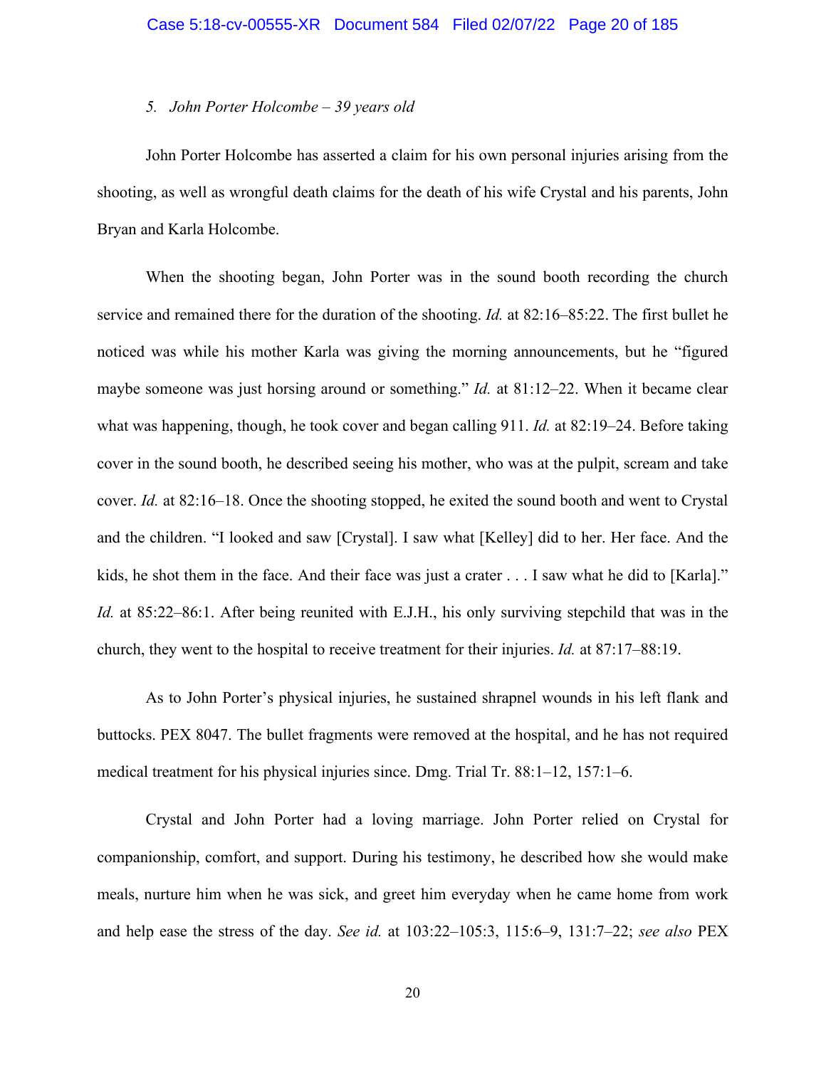*5. John Porter Holcombe – 39 years old*

John Porter Holcombe has asserted a claim for his own personal injuries arising from the shooting, as well as wrongful death claims for the death of his wife Crystal and his parents, John Bryan and Karla Holcombe.

When the shooting began, John Porter was in the sound booth recording the church service and remained there for the duration of the shooting. *Id.* at 82:16–85:22. The first bullet he noticed was while his mother Karla was giving the morning announcements, but he "figured maybe someone was just horsing around or something." *Id.* at 81:12–22. When it became clear what was happening, though, he took cover and began calling 911. *Id.* at 82:19–24. Before taking cover in the sound booth, he described seeing his mother, who was at the pulpit, scream and take cover. *Id.* at 82:16–18. Once the shooting stopped, he exited the sound booth and went to Crystal and the children. "I looked and saw [Crystal]. I saw what [Kelley] did to her. Her face. And the kids, he shot them in the face. And their face was just a crater . . . I saw what he did to [Karla]." *Id.* at 85:22–86:1. After being reunited with E.J.H., his only surviving stepchild that was in the church, they went to the hospital to receive treatment for their injuries. *Id.* at 87:17–88:19.

As to John Porter's physical injuries, he sustained shrapnel wounds in his left flank and buttocks. PEX 8047. The bullet fragments were removed at the hospital, and he has not required medical treatment for his physical injuries since. Dmg. Trial Tr. 88:1–12, 157:1–6.

Crystal and John Porter had a loving marriage. John Porter relied on Crystal for companionship, comfort, and support. During his testimony, he described how she would make meals, nurture him when he was sick, and greet him everyday when he came home from work and help ease the stress of the day. *See id.* at 103:22–105:3, 115:6–9, 131:7–22; *see also* PEX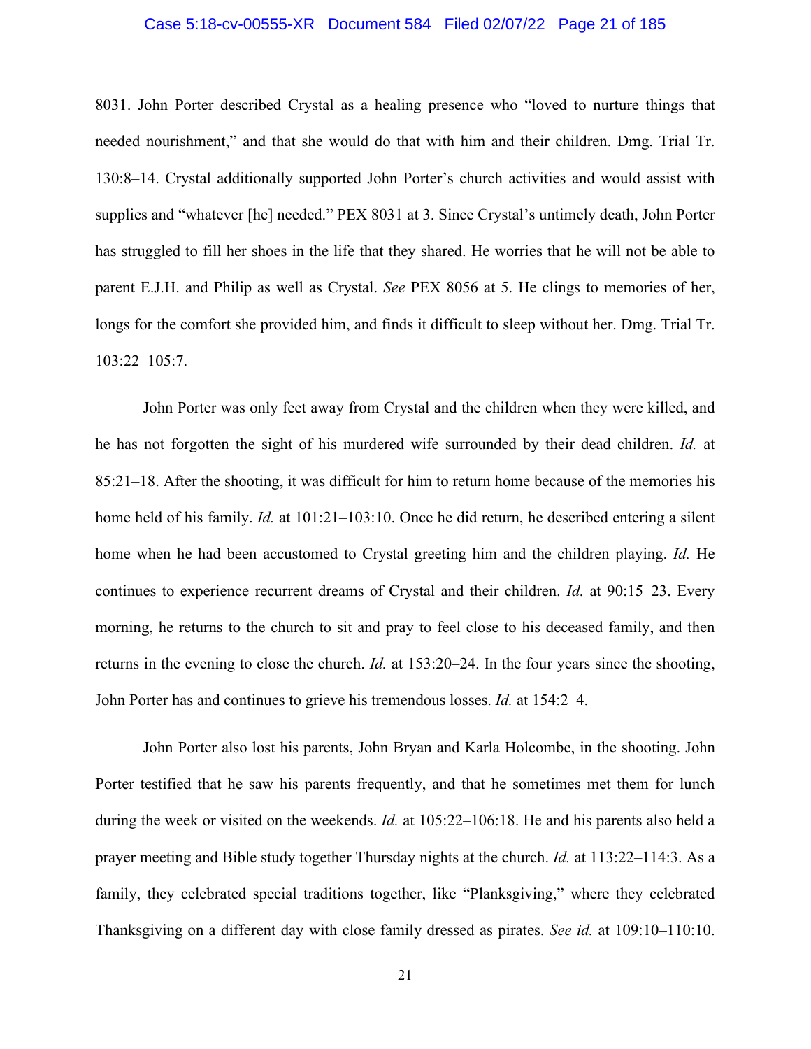8031. John Porter described Crystal as a healing presence who "loved to nurture things that needed nourishment," and that she would do that with him and their children. Dmg. Trial Tr. 130:8–14. Crystal additionally supported John Porter's church activities and would assist with supplies and "whatever [he] needed." PEX 8031 at 3. Since Crystal's untimely death, John Porter has struggled to fill her shoes in the life that they shared. He worries that he will not be able to parent E.J.H. and Philip as well as Crystal. *See* PEX 8056 at 5. He clings to memories of her, longs for the comfort she provided him, and finds it difficult to sleep without her. Dmg. Trial Tr. 103:22–105:7.

John Porter was only feet away from Crystal and the children when they were killed, and he has not forgotten the sight of his murdered wife surrounded by their dead children. *Id.* at 85:21–18. After the shooting, it was difficult for him to return home because of the memories his home held of his family. *Id.* at 101:21–103:10. Once he did return, he described entering a silent home when he had been accustomed to Crystal greeting him and the children playing. *Id.* He continues to experience recurrent dreams of Crystal and their children. *Id.* at 90:15–23. Every morning, he returns to the church to sit and pray to feel close to his deceased family, and then returns in the evening to close the church. *Id.* at 153:20–24. In the four years since the shooting, John Porter has and continues to grieve his tremendous losses. *Id.* at 154:2–4.

John Porter also lost his parents, John Bryan and Karla Holcombe, in the shooting. John Porter testified that he saw his parents frequently, and that he sometimes met them for lunch during the week or visited on the weekends. *Id.* at 105:22–106:18. He and his parents also held a prayer meeting and Bible study together Thursday nights at the church. *Id.* at 113:22–114:3. As a family, they celebrated special traditions together, like "Planksgiving," where they celebrated Thanksgiving on a different day with close family dressed as pirates. *See id.* at 109:10–110:10.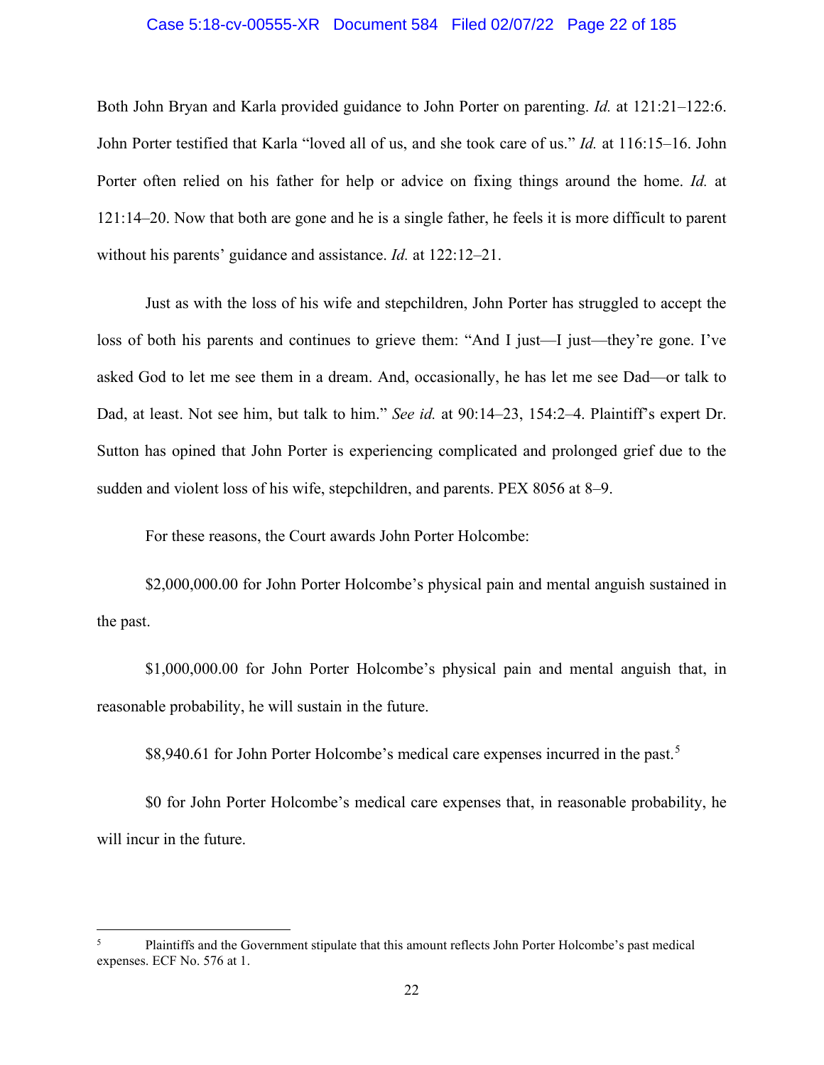Both John Bryan and Karla provided guidance to John Porter on parenting. *Id.* at 121:21–122:6. John Porter testified that Karla "loved all of us, and she took care of us." *Id.* at 116:15–16. John Porter often relied on his father for help or advice on fixing things around the home. *Id.* at 121:14–20. Now that both are gone and he is a single father, he feels it is more difficult to parent without his parents' guidance and assistance. *Id.* at 122:12–21.

Just as with the loss of his wife and stepchildren, John Porter has struggled to accept the loss of both his parents and continues to grieve them: "And I just—I just—they're gone. I've asked God to let me see them in a dream. And, occasionally, he has let me see Dad—or talk to Dad, at least. Not see him, but talk to him." *See id.* at 90:14–23, 154:2–4. Plaintiff's expert Dr. Sutton has opined that John Porter is experiencing complicated and prolonged grief due to the sudden and violent loss of his wife, stepchildren, and parents. PEX 8056 at 8–9.

For these reasons, the Court awards John Porter Holcombe:

$2,000,000.00 for John Porter Holcombe's physical pain and mental anguish sustained in the past.

$1,000,000.00 for John Porter Holcombe's physical pain and mental anguish that, in reasonable probability, he will sustain in the future.

$8,940.61 for John Porter Holcombe's medical care expenses incurred in the past.[5]

$0 for John Porter Holcombe's medical care expenses that, in reasonable probability, he will incur in the future.

---

[5] Plaintiffs and the Government stipulate that this amount reflects John Porter Holcombe's past medical expenses. ECF No. 576 at 1.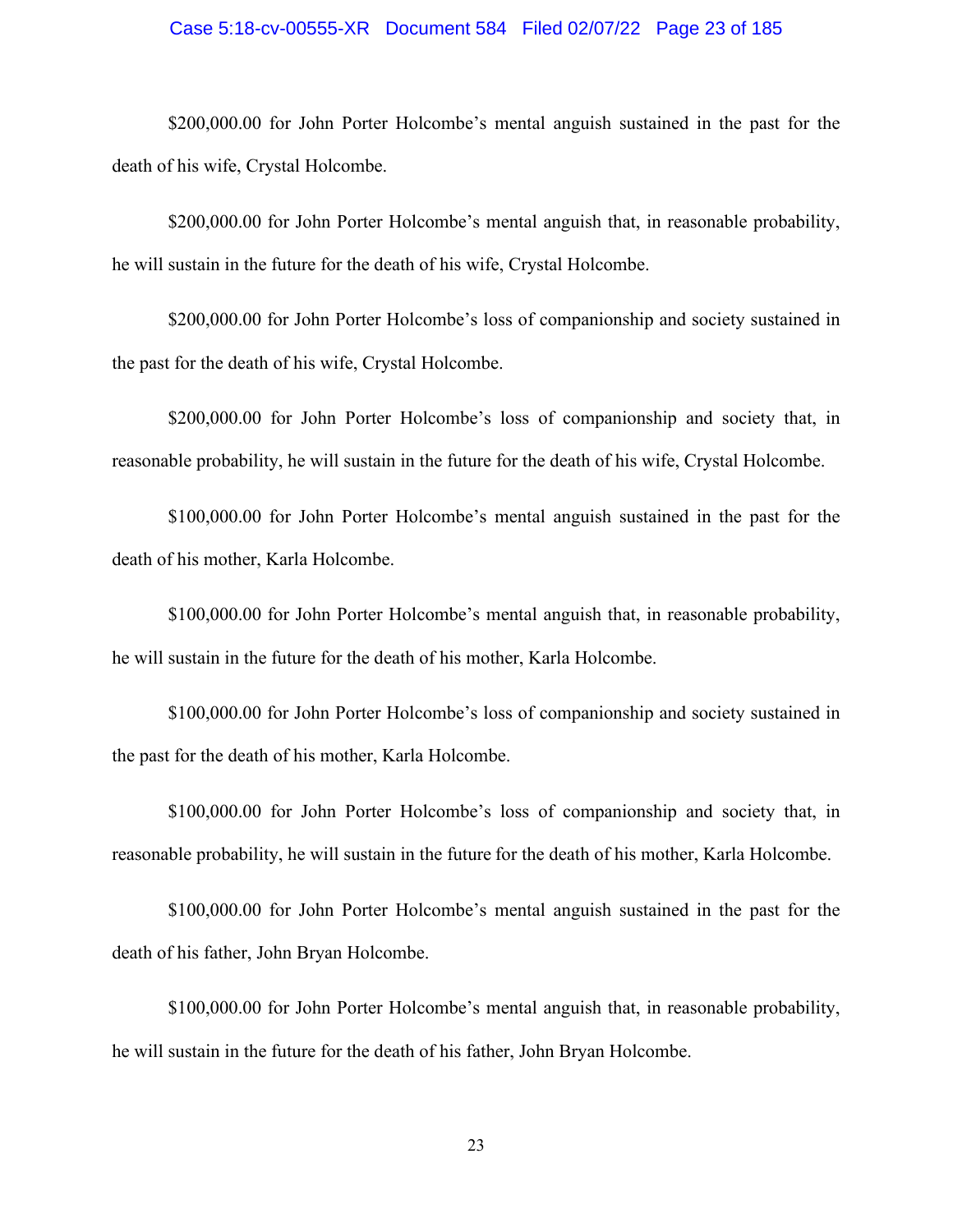$200,000.00 for John Porter Holcombe's mental anguish sustained in the past for the death of his wife, Crystal Holcombe.

$200,000.00 for John Porter Holcombe's mental anguish that, in reasonable probability, he will sustain in the future for the death of his wife, Crystal Holcombe.

$200,000.00 for John Porter Holcombe's loss of companionship and society sustained in the past for the death of his wife, Crystal Holcombe.

$200,000.00 for John Porter Holcombe's loss of companionship and society that, in reasonable probability, he will sustain in the future for the death of his wife, Crystal Holcombe.

$100,000.00 for John Porter Holcombe's mental anguish sustained in the past for the death of his mother, Karla Holcombe.

$100,000.00 for John Porter Holcombe's mental anguish that, in reasonable probability, he will sustain in the future for the death of his mother, Karla Holcombe.

$100,000.00 for John Porter Holcombe's loss of companionship and society sustained in the past for the death of his mother, Karla Holcombe.

$100,000.00 for John Porter Holcombe's loss of companionship and society that, in reasonable probability, he will sustain in the future for the death of his mother, Karla Holcombe.

$100,000.00 for John Porter Holcombe's mental anguish sustained in the past for the death of his father, John Bryan Holcombe.

$100,000.00 for John Porter Holcombe's mental anguish that, in reasonable probability, he will sustain in the future for the death of his father, John Bryan Holcombe.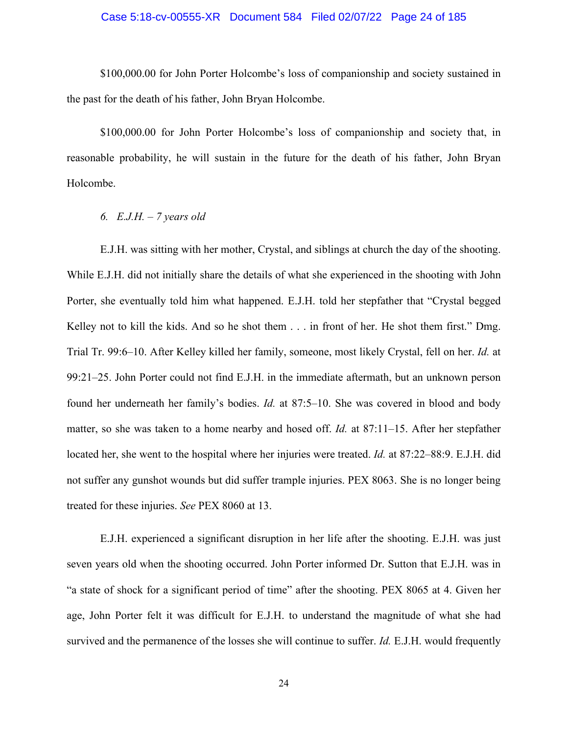$100,000.00 for John Porter Holcombe's loss of companionship and society sustained in the past for the death of his father, John Bryan Holcombe.

$100,000.00 for John Porter Holcombe's loss of companionship and society that, in reasonable probability, he will sustain in the future for the death of his father, John Bryan Holcombe.

*6. E.J.H. – 7 years old*

E.J.H. was sitting with her mother, Crystal, and siblings at church the day of the shooting. While E.J.H. did not initially share the details of what she experienced in the shooting with John Porter, she eventually told him what happened. E.J.H. told her stepfather that "Crystal begged Kelley not to kill the kids. And so he shot them . . . in front of her. He shot them first." Dmg. Trial Tr. 99:6–10. After Kelley killed her family, someone, most likely Crystal, fell on her. *Id.* at 99:21–25. John Porter could not find E.J.H. in the immediate aftermath, but an unknown person found her underneath her family's bodies. *Id.* at 87:5–10. She was covered in blood and body matter, so she was taken to a home nearby and hosed off. *Id.* at 87:11–15. After her stepfather located her, she went to the hospital where her injuries were treated. *Id.* at 87:22–88:9. E.J.H. did not suffer any gunshot wounds but did suffer trample injuries. PEX 8063. She is no longer being treated for these injuries. *See* PEX 8060 at 13.

E.J.H. experienced a significant disruption in her life after the shooting. E.J.H. was just seven years old when the shooting occurred. John Porter informed Dr. Sutton that E.J.H. was in "a state of shock for a significant period of time" after the shooting. PEX 8065 at 4. Given her age, John Porter felt it was difficult for E.J.H. to understand the magnitude of what she had survived and the permanence of the losses she will continue to suffer. *Id.* E.J.H. would frequently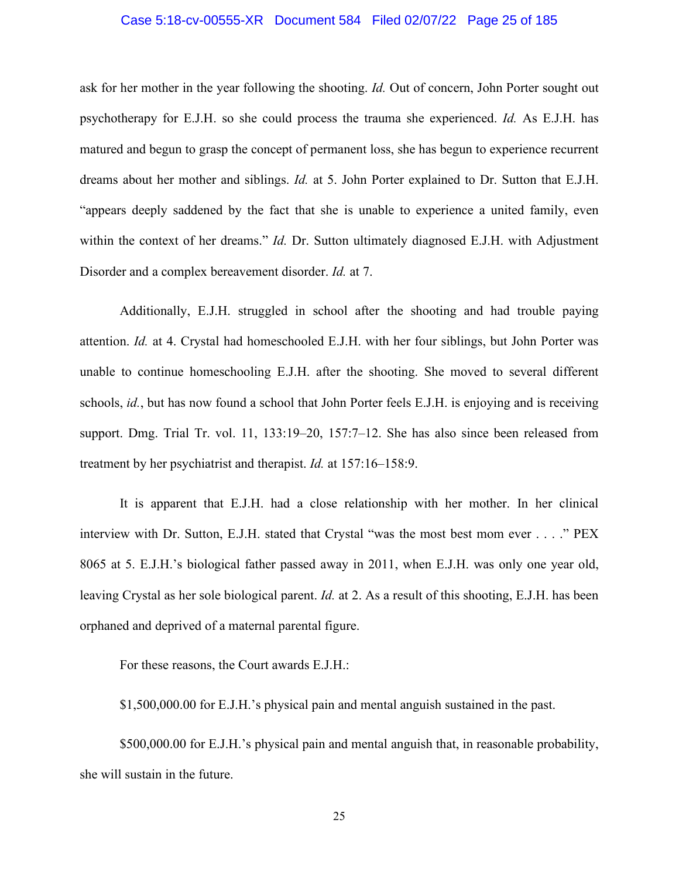ask for her mother in the year following the shooting. *Id.* Out of concern, John Porter sought out psychotherapy for E.J.H. so she could process the trauma she experienced. *Id.* As E.J.H. has matured and begun to grasp the concept of permanent loss, she has begun to experience recurrent dreams about her mother and siblings. *Id.* at 5. John Porter explained to Dr. Sutton that E.J.H. "appears deeply saddened by the fact that she is unable to experience a united family, even within the context of her dreams." *Id.* Dr. Sutton ultimately diagnosed E.J.H. with Adjustment Disorder and a complex bereavement disorder. *Id.* at 7.

Additionally, E.J.H. struggled in school after the shooting and had trouble paying attention. *Id.* at 4. Crystal had homeschooled E.J.H. with her four siblings, but John Porter was unable to continue homeschooling E.J.H. after the shooting. She moved to several different schools, *id.*, but has now found a school that John Porter feels E.J.H. is enjoying and is receiving support. Dmg. Trial Tr. vol. 11, 133:19–20, 157:7–12. She has also since been released from treatment by her psychiatrist and therapist. *Id.* at 157:16–158:9.

It is apparent that E.J.H. had a close relationship with her mother. In her clinical interview with Dr. Sutton, E.J.H. stated that Crystal "was the most best mom ever . . . ." PEX 8065 at 5. E.J.H.'s biological father passed away in 2011, when E.J.H. was only one year old, leaving Crystal as her sole biological parent. *Id.* at 2. As a result of this shooting, E.J.H. has been orphaned and deprived of a maternal parental figure.

For these reasons, the Court awards E.J.H.:

$1,500,000.00 for E.J.H.'s physical pain and mental anguish sustained in the past.

$500,000.00 for E.J.H.'s physical pain and mental anguish that, in reasonable probability, she will sustain in the future.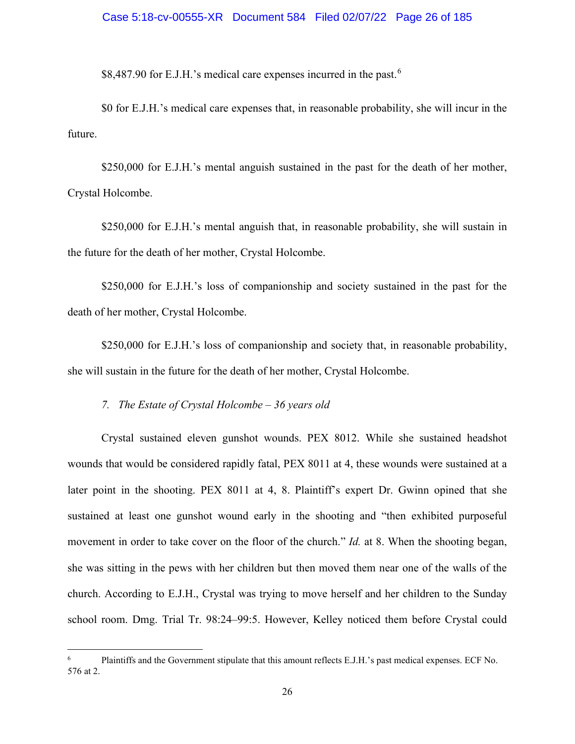$8,487.90 for E.J.H.'s medical care expenses incurred in the past.[6]

$0 for E.J.H.'s medical care expenses that, in reasonable probability, she will incur in the future.

$250,000 for E.J.H.'s mental anguish sustained in the past for the death of her mother, Crystal Holcombe.

$250,000 for E.J.H.'s mental anguish that, in reasonable probability, she will sustain in the future for the death of her mother, Crystal Holcombe.

$250,000 for E.J.H.'s loss of companionship and society sustained in the past for the death of her mother, Crystal Holcombe.

$250,000 for E.J.H.'s loss of companionship and society that, in reasonable probability, she will sustain in the future for the death of her mother, Crystal Holcombe.

*7. The Estate of Crystal Holcombe – 36 years old*

Crystal sustained eleven gunshot wounds. PEX 8012. While she sustained headshot wounds that would be considered rapidly fatal, PEX 8011 at 4, these wounds were sustained at a later point in the shooting. PEX 8011 at 4, 8. Plaintiff's expert Dr. Gwinn opined that she sustained at least one gunshot wound early in the shooting and "then exhibited purposeful movement in order to take cover on the floor of the church." *Id.* at 8. When the shooting began, she was sitting in the pews with her children but then moved them near one of the walls of the church. According to E.J.H., Crystal was trying to move herself and her children to the Sunday school room. Dmg. Trial Tr. 98:24–99:5. However, Kelley noticed them before Crystal could

---

[6] Plaintiffs and the Government stipulate that this amount reflects E.J.H.'s past medical expenses. ECF No. 576 at 2.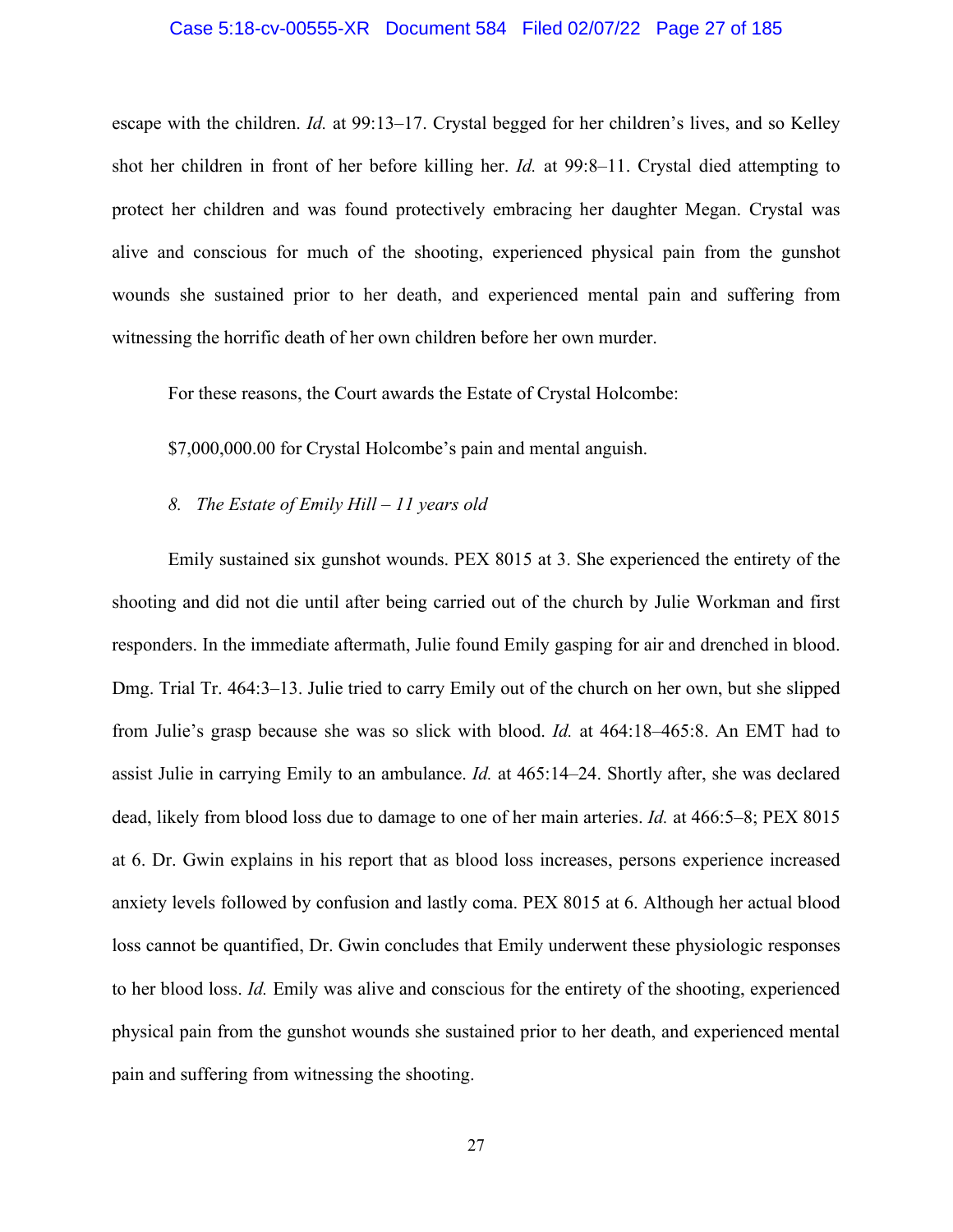escape with the children. *Id.* at 99:13–17. Crystal begged for her children's lives, and so Kelley shot her children in front of her before killing her. *Id.* at 99:8–11. Crystal died attempting to protect her children and was found protectively embracing her daughter Megan. Crystal was alive and conscious for much of the shooting, experienced physical pain from the gunshot wounds she sustained prior to her death, and experienced mental pain and suffering from witnessing the horrific death of her own children before her own murder.

For these reasons, the Court awards the Estate of Crystal Holcombe:

$7,000,000.00 for Crystal Holcombe's pain and mental anguish.

*8. The Estate of Emily Hill – 11 years old*

Emily sustained six gunshot wounds. PEX 8015 at 3. She experienced the entirety of the shooting and did not die until after being carried out of the church by Julie Workman and first responders. In the immediate aftermath, Julie found Emily gasping for air and drenched in blood. Dmg. Trial Tr. 464:3–13. Julie tried to carry Emily out of the church on her own, but she slipped from Julie's grasp because she was so slick with blood. *Id.* at 464:18–465:8. An EMT had to assist Julie in carrying Emily to an ambulance. *Id.* at 465:14–24. Shortly after, she was declared dead, likely from blood loss due to damage to one of her main arteries. *Id.* at 466:5–8; PEX 8015 at 6. Dr. Gwin explains in his report that as blood loss increases, persons experience increased anxiety levels followed by confusion and lastly coma. PEX 8015 at 6. Although her actual blood loss cannot be quantified, Dr. Gwin concludes that Emily underwent these physiologic responses to her blood loss. *Id.* Emily was alive and conscious for the entirety of the shooting, experienced physical pain from the gunshot wounds she sustained prior to her death, and experienced mental pain and suffering from witnessing the shooting.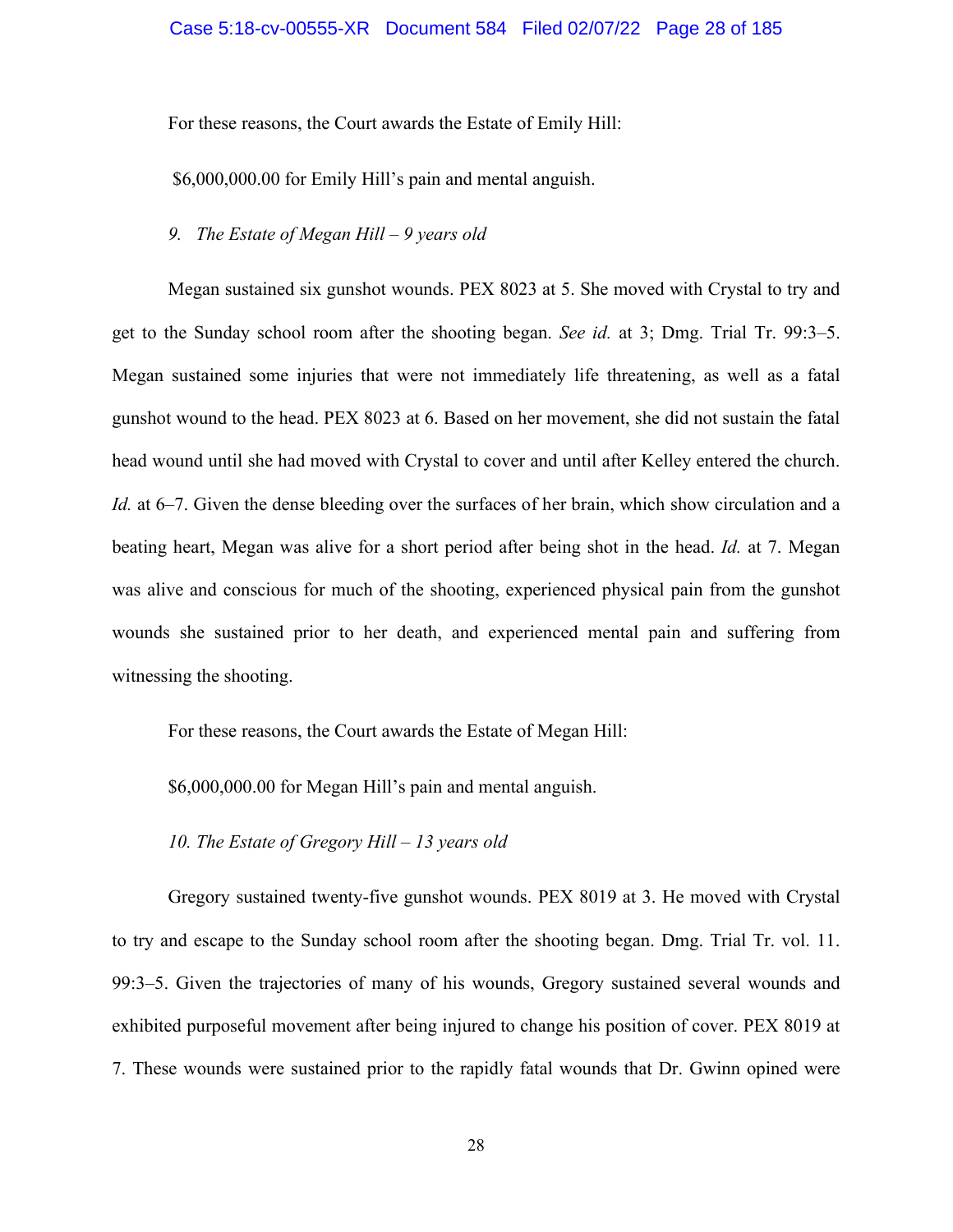For these reasons, the Court awards the Estate of Emily Hill:

$6,000,000.00 for Emily Hill's pain and mental anguish.

*9. The Estate of Megan Hill – 9 years old*

Megan sustained six gunshot wounds. PEX 8023 at 5. She moved with Crystal to try and get to the Sunday school room after the shooting began. *See id.* at 3; Dmg. Trial Tr. 99:3–5. Megan sustained some injuries that were not immediately life threatening, as well as a fatal gunshot wound to the head. PEX 8023 at 6. Based on her movement, she did not sustain the fatal head wound until she had moved with Crystal to cover and until after Kelley entered the church. *Id.* at 6–7. Given the dense bleeding over the surfaces of her brain, which show circulation and a beating heart, Megan was alive for a short period after being shot in the head. *Id.* at 7. Megan was alive and conscious for much of the shooting, experienced physical pain from the gunshot wounds she sustained prior to her death, and experienced mental pain and suffering from witnessing the shooting.

For these reasons, the Court awards the Estate of Megan Hill:

$6,000,000.00 for Megan Hill's pain and mental anguish.

*10. The Estate of Gregory Hill – 13 years old*

Gregory sustained twenty-five gunshot wounds. PEX 8019 at 3. He moved with Crystal to try and escape to the Sunday school room after the shooting began. Dmg. Trial Tr. vol. 11. 99:3–5. Given the trajectories of many of his wounds, Gregory sustained several wounds and exhibited purposeful movement after being injured to change his position of cover. PEX 8019 at 7. These wounds were sustained prior to the rapidly fatal wounds that Dr. Gwinn opined were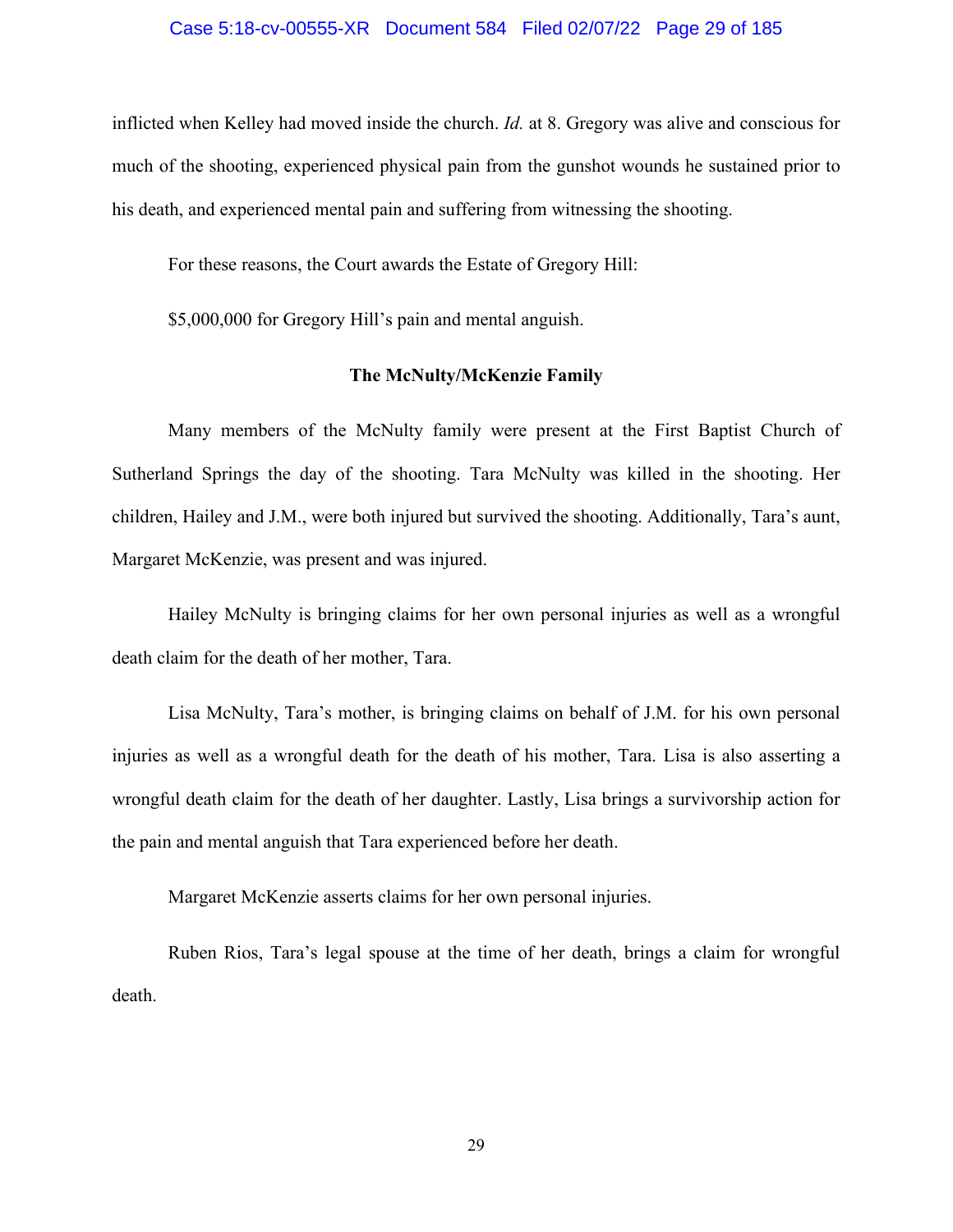inflicted when Kelley had moved inside the church. *Id.* at 8. Gregory was alive and conscious for much of the shooting, experienced physical pain from the gunshot wounds he sustained prior to his death, and experienced mental pain and suffering from witnessing the shooting.

For these reasons, the Court awards the Estate of Gregory Hill:

$5,000,000 for Gregory Hill's pain and mental anguish.

**The McNulty/McKenzie Family**

Many members of the McNulty family were present at the First Baptist Church of Sutherland Springs the day of the shooting. Tara McNulty was killed in the shooting. Her children, Hailey and J.M., were both injured but survived the shooting. Additionally, Tara's aunt, Margaret McKenzie, was present and was injured.

Hailey McNulty is bringing claims for her own personal injuries as well as a wrongful death claim for the death of her mother, Tara.

Lisa McNulty, Tara's mother, is bringing claims on behalf of J.M. for his own personal injuries as well as a wrongful death for the death of his mother, Tara. Lisa is also asserting a wrongful death claim for the death of her daughter. Lastly, Lisa brings a survivorship action for the pain and mental anguish that Tara experienced before her death.

Margaret McKenzie asserts claims for her own personal injuries.

Ruben Rios, Tara's legal spouse at the time of her death, brings a claim for wrongful death.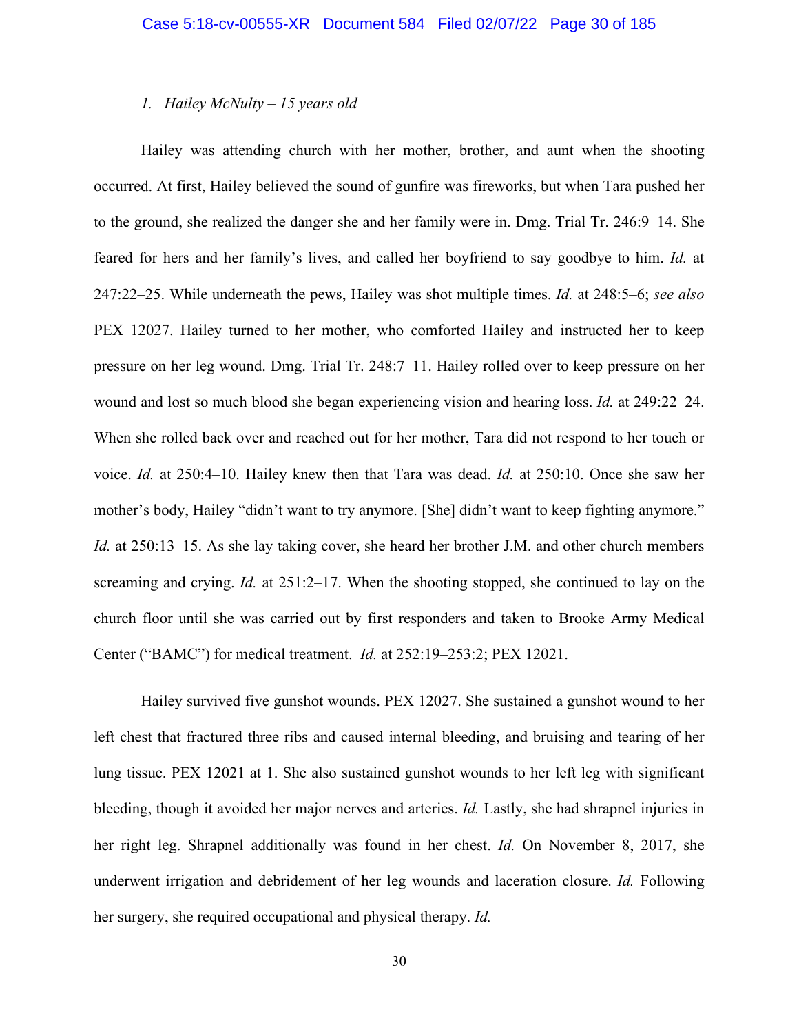*1. Hailey McNulty – 15 years old*

Hailey was attending church with her mother, brother, and aunt when the shooting occurred. At first, Hailey believed the sound of gunfire was fireworks, but when Tara pushed her to the ground, she realized the danger she and her family were in. Dmg. Trial Tr. 246:9–14. She feared for hers and her family's lives, and called her boyfriend to say goodbye to him. *Id.* at 247:22–25. While underneath the pews, Hailey was shot multiple times. *Id.* at 248:5–6; *see also* PEX 12027. Hailey turned to her mother, who comforted Hailey and instructed her to keep pressure on her leg wound. Dmg. Trial Tr. 248:7–11. Hailey rolled over to keep pressure on her wound and lost so much blood she began experiencing vision and hearing loss. *Id.* at 249:22–24. When she rolled back over and reached out for her mother, Tara did not respond to her touch or voice. *Id.* at 250:4–10. Hailey knew then that Tara was dead. *Id.* at 250:10. Once she saw her mother's body, Hailey "didn't want to try anymore. [She] didn't want to keep fighting anymore." *Id.* at 250:13–15. As she lay taking cover, she heard her brother J.M. and other church members screaming and crying. *Id.* at 251:2–17. When the shooting stopped, she continued to lay on the church floor until she was carried out by first responders and taken to Brooke Army Medical Center ("BAMC") for medical treatment. *Id.* at 252:19–253:2; PEX 12021.

Hailey survived five gunshot wounds. PEX 12027. She sustained a gunshot wound to her left chest that fractured three ribs and caused internal bleeding, and bruising and tearing of her lung tissue. PEX 12021 at 1. She also sustained gunshot wounds to her left leg with significant bleeding, though it avoided her major nerves and arteries. *Id.* Lastly, she had shrapnel injuries in her right leg. Shrapnel additionally was found in her chest. *Id.* On November 8, 2017, she underwent irrigation and debridement of her leg wounds and laceration closure. *Id.* Following her surgery, she required occupational and physical therapy. *Id.*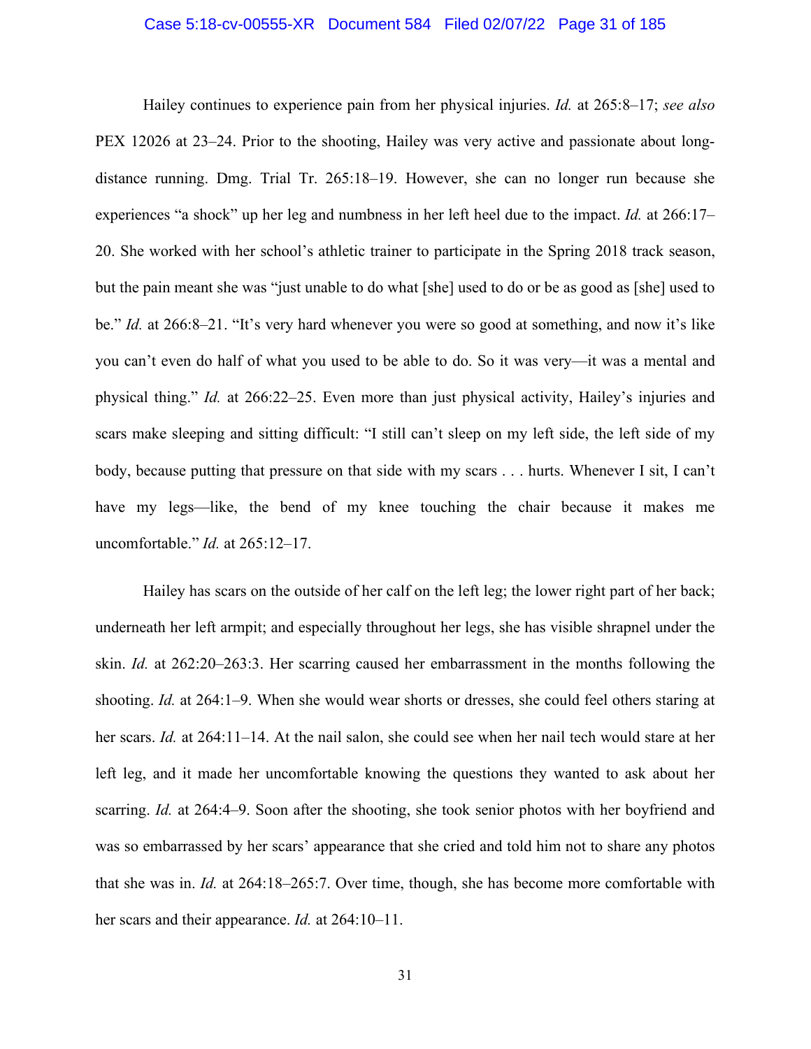Hailey continues to experience pain from her physical injuries. *Id.* at 265:8–17; *see also* PEX 12026 at 23–24. Prior to the shooting, Hailey was very active and passionate about long-distance running. Dmg. Trial Tr. 265:18–19. However, she can no longer run because she experiences "a shock" up her leg and numbness in her left heel due to the impact. *Id.* at 266:17–20. She worked with her school's athletic trainer to participate in the Spring 2018 track season, but the pain meant she was "just unable to do what [she] used to do or be as good as [she] used to be." *Id.* at 266:8–21. "It's very hard whenever you were so good at something, and now it's like you can't even do half of what you used to be able to do. So it was very—it was a mental and physical thing." *Id.* at 266:22–25. Even more than just physical activity, Hailey's injuries and scars make sleeping and sitting difficult: "I still can't sleep on my left side, the left side of my body, because putting that pressure on that side with my scars . . . hurts. Whenever I sit, I can't have my legs—like, the bend of my knee touching the chair because it makes me uncomfortable." *Id.* at 265:12–17.

Hailey has scars on the outside of her calf on the left leg; the lower right part of her back; underneath her left armpit; and especially throughout her legs, she has visible shrapnel under the skin. *Id.* at 262:20–263:3. Her scarring caused her embarrassment in the months following the shooting. *Id.* at 264:1–9. When she would wear shorts or dresses, she could feel others staring at her scars. *Id.* at 264:11–14. At the nail salon, she could see when her nail tech would stare at her left leg, and it made her uncomfortable knowing the questions they wanted to ask about her scarring. *Id.* at 264:4–9. Soon after the shooting, she took senior photos with her boyfriend and was so embarrassed by her scars' appearance that she cried and told him not to share any photos that she was in. *Id.* at 264:18–265:7. Over time, though, she has become more comfortable with her scars and their appearance. *Id.* at 264:10–11.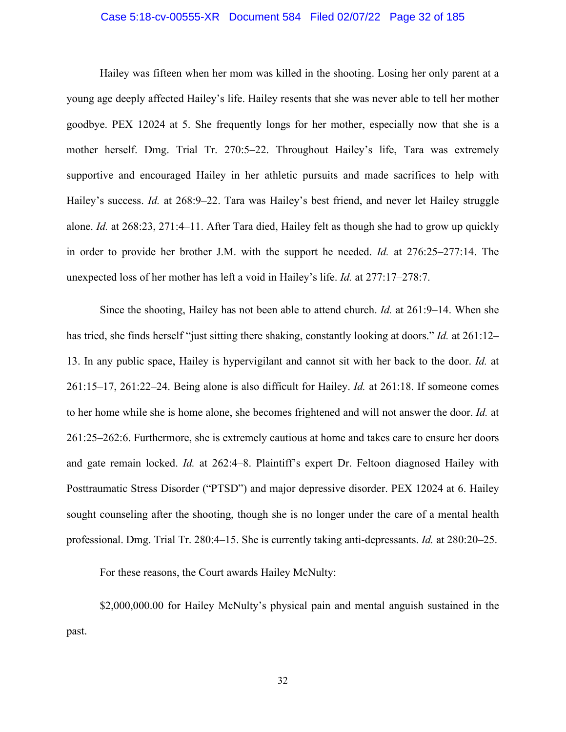Hailey was fifteen when her mom was killed in the shooting. Losing her only parent at a young age deeply affected Hailey's life. Hailey resents that she was never able to tell her mother goodbye. PEX 12024 at 5. She frequently longs for her mother, especially now that she is a mother herself. Dmg. Trial Tr. 270:5–22. Throughout Hailey's life, Tara was extremely supportive and encouraged Hailey in her athletic pursuits and made sacrifices to help with Hailey's success. *Id.* at 268:9–22. Tara was Hailey's best friend, and never let Hailey struggle alone. *Id.* at 268:23, 271:4–11. After Tara died, Hailey felt as though she had to grow up quickly in order to provide her brother J.M. with the support he needed. *Id.* at 276:25–277:14. The unexpected loss of her mother has left a void in Hailey's life. *Id.* at 277:17–278:7.

Since the shooting, Hailey has not been able to attend church. *Id.* at 261:9–14. When she has tried, she finds herself "just sitting there shaking, constantly looking at doors." *Id.* at 261:12–13. In any public space, Hailey is hypervigilant and cannot sit with her back to the door. *Id.* at 261:15–17, 261:22–24. Being alone is also difficult for Hailey. *Id.* at 261:18. If someone comes to her home while she is home alone, she becomes frightened and will not answer the door. *Id.* at 261:25–262:6. Furthermore, she is extremely cautious at home and takes care to ensure her doors and gate remain locked. *Id.* at 262:4–8. Plaintiff's expert Dr. Feltoon diagnosed Hailey with Posttraumatic Stress Disorder ("PTSD") and major depressive disorder. PEX 12024 at 6. Hailey sought counseling after the shooting, though she is no longer under the care of a mental health professional. Dmg. Trial Tr. 280:4–15. She is currently taking anti-depressants. *Id.* at 280:20–25.

For these reasons, the Court awards Hailey McNulty:

$2,000,000.00 for Hailey McNulty's physical pain and mental anguish sustained in the past.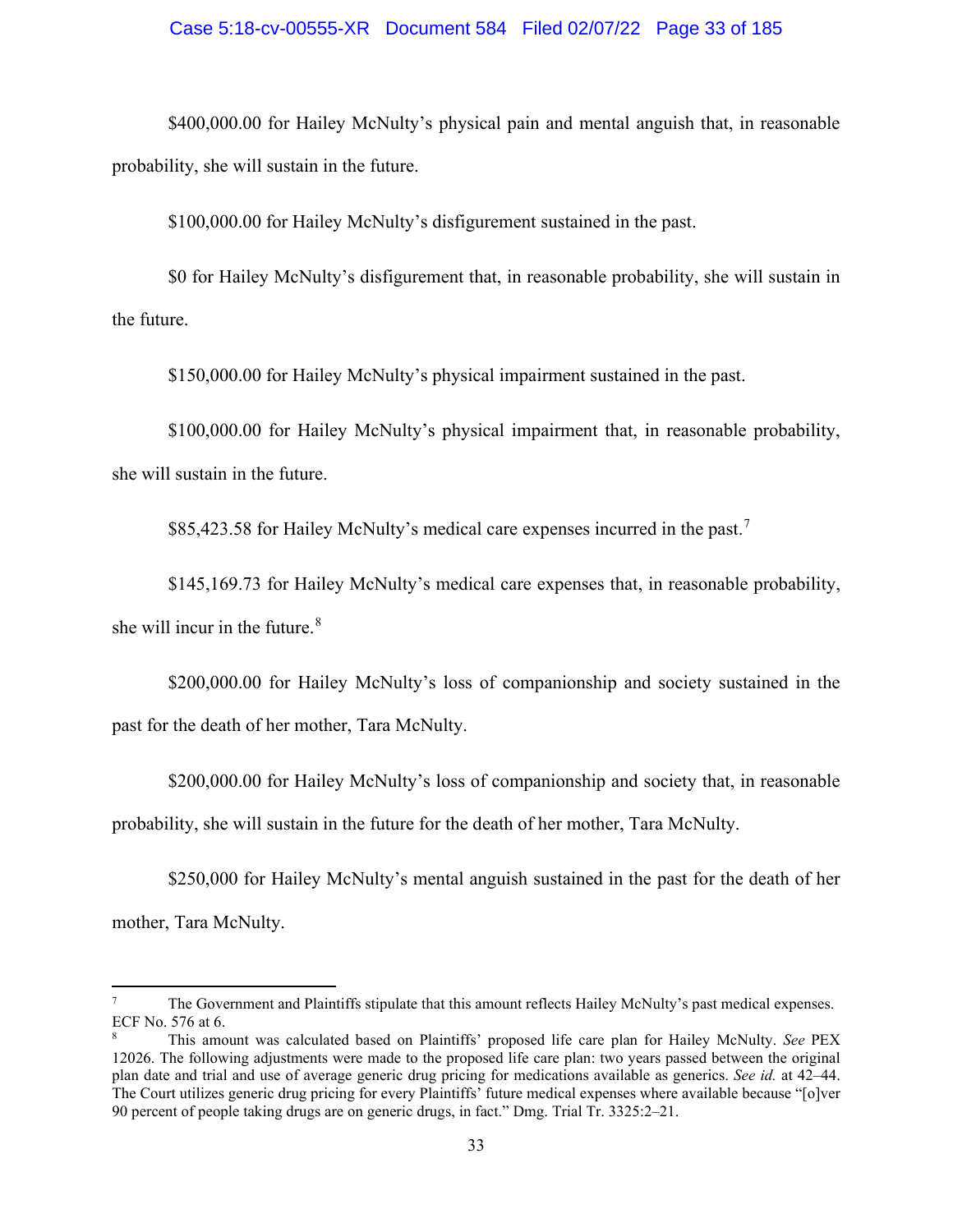$400,000.00 for Hailey McNulty's physical pain and mental anguish that, in reasonable probability, she will sustain in the future.

$100,000.00 for Hailey McNulty's disfigurement sustained in the past.

$0 for Hailey McNulty's disfigurement that, in reasonable probability, she will sustain in the future.

$150,000.00 for Hailey McNulty's physical impairment sustained in the past.

$100,000.00 for Hailey McNulty's physical impairment that, in reasonable probability, she will sustain in the future.

$85,423.58 for Hailey McNulty's medical care expenses incurred in the past.[7]

$145,169.73 for Hailey McNulty's medical care expenses that, in reasonable probability, she will incur in the future.[8]

$200,000.00 for Hailey McNulty's loss of companionship and society sustained in the past for the death of her mother, Tara McNulty.

$200,000.00 for Hailey McNulty's loss of companionship and society that, in reasonable probability, she will sustain in the future for the death of her mother, Tara McNulty.

$250,000 for Hailey McNulty's mental anguish sustained in the past for the death of her mother, Tara McNulty.

---

[7] The Government and Plaintiffs stipulate that this amount reflects Hailey McNulty's past medical expenses. ECF No. 576 at 6.

[8] This amount was calculated based on Plaintiffs' proposed life care plan for Hailey McNulty. *See* PEX 12026. The following adjustments were made to the proposed life care plan: two years passed between the original plan date and trial and use of average generic drug pricing for medications available as generics. *See id.* at 42–44. The Court utilizes generic drug pricing for every Plaintiffs' future medical expenses where available because "[o]ver 90 percent of people taking drugs are on generic drugs, in fact." Dmg. Trial Tr. 3325:2–21.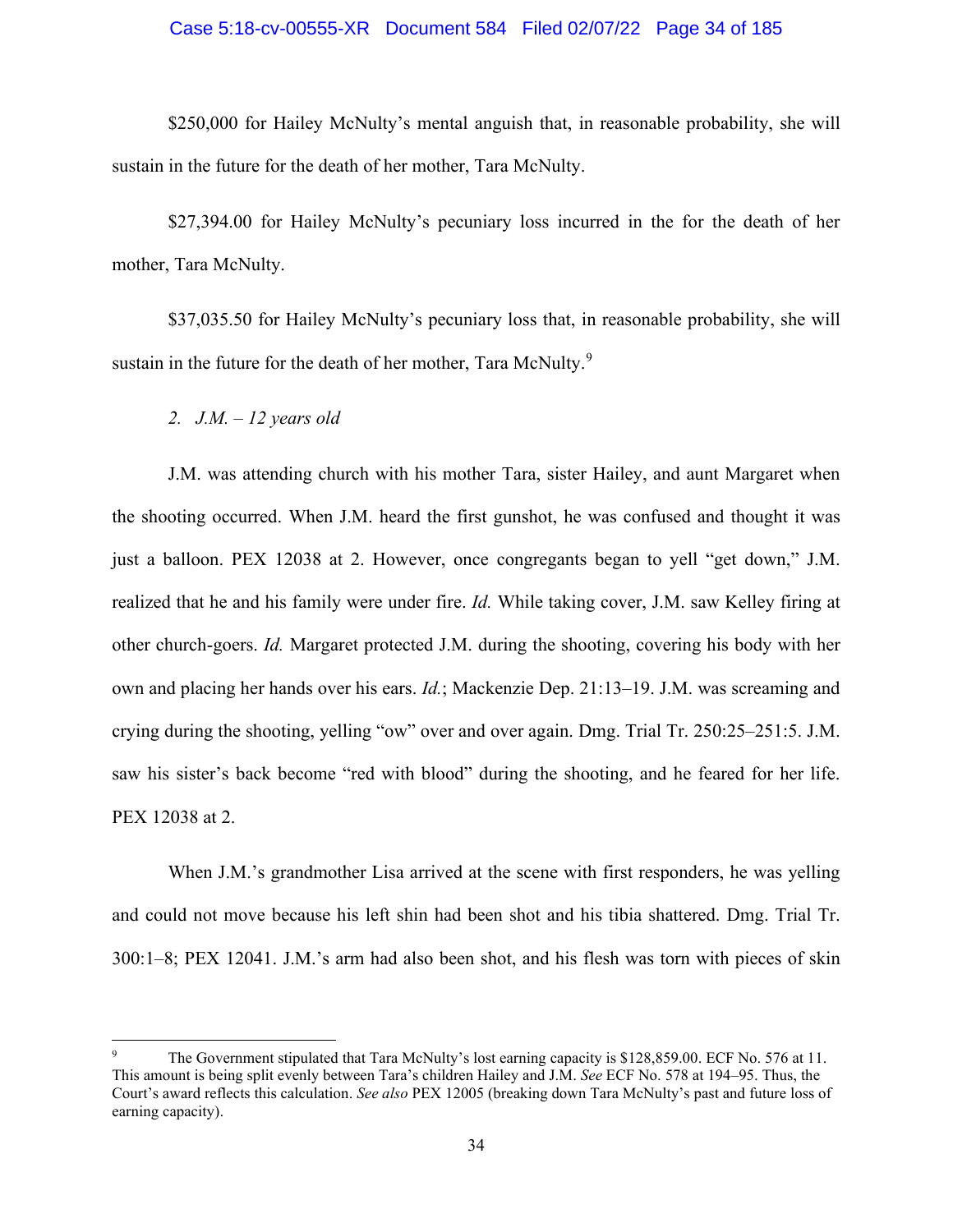$250,000 for Hailey McNulty's mental anguish that, in reasonable probability, she will sustain in the future for the death of her mother, Tara McNulty.

$27,394.00 for Hailey McNulty's pecuniary loss incurred in the for the death of her mother, Tara McNulty.

$37,035.50 for Hailey McNulty's pecuniary loss that, in reasonable probability, she will sustain in the future for the death of her mother, Tara McNulty.[9]

*2. J.M. – 12 years old*

J.M. was attending church with his mother Tara, sister Hailey, and aunt Margaret when the shooting occurred. When J.M. heard the first gunshot, he was confused and thought it was just a balloon. PEX 12038 at 2. However, once congregants began to yell "get down," J.M. realized that he and his family were under fire. *Id.* While taking cover, J.M. saw Kelley firing at other church-goers. *Id.* Margaret protected J.M. during the shooting, covering his body with her own and placing her hands over his ears. *Id.*; Mackenzie Dep. 21:13–19. J.M. was screaming and crying during the shooting, yelling "ow" over and over again. Dmg. Trial Tr. 250:25–251:5. J.M. saw his sister's back become "red with blood" during the shooting, and he feared for her life. PEX 12038 at 2.

When J.M.'s grandmother Lisa arrived at the scene with first responders, he was yelling and could not move because his left shin had been shot and his tibia shattered. Dmg. Trial Tr. 300:1–8; PEX 12041. J.M.'s arm had also been shot, and his flesh was torn with pieces of skin

---

[9] The Government stipulated that Tara McNulty's lost earning capacity is $128,859.00. ECF No. 576 at 11. This amount is being split evenly between Tara's children Hailey and J.M. *See* ECF No. 578 at 194–95. Thus, the Court's award reflects this calculation. *See also* PEX 12005 (breaking down Tara McNulty's past and future loss of earning capacity).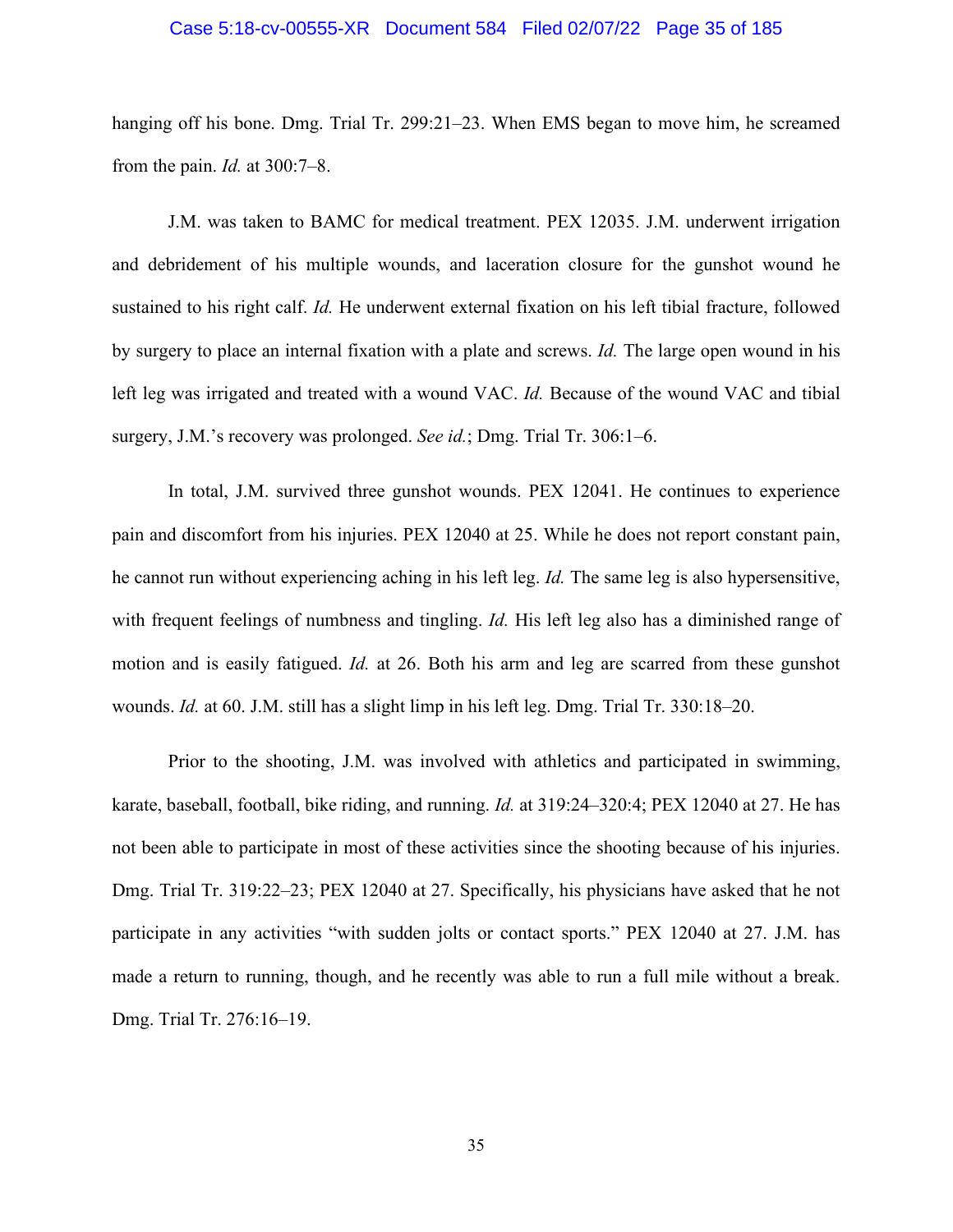hanging off his bone. Dmg. Trial Tr. 299:21–23. When EMS began to move him, he screamed from the pain. *Id.* at 300:7–8.

J.M. was taken to BAMC for medical treatment. PEX 12035. J.M. underwent irrigation and debridement of his multiple wounds, and laceration closure for the gunshot wound he sustained to his right calf. *Id.* He underwent external fixation on his left tibial fracture, followed by surgery to place an internal fixation with a plate and screws. *Id.* The large open wound in his left leg was irrigated and treated with a wound VAC. *Id.* Because of the wound VAC and tibial surgery, J.M.'s recovery was prolonged. *See id.*; Dmg. Trial Tr. 306:1–6.

In total, J.M. survived three gunshot wounds. PEX 12041. He continues to experience pain and discomfort from his injuries. PEX 12040 at 25. While he does not report constant pain, he cannot run without experiencing aching in his left leg. *Id.* The same leg is also hypersensitive, with frequent feelings of numbness and tingling. *Id.* His left leg also has a diminished range of motion and is easily fatigued. *Id.* at 26. Both his arm and leg are scarred from these gunshot wounds. *Id.* at 60. J.M. still has a slight limp in his left leg. Dmg. Trial Tr. 330:18–20.

Prior to the shooting, J.M. was involved with athletics and participated in swimming, karate, baseball, football, bike riding, and running. *Id.* at 319:24–320:4; PEX 12040 at 27. He has not been able to participate in most of these activities since the shooting because of his injuries. Dmg. Trial Tr. 319:22–23; PEX 12040 at 27. Specifically, his physicians have asked that he not participate in any activities "with sudden jolts or contact sports." PEX 12040 at 27. J.M. has made a return to running, though, and he recently was able to run a full mile without a break. Dmg. Trial Tr. 276:16–19.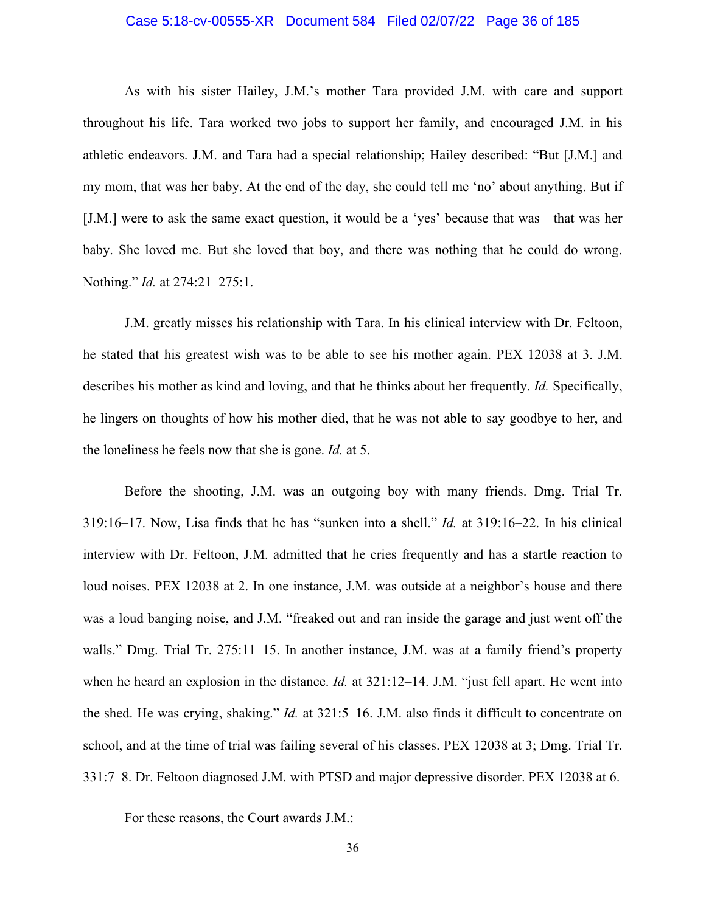As with his sister Hailey, J.M.'s mother Tara provided J.M. with care and support throughout his life. Tara worked two jobs to support her family, and encouraged J.M. in his athletic endeavors. J.M. and Tara had a special relationship; Hailey described: "But [J.M.] and my mom, that was her baby. At the end of the day, she could tell me 'no' about anything. But if [J.M.] were to ask the same exact question, it would be a 'yes' because that was—that was her baby. She loved me. But she loved that boy, and there was nothing that he could do wrong. Nothing." *Id.* at 274:21–275:1.

J.M. greatly misses his relationship with Tara. In his clinical interview with Dr. Feltoon, he stated that his greatest wish was to be able to see his mother again. PEX 12038 at 3. J.M. describes his mother as kind and loving, and that he thinks about her frequently. *Id.* Specifically, he lingers on thoughts of how his mother died, that he was not able to say goodbye to her, and the loneliness he feels now that she is gone. *Id.* at 5.

Before the shooting, J.M. was an outgoing boy with many friends. Dmg. Trial Tr. 319:16–17. Now, Lisa finds that he has "sunken into a shell." *Id.* at 319:16–22. In his clinical interview with Dr. Feltoon, J.M. admitted that he cries frequently and has a startle reaction to loud noises. PEX 12038 at 2. In one instance, J.M. was outside at a neighbor's house and there was a loud banging noise, and J.M. "freaked out and ran inside the garage and just went off the walls." Dmg. Trial Tr. 275:11–15. In another instance, J.M. was at a family friend's property when he heard an explosion in the distance. *Id.* at 321:12–14. J.M. "just fell apart. He went into the shed. He was crying, shaking." *Id.* at 321:5–16. J.M. also finds it difficult to concentrate on school, and at the time of trial was failing several of his classes. PEX 12038 at 3; Dmg. Trial Tr. 331:7–8. Dr. Feltoon diagnosed J.M. with PTSD and major depressive disorder. PEX 12038 at 6.

For these reasons, the Court awards J.M.: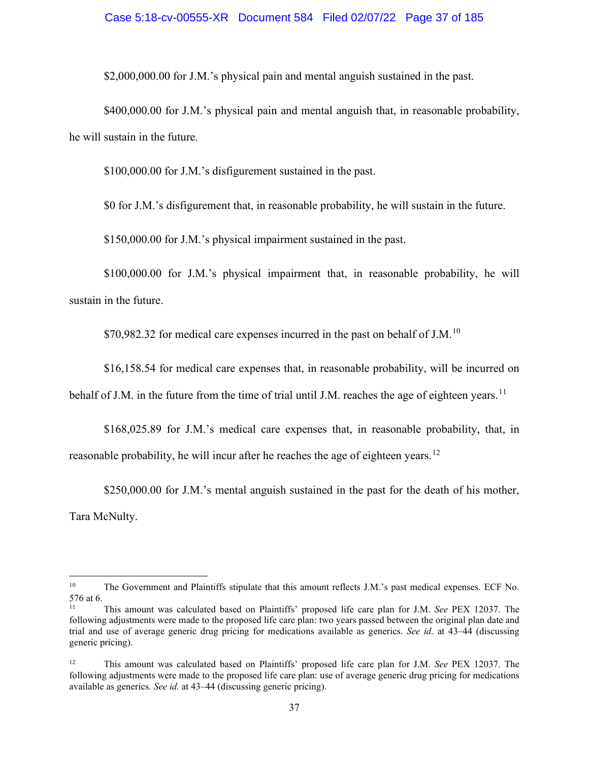$2,000,000.00 for J.M.'s physical pain and mental anguish sustained in the past.

$400,000.00 for J.M.'s physical pain and mental anguish that, in reasonable probability, he will sustain in the future.

$100,000.00 for J.M.'s disfigurement sustained in the past.

$0 for J.M.'s disfigurement that, in reasonable probability, he will sustain in the future.

$150,000.00 for J.M.'s physical impairment sustained in the past.

$100,000.00 for J.M.'s physical impairment that, in reasonable probability, he will sustain in the future.

$70,982.32 for medical care expenses incurred in the past on behalf of J.M.[10]

$16,158.54 for medical care expenses that, in reasonable probability, will be incurred on behalf of J.M. in the future from the time of trial until J.M. reaches the age of eighteen years.[11]

$168,025.89 for J.M.'s medical care expenses that, in reasonable probability, that, in reasonable probability, he will incur after he reaches the age of eighteen years.[12]

$250,000.00 for J.M.'s mental anguish sustained in the past for the death of his mother, Tara McNulty.

---

[10] The Government and Plaintiffs stipulate that this amount reflects J.M.'s past medical expenses. ECF No. 576 at 6.

[11] This amount was calculated based on Plaintiffs' proposed life care plan for J.M. *See* PEX 12037. The following adjustments were made to the proposed life care plan: two years passed between the original plan date and trial and use of average generic drug pricing for medications available as generics. *See id.* at 43–44 (discussing generic pricing).

[12] This amount was calculated based on Plaintiffs' proposed life care plan for J.M. *See* PEX 12037. The following adjustments were made to the proposed life care plan: use of average generic drug pricing for medications available as generics. *See id.* at 43–44 (discussing generic pricing).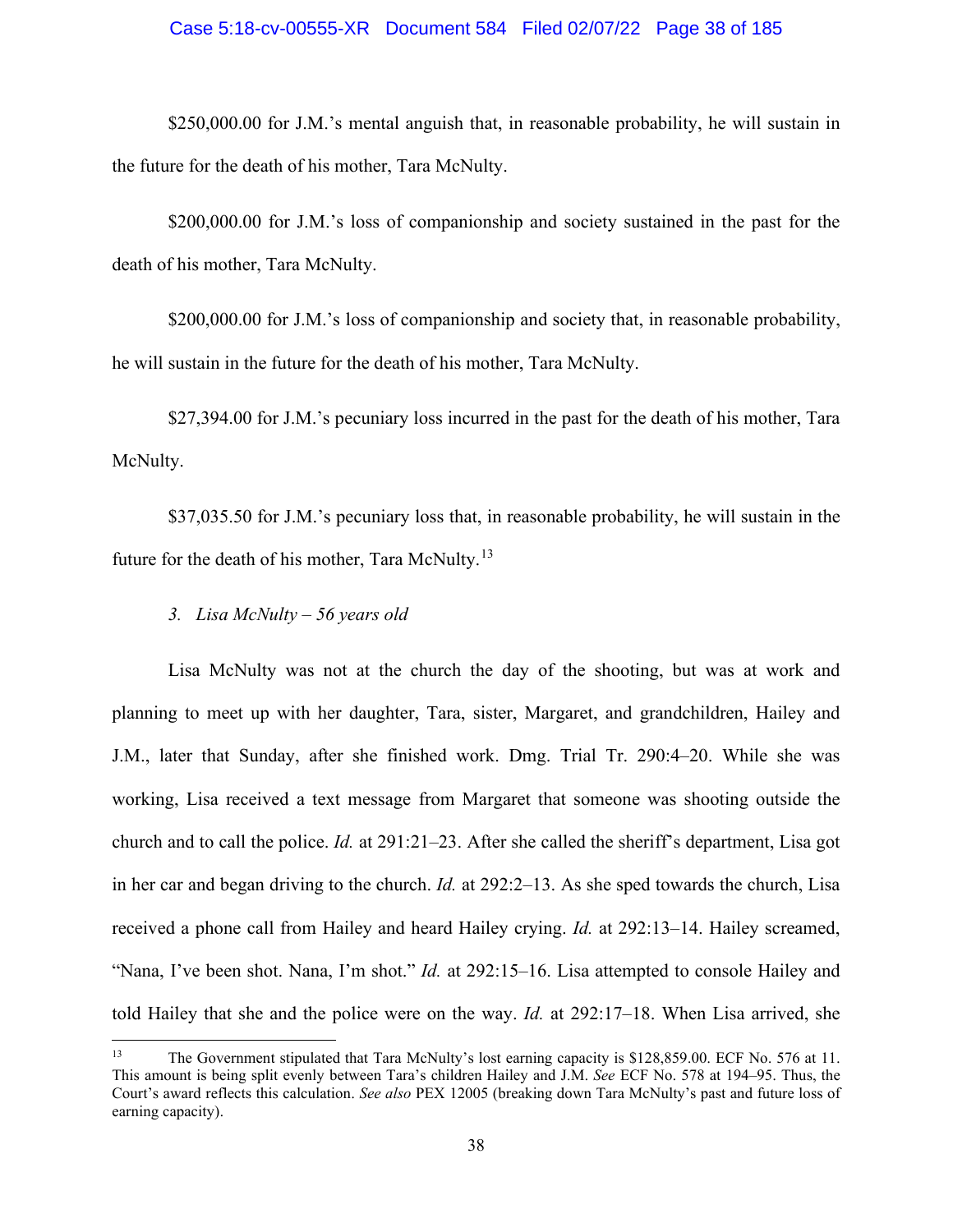$250,000.00 for J.M.'s mental anguish that, in reasonable probability, he will sustain in the future for the death of his mother, Tara McNulty.

$200,000.00 for J.M.'s loss of companionship and society sustained in the past for the death of his mother, Tara McNulty.

$200,000.00 for J.M.'s loss of companionship and society that, in reasonable probability, he will sustain in the future for the death of his mother, Tara McNulty.

$27,394.00 for J.M.'s pecuniary loss incurred in the past for the death of his mother, Tara McNulty.

$37,035.50 for J.M.'s pecuniary loss that, in reasonable probability, he will sustain in the future for the death of his mother, Tara McNulty.[13]

*3. Lisa McNulty – 56 years old*

Lisa McNulty was not at the church the day of the shooting, but was at work and planning to meet up with her daughter, Tara, sister, Margaret, and grandchildren, Hailey and J.M., later that Sunday, after she finished work. Dmg. Trial Tr. 290:4–20. While she was working, Lisa received a text message from Margaret that someone was shooting outside the church and to call the police. *Id.* at 291:21–23. After she called the sheriff's department, Lisa got in her car and began driving to the church. *Id.* at 292:2–13. As she sped towards the church, Lisa received a phone call from Hailey and heard Hailey crying. *Id.* at 292:13–14. Hailey screamed, "Nana, I've been shot. Nana, I'm shot." *Id.* at 292:15–16. Lisa attempted to console Hailey and told Hailey that she and the police were on the way. *Id.* at 292:17–18. When Lisa arrived, she

---

[13] The Government stipulated that Tara McNulty's lost earning capacity is $128,859.00. ECF No. 576 at 11. This amount is being split evenly between Tara's children Hailey and J.M. *See* ECF No. 578 at 194–95. Thus, the Court's award reflects this calculation. *See also* PEX 12005 (breaking down Tara McNulty's past and future loss of earning capacity).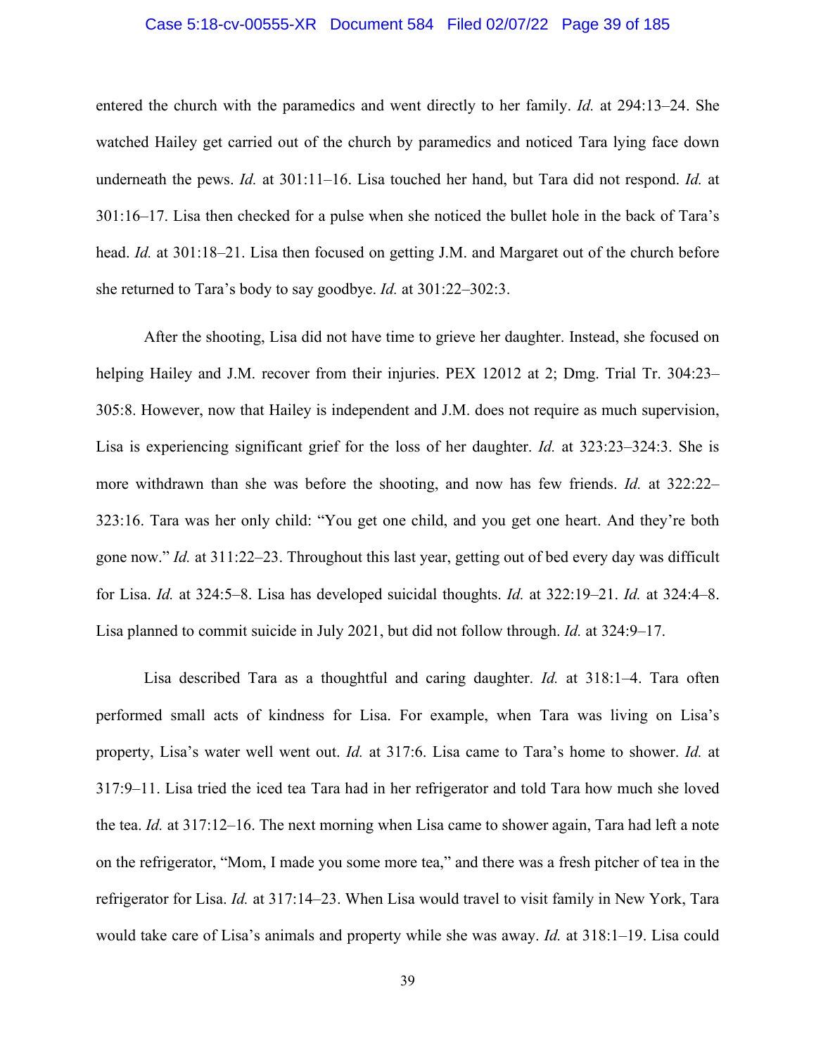entered the church with the paramedics and went directly to her family. *Id.* at 294:13–24. She watched Hailey get carried out of the church by paramedics and noticed Tara lying face down underneath the pews. *Id.* at 301:11–16. Lisa touched her hand, but Tara did not respond. *Id.* at 301:16–17. Lisa then checked for a pulse when she noticed the bullet hole in the back of Tara's head. *Id.* at 301:18–21. Lisa then focused on getting J.M. and Margaret out of the church before she returned to Tara's body to say goodbye. *Id.* at 301:22–302:3.

After the shooting, Lisa did not have time to grieve her daughter. Instead, she focused on helping Hailey and J.M. recover from their injuries. PEX 12012 at 2; Dmg. Trial Tr. 304:23–305:8. However, now that Hailey is independent and J.M. does not require as much supervision, Lisa is experiencing significant grief for the loss of her daughter. *Id.* at 323:23–324:3. She is more withdrawn than she was before the shooting, and now has few friends. *Id.* at 322:22–323:16. Tara was her only child: "You get one child, and you get one heart. And they're both gone now." *Id.* at 311:22–23. Throughout this last year, getting out of bed every day was difficult for Lisa. *Id.* at 324:5–8. Lisa has developed suicidal thoughts. *Id.* at 322:19–21. *Id.* at 324:4–8. Lisa planned to commit suicide in July 2021, but did not follow through. *Id.* at 324:9–17.

Lisa described Tara as a thoughtful and caring daughter. *Id.* at 318:1–4. Tara often performed small acts of kindness for Lisa. For example, when Tara was living on Lisa's property, Lisa's water well went out. *Id.* at 317:6. Lisa came to Tara's home to shower. *Id.* at 317:9–11. Lisa tried the iced tea Tara had in her refrigerator and told Tara how much she loved the tea. *Id.* at 317:12–16. The next morning when Lisa came to shower again, Tara had left a note on the refrigerator, "Mom, I made you some more tea," and there was a fresh pitcher of tea in the refrigerator for Lisa. *Id.* at 317:14–23. When Lisa would travel to visit family in New York, Tara would take care of Lisa's animals and property while she was away. *Id.* at 318:1–19. Lisa could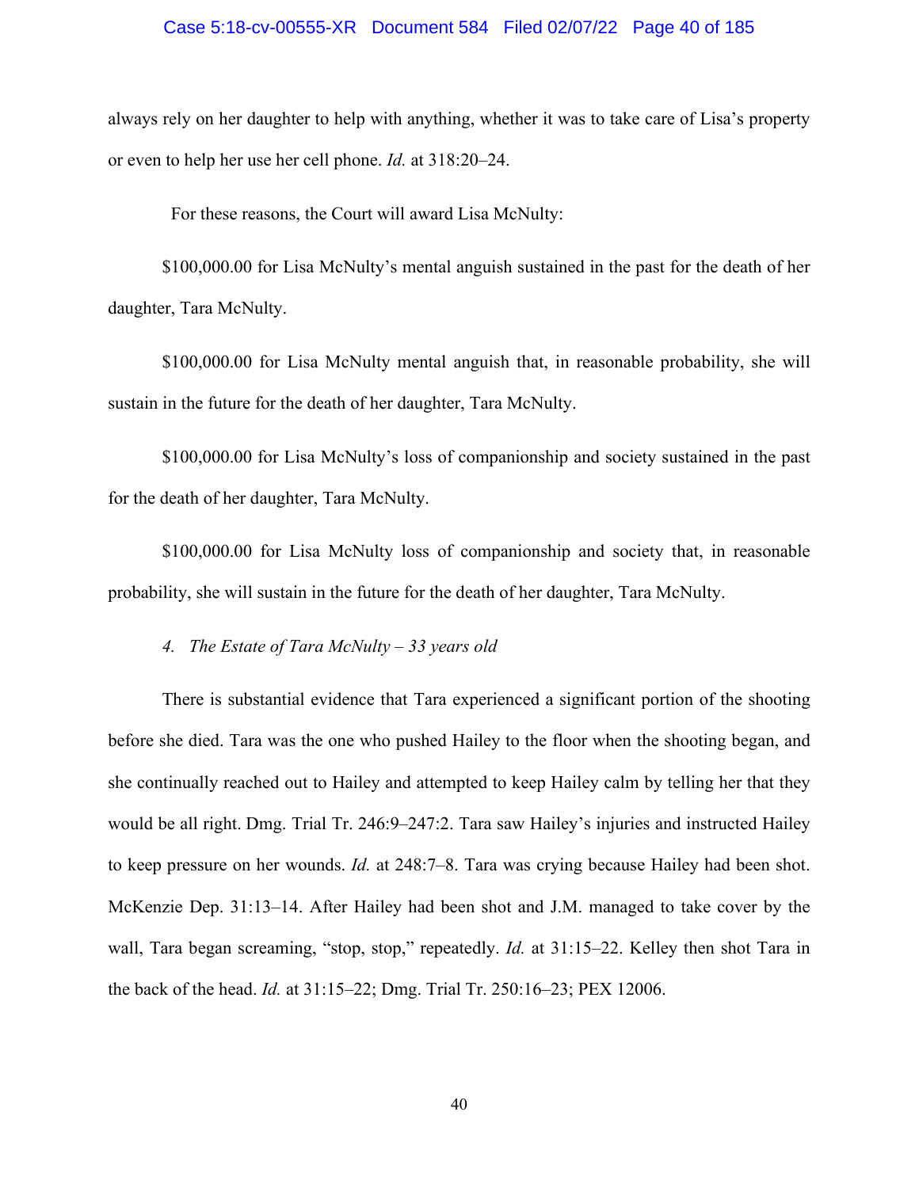always rely on her daughter to help with anything, whether it was to take care of Lisa's property or even to help her use her cell phone. *Id.* at 318:20–24.

For these reasons, the Court will award Lisa McNulty:

$100,000.00 for Lisa McNulty's mental anguish sustained in the past for the death of her daughter, Tara McNulty.

$100,000.00 for Lisa McNulty mental anguish that, in reasonable probability, she will sustain in the future for the death of her daughter, Tara McNulty.

$100,000.00 for Lisa McNulty's loss of companionship and society sustained in the past for the death of her daughter, Tara McNulty.

$100,000.00 for Lisa McNulty loss of companionship and society that, in reasonable probability, she will sustain in the future for the death of her daughter, Tara McNulty.

*4. The Estate of Tara McNulty – 33 years old*

There is substantial evidence that Tara experienced a significant portion of the shooting before she died. Tara was the one who pushed Hailey to the floor when the shooting began, and she continually reached out to Hailey and attempted to keep Hailey calm by telling her that they would be all right. Dmg. Trial Tr. 246:9–247:2. Tara saw Hailey's injuries and instructed Hailey to keep pressure on her wounds. *Id.* at 248:7–8. Tara was crying because Hailey had been shot. McKenzie Dep. 31:13–14. After Hailey had been shot and J.M. managed to take cover by the wall, Tara began screaming, "stop, stop," repeatedly. *Id.* at 31:15–22. Kelley then shot Tara in the back of the head. *Id.* at 31:15–22; Dmg. Trial Tr. 250:16–23; PEX 12006.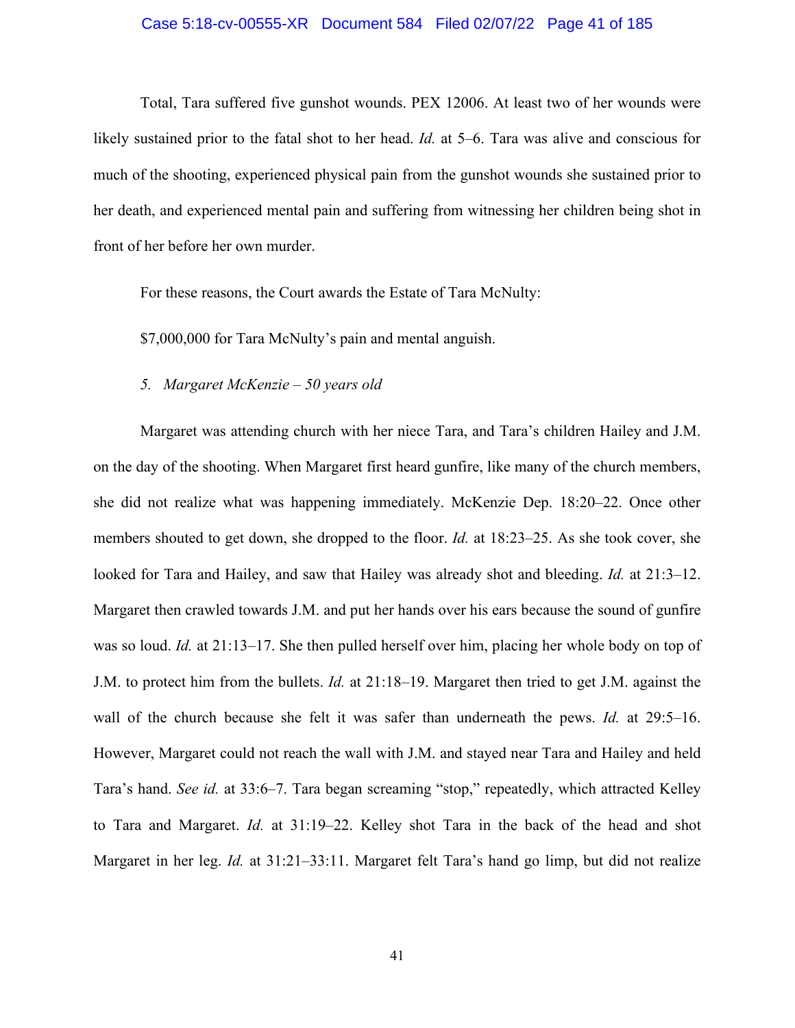Total, Tara suffered five gunshot wounds. PEX 12006. At least two of her wounds were likely sustained prior to the fatal shot to her head. *Id.* at 5–6. Tara was alive and conscious for much of the shooting, experienced physical pain from the gunshot wounds she sustained prior to her death, and experienced mental pain and suffering from witnessing her children being shot in front of her before her own murder.

For these reasons, the Court awards the Estate of Tara McNulty:

$7,000,000 for Tara McNulty's pain and mental anguish.

*5. Margaret McKenzie – 50 years old*

Margaret was attending church with her niece Tara, and Tara's children Hailey and J.M. on the day of the shooting. When Margaret first heard gunfire, like many of the church members, she did not realize what was happening immediately. McKenzie Dep. 18:20–22. Once other members shouted to get down, she dropped to the floor. *Id.* at 18:23–25. As she took cover, she looked for Tara and Hailey, and saw that Hailey was already shot and bleeding. *Id.* at 21:3–12. Margaret then crawled towards J.M. and put her hands over his ears because the sound of gunfire was so loud. *Id.* at 21:13–17. She then pulled herself over him, placing her whole body on top of J.M. to protect him from the bullets. *Id.* at 21:18–19. Margaret then tried to get J.M. against the wall of the church because she felt it was safer than underneath the pews. *Id.* at 29:5–16. However, Margaret could not reach the wall with J.M. and stayed near Tara and Hailey and held Tara's hand. *See id.* at 33:6–7. Tara began screaming "stop," repeatedly, which attracted Kelley to Tara and Margaret. *Id.* at 31:19–22. Kelley shot Tara in the back of the head and shot Margaret in her leg. *Id.* at 31:21–33:11. Margaret felt Tara's hand go limp, but did not realize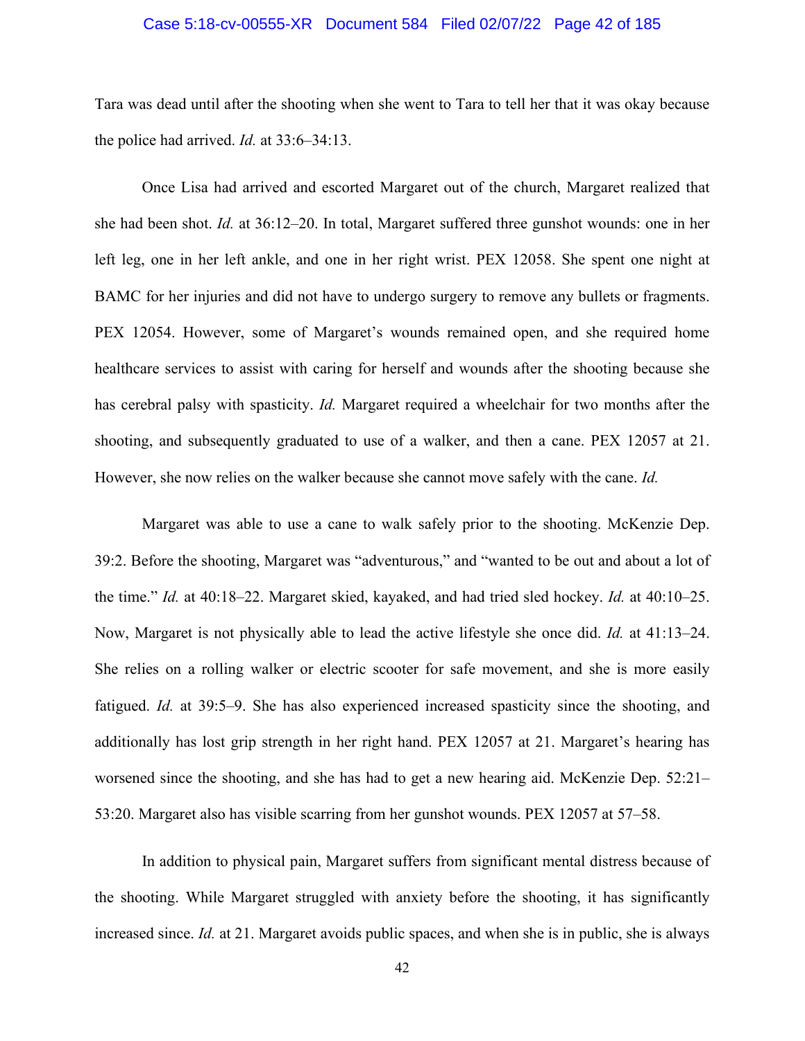Tara was dead until after the shooting when she went to Tara to tell her that it was okay because the police had arrived. *Id.* at 33:6–34:13.

Once Lisa had arrived and escorted Margaret out of the church, Margaret realized that she had been shot. *Id.* at 36:12–20. In total, Margaret suffered three gunshot wounds: one in her left leg, one in her left ankle, and one in her right wrist. PEX 12058. She spent one night at BAMC for her injuries and did not have to undergo surgery to remove any bullets or fragments. PEX 12054. However, some of Margaret's wounds remained open, and she required home healthcare services to assist with caring for herself and wounds after the shooting because she has cerebral palsy with spasticity. *Id.* Margaret required a wheelchair for two months after the shooting, and subsequently graduated to use of a walker, and then a cane. PEX 12057 at 21. However, she now relies on the walker because she cannot move safely with the cane. *Id.*

Margaret was able to use a cane to walk safely prior to the shooting. McKenzie Dep. 39:2. Before the shooting, Margaret was "adventurous," and "wanted to be out and about a lot of the time." *Id.* at 40:18–22. Margaret skied, kayaked, and had tried sled hockey. *Id.* at 40:10–25. Now, Margaret is not physically able to lead the active lifestyle she once did. *Id.* at 41:13–24. She relies on a rolling walker or electric scooter for safe movement, and she is more easily fatigued. *Id.* at 39:5–9. She has also experienced increased spasticity since the shooting, and additionally has lost grip strength in her right hand. PEX 12057 at 21. Margaret's hearing has worsened since the shooting, and she has had to get a new hearing aid. McKenzie Dep. 52:21–53:20. Margaret also has visible scarring from her gunshot wounds. PEX 12057 at 57–58.

In addition to physical pain, Margaret suffers from significant mental distress because of the shooting. While Margaret struggled with anxiety before the shooting, it has significantly increased since. *Id.* at 21. Margaret avoids public spaces, and when she is in public, she is always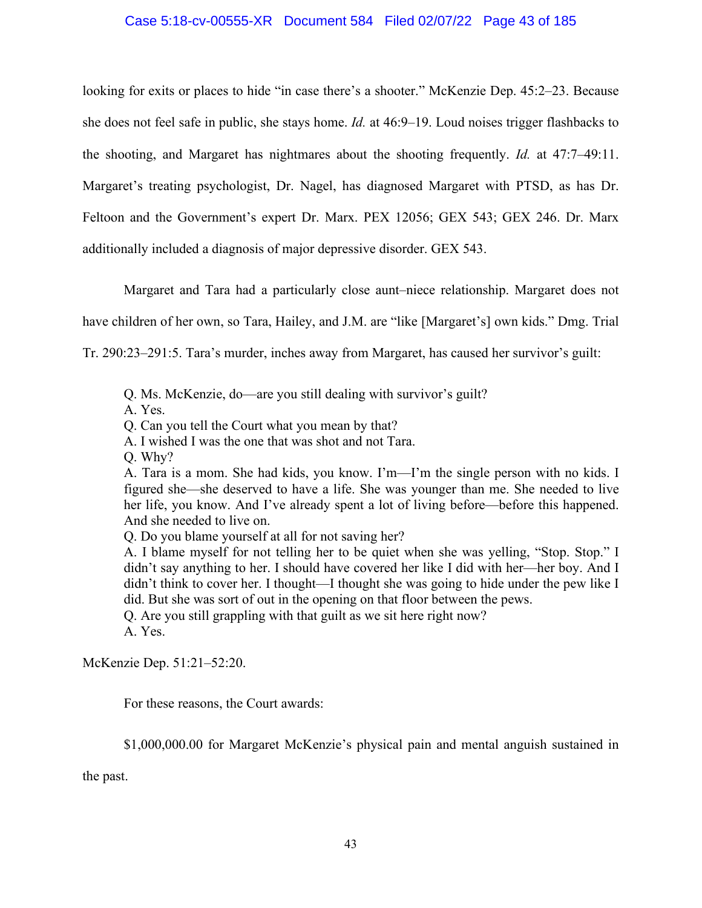looking for exits or places to hide "in case there's a shooter." McKenzie Dep. 45:2–23. Because she does not feel safe in public, she stays home. *Id.* at 46:9–19. Loud noises trigger flashbacks to the shooting, and Margaret has nightmares about the shooting frequently. *Id.* at 47:7–49:11. Margaret's treating psychologist, Dr. Nagel, has diagnosed Margaret with PTSD, as has Dr. Feltoon and the Government's expert Dr. Marx. PEX 12056; GEX 543; GEX 246. Dr. Marx additionally included a diagnosis of major depressive disorder. GEX 543.

Margaret and Tara had a particularly close aunt–niece relationship. Margaret does not have children of her own, so Tara, Hailey, and J.M. are "like [Margaret's] own kids." Dmg. Trial Tr. 290:23–291:5. Tara's murder, inches away from Margaret, has caused her survivor's guilt:

> Q. Ms. McKenzie, do—are you still dealing with survivor's guilt?
> A. Yes.
> Q. Can you tell the Court what you mean by that?
> A. I wished I was the one that was shot and not Tara.
> Q. Why?
> A. Tara is a mom. She had kids, you know. I'm—I'm the single person with no kids. I figured she—she deserved to have a life. She was younger than me. She needed to live her life, you know. And I've already spent a lot of living before—before this happened. And she needed to live on.
> Q. Do you blame yourself at all for not saving her?
> A. I blame myself for not telling her to be quiet when she was yelling, "Stop. Stop." I didn't say anything to her. I should have covered her like I did with her—her boy. And I didn't think to cover her. I thought—I thought she was going to hide under the pew like I did. But she was sort of out in the opening on that floor between the pews.
> Q. Are you still grappling with that guilt as we sit here right now?
> A. Yes.

McKenzie Dep. 51:21–52:20.

For these reasons, the Court awards:

$1,000,000.00 for Margaret McKenzie's physical pain and mental anguish sustained in the past.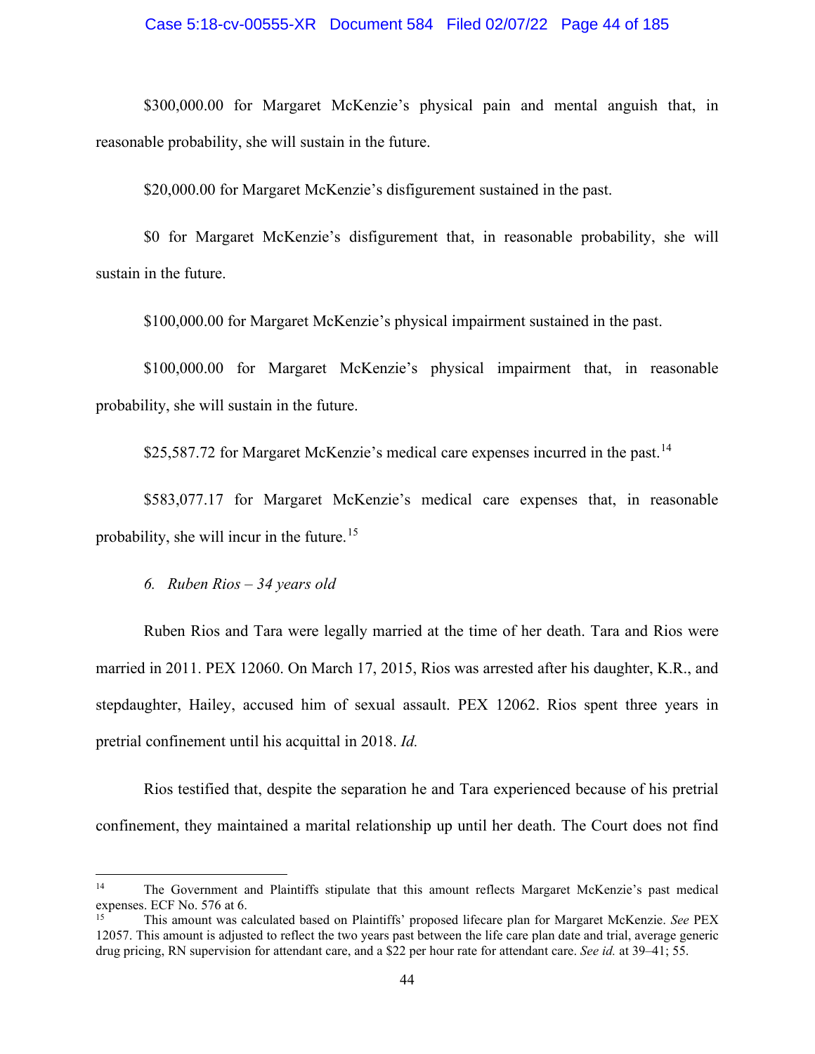$300,000.00 for Margaret McKenzie's physical pain and mental anguish that, in reasonable probability, she will sustain in the future.

$20,000.00 for Margaret McKenzie's disfigurement sustained in the past.

$0 for Margaret McKenzie's disfigurement that, in reasonable probability, she will sustain in the future.

$100,000.00 for Margaret McKenzie's physical impairment sustained in the past.

$100,000.00 for Margaret McKenzie's physical impairment that, in reasonable probability, she will sustain in the future.

$25,587.72 for Margaret McKenzie's medical care expenses incurred in the past.[14]

$583,077.17 for Margaret McKenzie's medical care expenses that, in reasonable probability, she will incur in the future.[15]

*6. Ruben Rios – 34 years old*

Ruben Rios and Tara were legally married at the time of her death. Tara and Rios were married in 2011. PEX 12060. On March 17, 2015, Rios was arrested after his daughter, K.R., and stepdaughter, Hailey, accused him of sexual assault. PEX 12062. Rios spent three years in pretrial confinement until his acquittal in 2018. *Id.*

Rios testified that, despite the separation he and Tara experienced because of his pretrial confinement, they maintained a marital relationship up until her death. The Court does not find

---

[14] The Government and Plaintiffs stipulate that this amount reflects Margaret McKenzie's past medical expenses. ECF No. 576 at 6.

[15] This amount was calculated based on Plaintiffs' proposed lifecare plan for Margaret McKenzie. *See* PEX 12057. This amount is adjusted to reflect the two years past between the life care plan date and trial, average generic drug pricing, RN supervision for attendant care, and a $22 per hour rate for attendant care. *See id.* at 39–41; 55.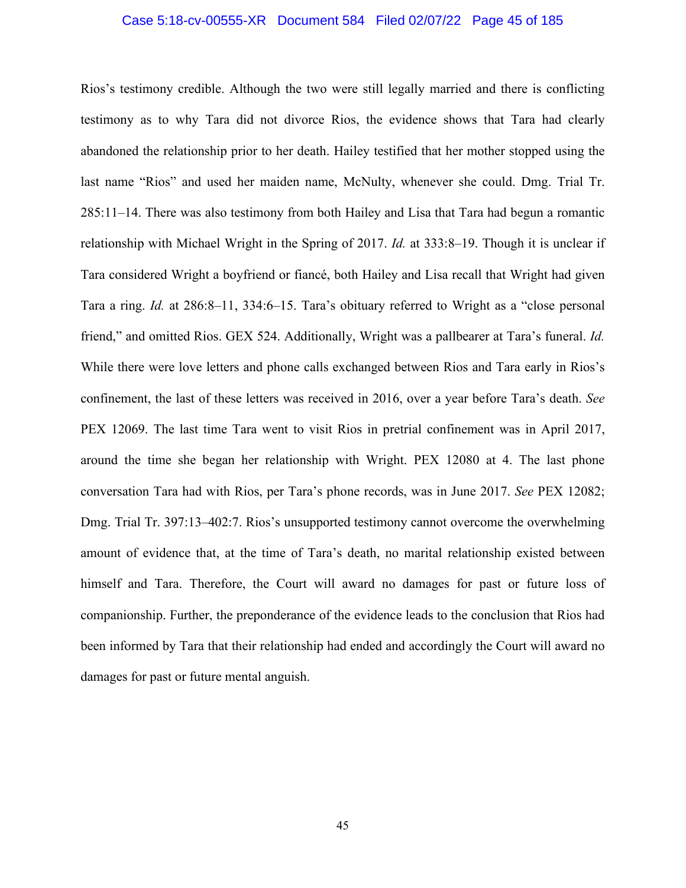Rios's testimony credible. Although the two were still legally married and there is conflicting testimony as to why Tara did not divorce Rios, the evidence shows that Tara had clearly abandoned the relationship prior to her death. Hailey testified that her mother stopped using the last name "Rios" and used her maiden name, McNulty, whenever she could. Dmg. Trial Tr. 285:11–14. There was also testimony from both Hailey and Lisa that Tara had begun a romantic relationship with Michael Wright in the Spring of 2017. *Id.* at 333:8–19. Though it is unclear if Tara considered Wright a boyfriend or fiancé, both Hailey and Lisa recall that Wright had given Tara a ring. *Id.* at 286:8–11, 334:6–15. Tara's obituary referred to Wright as a "close personal friend," and omitted Rios. GEX 524. Additionally, Wright was a pallbearer at Tara's funeral. *Id.* While there were love letters and phone calls exchanged between Rios and Tara early in Rios's confinement, the last of these letters was received in 2016, over a year before Tara's death. *See* PEX 12069. The last time Tara went to visit Rios in pretrial confinement was in April 2017, around the time she began her relationship with Wright. PEX 12080 at 4. The last phone conversation Tara had with Rios, per Tara's phone records, was in June 2017. *See* PEX 12082; Dmg. Trial Tr. 397:13–402:7. Rios's unsupported testimony cannot overcome the overwhelming amount of evidence that, at the time of Tara's death, no marital relationship existed between himself and Tara. Therefore, the Court will award no damages for past or future loss of companionship. Further, the preponderance of the evidence leads to the conclusion that Rios had been informed by Tara that their relationship had ended and accordingly the Court will award no damages for past or future mental anguish.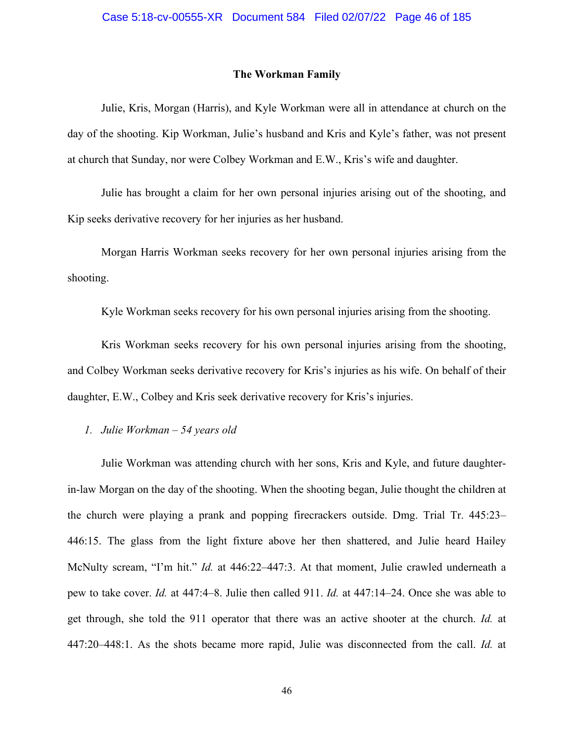### The Workman Family

Julie, Kris, Morgan (Harris), and Kyle Workman were all in attendance at church on the day of the shooting. Kip Workman, Julie's husband and Kris and Kyle's father, was not present at church that Sunday, nor were Colbey Workman and E.W., Kris's wife and daughter.

Julie has brought a claim for her own personal injuries arising out of the shooting, and Kip seeks derivative recovery for her injuries as her husband.

Morgan Harris Workman seeks recovery for her own personal injuries arising from the shooting.

Kyle Workman seeks recovery for his own personal injuries arising from the shooting.

Kris Workman seeks recovery for his own personal injuries arising from the shooting, and Colbey Workman seeks derivative recovery for Kris's injuries as his wife. On behalf of their daughter, E.W., Colbey and Kris seek derivative recovery for Kris's injuries.

*1. Julie Workman – 54 years old*

Julie Workman was attending church with her sons, Kris and Kyle, and future daughter-in-law Morgan on the day of the shooting. When the shooting began, Julie thought the children at the church were playing a prank and popping firecrackers outside. Dmg. Trial Tr. 445:23–446:15. The glass from the light fixture above her then shattered, and Julie heard Hailey McNulty scream, "I'm hit." *Id.* at 446:22–447:3. At that moment, Julie crawled underneath a pew to take cover. *Id.* at 447:4–8. Julie then called 911. *Id.* at 447:14–24. Once she was able to get through, she told the 911 operator that there was an active shooter at the church. *Id.* at 447:20–448:1. As the shots became more rapid, Julie was disconnected from the call. *Id.* at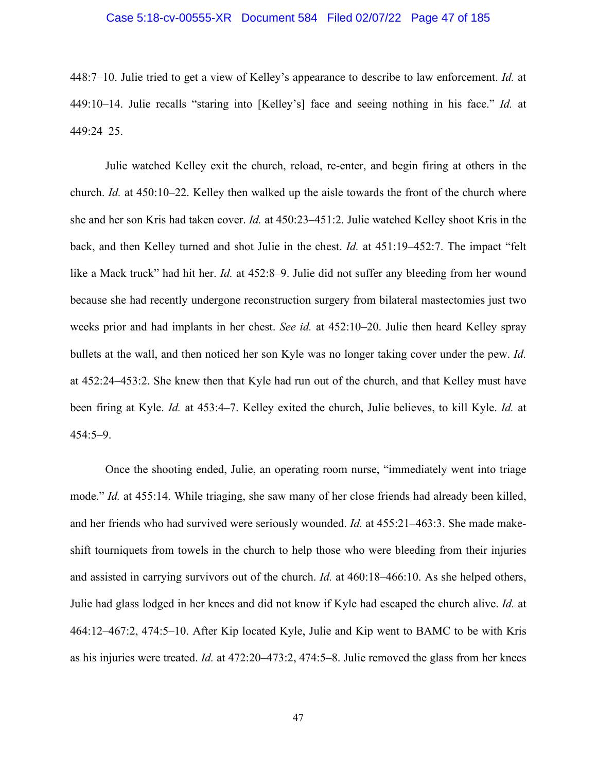448:7–10. Julie tried to get a view of Kelley's appearance to describe to law enforcement. *Id.* at 449:10–14. Julie recalls "staring into [Kelley's] face and seeing nothing in his face." *Id.* at 449:24–25.

Julie watched Kelley exit the church, reload, re-enter, and begin firing at others in the church. *Id.* at 450:10–22. Kelley then walked up the aisle towards the front of the church where she and her son Kris had taken cover. *Id.* at 450:23–451:2. Julie watched Kelley shoot Kris in the back, and then Kelley turned and shot Julie in the chest. *Id.* at 451:19–452:7. The impact "felt like a Mack truck" had hit her. *Id.* at 452:8–9. Julie did not suffer any bleeding from her wound because she had recently undergone reconstruction surgery from bilateral mastectomies just two weeks prior and had implants in her chest. *See id.* at 452:10–20. Julie then heard Kelley spray bullets at the wall, and then noticed her son Kyle was no longer taking cover under the pew. *Id.* at 452:24–453:2. She knew then that Kyle had run out of the church, and that Kelley must have been firing at Kyle. *Id.* at 453:4–7. Kelley exited the church, Julie believes, to kill Kyle. *Id.* at 454:5–9.

Once the shooting ended, Julie, an operating room nurse, "immediately went into triage mode." *Id.* at 455:14. While triaging, she saw many of her close friends had already been killed, and her friends who had survived were seriously wounded. *Id.* at 455:21–463:3. She made make-shift tourniquets from towels in the church to help those who were bleeding from their injuries and assisted in carrying survivors out of the church. *Id.* at 460:18–466:10. As she helped others, Julie had glass lodged in her knees and did not know if Kyle had escaped the church alive. *Id.* at 464:12–467:2, 474:5–10. After Kip located Kyle, Julie and Kip went to BAMC to be with Kris as his injuries were treated. *Id.* at 472:20–473:2, 474:5–8. Julie removed the glass from her knees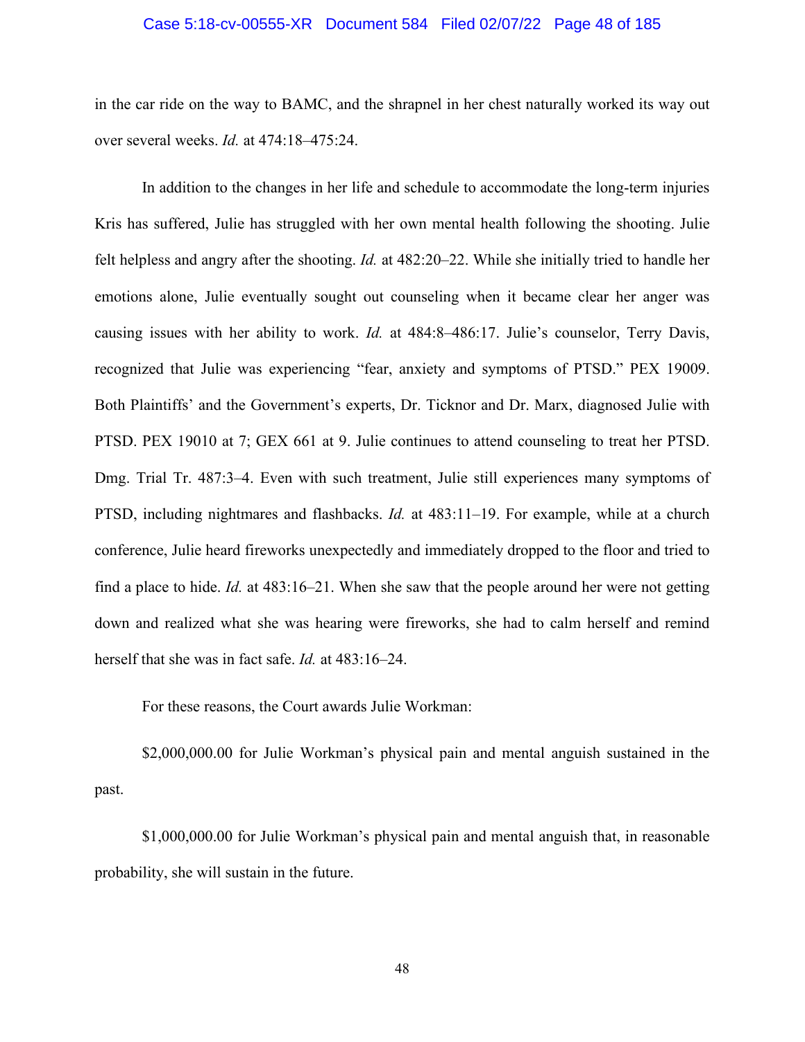in the car ride on the way to BAMC, and the shrapnel in her chest naturally worked its way out over several weeks. *Id.* at 474:18–475:24.

In addition to the changes in her life and schedule to accommodate the long-term injuries Kris has suffered, Julie has struggled with her own mental health following the shooting. Julie felt helpless and angry after the shooting. *Id.* at 482:20–22. While she initially tried to handle her emotions alone, Julie eventually sought out counseling when it became clear her anger was causing issues with her ability to work. *Id.* at 484:8–486:17. Julie's counselor, Terry Davis, recognized that Julie was experiencing "fear, anxiety and symptoms of PTSD." PEX 19009. Both Plaintiffs' and the Government's experts, Dr. Ticknor and Dr. Marx, diagnosed Julie with PTSD. PEX 19010 at 7; GEX 661 at 9. Julie continues to attend counseling to treat her PTSD. Dmg. Trial Tr. 487:3–4. Even with such treatment, Julie still experiences many symptoms of PTSD, including nightmares and flashbacks. *Id.* at 483:11–19. For example, while at a church conference, Julie heard fireworks unexpectedly and immediately dropped to the floor and tried to find a place to hide. *Id.* at 483:16–21. When she saw that the people around her were not getting down and realized what she was hearing were fireworks, she had to calm herself and remind herself that she was in fact safe. *Id.* at 483:16–24.

For these reasons, the Court awards Julie Workman:

$2,000,000.00 for Julie Workman's physical pain and mental anguish sustained in the past.

$1,000,000.00 for Julie Workman's physical pain and mental anguish that, in reasonable probability, she will sustain in the future.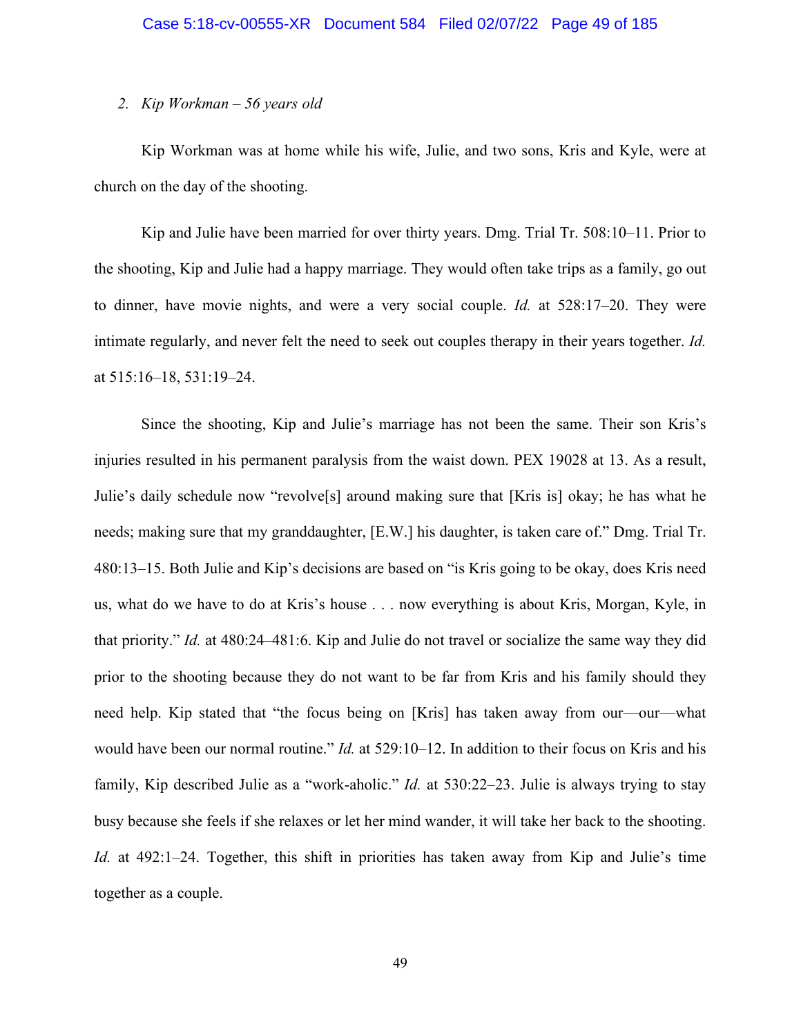*2. Kip Workman – 56 years old*

Kip Workman was at home while his wife, Julie, and two sons, Kris and Kyle, were at church on the day of the shooting.

Kip and Julie have been married for over thirty years. Dmg. Trial Tr. 508:10–11. Prior to the shooting, Kip and Julie had a happy marriage. They would often take trips as a family, go out to dinner, have movie nights, and were a very social couple. *Id.* at 528:17–20. They were intimate regularly, and never felt the need to seek out couples therapy in their years together. *Id.* at 515:16–18, 531:19–24.

Since the shooting, Kip and Julie's marriage has not been the same. Their son Kris's injuries resulted in his permanent paralysis from the waist down. PEX 19028 at 13. As a result, Julie's daily schedule now "revolve[s] around making sure that [Kris is] okay; he has what he needs; making sure that my granddaughter, [E.W.] his daughter, is taken care of." Dmg. Trial Tr. 480:13–15. Both Julie and Kip's decisions are based on "is Kris going to be okay, does Kris need us, what do we have to do at Kris's house . . . now everything is about Kris, Morgan, Kyle, in that priority." *Id.* at 480:24–481:6. Kip and Julie do not travel or socialize the same way they did prior to the shooting because they do not want to be far from Kris and his family should they need help. Kip stated that "the focus being on [Kris] has taken away from our—our—what would have been our normal routine." *Id.* at 529:10–12. In addition to their focus on Kris and his family, Kip described Julie as a "work-aholic." *Id.* at 530:22–23. Julie is always trying to stay busy because she feels if she relaxes or let her mind wander, it will take her back to the shooting. *Id.* at 492:1–24. Together, this shift in priorities has taken away from Kip and Julie's time together as a couple.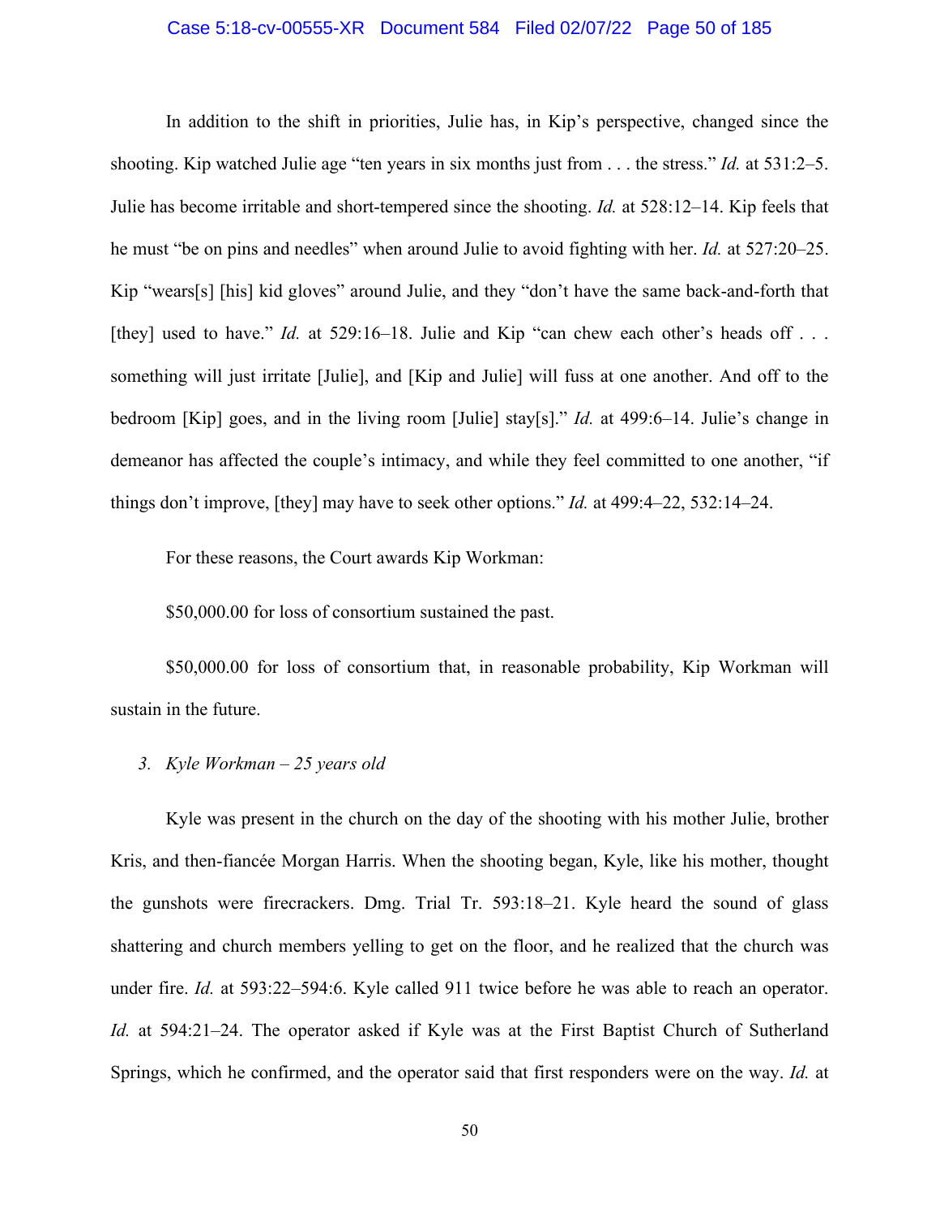In addition to the shift in priorities, Julie has, in Kip's perspective, changed since the shooting. Kip watched Julie age "ten years in six months just from . . . the stress." *Id.* at 531:2–5. Julie has become irritable and short-tempered since the shooting. *Id.* at 528:12–14. Kip feels that he must "be on pins and needles" when around Julie to avoid fighting with her. *Id.* at 527:20–25. Kip "wears[s] [his] kid gloves" around Julie, and they "don't have the same back-and-forth that [they] used to have." *Id.* at 529:16–18. Julie and Kip "can chew each other's heads off . . . something will just irritate [Julie], and [Kip and Julie] will fuss at one another. And off to the bedroom [Kip] goes, and in the living room [Julie] stay[s]." *Id.* at 499:6–14. Julie's change in demeanor has affected the couple's intimacy, and while they feel committed to one another, "if things don't improve, [they] may have to seek other options." *Id.* at 499:4–22, 532:14–24.

For these reasons, the Court awards Kip Workman:

$50,000.00 for loss of consortium sustained the past.

$50,000.00 for loss of consortium that, in reasonable probability, Kip Workman will sustain in the future.

*3. Kyle Workman – 25 years old*

Kyle was present in the church on the day of the shooting with his mother Julie, brother Kris, and then-fiancée Morgan Harris. When the shooting began, Kyle, like his mother, thought the gunshots were firecrackers. Dmg. Trial Tr. 593:18–21. Kyle heard the sound of glass shattering and church members yelling to get on the floor, and he realized that the church was under fire. *Id.* at 593:22–594:6. Kyle called 911 twice before he was able to reach an operator. *Id.* at 594:21–24. The operator asked if Kyle was at the First Baptist Church of Sutherland Springs, which he confirmed, and the operator said that first responders were on the way. *Id.* at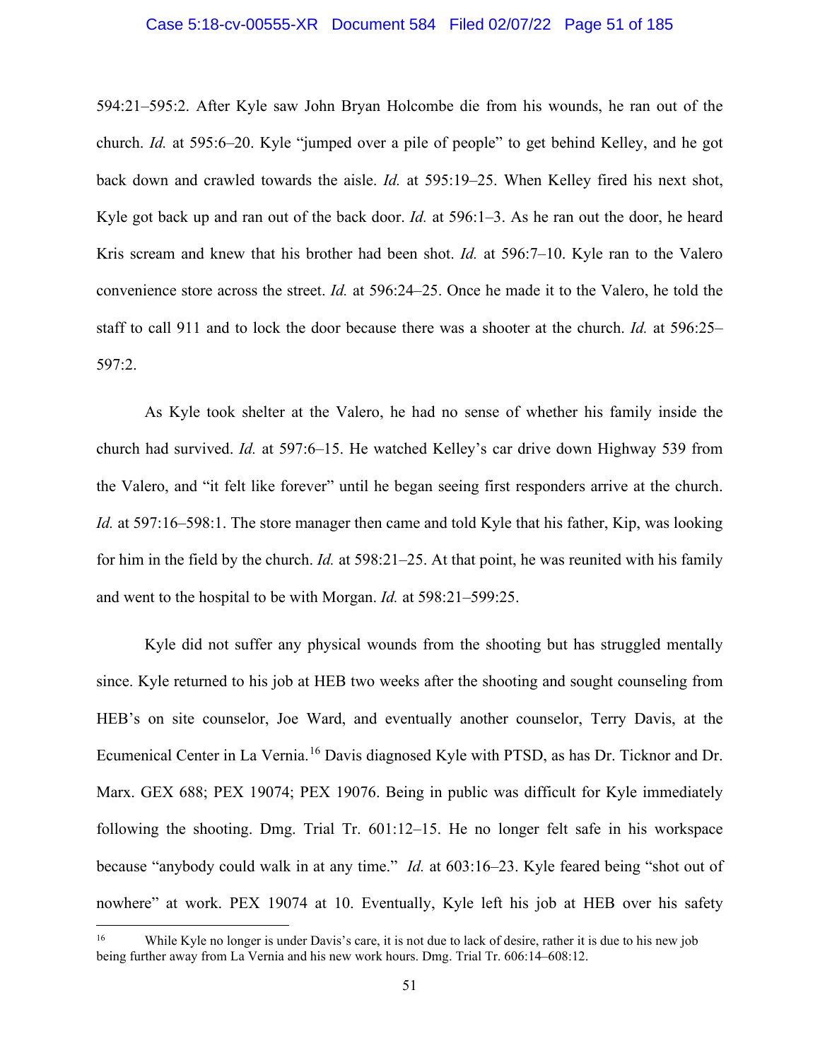594:21–595:2. After Kyle saw John Bryan Holcombe die from his wounds, he ran out of the church. *Id.* at 595:6–20. Kyle "jumped over a pile of people" to get behind Kelley, and he got back down and crawled towards the aisle. *Id.* at 595:19–25. When Kelley fired his next shot, Kyle got back up and ran out of the back door. *Id.* at 596:1–3. As he ran out the door, he heard Kris scream and knew that his brother had been shot. *Id.* at 596:7–10. Kyle ran to the Valero convenience store across the street. *Id.* at 596:24–25. Once he made it to the Valero, he told the staff to call 911 and to lock the door because there was a shooter at the church. *Id.* at 596:25–597:2.

As Kyle took shelter at the Valero, he had no sense of whether his family inside the church had survived. *Id.* at 597:6–15. He watched Kelley's car drive down Highway 539 from the Valero, and "it felt like forever" until he began seeing first responders arrive at the church. *Id.* at 597:16–598:1. The store manager then came and told Kyle that his father, Kip, was looking for him in the field by the church. *Id.* at 598:21–25. At that point, he was reunited with his family and went to the hospital to be with Morgan. *Id.* at 598:21–599:25.

Kyle did not suffer any physical wounds from the shooting but has struggled mentally since. Kyle returned to his job at HEB two weeks after the shooting and sought counseling from HEB's on site counselor, Joe Ward, and eventually another counselor, Terry Davis, at the Ecumenical Center in La Vernia.[16] Davis diagnosed Kyle with PTSD, as has Dr. Ticknor and Dr. Marx. GEX 688; PEX 19074; PEX 19076. Being in public was difficult for Kyle immediately following the shooting. Dmg. Trial Tr. 601:12–15. He no longer felt safe in his workspace because "anybody could walk in at any time." *Id.* at 603:16–23. Kyle feared being "shot out of nowhere" at work. PEX 19074 at 10. Eventually, Kyle left his job at HEB over his safety

---

[16] While Kyle no longer is under Davis's care, it is not due to lack of desire, rather it is due to his new job being further away from La Vernia and his new work hours. Dmg. Trial Tr. 606:14–608:12.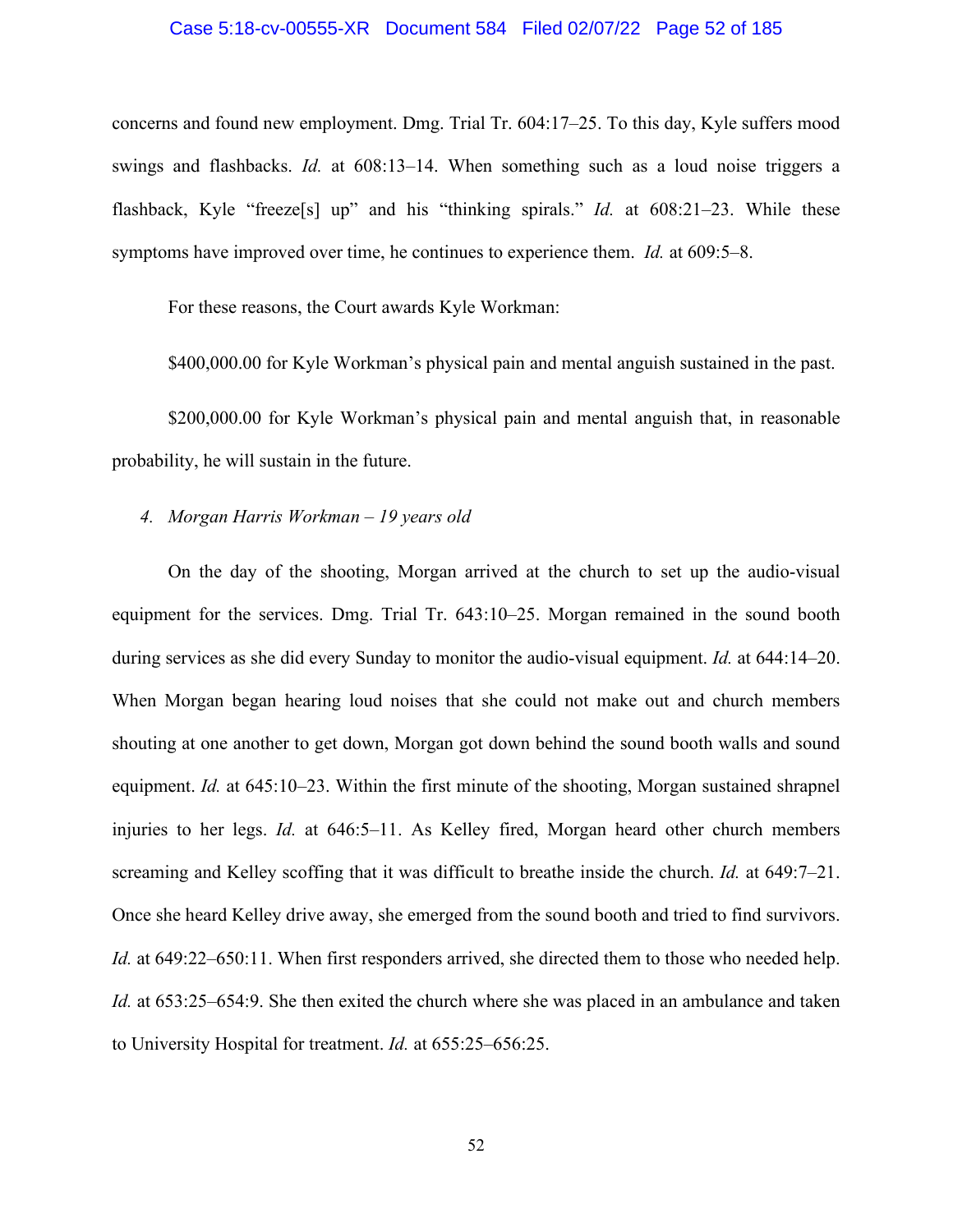concerns and found new employment. Dmg. Trial Tr. 604:17–25. To this day, Kyle suffers mood swings and flashbacks. *Id.* at 608:13–14. When something such as a loud noise triggers a flashback, Kyle "freeze[s] up" and his "thinking spirals." *Id.* at 608:21–23. While these symptoms have improved over time, he continues to experience them. *Id.* at 609:5–8.

For these reasons, the Court awards Kyle Workman:

$400,000.00 for Kyle Workman's physical pain and mental anguish sustained in the past.

$200,000.00 for Kyle Workman's physical pain and mental anguish that, in reasonable probability, he will sustain in the future.

*4. Morgan Harris Workman – 19 years old*

On the day of the shooting, Morgan arrived at the church to set up the audio-visual equipment for the services. Dmg. Trial Tr. 643:10–25. Morgan remained in the sound booth during services as she did every Sunday to monitor the audio-visual equipment. *Id.* at 644:14–20. When Morgan began hearing loud noises that she could not make out and church members shouting at one another to get down, Morgan got down behind the sound booth walls and sound equipment. *Id.* at 645:10–23. Within the first minute of the shooting, Morgan sustained shrapnel injuries to her legs. *Id.* at 646:5–11. As Kelley fired, Morgan heard other church members screaming and Kelley scoffing that it was difficult to breathe inside the church. *Id.* at 649:7–21. Once she heard Kelley drive away, she emerged from the sound booth and tried to find survivors. *Id.* at 649:22–650:11. When first responders arrived, she directed them to those who needed help. *Id.* at 653:25–654:9. She then exited the church where she was placed in an ambulance and taken to University Hospital for treatment. *Id.* at 655:25–656:25.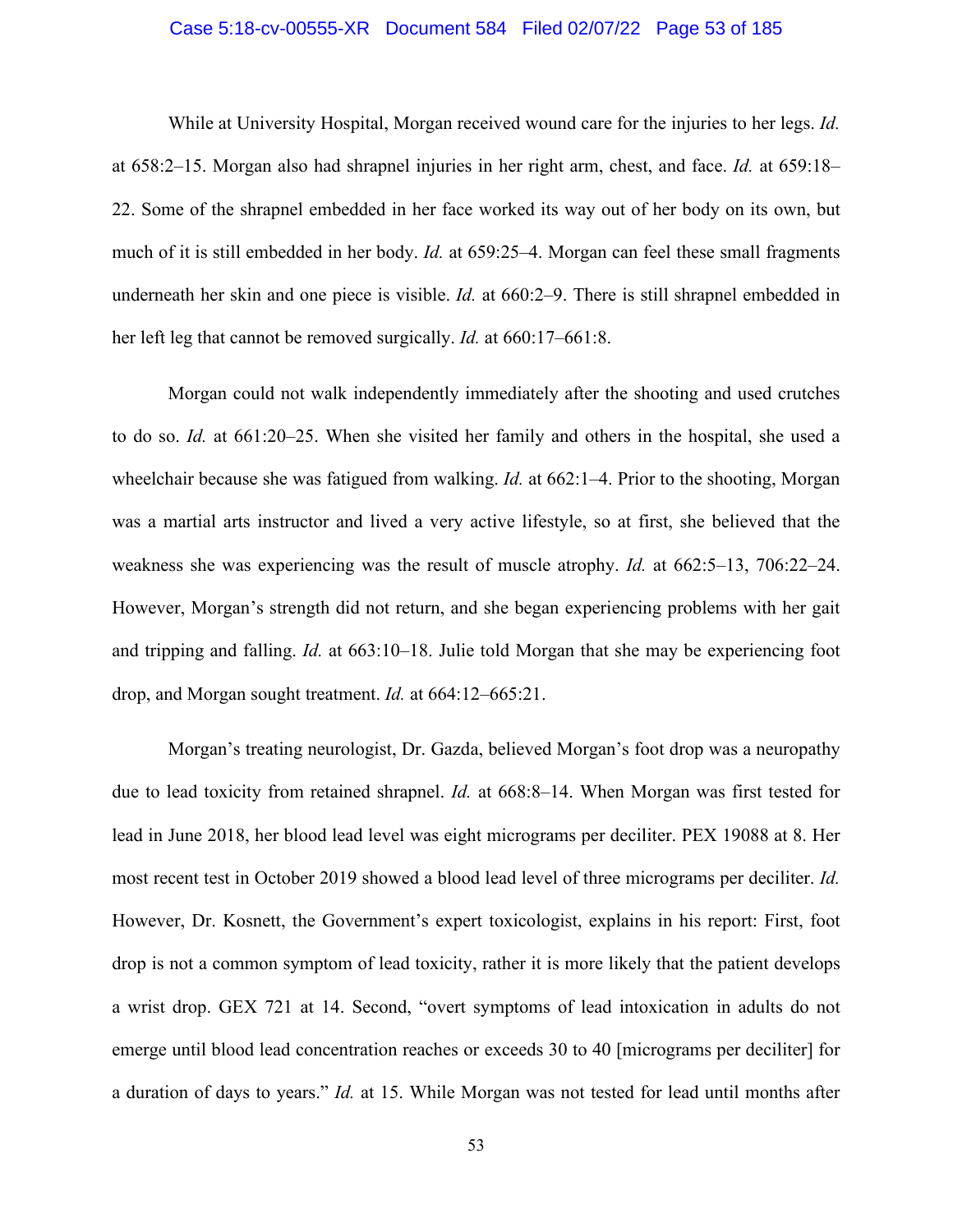While at University Hospital, Morgan received wound care for the injuries to her legs. *Id.* at 658:2–15. Morgan also had shrapnel injuries in her right arm, chest, and face. *Id.* at 659:18–22. Some of the shrapnel embedded in her face worked its way out of her body on its own, but much of it is still embedded in her body. *Id.* at 659:25–4. Morgan can feel these small fragments underneath her skin and one piece is visible. *Id.* at 660:2–9. There is still shrapnel embedded in her left leg that cannot be removed surgically. *Id.* at 660:17–661:8.

Morgan could not walk independently immediately after the shooting and used crutches to do so. *Id.* at 661:20–25. When she visited her family and others in the hospital, she used a wheelchair because she was fatigued from walking. *Id.* at 662:1–4. Prior to the shooting, Morgan was a martial arts instructor and lived a very active lifestyle, so at first, she believed that the weakness she was experiencing was the result of muscle atrophy. *Id.* at 662:5–13, 706:22–24. However, Morgan's strength did not return, and she began experiencing problems with her gait and tripping and falling. *Id.* at 663:10–18. Julie told Morgan that she may be experiencing foot drop, and Morgan sought treatment. *Id.* at 664:12–665:21.

Morgan's treating neurologist, Dr. Gazda, believed Morgan's foot drop was a neuropathy due to lead toxicity from retained shrapnel. *Id.* at 668:8–14. When Morgan was first tested for lead in June 2018, her blood lead level was eight micrograms per deciliter. PEX 19088 at 8. Her most recent test in October 2019 showed a blood lead level of three micrograms per deciliter. *Id.* However, Dr. Kosnett, the Government's expert toxicologist, explains in his report: First, foot drop is not a common symptom of lead toxicity, rather it is more likely that the patient develops a wrist drop. GEX 721 at 14. Second, "overt symptoms of lead intoxication in adults do not emerge until blood lead concentration reaches or exceeds 30 to 40 [micrograms per deciliter] for a duration of days to years." *Id.* at 15. While Morgan was not tested for lead until months after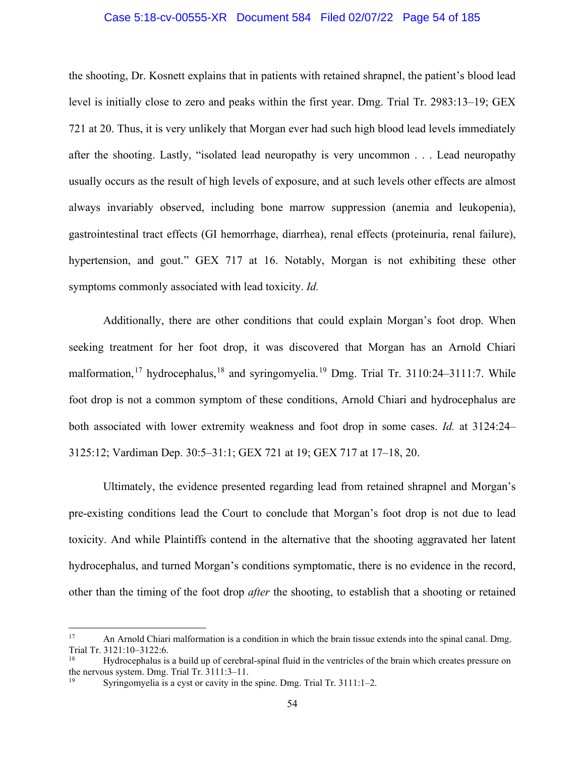the shooting, Dr. Kosnett explains that in patients with retained shrapnel, the patient's blood lead level is initially close to zero and peaks within the first year. Dmg. Trial Tr. 2983:13–19; GEX 721 at 20. Thus, it is very unlikely that Morgan ever had such high blood lead levels immediately after the shooting. Lastly, "isolated lead neuropathy is very uncommon . . . Lead neuropathy usually occurs as the result of high levels of exposure, and at such levels other effects are almost always invariably observed, including bone marrow suppression (anemia and leukopenia), gastrointestinal tract effects (GI hemorrhage, diarrhea), renal effects (proteinuria, renal failure), hypertension, and gout." GEX 717 at 16. Notably, Morgan is not exhibiting these other symptoms commonly associated with lead toxicity. *Id.*

Additionally, there are other conditions that could explain Morgan's foot drop. When seeking treatment for her foot drop, it was discovered that Morgan has an Arnold Chiari malformation,[17] hydrocephalus,[18] and syringomyelia.[19] Dmg. Trial Tr. 3110:24–3111:7. While foot drop is not a common symptom of these conditions, Arnold Chiari and hydrocephalus are both associated with lower extremity weakness and foot drop in some cases. *Id.* at 3124:24–3125:12; Vardiman Dep. 30:5–31:1; GEX 721 at 19; GEX 717 at 17–18, 20.

Ultimately, the evidence presented regarding lead from retained shrapnel and Morgan's pre-existing conditions lead the Court to conclude that Morgan's foot drop is not due to lead toxicity. And while Plaintiffs contend in the alternative that the shooting aggravated her latent hydrocephalus, and turned Morgan's conditions symptomatic, there is no evidence in the record, other than the timing of the foot drop *after* the shooting, to establish that a shooting or retained

---

[17] An Arnold Chiari malformation is a condition in which the brain tissue extends into the spinal canal. Dmg. Trial Tr. 3121:10–3122:6.

[18] Hydrocephalus is a build up of cerebral-spinal fluid in the ventricles of the brain which creates pressure on the nervous system. Dmg. Trial Tr. 3111:3–11.

[19] Syringomyelia is a cyst or cavity in the spine. Dmg. Trial Tr. 3111:1–2.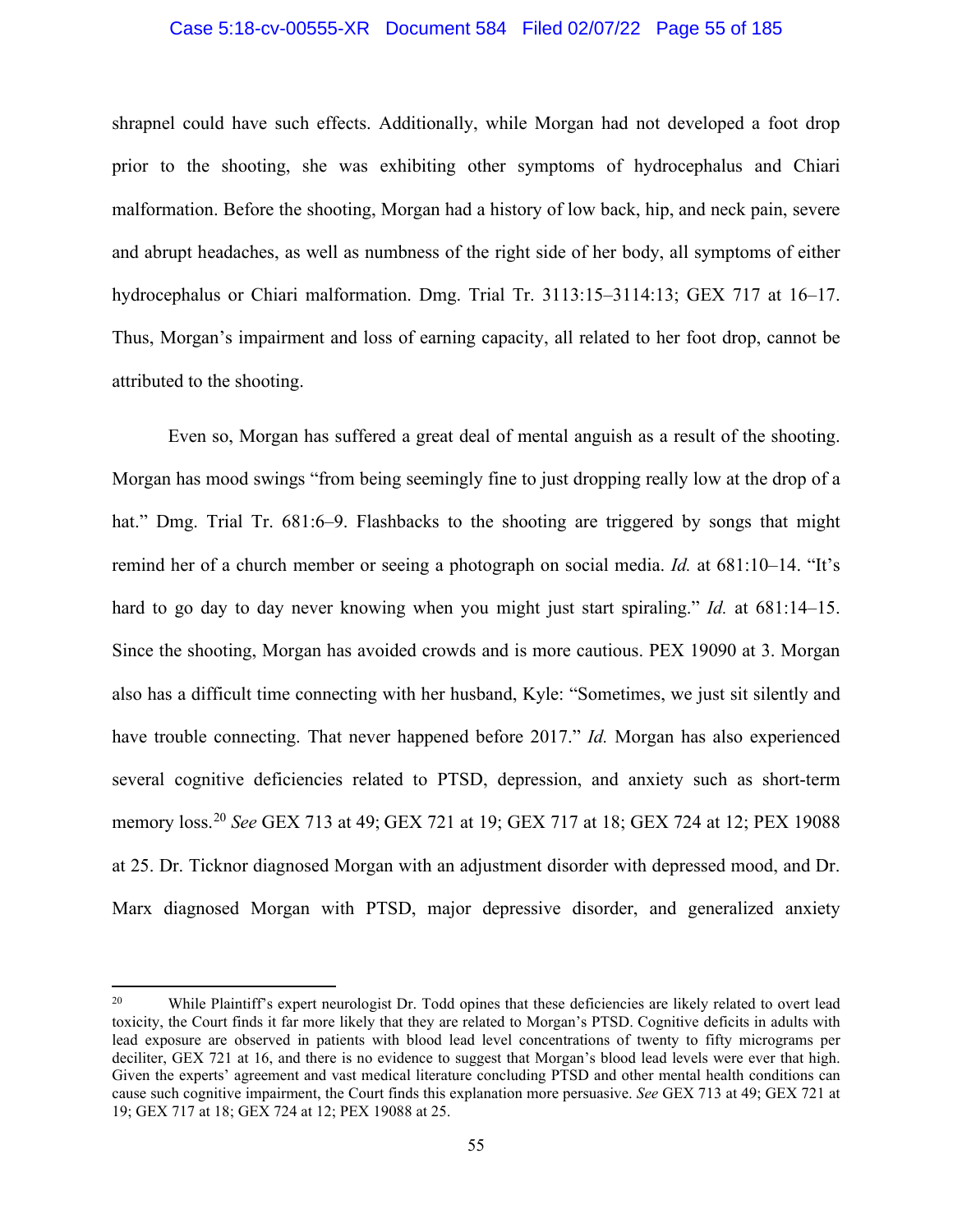shrapnel could have such effects. Additionally, while Morgan had not developed a foot drop prior to the shooting, she was exhibiting other symptoms of hydrocephalus and Chiari malformation. Before the shooting, Morgan had a history of low back, hip, and neck pain, severe and abrupt headaches, as well as numbness of the right side of her body, all symptoms of either hydrocephalus or Chiari malformation. Dmg. Trial Tr. 3113:15–3114:13; GEX 717 at 16–17. Thus, Morgan's impairment and loss of earning capacity, all related to her foot drop, cannot be attributed to the shooting.

Even so, Morgan has suffered a great deal of mental anguish as a result of the shooting. Morgan has mood swings "from being seemingly fine to just dropping really low at the drop of a hat." Dmg. Trial Tr. 681:6–9. Flashbacks to the shooting are triggered by songs that might remind her of a church member or seeing a photograph on social media. *Id.* at 681:10–14. "It's hard to go day to day never knowing when you might just start spiraling." *Id.* at 681:14–15. Since the shooting, Morgan has avoided crowds and is more cautious. PEX 19090 at 3. Morgan also has a difficult time connecting with her husband, Kyle: "Sometimes, we just sit silently and have trouble connecting. That never happened before 2017." *Id.* Morgan has also experienced several cognitive deficiencies related to PTSD, depression, and anxiety such as short-term memory loss.[20] *See* GEX 713 at 49; GEX 721 at 19; GEX 717 at 18; GEX 724 at 12; PEX 19088 at 25. Dr. Ticknor diagnosed Morgan with an adjustment disorder with depressed mood, and Dr. Marx diagnosed Morgan with PTSD, major depressive disorder, and generalized anxiety

---

[20] While Plaintiff's expert neurologist Dr. Todd opines that these deficiencies are likely related to overt lead toxicity, the Court finds it far more likely that they are related to Morgan's PTSD. Cognitive deficits in adults with lead exposure are observed in patients with blood lead level concentrations of twenty to fifty micrograms per deciliter, GEX 721 at 16, and there is no evidence to suggest that Morgan's blood lead levels were ever that high. Given the experts' agreement and vast medical literature concluding PTSD and other mental health conditions can cause such cognitive impairment, the Court finds this explanation more persuasive. *See* GEX 713 at 49; GEX 721 at 19; GEX 717 at 18; GEX 724 at 12; PEX 19088 at 25.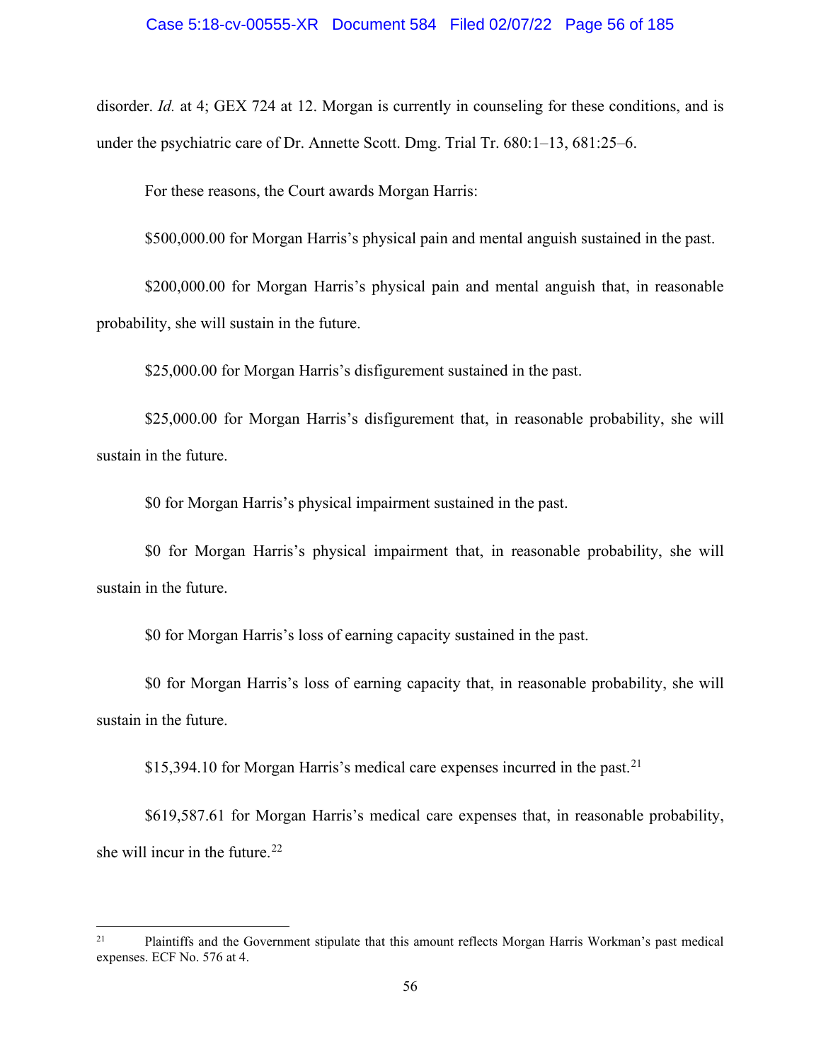disorder. *Id.* at 4; GEX 724 at 12. Morgan is currently in counseling for these conditions, and is under the psychiatric care of Dr. Annette Scott. Dmg. Trial Tr. 680:1–13, 681:25–6.

For these reasons, the Court awards Morgan Harris:

$500,000.00 for Morgan Harris's physical pain and mental anguish sustained in the past.

$200,000.00 for Morgan Harris's physical pain and mental anguish that, in reasonable probability, she will sustain in the future.

$25,000.00 for Morgan Harris's disfigurement sustained in the past.

$25,000.00 for Morgan Harris's disfigurement that, in reasonable probability, she will sustain in the future.

$0 for Morgan Harris's physical impairment sustained in the past.

$0 for Morgan Harris's physical impairment that, in reasonable probability, she will sustain in the future.

$0 for Morgan Harris's loss of earning capacity sustained in the past.

$0 for Morgan Harris's loss of earning capacity that, in reasonable probability, she will sustain in the future.

$15,394.10 for Morgan Harris's medical care expenses incurred in the past.[21]

$619,587.61 for Morgan Harris's medical care expenses that, in reasonable probability, she will incur in the future.[22]

---

[21] Plaintiffs and the Government stipulate that this amount reflects Morgan Harris Workman's past medical expenses. ECF No. 576 at 4.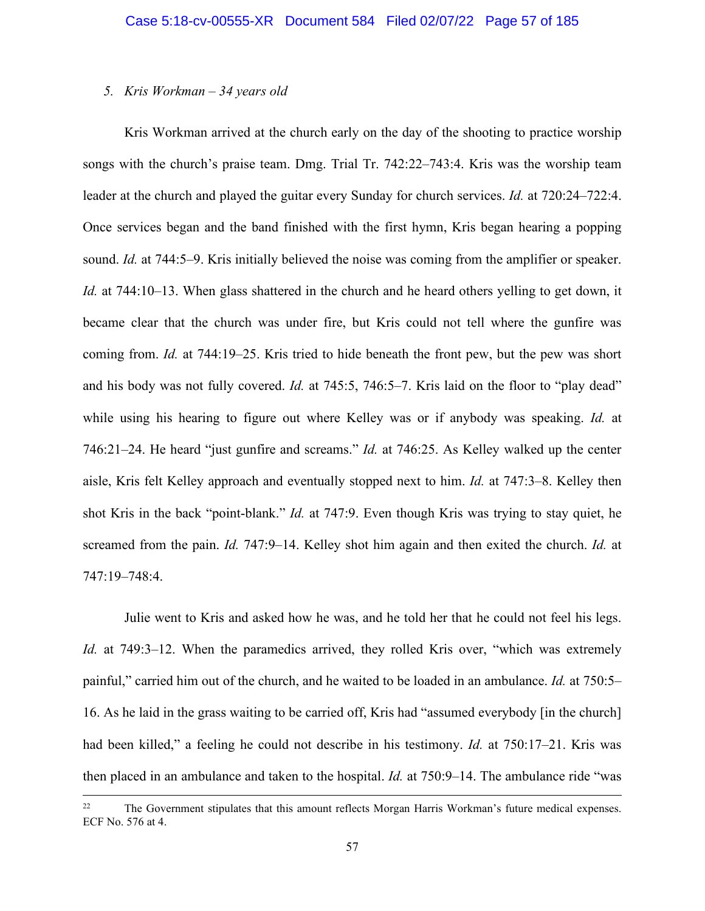*5. Kris Workman – 34 years old*

Kris Workman arrived at the church early on the day of the shooting to practice worship songs with the church's praise team. Dmg. Trial Tr. 742:22–743:4. Kris was the worship team leader at the church and played the guitar every Sunday for church services. *Id.* at 720:24–722:4. Once services began and the band finished with the first hymn, Kris began hearing a popping sound. *Id.* at 744:5–9. Kris initially believed the noise was coming from the amplifier or speaker. *Id.* at 744:10–13. When glass shattered in the church and he heard others yelling to get down, it became clear that the church was under fire, but Kris could not tell where the gunfire was coming from. *Id.* at 744:19–25. Kris tried to hide beneath the front pew, but the pew was short and his body was not fully covered. *Id.* at 745:5, 746:5–7. Kris laid on the floor to "play dead" while using his hearing to figure out where Kelley was or if anybody was speaking. *Id.* at 746:21–24. He heard "just gunfire and screams." *Id.* at 746:25. As Kelley walked up the center aisle, Kris felt Kelley approach and eventually stopped next to him. *Id.* at 747:3–8. Kelley then shot Kris in the back "point-blank." *Id.* at 747:9. Even though Kris was trying to stay quiet, he screamed from the pain. *Id.* 747:9–14. Kelley shot him again and then exited the church. *Id.* at 747:19–748:4.

Julie went to Kris and asked how he was, and he told her that he could not feel his legs. *Id.* at 749:3–12. When the paramedics arrived, they rolled Kris over, "which was extremely painful," carried him out of the church, and he waited to be loaded in an ambulance. *Id.* at 750:5–16. As he laid in the grass waiting to be carried off, Kris had "assumed everybody [in the church] had been killed," a feeling he could not describe in his testimony. *Id.* at 750:17–21. Kris was then placed in an ambulance and taken to the hospital. *Id.* at 750:9–14. The ambulance ride "was

---

[22] The Government stipulates that this amount reflects Morgan Harris Workman's future medical expenses. ECF No. 576 at 4.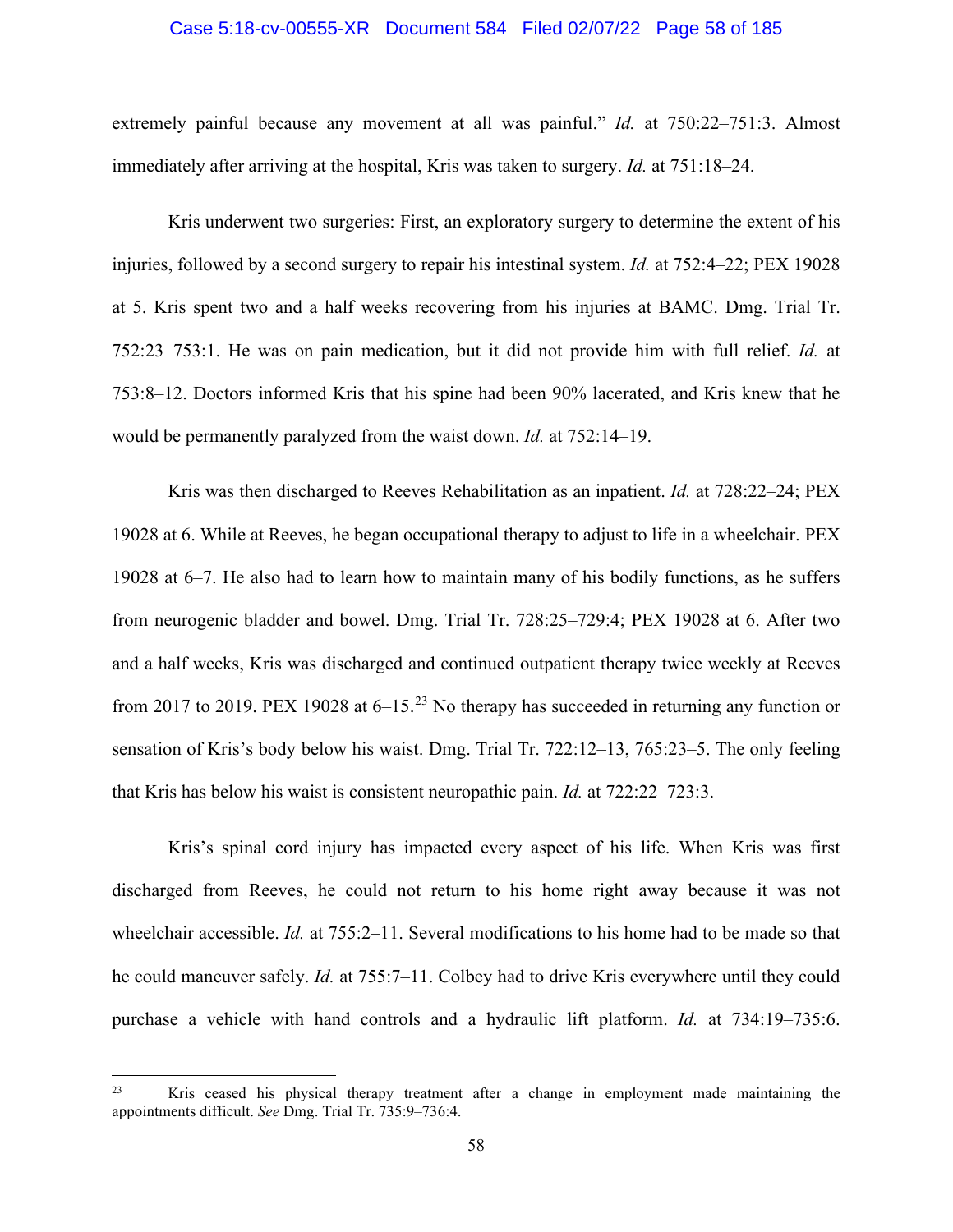extremely painful because any movement at all was painful." *Id.* at 750:22–751:3. Almost immediately after arriving at the hospital, Kris was taken to surgery. *Id.* at 751:18–24.

Kris underwent two surgeries: First, an exploratory surgery to determine the extent of his injuries, followed by a second surgery to repair his intestinal system. *Id.* at 752:4–22; PEX 19028 at 5. Kris spent two and a half weeks recovering from his injuries at BAMC. Dmg. Trial Tr. 752:23–753:1. He was on pain medication, but it did not provide him with full relief. *Id.* at 753:8–12. Doctors informed Kris that his spine had been 90% lacerated, and Kris knew that he would be permanently paralyzed from the waist down. *Id.* at 752:14–19.

Kris was then discharged to Reeves Rehabilitation as an inpatient. *Id.* at 728:22–24; PEX 19028 at 6. While at Reeves, he began occupational therapy to adjust to life in a wheelchair. PEX 19028 at 6–7. He also had to learn how to maintain many of his bodily functions, as he suffers from neurogenic bladder and bowel. Dmg. Trial Tr. 728:25–729:4; PEX 19028 at 6. After two and a half weeks, Kris was discharged and continued outpatient therapy twice weekly at Reeves from 2017 to 2019. PEX 19028 at 6–15.[23] No therapy has succeeded in returning any function or sensation of Kris's body below his waist. Dmg. Trial Tr. 722:12–13, 765:23–5. The only feeling that Kris has below his waist is consistent neuropathic pain. *Id.* at 722:22–723:3.

Kris's spinal cord injury has impacted every aspect of his life. When Kris was first discharged from Reeves, he could not return to his home right away because it was not wheelchair accessible. *Id.* at 755:2–11. Several modifications to his home had to be made so that he could maneuver safely. *Id.* at 755:7–11. Colbey had to drive Kris everywhere until they could purchase a vehicle with hand controls and a hydraulic lift platform. *Id.* at 734:19–735:6.

---

[23] Kris ceased his physical therapy treatment after a change in employment made maintaining the appointments difficult. *See* Dmg. Trial Tr. 735:9–736:4.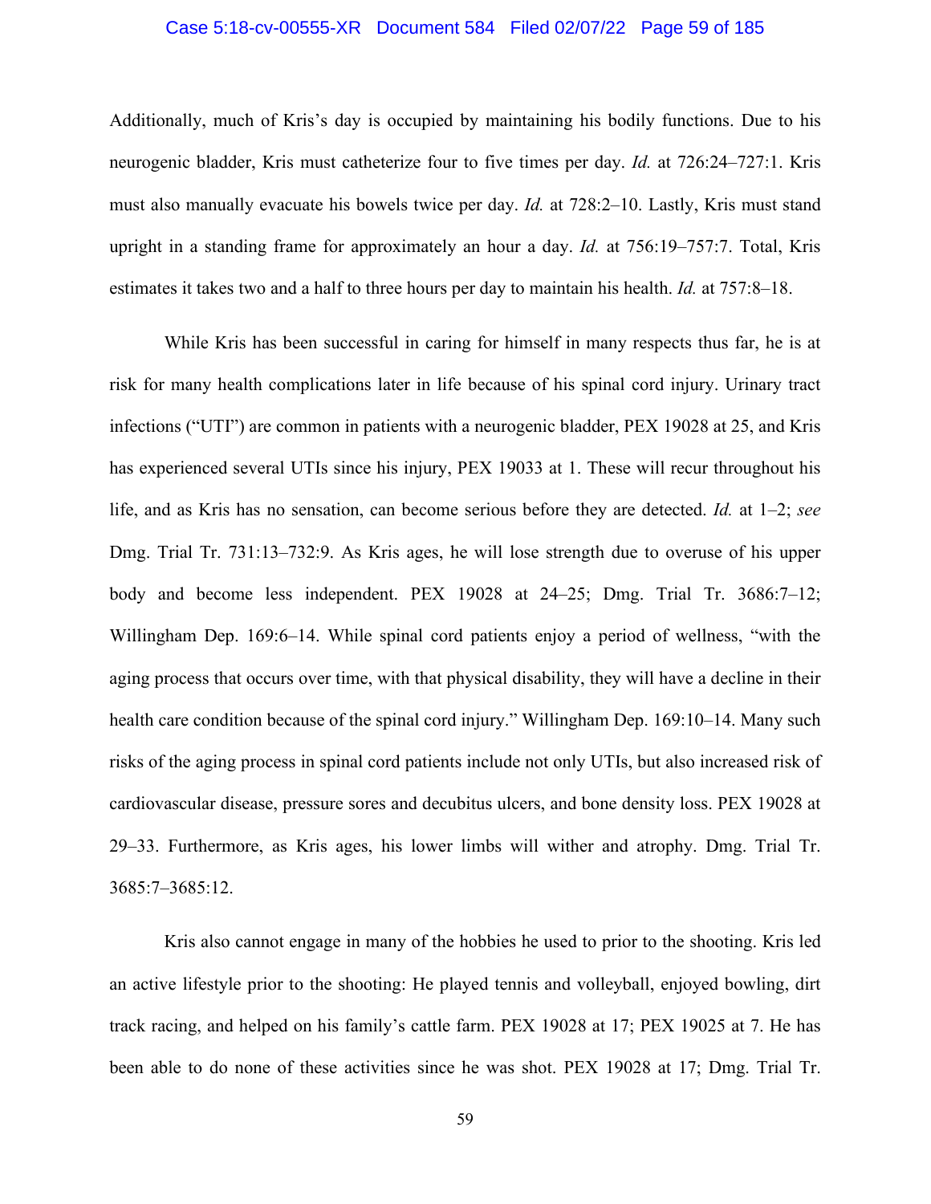Additionally, much of Kris's day is occupied by maintaining his bodily functions. Due to his neurogenic bladder, Kris must catheterize four to five times per day. *Id.* at 726:24–727:1. Kris must also manually evacuate his bowels twice per day. *Id.* at 728:2–10. Lastly, Kris must stand upright in a standing frame for approximately an hour a day. *Id.* at 756:19–757:7. Total, Kris estimates it takes two and a half to three hours per day to maintain his health. *Id.* at 757:8–18.

While Kris has been successful in caring for himself in many respects thus far, he is at risk for many health complications later in life because of his spinal cord injury. Urinary tract infections ("UTI") are common in patients with a neurogenic bladder, PEX 19028 at 25, and Kris has experienced several UTIs since his injury, PEX 19033 at 1. These will recur throughout his life, and as Kris has no sensation, can become serious before they are detected. *Id.* at 1–2; *see* Dmg. Trial Tr. 731:13–732:9. As Kris ages, he will lose strength due to overuse of his upper body and become less independent. PEX 19028 at 24–25; Dmg. Trial Tr. 3686:7–12; Willingham Dep. 169:6–14. While spinal cord patients enjoy a period of wellness, "with the aging process that occurs over time, with that physical disability, they will have a decline in their health care condition because of the spinal cord injury." Willingham Dep. 169:10–14. Many such risks of the aging process in spinal cord patients include not only UTIs, but also increased risk of cardiovascular disease, pressure sores and decubitus ulcers, and bone density loss. PEX 19028 at 29–33. Furthermore, as Kris ages, his lower limbs will wither and atrophy. Dmg. Trial Tr. 3685:7–3685:12.

Kris also cannot engage in many of the hobbies he used to prior to the shooting. Kris led an active lifestyle prior to the shooting: He played tennis and volleyball, enjoyed bowling, dirt track racing, and helped on his family's cattle farm. PEX 19028 at 17; PEX 19025 at 7. He has been able to do none of these activities since he was shot. PEX 19028 at 17; Dmg. Trial Tr.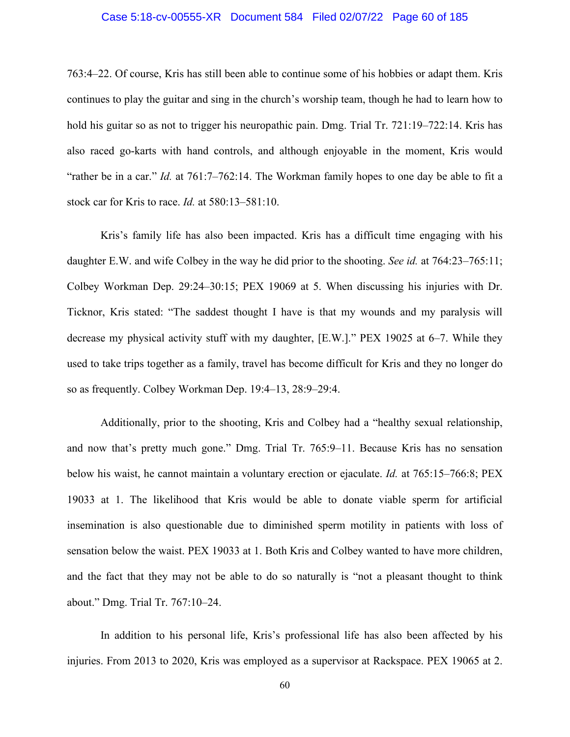763:4–22. Of course, Kris has still been able to continue some of his hobbies or adapt them. Kris continues to play the guitar and sing in the church's worship team, though he had to learn how to hold his guitar so as not to trigger his neuropathic pain. Dmg. Trial Tr. 721:19–722:14. Kris has also raced go-karts with hand controls, and although enjoyable in the moment, Kris would "rather be in a car." *Id.* at 761:7–762:14. The Workman family hopes to one day be able to fit a stock car for Kris to race. *Id.* at 580:13–581:10.

Kris's family life has also been impacted. Kris has a difficult time engaging with his daughter E.W. and wife Colbey in the way he did prior to the shooting. *See id.* at 764:23–765:11; Colbey Workman Dep. 29:24–30:15; PEX 19069 at 5. When discussing his injuries with Dr. Ticknor, Kris stated: "The saddest thought I have is that my wounds and my paralysis will decrease my physical activity stuff with my daughter, [E.W.]." PEX 19025 at 6–7. While they used to take trips together as a family, travel has become difficult for Kris and they no longer do so as frequently. Colbey Workman Dep. 19:4–13, 28:9–29:4.

Additionally, prior to the shooting, Kris and Colbey had a "healthy sexual relationship, and now that's pretty much gone." Dmg. Trial Tr. 765:9–11. Because Kris has no sensation below his waist, he cannot maintain a voluntary erection or ejaculate. *Id.* at 765:15–766:8; PEX 19033 at 1. The likelihood that Kris would be able to donate viable sperm for artificial insemination is also questionable due to diminished sperm motility in patients with loss of sensation below the waist. PEX 19033 at 1. Both Kris and Colbey wanted to have more children, and the fact that they may not be able to do so naturally is "not a pleasant thought to think about." Dmg. Trial Tr. 767:10–24.

In addition to his personal life, Kris's professional life has also been affected by his injuries. From 2013 to 2020, Kris was employed as a supervisor at Rackspace. PEX 19065 at 2.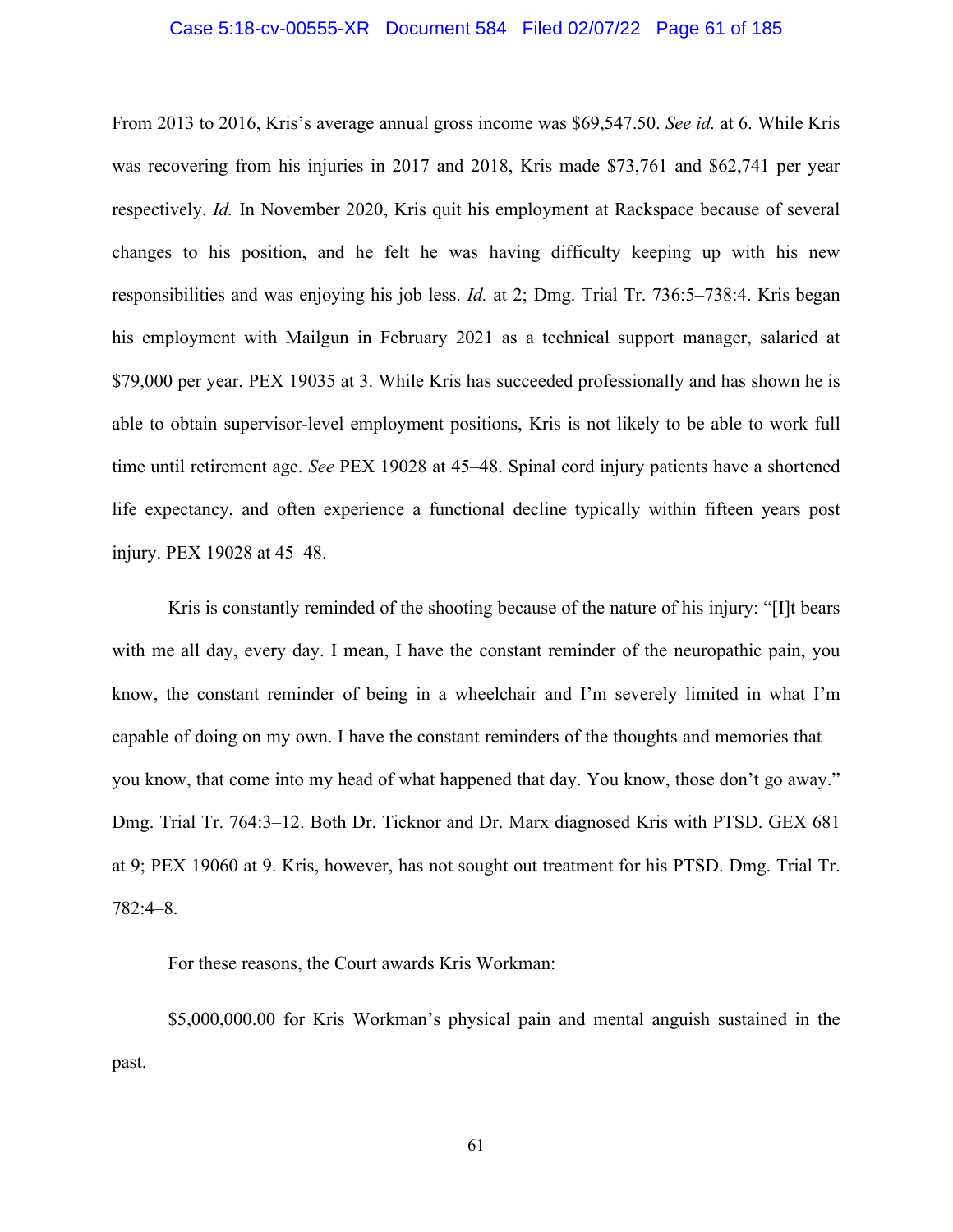From 2013 to 2016, Kris's average annual gross income was $69,547.50. *See id.* at 6. While Kris was recovering from his injuries in 2017 and 2018, Kris made $73,761 and $62,741 per year respectively. *Id.* In November 2020, Kris quit his employment at Rackspace because of several changes to his position, and he felt he was having difficulty keeping up with his new responsibilities and was enjoying his job less. *Id.* at 2; Dmg. Trial Tr. 736:5–738:4. Kris began his employment with Mailgun in February 2021 as a technical support manager, salaried at $79,000 per year. PEX 19035 at 3. While Kris has succeeded professionally and has shown he is able to obtain supervisor-level employment positions, Kris is not likely to be able to work full time until retirement age. *See* PEX 19028 at 45–48. Spinal cord injury patients have a shortened life expectancy, and often experience a functional decline typically within fifteen years post injury. PEX 19028 at 45–48.

Kris is constantly reminded of the shooting because of the nature of his injury: "[I]t bears with me all day, every day. I mean, I have the constant reminder of the neuropathic pain, you know, the constant reminder of being in a wheelchair and I'm severely limited in what I'm capable of doing on my own. I have the constant reminders of the thoughts and memories that—you know, that come into my head of what happened that day. You know, those don't go away." Dmg. Trial Tr. 764:3–12. Both Dr. Ticknor and Dr. Marx diagnosed Kris with PTSD. GEX 681 at 9; PEX 19060 at 9. Kris, however, has not sought out treatment for his PTSD. Dmg. Trial Tr. 782:4–8.

For these reasons, the Court awards Kris Workman:

$5,000,000.00 for Kris Workman's physical pain and mental anguish sustained in the past.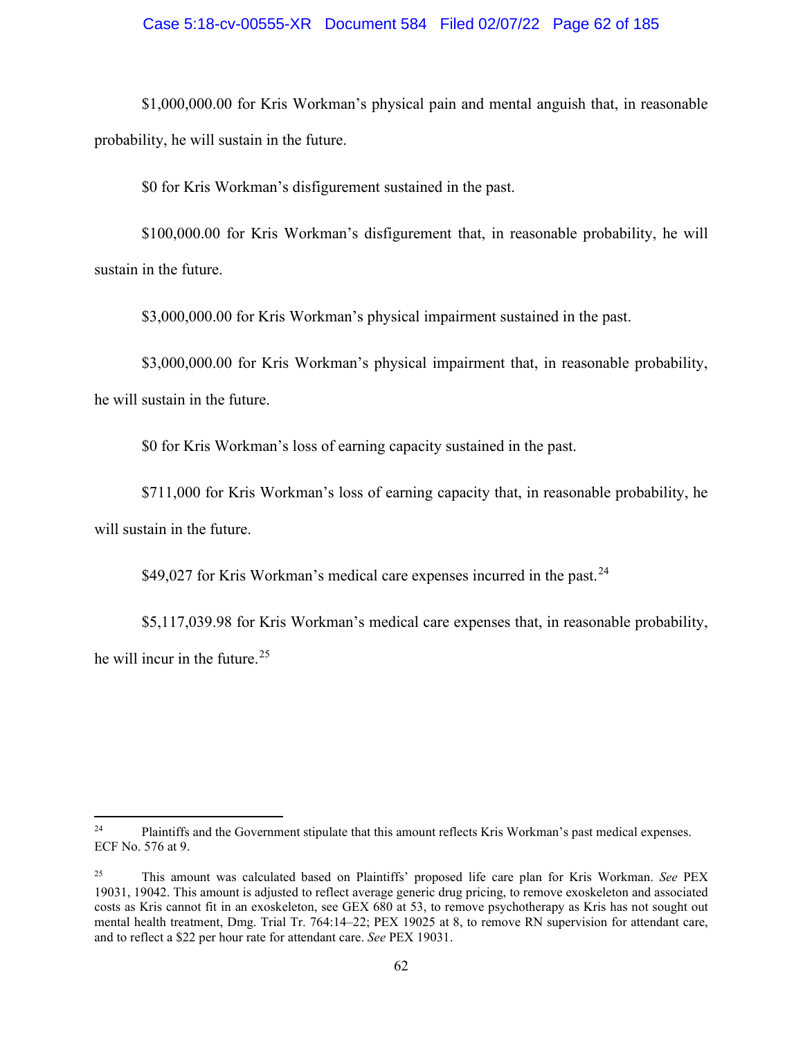$1,000,000.00 for Kris Workman's physical pain and mental anguish that, in reasonable probability, he will sustain in the future.

$0 for Kris Workman's disfigurement sustained in the past.

$100,000.00 for Kris Workman's disfigurement that, in reasonable probability, he will sustain in the future.

$3,000,000.00 for Kris Workman's physical impairment sustained in the past.

$3,000,000.00 for Kris Workman's physical impairment that, in reasonable probability, he will sustain in the future.

$0 for Kris Workman's loss of earning capacity sustained in the past.

$711,000 for Kris Workman's loss of earning capacity that, in reasonable probability, he will sustain in the future.

$49,027 for Kris Workman's medical care expenses incurred in the past.[24]

$5,117,039.98 for Kris Workman's medical care expenses that, in reasonable probability, he will incur in the future.[25]

---

[24] Plaintiffs and the Government stipulate that this amount reflects Kris Workman's past medical expenses. ECF No. 576 at 9.

[25] This amount was calculated based on Plaintiffs' proposed life care plan for Kris Workman. *See* PEX 19031, 19042. This amount is adjusted to reflect average generic drug pricing, to remove exoskeleton and associated costs as Kris cannot fit in an exoskeleton, see GEX 680 at 53, to remove psychotherapy as Kris has not sought out mental health treatment, Dmg. Trial Tr. 764:14–22; PEX 19025 at 8, to remove RN supervision for attendant care, and to reflect a $22 per hour rate for attendant care. *See* PEX 19031.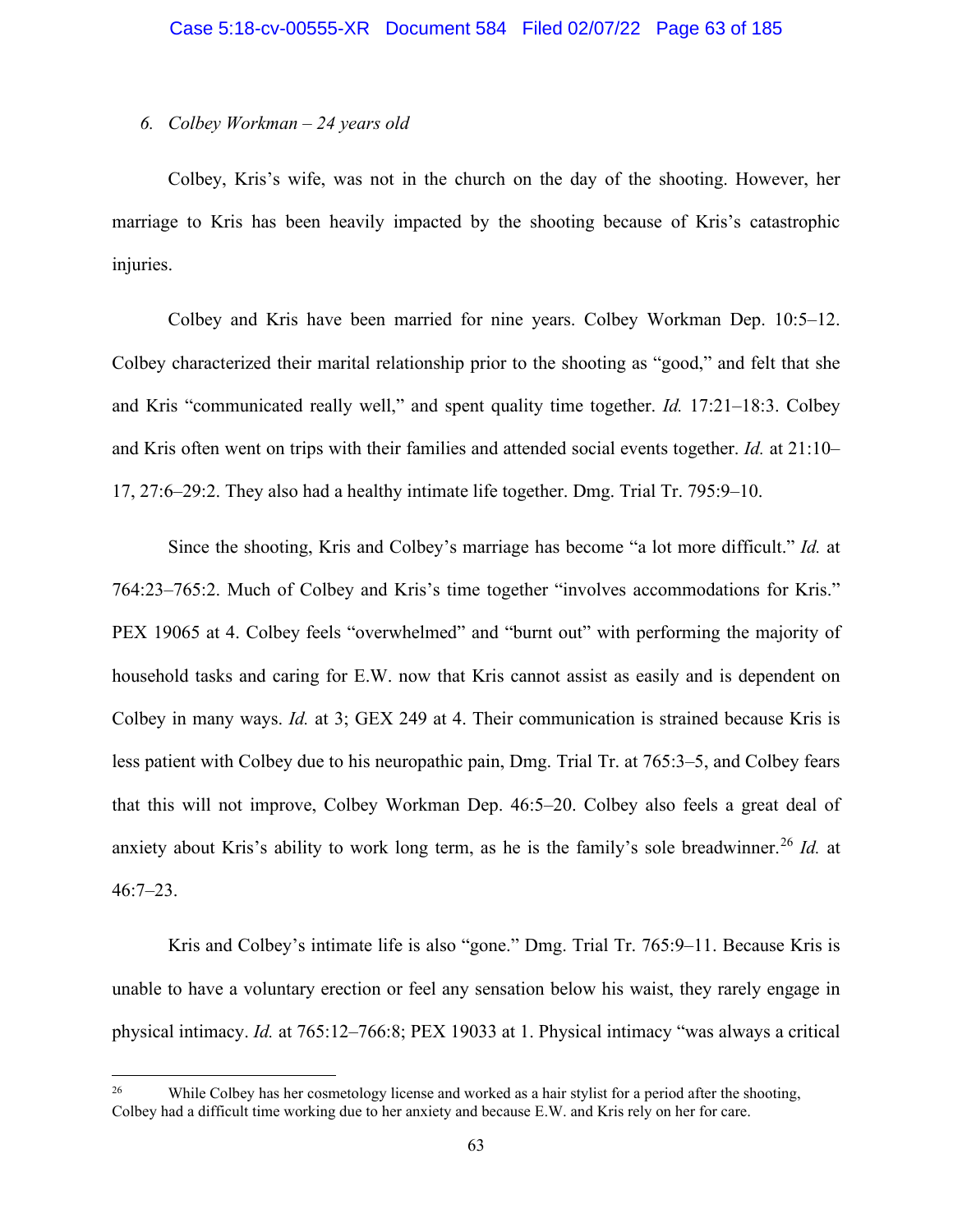### 6. *Colbey Workman – 24 years old*

Colbey, Kris's wife, was not in the church on the day of the shooting. However, her marriage to Kris has been heavily impacted by the shooting because of Kris's catastrophic injuries.

Colbey and Kris have been married for nine years. Colbey Workman Dep. 10:5–12. Colbey characterized their marital relationship prior to the shooting as "good," and felt that she and Kris "communicated really well," and spent quality time together. *Id.* 17:21–18:3. Colbey and Kris often went on trips with their families and attended social events together. *Id.* at 21:10–17, 27:6–29:2. They also had a healthy intimate life together. Dmg. Trial Tr. 795:9–10.

Since the shooting, Kris and Colbey's marriage has become "a lot more difficult." *Id.* at 764:23–765:2. Much of Colbey and Kris's time together "involves accommodations for Kris." PEX 19065 at 4. Colbey feels "overwhelmed" and "burnt out" with performing the majority of household tasks and caring for E.W. now that Kris cannot assist as easily and is dependent on Colbey in many ways. *Id.* at 3; GEX 249 at 4. Their communication is strained because Kris is less patient with Colbey due to his neuropathic pain, Dmg. Trial Tr. at 765:3–5, and Colbey fears that this will not improve, Colbey Workman Dep. 46:5–20. Colbey also feels a great deal of anxiety about Kris's ability to work long term, as he is the family's sole breadwinner.[26] *Id.* at 46:7–23.

Kris and Colbey's intimate life is also "gone." Dmg. Trial Tr. 765:9–11. Because Kris is unable to have a voluntary erection or feel any sensation below his waist, they rarely engage in physical intimacy. *Id.* at 765:12–766:8; PEX 19033 at 1. Physical intimacy "was always a critical

---

[26] While Colbey has her cosmetology license and worked as a hair stylist for a period after the shooting, Colbey had a difficult time working due to her anxiety and because E.W. and Kris rely on her for care.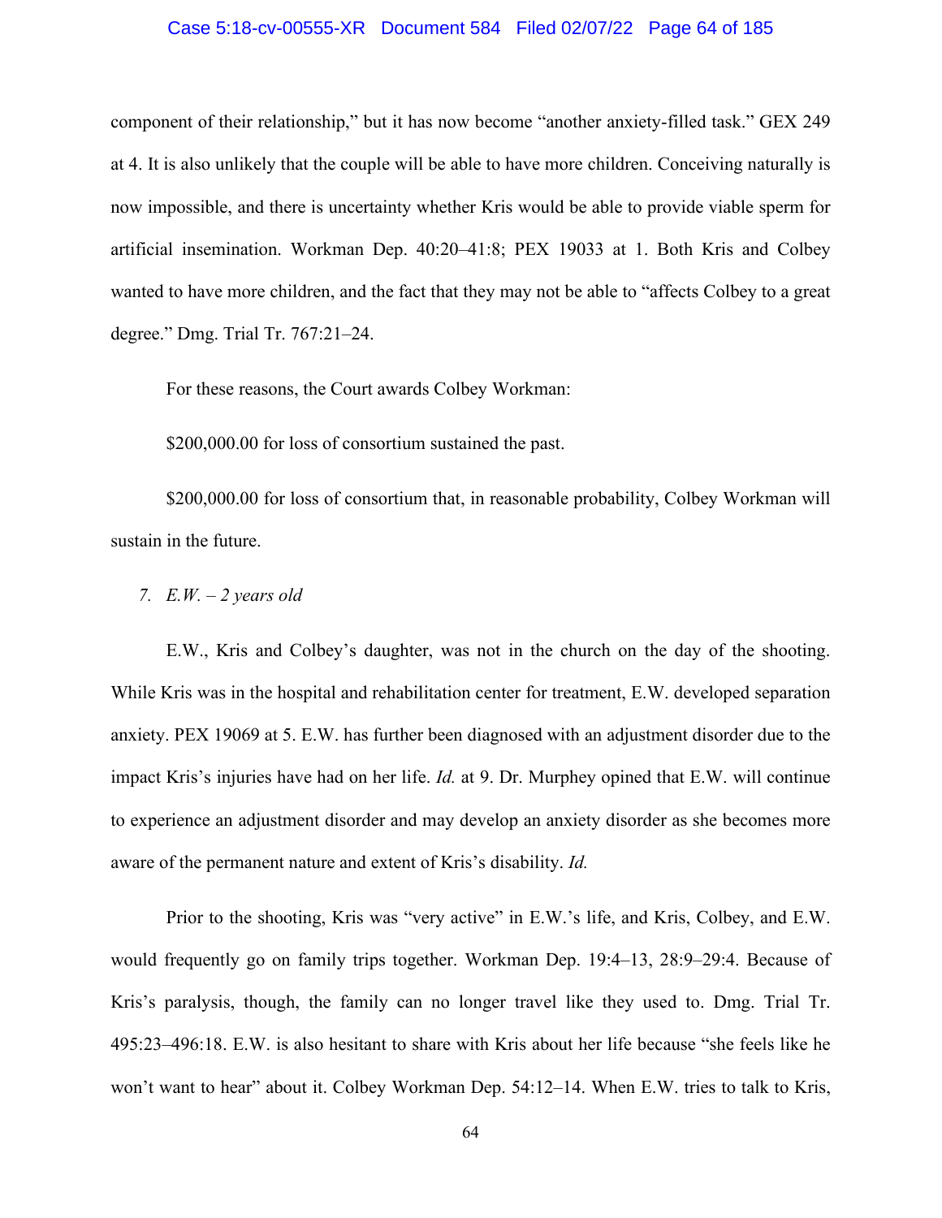component of their relationship," but it has now become "another anxiety-filled task." GEX 249 at 4. It is also unlikely that the couple will be able to have more children. Conceiving naturally is now impossible, and there is uncertainty whether Kris would be able to provide viable sperm for artificial insemination. Workman Dep. 40:20–41:8; PEX 19033 at 1. Both Kris and Colbey wanted to have more children, and the fact that they may not be able to "affects Colbey to a great degree." Dmg. Trial Tr. 767:21–24.

For these reasons, the Court awards Colbey Workman:

$200,000.00 for loss of consortium sustained the past.

$200,000.00 for loss of consortium that, in reasonable probability, Colbey Workman will sustain in the future.

*7. E.W. – 2 years old*

E.W., Kris and Colbey's daughter, was not in the church on the day of the shooting. While Kris was in the hospital and rehabilitation center for treatment, E.W. developed separation anxiety. PEX 19069 at 5. E.W. has further been diagnosed with an adjustment disorder due to the impact Kris's injuries have had on her life. *Id.* at 9. Dr. Murphey opined that E.W. will continue to experience an adjustment disorder and may develop an anxiety disorder as she becomes more aware of the permanent nature and extent of Kris's disability. *Id.*

Prior to the shooting, Kris was "very active" in E.W.'s life, and Kris, Colbey, and E.W. would frequently go on family trips together. Workman Dep. 19:4–13, 28:9–29:4. Because of Kris's paralysis, though, the family can no longer travel like they used to. Dmg. Trial Tr. 495:23–496:18. E.W. is also hesitant to share with Kris about her life because "she feels like he won't want to hear" about it. Colbey Workman Dep. 54:12–14. When E.W. tries to talk to Kris,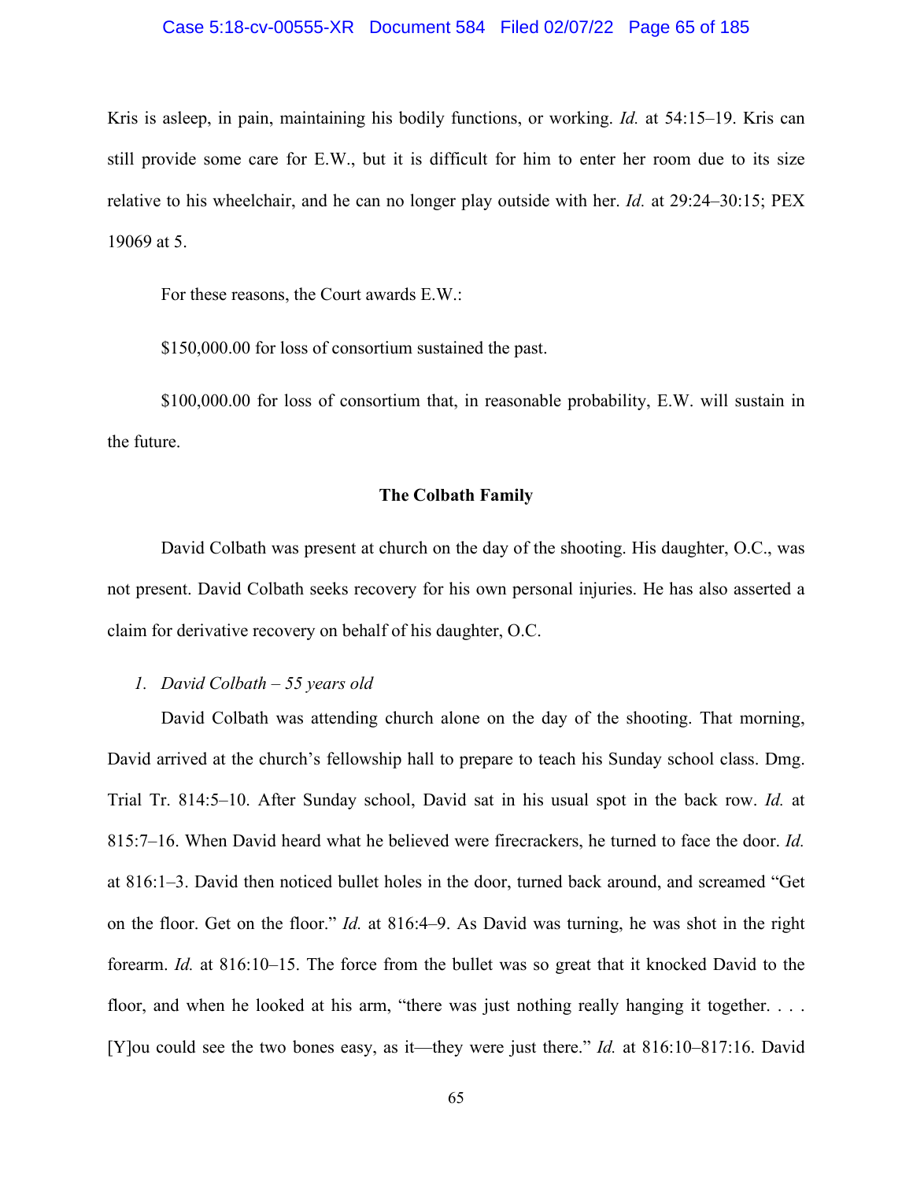Kris is asleep, in pain, maintaining his bodily functions, or working. *Id.* at 54:15–19. Kris can still provide some care for E.W., but it is difficult for him to enter her room due to its size relative to his wheelchair, and he can no longer play outside with her. *Id.* at 29:24–30:15; PEX 19069 at 5.

For these reasons, the Court awards E.W.:

$150,000.00 for loss of consortium sustained the past.

$100,000.00 for loss of consortium that, in reasonable probability, E.W. will sustain in the future.

**The Colbath Family**

David Colbath was present at church on the day of the shooting. His daughter, O.C., was not present. David Colbath seeks recovery for his own personal injuries. He has also asserted a claim for derivative recovery on behalf of his daughter, O.C.

1. *David Colbath – 55 years old*

David Colbath was attending church alone on the day of the shooting. That morning, David arrived at the church's fellowship hall to prepare to teach his Sunday school class. Dmg. Trial Tr. 814:5–10. After Sunday school, David sat in his usual spot in the back row. *Id.* at 815:7–16. When David heard what he believed were firecrackers, he turned to face the door. *Id.* at 816:1–3. David then noticed bullet holes in the door, turned back around, and screamed "Get on the floor. Get on the floor." *Id.* at 816:4–9. As David was turning, he was shot in the right forearm. *Id.* at 816:10–15. The force from the bullet was so great that it knocked David to the floor, and when he looked at his arm, "there was just nothing really hanging it together. . . . [Y]ou could see the two bones easy, as it—they were just there." *Id.* at 816:10–817:16. David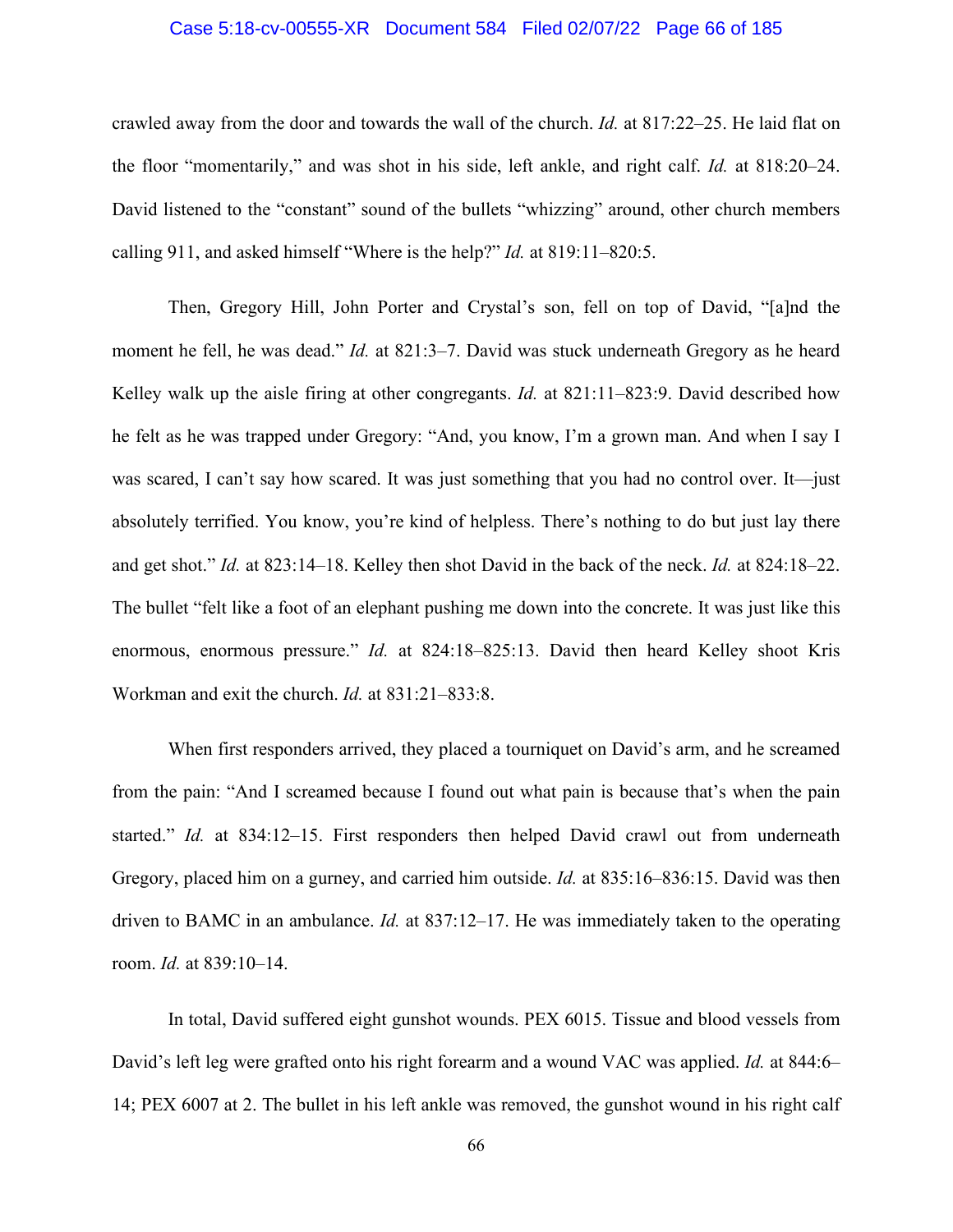crawled away from the door and towards the wall of the church. *Id.* at 817:22–25. He laid flat on the floor "momentarily," and was shot in his side, left ankle, and right calf. *Id.* at 818:20–24. David listened to the "constant" sound of the bullets "whizzing" around, other church members calling 911, and asked himself "Where is the help?" *Id.* at 819:11–820:5.

Then, Gregory Hill, John Porter and Crystal's son, fell on top of David, "[a]nd the moment he fell, he was dead." *Id.* at 821:3–7. David was stuck underneath Gregory as he heard Kelley walk up the aisle firing at other congregants. *Id.* at 821:11–823:9. David described how he felt as he was trapped under Gregory: "And, you know, I'm a grown man. And when I say I was scared, I can't say how scared. It was just something that you had no control over. It—just absolutely terrified. You know, you're kind of helpless. There's nothing to do but just lay there and get shot." *Id.* at 823:14–18. Kelley then shot David in the back of the neck. *Id.* at 824:18–22. The bullet "felt like a foot of an elephant pushing me down into the concrete. It was just like this enormous, enormous pressure." *Id.* at 824:18–825:13. David then heard Kelley shoot Kris Workman and exit the church. *Id.* at 831:21–833:8.

When first responders arrived, they placed a tourniquet on David's arm, and he screamed from the pain: "And I screamed because I found out what pain is because that's when the pain started." *Id.* at 834:12–15. First responders then helped David crawl out from underneath Gregory, placed him on a gurney, and carried him outside. *Id.* at 835:16–836:15. David was then driven to BAMC in an ambulance. *Id.* at 837:12–17. He was immediately taken to the operating room. *Id.* at 839:10–14.

In total, David suffered eight gunshot wounds. PEX 6015. Tissue and blood vessels from David's left leg were grafted onto his right forearm and a wound VAC was applied. *Id.* at 844:6–14; PEX 6007 at 2. The bullet in his left ankle was removed, the gunshot wound in his right calf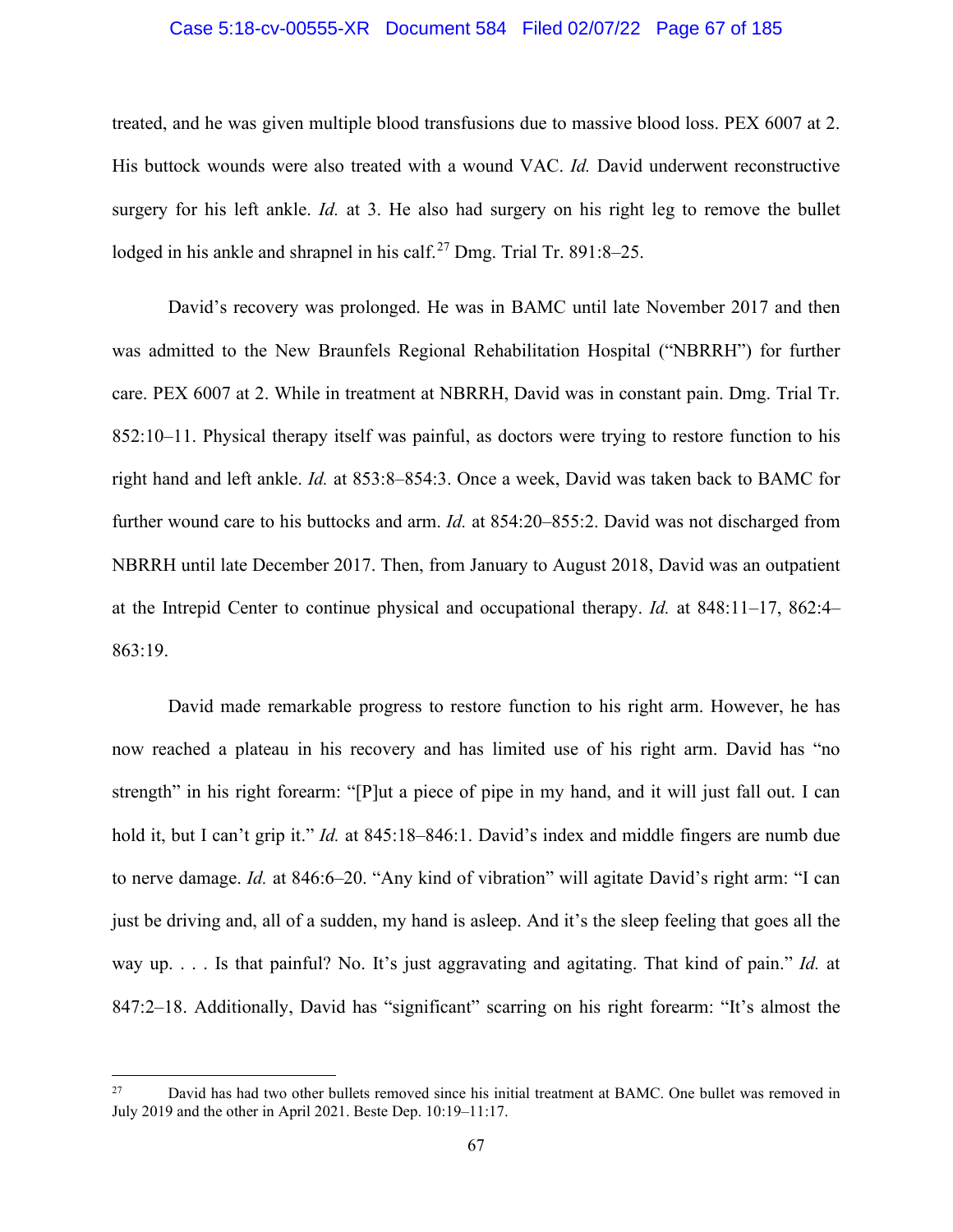treated, and he was given multiple blood transfusions due to massive blood loss. PEX 6007 at 2. His buttock wounds were also treated with a wound VAC. *Id.* David underwent reconstructive surgery for his left ankle. *Id.* at 3. He also had surgery on his right leg to remove the bullet lodged in his ankle and shrapnel in his calf.[27] Dmg. Trial Tr. 891:8–25.

David's recovery was prolonged. He was in BAMC until late November 2017 and then was admitted to the New Braunfels Regional Rehabilitation Hospital ("NBRRH") for further care. PEX 6007 at 2. While in treatment at NBRRH, David was in constant pain. Dmg. Trial Tr. 852:10–11. Physical therapy itself was painful, as doctors were trying to restore function to his right hand and left ankle. *Id.* at 853:8–854:3. Once a week, David was taken back to BAMC for further wound care to his buttocks and arm. *Id.* at 854:20–855:2. David was not discharged from NBRRH until late December 2017. Then, from January to August 2018, David was an outpatient at the Intrepid Center to continue physical and occupational therapy. *Id.* at 848:11–17, 862:4–863:19.

David made remarkable progress to restore function to his right arm. However, he has now reached a plateau in his recovery and has limited use of his right arm. David has "no strength" in his right forearm: "[P]ut a piece of pipe in my hand, and it will just fall out. I can hold it, but I can't grip it." *Id.* at 845:18–846:1. David's index and middle fingers are numb due to nerve damage. *Id.* at 846:6–20. "Any kind of vibration" will agitate David's right arm: "I can just be driving and, all of a sudden, my hand is asleep. And it's the sleep feeling that goes all the way up. . . . Is that painful? No. It's just aggravating and agitating. That kind of pain." *Id.* at 847:2–18. Additionally, David has "significant" scarring on his right forearm: "It's almost the

---

[27] David has had two other bullets removed since his initial treatment at BAMC. One bullet was removed in July 2019 and the other in April 2021. Beste Dep. 10:19–11:17.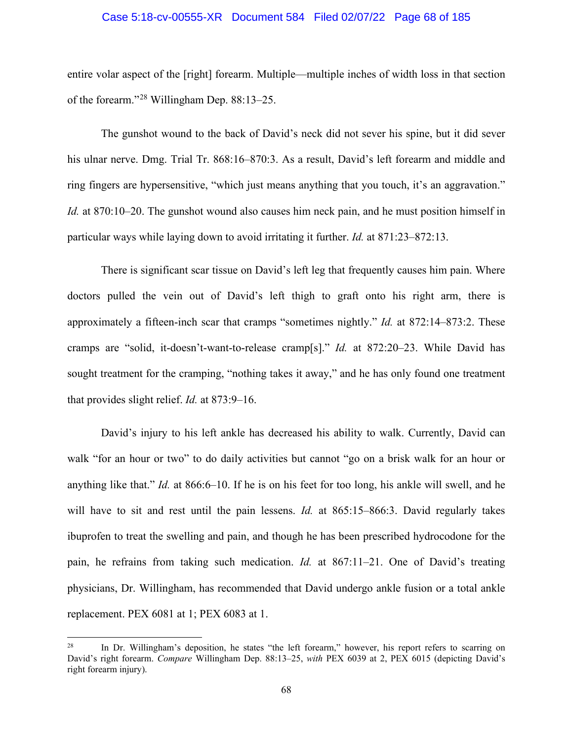entire volar aspect of the [right] forearm. Multiple—multiple inches of width loss in that section of the forearm."[28] Willingham Dep. 88:13–25.

The gunshot wound to the back of David's neck did not sever his spine, but it did sever his ulnar nerve. Dmg. Trial Tr. 868:16–870:3. As a result, David's left forearm and middle and ring fingers are hypersensitive, "which just means anything that you touch, it's an aggravation." *Id.* at 870:10–20. The gunshot wound also causes him neck pain, and he must position himself in particular ways while laying down to avoid irritating it further. *Id.* at 871:23–872:13.

There is significant scar tissue on David's left leg that frequently causes him pain. Where doctors pulled the vein out of David's left thigh to graft onto his right arm, there is approximately a fifteen-inch scar that cramps "sometimes nightly." *Id.* at 872:14–873:2. These cramps are "solid, it-doesn't-want-to-release cramp[s]." *Id.* at 872:20–23. While David has sought treatment for the cramping, "nothing takes it away," and he has only found one treatment that provides slight relief. *Id.* at 873:9–16.

David's injury to his left ankle has decreased his ability to walk. Currently, David can walk "for an hour or two" to do daily activities but cannot "go on a brisk walk for an hour or anything like that." *Id.* at 866:6–10. If he is on his feet for too long, his ankle will swell, and he will have to sit and rest until the pain lessens. *Id.* at 865:15–866:3. David regularly takes ibuprofen to treat the swelling and pain, and though he has been prescribed hydrocodone for the pain, he refrains from taking such medication. *Id.* at 867:11–21. One of David's treating physicians, Dr. Willingham, has recommended that David undergo ankle fusion or a total ankle replacement. PEX 6081 at 1; PEX 6083 at 1.

---

[28] In Dr. Willingham's deposition, he states "the left forearm," however, his report refers to scarring on David's right forearm. *Compare* Willingham Dep. 88:13–25, *with* PEX 6039 at 2, PEX 6015 (depicting David's right forearm injury).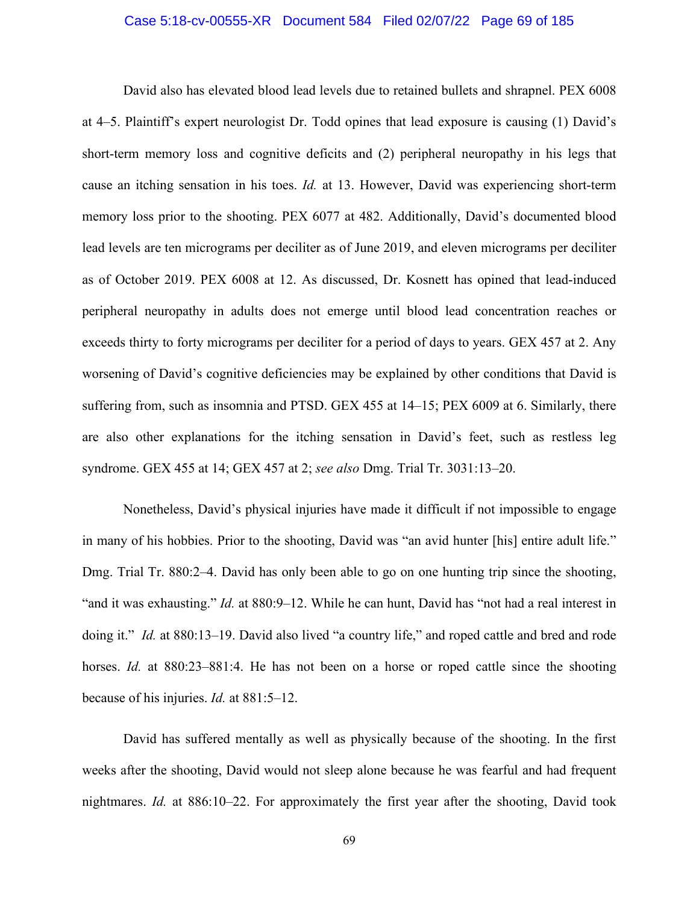David also has elevated blood lead levels due to retained bullets and shrapnel. PEX 6008 at 4–5. Plaintiff's expert neurologist Dr. Todd opines that lead exposure is causing (1) David's short-term memory loss and cognitive deficits and (2) peripheral neuropathy in his legs that cause an itching sensation in his toes. *Id.* at 13. However, David was experiencing short-term memory loss prior to the shooting. PEX 6077 at 482. Additionally, David's documented blood lead levels are ten micrograms per deciliter as of June 2019, and eleven micrograms per deciliter as of October 2019. PEX 6008 at 12. As discussed, Dr. Kosnett has opined that lead-induced peripheral neuropathy in adults does not emerge until blood lead concentration reaches or exceeds thirty to forty micrograms per deciliter for a period of days to years. GEX 457 at 2. Any worsening of David's cognitive deficiencies may be explained by other conditions that David is suffering from, such as insomnia and PTSD. GEX 455 at 14–15; PEX 6009 at 6. Similarly, there are also other explanations for the itching sensation in David's feet, such as restless leg syndrome. GEX 455 at 14; GEX 457 at 2; *see also* Dmg. Trial Tr. 3031:13–20.

Nonetheless, David's physical injuries have made it difficult if not impossible to engage in many of his hobbies. Prior to the shooting, David was "an avid hunter [his] entire adult life." Dmg. Trial Tr. 880:2–4. David has only been able to go on one hunting trip since the shooting, "and it was exhausting." *Id.* at 880:9–12. While he can hunt, David has "not had a real interest in doing it." *Id.* at 880:13–19. David also lived "a country life," and roped cattle and bred and rode horses. *Id.* at 880:23–881:4. He has not been on a horse or roped cattle since the shooting because of his injuries. *Id.* at 881:5–12.

David has suffered mentally as well as physically because of the shooting. In the first weeks after the shooting, David would not sleep alone because he was fearful and had frequent nightmares. *Id.* at 886:10–22. For approximately the first year after the shooting, David took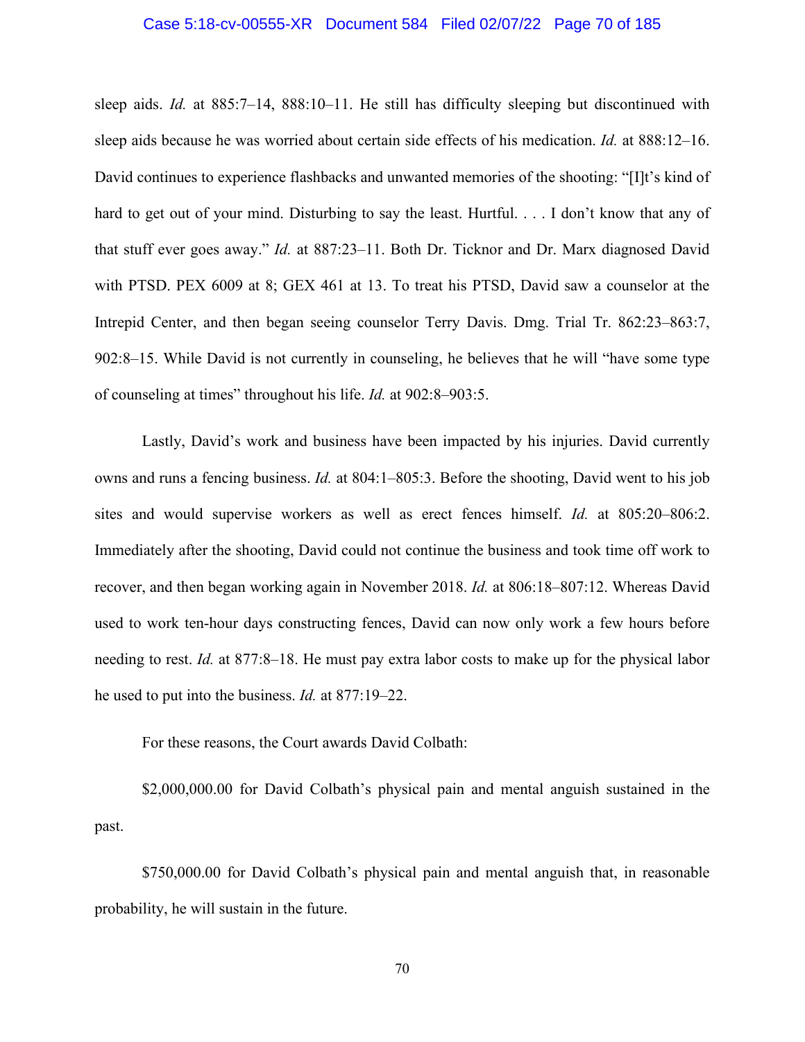sleep aids. *Id.* at 885:7–14, 888:10–11. He still has difficulty sleeping but discontinued with sleep aids because he was worried about certain side effects of his medication. *Id.* at 888:12–16. David continues to experience flashbacks and unwanted memories of the shooting: "[I]t's kind of hard to get out of your mind. Disturbing to say the least. Hurtful. . . . I don't know that any of that stuff ever goes away." *Id.* at 887:23–11. Both Dr. Ticknor and Dr. Marx diagnosed David with PTSD. PEX 6009 at 8; GEX 461 at 13. To treat his PTSD, David saw a counselor at the Intrepid Center, and then began seeing counselor Terry Davis. Dmg. Trial Tr. 862:23–863:7, 902:8–15. While David is not currently in counseling, he believes that he will "have some type of counseling at times" throughout his life. *Id.* at 902:8–903:5.

Lastly, David's work and business have been impacted by his injuries. David currently owns and runs a fencing business. *Id.* at 804:1–805:3. Before the shooting, David went to his job sites and would supervise workers as well as erect fences himself. *Id.* at 805:20–806:2. Immediately after the shooting, David could not continue the business and took time off work to recover, and then began working again in November 2018. *Id.* at 806:18–807:12. Whereas David used to work ten-hour days constructing fences, David can now only work a few hours before needing to rest. *Id.* at 877:8–18. He must pay extra labor costs to make up for the physical labor he used to put into the business. *Id.* at 877:19–22.

For these reasons, the Court awards David Colbath:

$2,000,000.00 for David Colbath's physical pain and mental anguish sustained in the past.

$750,000.00 for David Colbath's physical pain and mental anguish that, in reasonable probability, he will sustain in the future.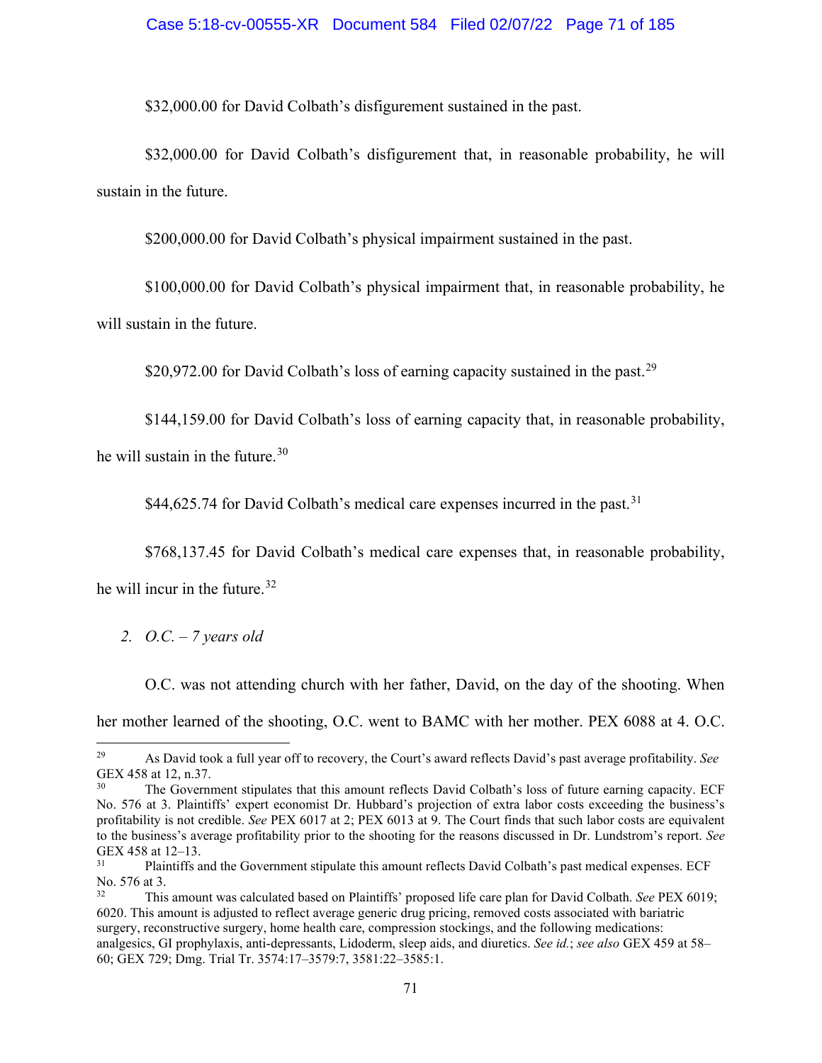$32,000.00 for David Colbath's disfigurement sustained in the past.

$32,000.00 for David Colbath's disfigurement that, in reasonable probability, he will sustain in the future.

$200,000.00 for David Colbath's physical impairment sustained in the past.

$100,000.00 for David Colbath's physical impairment that, in reasonable probability, he will sustain in the future.

$20,972.00 for David Colbath's loss of earning capacity sustained in the past.[29]

$144,159.00 for David Colbath's loss of earning capacity that, in reasonable probability, he will sustain in the future.[30]

$44,625.74 for David Colbath's medical care expenses incurred in the past.[31]

$768,137.45 for David Colbath's medical care expenses that, in reasonable probability, he will incur in the future.[32]

2. *O.C. – 7 years old*

O.C. was not attending church with her father, David, on the day of the shooting. When her mother learned of the shooting, O.C. went to BAMC with her mother. PEX 6088 at 4. O.C.

---

[29] As David took a full year off to recovery, the Court's award reflects David's past average profitability. *See* GEX 458 at 12, n.37.

[30] The Government stipulates that this amount reflects David Colbath's loss of future earning capacity. ECF No. 576 at 3. Plaintiffs' expert economist Dr. Hubbard's projection of extra labor costs exceeding the business's profitability is not credible. *See* PEX 6017 at 2; PEX 6013 at 9. The Court finds that such labor costs are equivalent to the business's average profitability prior to the shooting for the reasons discussed in Dr. Lundstrom's report. *See* GEX 458 at 12–13.

[31] Plaintiffs and the Government stipulate this amount reflects David Colbath's past medical expenses. ECF No. 576 at 3.

[32] This amount was calculated based on Plaintiffs' proposed life care plan for David Colbath. *See* PEX 6019; 6020. This amount is adjusted to reflect average generic drug pricing, removed costs associated with bariatric surgery, reconstructive surgery, home health care, compression stockings, and the following medications: analgesics, GI prophylaxis, anti-depressants, Lidoderm, sleep aids, and diuretics. *See id.*; *see also* GEX 459 at 58–60; GEX 729; Dmg. Trial Tr. 3574:17–3579:7, 3581:22–3585:1.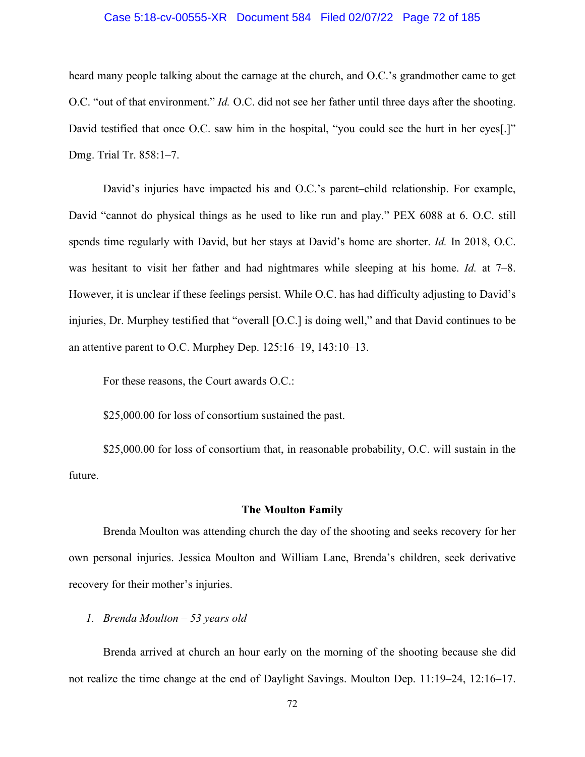heard many people talking about the carnage at the church, and O.C.'s grandmother came to get O.C. "out of that environment." *Id.* O.C. did not see her father until three days after the shooting. David testified that once O.C. saw him in the hospital, "you could see the hurt in her eyes[.]" Dmg. Trial Tr. 858:1–7.

David's injuries have impacted his and O.C.'s parent–child relationship. For example, David "cannot do physical things as he used to like run and play." PEX 6088 at 6. O.C. still spends time regularly with David, but her stays at David's home are shorter. *Id.* In 2018, O.C. was hesitant to visit her father and had nightmares while sleeping at his home. *Id.* at 7–8. However, it is unclear if these feelings persist. While O.C. has had difficulty adjusting to David's injuries, Dr. Murphey testified that "overall [O.C.] is doing well," and that David continues to be an attentive parent to O.C. Murphey Dep. 125:16–19, 143:10–13.

For these reasons, the Court awards O.C.:

$25,000.00 for loss of consortium sustained the past.

$25,000.00 for loss of consortium that, in reasonable probability, O.C. will sustain in the future.

**The Moulton Family**

Brenda Moulton was attending church the day of the shooting and seeks recovery for her own personal injuries. Jessica Moulton and William Lane, Brenda's children, seek derivative recovery for their mother's injuries.

*1. Brenda Moulton – 53 years old*

Brenda arrived at church an hour early on the morning of the shooting because she did not realize the time change at the end of Daylight Savings. Moulton Dep. 11:19–24, 12:16–17.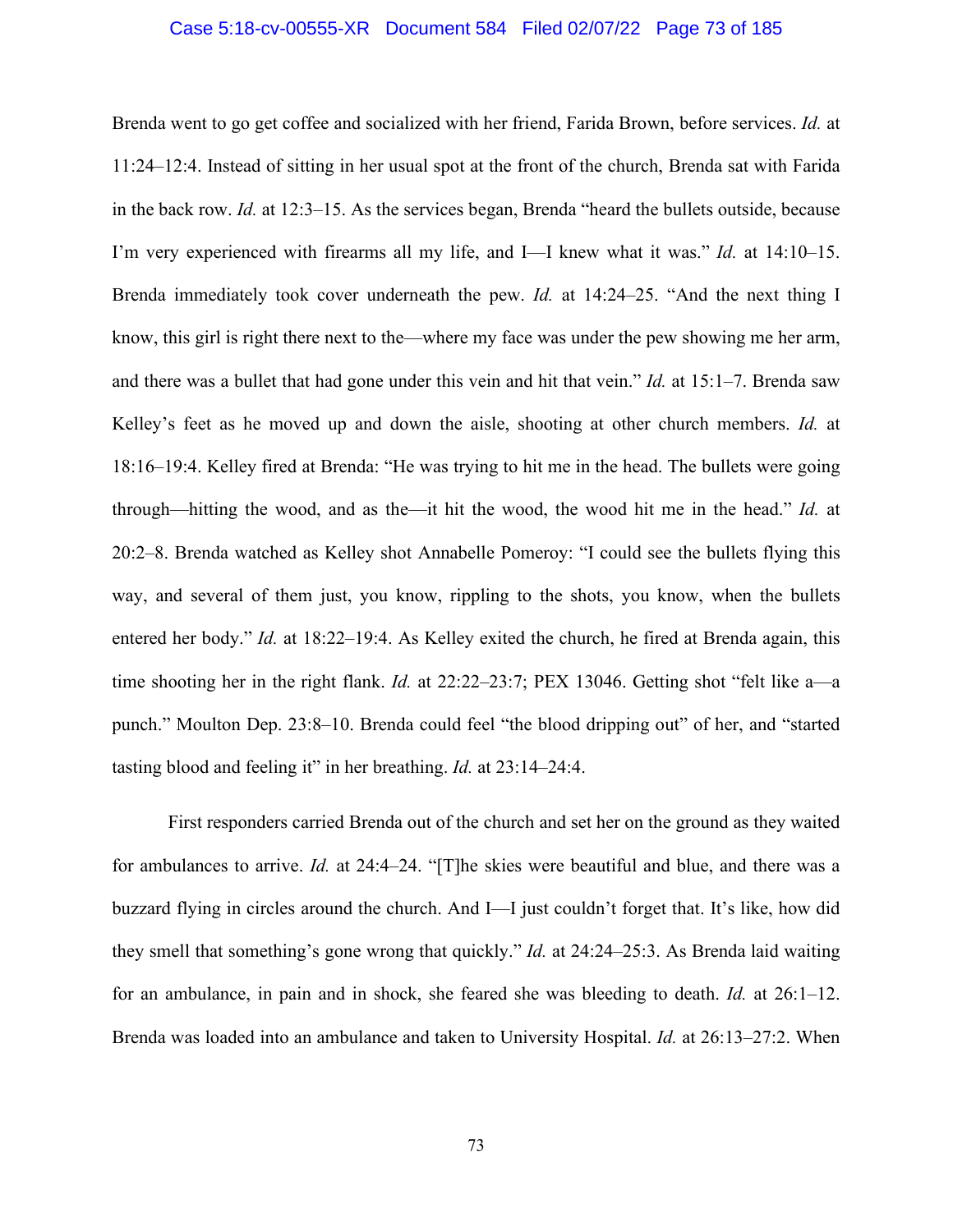Brenda went to go get coffee and socialized with her friend, Farida Brown, before services. *Id.* at 11:24–12:4. Instead of sitting in her usual spot at the front of the church, Brenda sat with Farida in the back row. *Id.* at 12:3–15. As the services began, Brenda "heard the bullets outside, because I'm very experienced with firearms all my life, and I—I knew what it was." *Id.* at 14:10–15. Brenda immediately took cover underneath the pew. *Id.* at 14:24–25. "And the next thing I know, this girl is right there next to the—where my face was under the pew showing me her arm, and there was a bullet that had gone under this vein and hit that vein." *Id.* at 15:1–7. Brenda saw Kelley's feet as he moved up and down the aisle, shooting at other church members. *Id.* at 18:16–19:4. Kelley fired at Brenda: "He was trying to hit me in the head. The bullets were going through—hitting the wood, and as the—it hit the wood, the wood hit me in the head." *Id.* at 20:2–8. Brenda watched as Kelley shot Annabelle Pomeroy: "I could see the bullets flying this way, and several of them just, you know, rippling to the shots, you know, when the bullets entered her body." *Id.* at 18:22–19:4. As Kelley exited the church, he fired at Brenda again, this time shooting her in the right flank. *Id.* at 22:22–23:7; PEX 13046. Getting shot "felt like a—a punch." Moulton Dep. 23:8–10. Brenda could feel "the blood dripping out" of her, and "started tasting blood and feeling it" in her breathing. *Id.* at 23:14–24:4.

First responders carried Brenda out of the church and set her on the ground as they waited for ambulances to arrive. *Id.* at 24:4–24. "[T]he skies were beautiful and blue, and there was a buzzard flying in circles around the church. And I—I just couldn't forget that. It's like, how did they smell that something's gone wrong that quickly." *Id.* at 24:24–25:3. As Brenda laid waiting for an ambulance, in pain and in shock, she feared she was bleeding to death. *Id.* at 26:1–12. Brenda was loaded into an ambulance and taken to University Hospital. *Id.* at 26:13–27:2. When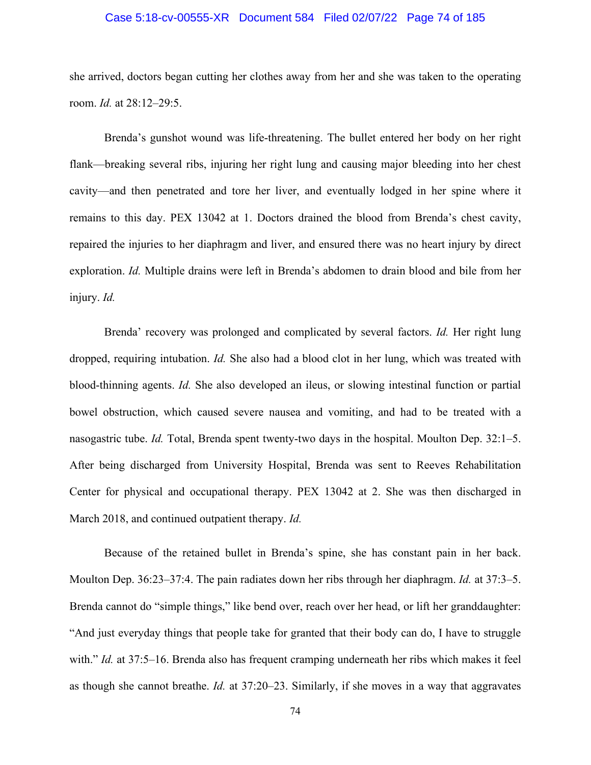she arrived, doctors began cutting her clothes away from her and she was taken to the operating room. *Id.* at 28:12–29:5.

Brenda's gunshot wound was life-threatening. The bullet entered her body on her right flank—breaking several ribs, injuring her right lung and causing major bleeding into her chest cavity—and then penetrated and tore her liver, and eventually lodged in her spine where it remains to this day. PEX 13042 at 1. Doctors drained the blood from Brenda's chest cavity, repaired the injuries to her diaphragm and liver, and ensured there was no heart injury by direct exploration. *Id.* Multiple drains were left in Brenda's abdomen to drain blood and bile from her injury. *Id.*

Brenda' recovery was prolonged and complicated by several factors. *Id.* Her right lung dropped, requiring intubation. *Id.* She also had a blood clot in her lung, which was treated with blood-thinning agents. *Id.* She also developed an ileus, or slowing intestinal function or partial bowel obstruction, which caused severe nausea and vomiting, and had to be treated with a nasogastric tube. *Id.* Total, Brenda spent twenty-two days in the hospital. Moulton Dep. 32:1–5. After being discharged from University Hospital, Brenda was sent to Reeves Rehabilitation Center for physical and occupational therapy. PEX 13042 at 2. She was then discharged in March 2018, and continued outpatient therapy. *Id.*

Because of the retained bullet in Brenda's spine, she has constant pain in her back. Moulton Dep. 36:23–37:4. The pain radiates down her ribs through her diaphragm. *Id.* at 37:3–5. Brenda cannot do "simple things," like bend over, reach over her head, or lift her granddaughter: "And just everyday things that people take for granted that their body can do, I have to struggle with." *Id.* at 37:5–16. Brenda also has frequent cramping underneath her ribs which makes it feel as though she cannot breathe. *Id.* at 37:20–23. Similarly, if she moves in a way that aggravates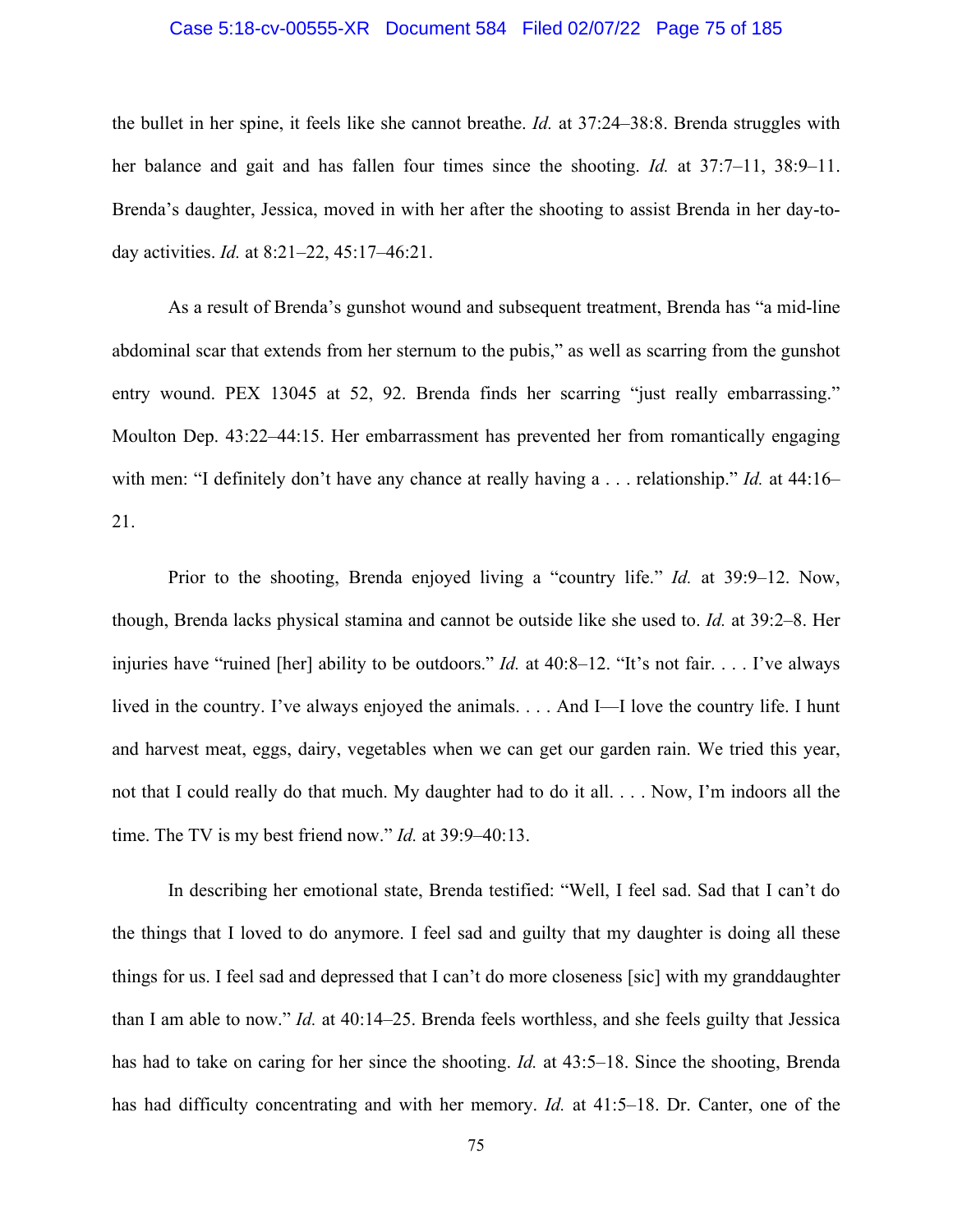the bullet in her spine, it feels like she cannot breathe. *Id.* at 37:24–38:8. Brenda struggles with her balance and gait and has fallen four times since the shooting. *Id.* at 37:7–11, 38:9–11. Brenda's daughter, Jessica, moved in with her after the shooting to assist Brenda in her day-to-day activities. *Id.* at 8:21–22, 45:17–46:21.

As a result of Brenda's gunshot wound and subsequent treatment, Brenda has "a mid-line abdominal scar that extends from her sternum to the pubis," as well as scarring from the gunshot entry wound. PEX 13045 at 52, 92. Brenda finds her scarring "just really embarrassing." Moulton Dep. 43:22–44:15. Her embarrassment has prevented her from romantically engaging with men: "I definitely don't have any chance at really having a . . . relationship." *Id.* at 44:16–21.

Prior to the shooting, Brenda enjoyed living a "country life." *Id.* at 39:9–12. Now, though, Brenda lacks physical stamina and cannot be outside like she used to. *Id.* at 39:2–8. Her injuries have "ruined [her] ability to be outdoors." *Id.* at 40:8–12. "It's not fair. . . . I've always lived in the country. I've always enjoyed the animals. . . . And I—I love the country life. I hunt and harvest meat, eggs, dairy, vegetables when we can get our garden rain. We tried this year, not that I could really do that much. My daughter had to do it all. . . . Now, I'm indoors all the time. The TV is my best friend now." *Id.* at 39:9–40:13.

In describing her emotional state, Brenda testified: "Well, I feel sad. Sad that I can't do the things that I loved to do anymore. I feel sad and guilty that my daughter is doing all these things for us. I feel sad and depressed that I can't do more closeness [sic] with my granddaughter than I am able to now." *Id.* at 40:14–25. Brenda feels worthless, and she feels guilty that Jessica has had to take on caring for her since the shooting. *Id.* at 43:5–18. Since the shooting, Brenda has had difficulty concentrating and with her memory. *Id.* at 41:5–18. Dr. Canter, one of the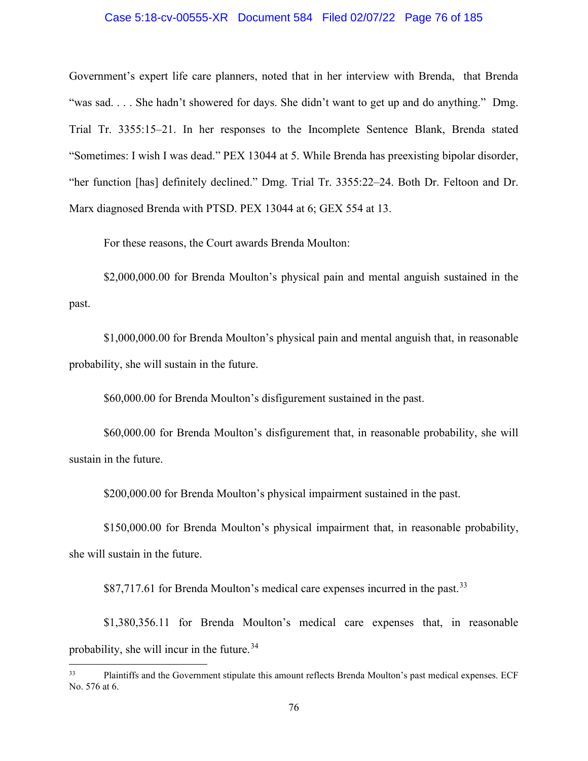Government's expert life care planners, noted that in her interview with Brenda, that Brenda "was sad. . . . She hadn't showered for days. She didn't want to get up and do anything." Dmg. Trial Tr. 3355:15–21. In her responses to the Incomplete Sentence Blank, Brenda stated "Sometimes: I wish I was dead." PEX 13044 at 5. While Brenda has preexisting bipolar disorder, "her function [has] definitely declined." Dmg. Trial Tr. 3355:22–24. Both Dr. Feltoon and Dr. Marx diagnosed Brenda with PTSD. PEX 13044 at 6; GEX 554 at 13.

For these reasons, the Court awards Brenda Moulton:

$2,000,000.00 for Brenda Moulton's physical pain and mental anguish sustained in the past.

$1,000,000.00 for Brenda Moulton's physical pain and mental anguish that, in reasonable probability, she will sustain in the future.

$60,000.00 for Brenda Moulton's disfigurement sustained in the past.

$60,000.00 for Brenda Moulton's disfigurement that, in reasonable probability, she will sustain in the future.

$200,000.00 for Brenda Moulton's physical impairment sustained in the past.

$150,000.00 for Brenda Moulton's physical impairment that, in reasonable probability, she will sustain in the future.

$87,717.61 for Brenda Moulton's medical care expenses incurred in the past.[33]

$1,380,356.11 for Brenda Moulton's medical care expenses that, in reasonable probability, she will incur in the future.[34]

---

[33] Plaintiffs and the Government stipulate this amount reflects Brenda Moulton's past medical expenses. ECF No. 576 at 6.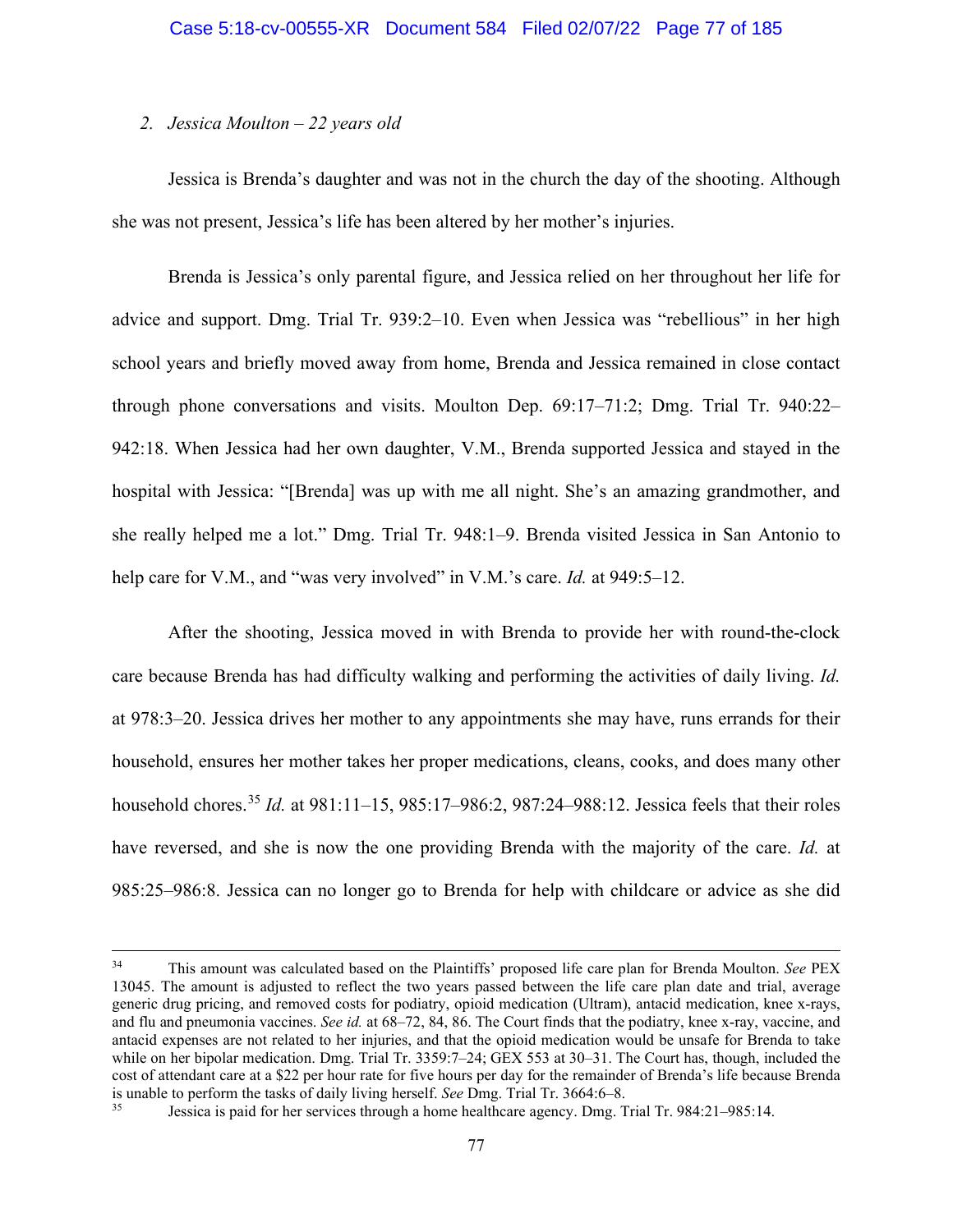*2. Jessica Moulton – 22 years old*

Jessica is Brenda's daughter and was not in the church the day of the shooting. Although she was not present, Jessica's life has been altered by her mother's injuries.

Brenda is Jessica's only parental figure, and Jessica relied on her throughout her life for advice and support. Dmg. Trial Tr. 939:2–10. Even when Jessica was "rebellious" in her high school years and briefly moved away from home, Brenda and Jessica remained in close contact through phone conversations and visits. Moulton Dep. 69:17–71:2; Dmg. Trial Tr. 940:22–942:18. When Jessica had her own daughter, V.M., Brenda supported Jessica and stayed in the hospital with Jessica: "[Brenda] was up with me all night. She's an amazing grandmother, and she really helped me a lot." Dmg. Trial Tr. 948:1–9. Brenda visited Jessica in San Antonio to help care for V.M., and "was very involved" in V.M.'s care. *Id.* at 949:5–12.

After the shooting, Jessica moved in with Brenda to provide her with round-the-clock care because Brenda has had difficulty walking and performing the activities of daily living. *Id.* at 978:3–20. Jessica drives her mother to any appointments she may have, runs errands for their household, ensures her mother takes her proper medications, cleans, cooks, and does many other household chores.[35] *Id.* at 981:11–15, 985:17–986:2, 987:24–988:12. Jessica feels that their roles have reversed, and she is now the one providing Brenda with the majority of the care. *Id.* at 985:25–986:8. Jessica can no longer go to Brenda for help with childcare or advice as she did

---

[34] This amount was calculated based on the Plaintiffs' proposed life care plan for Brenda Moulton. *See* PEX 13045. The amount is adjusted to reflect the two years passed between the life care plan date and trial, average generic drug pricing, and removed costs for podiatry, opioid medication (Ultram), antacid medication, knee x-rays, and flu and pneumonia vaccines. *See id.* at 68–72, 84, 86. The Court finds that the podiatry, knee x-ray, vaccine, and antacid expenses are not related to her injuries, and that the opioid medication would be unsafe for Brenda to take while on her bipolar medication. Dmg. Trial Tr. 3359:7–24; GEX 553 at 30–31. The Court has, though, included the cost of attendant care at a $22 per hour rate for five hours per day for the remainder of Brenda's life because Brenda is unable to perform the tasks of daily living herself. *See* Dmg. Trial Tr. 3664:6–8.

[35] Jessica is paid for her services through a home healthcare agency. Dmg. Trial Tr. 984:21–985:14.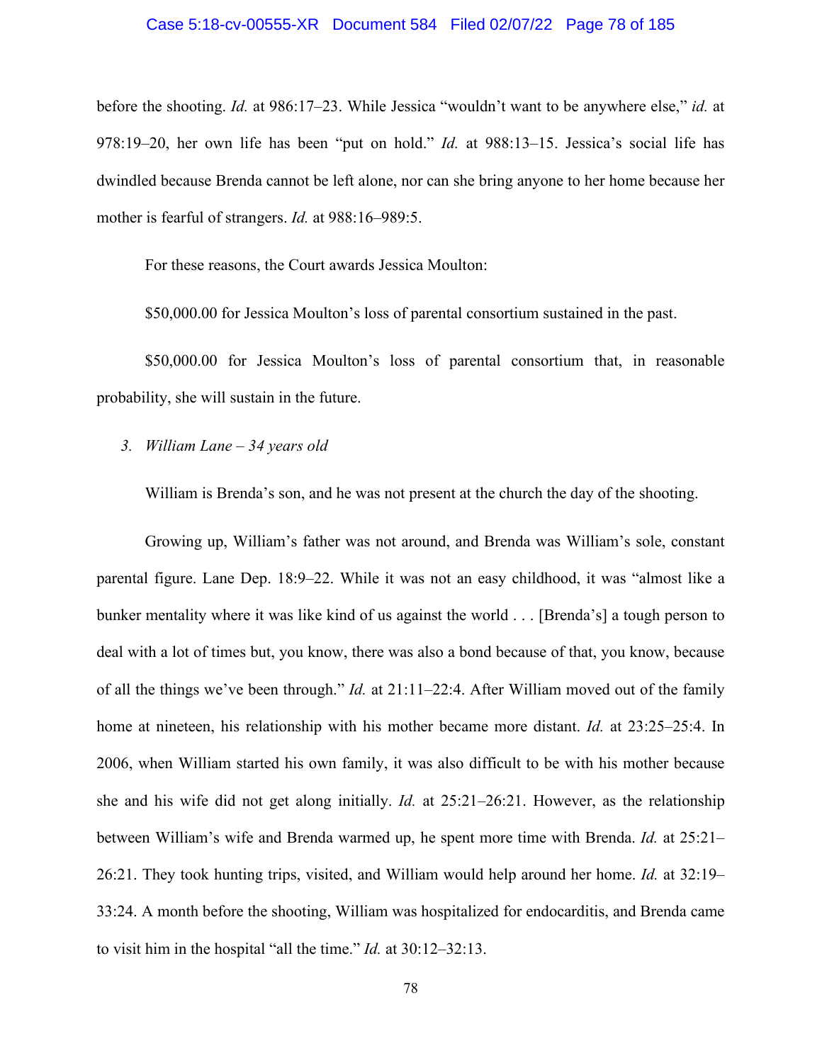before the shooting. *Id.* at 986:17–23. While Jessica "wouldn't want to be anywhere else," *id.* at 978:19–20, her own life has been "put on hold." *Id.* at 988:13–15. Jessica's social life has dwindled because Brenda cannot be left alone, nor can she bring anyone to her home because her mother is fearful of strangers. *Id.* at 988:16–989:5.

For these reasons, the Court awards Jessica Moulton:

$50,000.00 for Jessica Moulton's loss of parental consortium sustained in the past.

$50,000.00 for Jessica Moulton's loss of parental consortium that, in reasonable probability, she will sustain in the future.

*3. William Lane – 34 years old*

William is Brenda's son, and he was not present at the church the day of the shooting.

Growing up, William's father was not around, and Brenda was William's sole, constant parental figure. Lane Dep. 18:9–22. While it was not an easy childhood, it was "almost like a bunker mentality where it was like kind of us against the world . . . [Brenda's] a tough person to deal with a lot of times but, you know, there was also a bond because of that, you know, because of all the things we've been through." *Id.* at 21:11–22:4. After William moved out of the family home at nineteen, his relationship with his mother became more distant. *Id.* at 23:25–25:4. In 2006, when William started his own family, it was also difficult to be with his mother because she and his wife did not get along initially. *Id.* at 25:21–26:21. However, as the relationship between William's wife and Brenda warmed up, he spent more time with Brenda. *Id.* at 25:21–26:21. They took hunting trips, visited, and William would help around her home. *Id.* at 32:19–33:24. A month before the shooting, William was hospitalized for endocarditis, and Brenda came to visit him in the hospital "all the time." *Id.* at 30:12–32:13.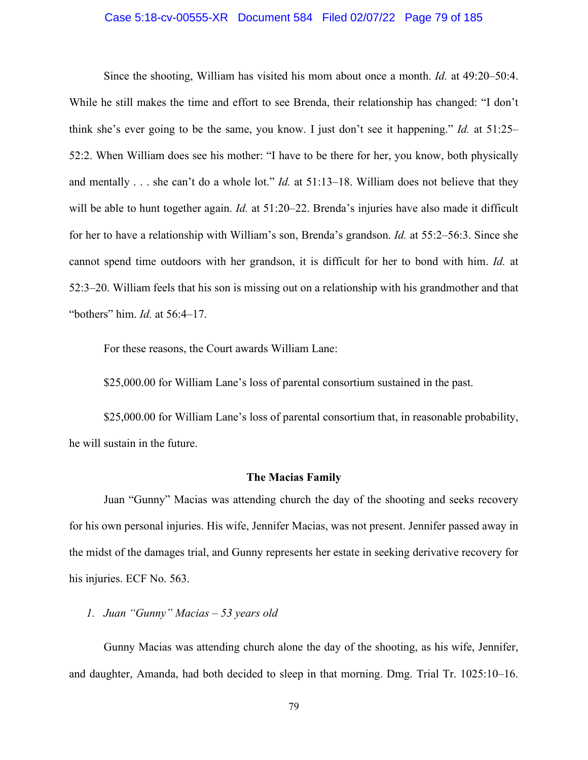Since the shooting, William has visited his mom about once a month. *Id.* at 49:20–50:4. While he still makes the time and effort to see Brenda, their relationship has changed: "I don't think she's ever going to be the same, you know. I just don't see it happening." *Id.* at 51:25–52:2. When William does see his mother: "I have to be there for her, you know, both physically and mentally . . . she can't do a whole lot." *Id.* at 51:13–18. William does not believe that they will be able to hunt together again. *Id.* at 51:20–22. Brenda's injuries have also made it difficult for her to have a relationship with William's son, Brenda's grandson. *Id.* at 55:2–56:3. Since she cannot spend time outdoors with her grandson, it is difficult for her to bond with him. *Id.* at 52:3–20. William feels that his son is missing out on a relationship with his grandmother and that "bothers" him. *Id.* at 56:4–17.

For these reasons, the Court awards William Lane:

$25,000.00 for William Lane's loss of parental consortium sustained in the past.

$25,000.00 for William Lane's loss of parental consortium that, in reasonable probability, he will sustain in the future.

**The Macias Family**

Juan "Gunny" Macias was attending church the day of the shooting and seeks recovery for his own personal injuries. His wife, Jennifer Macias, was not present. Jennifer passed away in the midst of the damages trial, and Gunny represents her estate in seeking derivative recovery for his injuries. ECF No. 563.

*1. Juan "Gunny" Macias – 53 years old*

Gunny Macias was attending church alone the day of the shooting, as his wife, Jennifer, and daughter, Amanda, had both decided to sleep in that morning. Dmg. Trial Tr. 1025:10–16.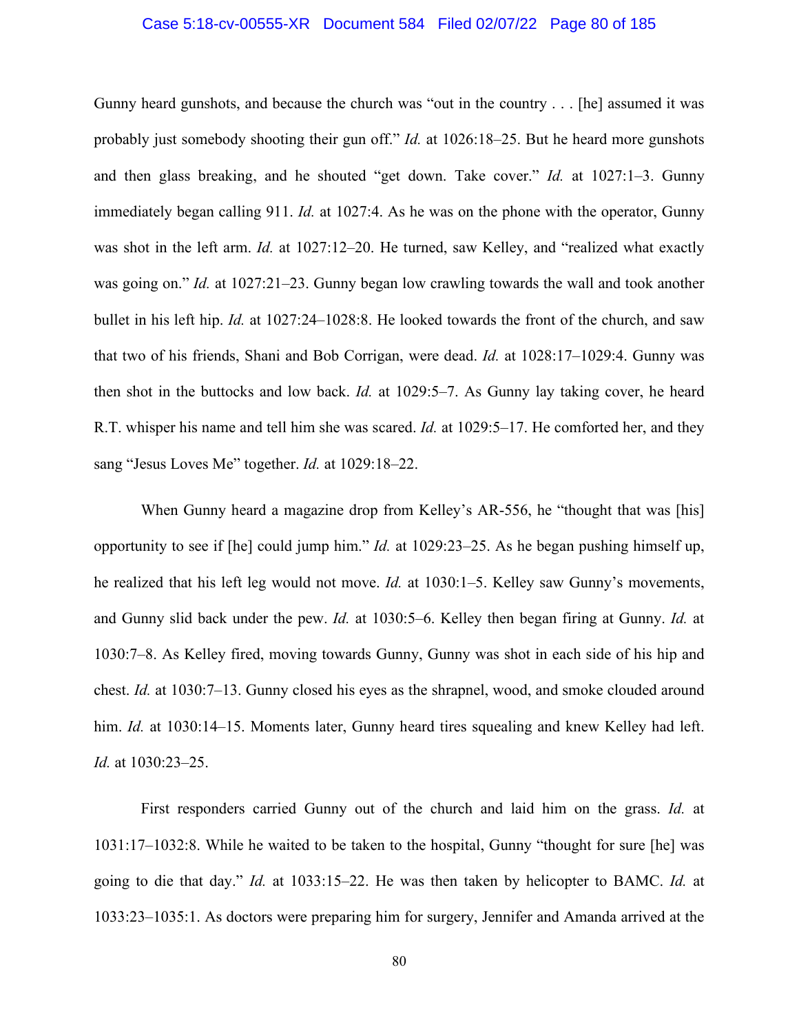Gunny heard gunshots, and because the church was "out in the country . . . [he] assumed it was probably just somebody shooting their gun off." *Id.* at 1026:18–25. But he heard more gunshots and then glass breaking, and he shouted "get down. Take cover." *Id.* at 1027:1–3. Gunny immediately began calling 911. *Id.* at 1027:4. As he was on the phone with the operator, Gunny was shot in the left arm. *Id.* at 1027:12–20. He turned, saw Kelley, and "realized what exactly was going on." *Id.* at 1027:21–23. Gunny began low crawling towards the wall and took another bullet in his left hip. *Id.* at 1027:24–1028:8. He looked towards the front of the church, and saw that two of his friends, Shani and Bob Corrigan, were dead. *Id.* at 1028:17–1029:4. Gunny was then shot in the buttocks and low back. *Id.* at 1029:5–7. As Gunny lay taking cover, he heard R.T. whisper his name and tell him she was scared. *Id.* at 1029:5–17. He comforted her, and they sang "Jesus Loves Me" together. *Id.* at 1029:18–22.

When Gunny heard a magazine drop from Kelley's AR-556, he "thought that was [his] opportunity to see if [he] could jump him." *Id.* at 1029:23–25. As he began pushing himself up, he realized that his left leg would not move. *Id.* at 1030:1–5. Kelley saw Gunny's movements, and Gunny slid back under the pew. *Id.* at 1030:5–6. Kelley then began firing at Gunny. *Id.* at 1030:7–8. As Kelley fired, moving towards Gunny, Gunny was shot in each side of his hip and chest. *Id.* at 1030:7–13. Gunny closed his eyes as the shrapnel, wood, and smoke clouded around him. *Id.* at 1030:14–15. Moments later, Gunny heard tires squealing and knew Kelley had left. *Id.* at 1030:23–25.

First responders carried Gunny out of the church and laid him on the grass. *Id.* at 1031:17–1032:8. While he waited to be taken to the hospital, Gunny "thought for sure [he] was going to die that day." *Id.* at 1033:15–22. He was then taken by helicopter to BAMC. *Id.* at 1033:23–1035:1. As doctors were preparing him for surgery, Jennifer and Amanda arrived at the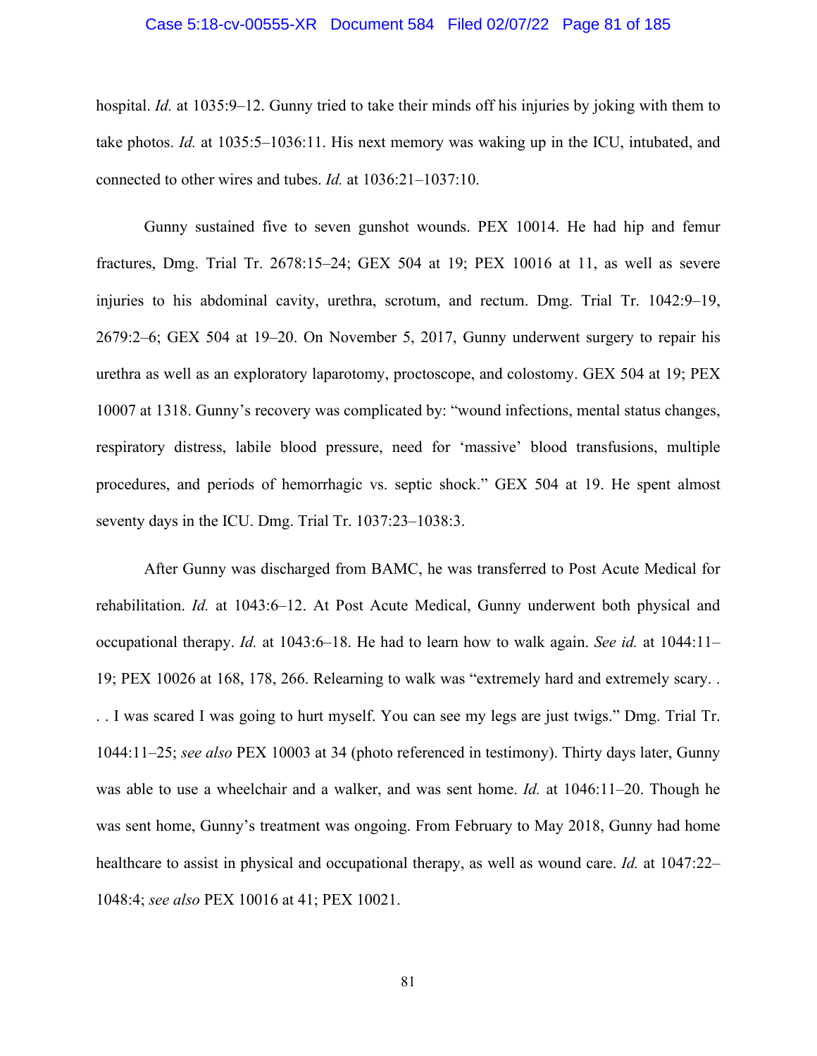hospital. *Id.* at 1035:9–12. Gunny tried to take their minds off his injuries by joking with them to take photos. *Id.* at 1035:5–1036:11. His next memory was waking up in the ICU, intubated, and connected to other wires and tubes. *Id.* at 1036:21–1037:10.

Gunny sustained five to seven gunshot wounds. PEX 10014. He had hip and femur fractures, Dmg. Trial Tr. 2678:15–24; GEX 504 at 19; PEX 10016 at 11, as well as severe injuries to his abdominal cavity, urethra, scrotum, and rectum. Dmg. Trial Tr. 1042:9–19, 2679:2–6; GEX 504 at 19–20. On November 5, 2017, Gunny underwent surgery to repair his urethra as well as an exploratory laparotomy, proctoscope, and colostomy. GEX 504 at 19; PEX 10007 at 1318. Gunny's recovery was complicated by: "wound infections, mental status changes, respiratory distress, labile blood pressure, need for 'massive' blood transfusions, multiple procedures, and periods of hemorrhagic vs. septic shock." GEX 504 at 19. He spent almost seventy days in the ICU. Dmg. Trial Tr. 1037:23–1038:3.

After Gunny was discharged from BAMC, he was transferred to Post Acute Medical for rehabilitation. *Id.* at 1043:6–12. At Post Acute Medical, Gunny underwent both physical and occupational therapy. *Id.* at 1043:6–18. He had to learn how to walk again. *See id.* at 1044:11–19; PEX 10026 at 168, 178, 266. Relearning to walk was "extremely hard and extremely scary. . . . I was scared I was going to hurt myself. You can see my legs are just twigs." Dmg. Trial Tr. 1044:11–25; *see also* PEX 10003 at 34 (photo referenced in testimony). Thirty days later, Gunny was able to use a wheelchair and a walker, and was sent home. *Id.* at 1046:11–20. Though he was sent home, Gunny's treatment was ongoing. From February to May 2018, Gunny had home healthcare to assist in physical and occupational therapy, as well as wound care. *Id.* at 1047:22–1048:4; *see also* PEX 10016 at 41; PEX 10021.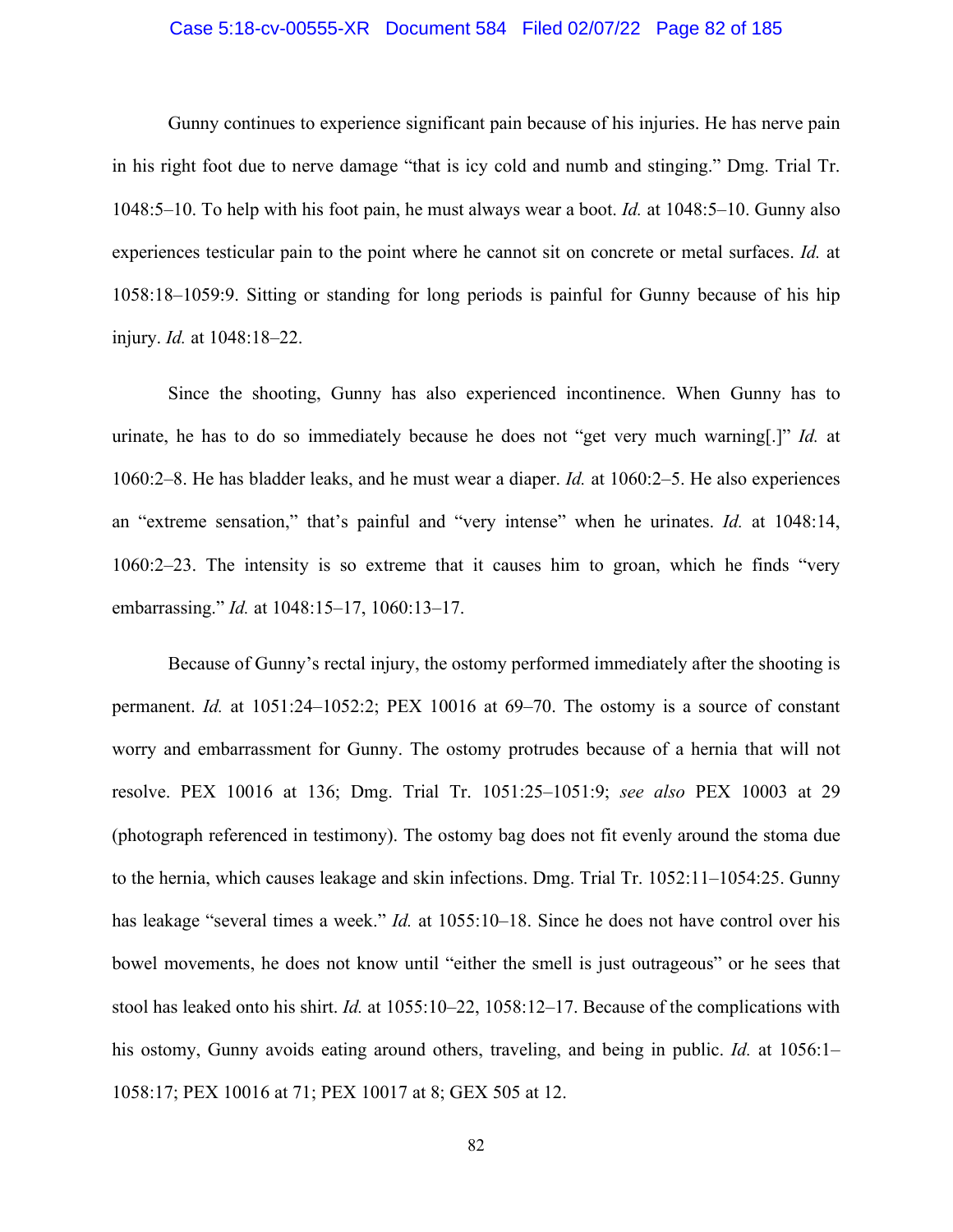Gunny continues to experience significant pain because of his injuries. He has nerve pain in his right foot due to nerve damage "that is icy cold and numb and stinging." Dmg. Trial Tr. 1048:5–10. To help with his foot pain, he must always wear a boot. *Id.* at 1048:5–10. Gunny also experiences testicular pain to the point where he cannot sit on concrete or metal surfaces. *Id.* at 1058:18–1059:9. Sitting or standing for long periods is painful for Gunny because of his hip injury. *Id.* at 1048:18–22.

Since the shooting, Gunny has also experienced incontinence. When Gunny has to urinate, he has to do so immediately because he does not "get very much warning[.]" *Id.* at 1060:2–8. He has bladder leaks, and he must wear a diaper. *Id.* at 1060:2–5. He also experiences an "extreme sensation," that's painful and "very intense" when he urinates. *Id.* at 1048:14, 1060:2–23. The intensity is so extreme that it causes him to groan, which he finds "very embarrassing." *Id.* at 1048:15–17, 1060:13–17.

Because of Gunny's rectal injury, the ostomy performed immediately after the shooting is permanent. *Id.* at 1051:24–1052:2; PEX 10016 at 69–70. The ostomy is a source of constant worry and embarrassment for Gunny. The ostomy protrudes because of a hernia that will not resolve. PEX 10016 at 136; Dmg. Trial Tr. 1051:25–1051:9; *see also* PEX 10003 at 29 (photograph referenced in testimony). The ostomy bag does not fit evenly around the stoma due to the hernia, which causes leakage and skin infections. Dmg. Trial Tr. 1052:11–1054:25. Gunny has leakage "several times a week." *Id.* at 1055:10–18. Since he does not have control over his bowel movements, he does not know until "either the smell is just outrageous" or he sees that stool has leaked onto his shirt. *Id.* at 1055:10–22, 1058:12–17. Because of the complications with his ostomy, Gunny avoids eating around others, traveling, and being in public. *Id.* at 1056:1–1058:17; PEX 10016 at 71; PEX 10017 at 8; GEX 505 at 12.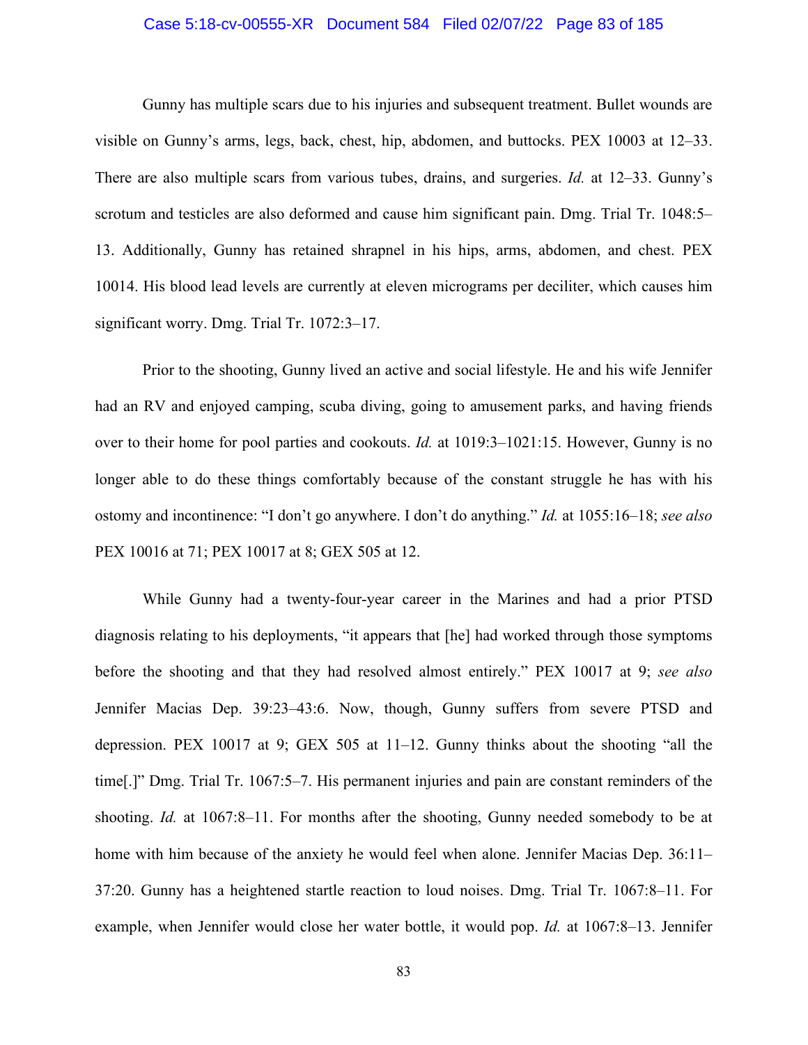Gunny has multiple scars due to his injuries and subsequent treatment. Bullet wounds are visible on Gunny's arms, legs, back, chest, hip, abdomen, and buttocks. PEX 10003 at 12–33. There are also multiple scars from various tubes, drains, and surgeries. *Id.* at 12–33. Gunny's scrotum and testicles are also deformed and cause him significant pain. Dmg. Trial Tr. 1048:5–13. Additionally, Gunny has retained shrapnel in his hips, arms, abdomen, and chest. PEX 10014. His blood lead levels are currently at eleven micrograms per deciliter, which causes him significant worry. Dmg. Trial Tr. 1072:3–17.

Prior to the shooting, Gunny lived an active and social lifestyle. He and his wife Jennifer had an RV and enjoyed camping, scuba diving, going to amusement parks, and having friends over to their home for pool parties and cookouts. *Id.* at 1019:3–1021:15. However, Gunny is no longer able to do these things comfortably because of the constant struggle he has with his ostomy and incontinence: "I don't go anywhere. I don't do anything." *Id.* at 1055:16–18; *see also* PEX 10016 at 71; PEX 10017 at 8; GEX 505 at 12.

While Gunny had a twenty-four-year career in the Marines and had a prior PTSD diagnosis relating to his deployments, "it appears that [he] had worked through those symptoms before the shooting and that they had resolved almost entirely." PEX 10017 at 9; *see also* Jennifer Macias Dep. 39:23–43:6. Now, though, Gunny suffers from severe PTSD and depression. PEX 10017 at 9; GEX 505 at 11–12. Gunny thinks about the shooting "all the time[.]" Dmg. Trial Tr. 1067:5–7. His permanent injuries and pain are constant reminders of the shooting. *Id.* at 1067:8–11. For months after the shooting, Gunny needed somebody to be at home with him because of the anxiety he would feel when alone. Jennifer Macias Dep. 36:11–37:20. Gunny has a heightened startle reaction to loud noises. Dmg. Trial Tr. 1067:8–11. For example, when Jennifer would close her water bottle, it would pop. *Id.* at 1067:8–13. Jennifer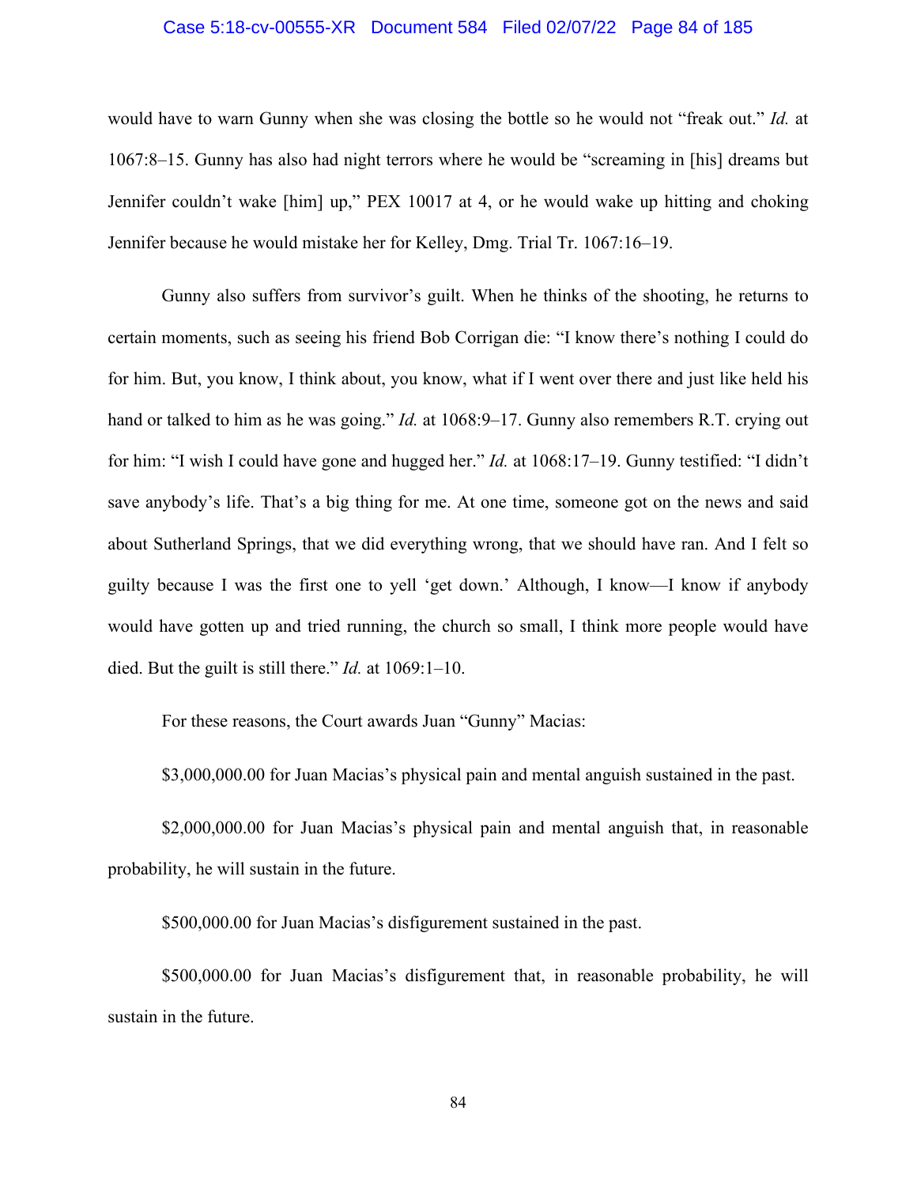would have to warn Gunny when she was closing the bottle so he would not "freak out." *Id.* at 1067:8–15. Gunny has also had night terrors where he would be "screaming in [his] dreams but Jennifer couldn't wake [him] up," PEX 10017 at 4, or he would wake up hitting and choking Jennifer because he would mistake her for Kelley, Dmg. Trial Tr. 1067:16–19.

Gunny also suffers from survivor's guilt. When he thinks of the shooting, he returns to certain moments, such as seeing his friend Bob Corrigan die: "I know there's nothing I could do for him. But, you know, I think about, you know, what if I went over there and just like held his hand or talked to him as he was going." *Id.* at 1068:9–17. Gunny also remembers R.T. crying out for him: "I wish I could have gone and hugged her." *Id.* at 1068:17–19. Gunny testified: "I didn't save anybody's life. That's a big thing for me. At one time, someone got on the news and said about Sutherland Springs, that we did everything wrong, that we should have ran. And I felt so guilty because I was the first one to yell 'get down.' Although, I know—I know if anybody would have gotten up and tried running, the church so small, I think more people would have died. But the guilt is still there." *Id.* at 1069:1–10.

For these reasons, the Court awards Juan "Gunny" Macias:

$3,000,000.00 for Juan Macias's physical pain and mental anguish sustained in the past.

$2,000,000.00 for Juan Macias's physical pain and mental anguish that, in reasonable probability, he will sustain in the future.

$500,000.00 for Juan Macias's disfigurement sustained in the past.

$500,000.00 for Juan Macias's disfigurement that, in reasonable probability, he will sustain in the future.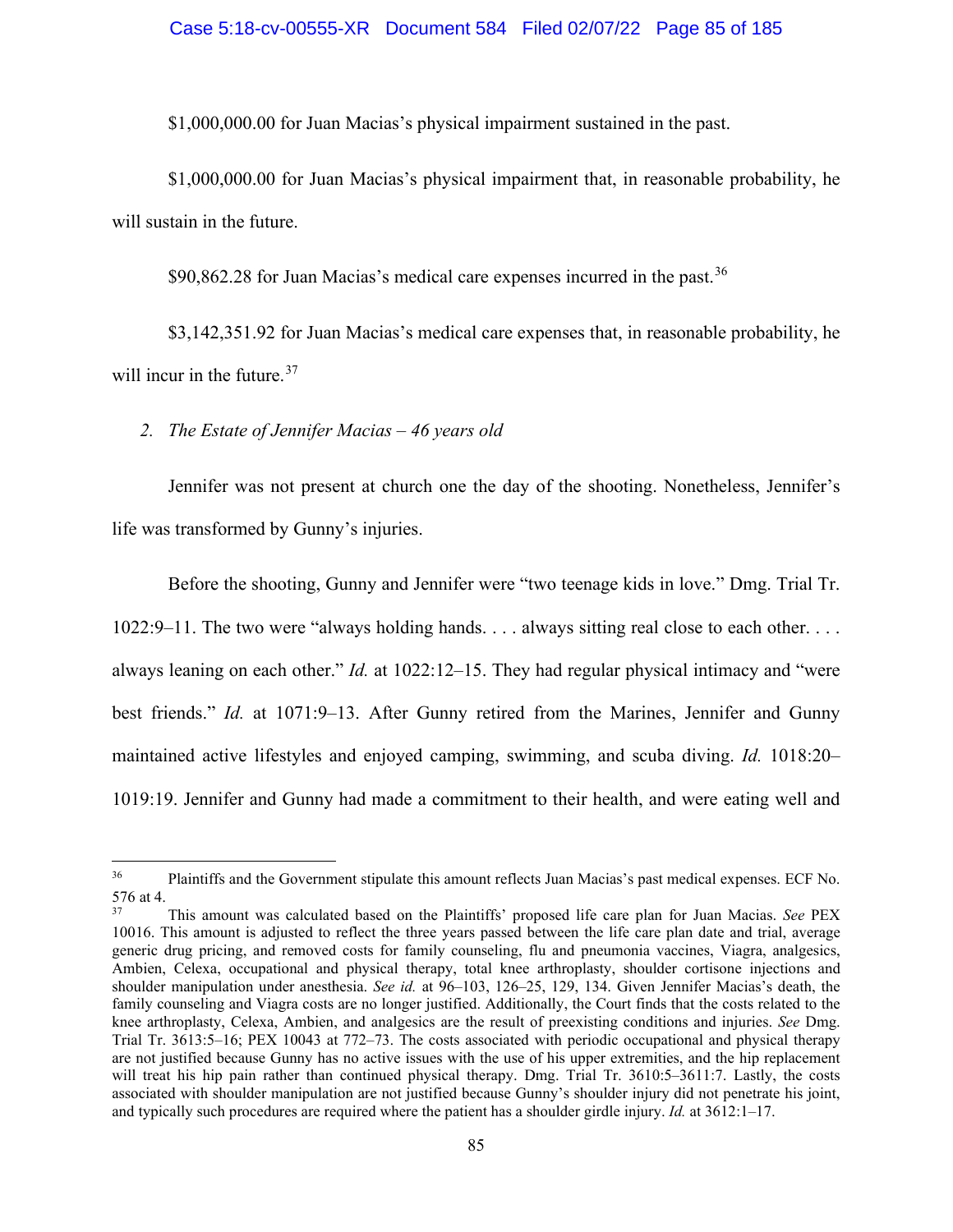$1,000,000.00 for Juan Macias's physical impairment sustained in the past.

$1,000,000.00 for Juan Macias's physical impairment that, in reasonable probability, he will sustain in the future.

$90,862.28 for Juan Macias's medical care expenses incurred in the past.[36]

$3,142,351.92 for Juan Macias's medical care expenses that, in reasonable probability, he will incur in the future.[37]

*2. The Estate of Jennifer Macias – 46 years old*

Jennifer was not present at church one the day of the shooting. Nonetheless, Jennifer's life was transformed by Gunny's injuries.

Before the shooting, Gunny and Jennifer were "two teenage kids in love." Dmg. Trial Tr. 1022:9–11. The two were "always holding hands. . . . always sitting real close to each other. . . . always leaning on each other." *Id.* at 1022:12–15. They had regular physical intimacy and "were best friends." *Id.* at 1071:9–13. After Gunny retired from the Marines, Jennifer and Gunny maintained active lifestyles and enjoyed camping, swimming, and scuba diving. *Id.* 1018:20–1019:19. Jennifer and Gunny had made a commitment to their health, and were eating well and

---

[36] Plaintiffs and the Government stipulate this amount reflects Juan Macias's past medical expenses. ECF No. 576 at 4.

[37] This amount was calculated based on the Plaintiffs' proposed life care plan for Juan Macias. *See* PEX 10016. This amount is adjusted to reflect the three years passed between the life care plan date and trial, average generic drug pricing, and removed costs for family counseling, flu and pneumonia vaccines, Viagra, analgesics, Ambien, Celexa, occupational and physical therapy, total knee arthroplasty, shoulder cortisone injections and shoulder manipulation under anesthesia. *See id.* at 96–103, 126–25, 129, 134. Given Jennifer Macias's death, the family counseling and Viagra costs are no longer justified. Additionally, the Court finds that the costs related to the knee arthroplasty, Celexa, Ambien, and analgesics are the result of preexisting conditions and injuries. *See* Dmg. Trial Tr. 3613:5–16; PEX 10043 at 772–73. The costs associated with periodic occupational and physical therapy are not justified because Gunny has no active issues with the use of his upper extremities, and the hip replacement will treat his hip pain rather than continued physical therapy. Dmg. Trial Tr. 3610:5–3611:7. Lastly, the costs associated with shoulder manipulation are not justified because Gunny's shoulder injury did not penetrate his joint, and typically such procedures are required where the patient has a shoulder girdle injury. *Id.* at 3612:1–17.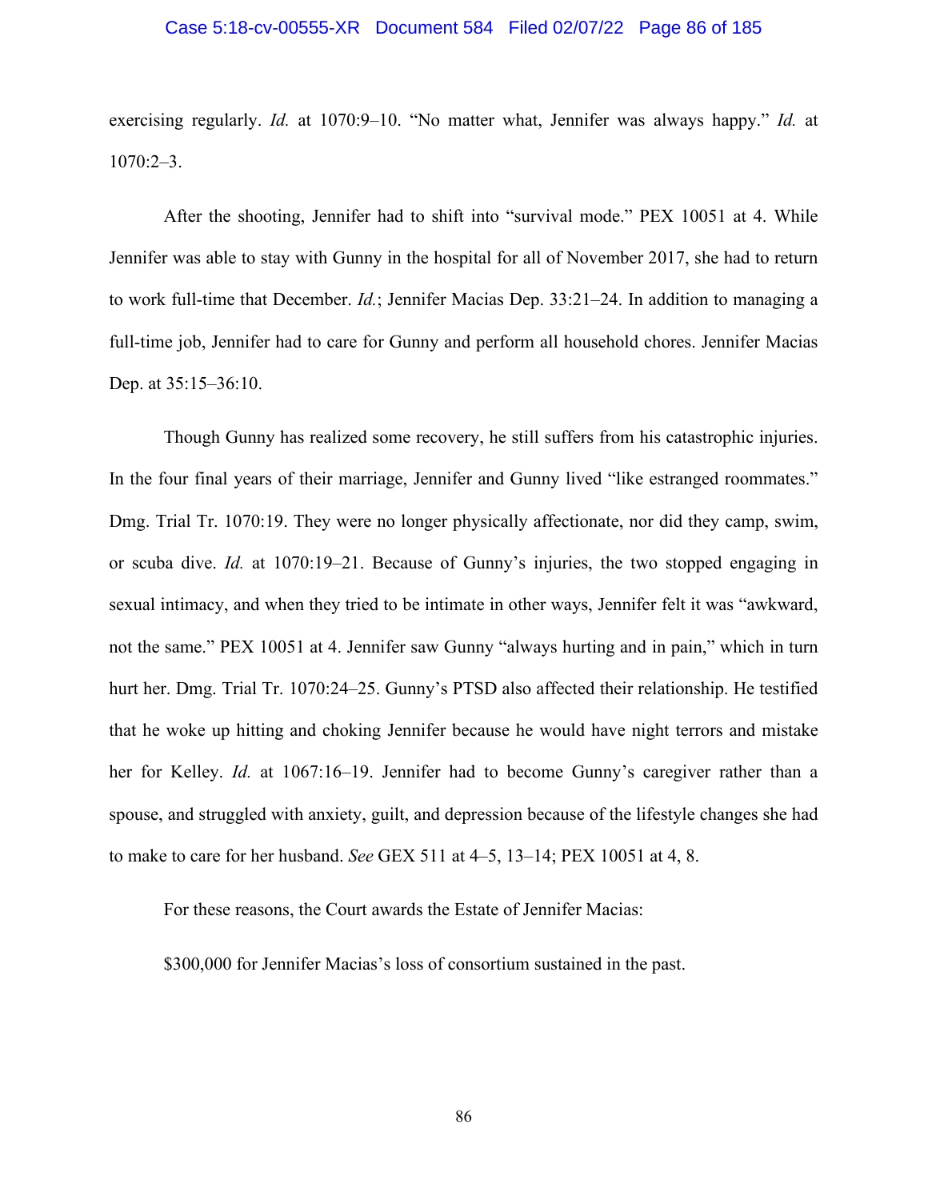exercising regularly. *Id.* at 1070:9–10. "No matter what, Jennifer was always happy." *Id.* at 1070:2–3.

After the shooting, Jennifer had to shift into "survival mode." PEX 10051 at 4. While Jennifer was able to stay with Gunny in the hospital for all of November 2017, she had to return to work full-time that December. *Id.*; Jennifer Macias Dep. 33:21–24. In addition to managing a full-time job, Jennifer had to care for Gunny and perform all household chores. Jennifer Macias Dep. at 35:15–36:10.

Though Gunny has realized some recovery, he still suffers from his catastrophic injuries. In the four final years of their marriage, Jennifer and Gunny lived "like estranged roommates." Dmg. Trial Tr. 1070:19. They were no longer physically affectionate, nor did they camp, swim, or scuba dive. *Id.* at 1070:19–21. Because of Gunny's injuries, the two stopped engaging in sexual intimacy, and when they tried to be intimate in other ways, Jennifer felt it was "awkward, not the same." PEX 10051 at 4. Jennifer saw Gunny "always hurting and in pain," which in turn hurt her. Dmg. Trial Tr. 1070:24–25. Gunny's PTSD also affected their relationship. He testified that he woke up hitting and choking Jennifer because he would have night terrors and mistake her for Kelley. *Id.* at 1067:16–19. Jennifer had to become Gunny's caregiver rather than a spouse, and struggled with anxiety, guilt, and depression because of the lifestyle changes she had to make to care for her husband. *See* GEX 511 at 4–5, 13–14; PEX 10051 at 4, 8.

For these reasons, the Court awards the Estate of Jennifer Macias:

$300,000 for Jennifer Macias's loss of consortium sustained in the past.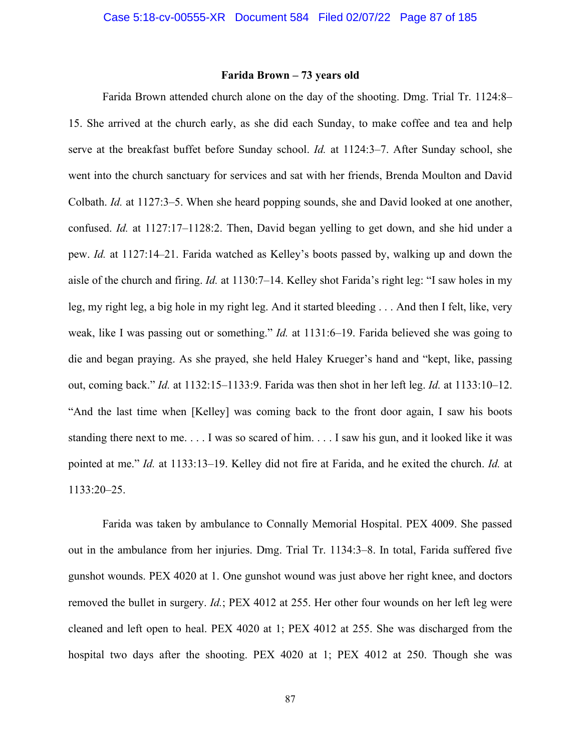**Farida Brown – 73 years old**

Farida Brown attended church alone on the day of the shooting. Dmg. Trial Tr. 1124:8–15. She arrived at the church early, as she did each Sunday, to make coffee and tea and help serve at the breakfast buffet before Sunday school. *Id.* at 1124:3–7. After Sunday school, she went into the church sanctuary for services and sat with her friends, Brenda Moulton and David Colbath. *Id.* at 1127:3–5. When she heard popping sounds, she and David looked at one another, confused. *Id.* at 1127:17–1128:2. Then, David began yelling to get down, and she hid under a pew. *Id.* at 1127:14–21. Farida watched as Kelley's boots passed by, walking up and down the aisle of the church and firing. *Id.* at 1130:7–14. Kelley shot Farida's right leg: "I saw holes in my leg, my right leg, a big hole in my right leg. And it started bleeding . . . And then I felt, like, very weak, like I was passing out or something." *Id.* at 1131:6–19. Farida believed she was going to die and began praying. As she prayed, she held Haley Krueger's hand and "kept, like, passing out, coming back." *Id.* at 1132:15–1133:9. Farida was then shot in her left leg. *Id.* at 1133:10–12. "And the last time when [Kelley] was coming back to the front door again, I saw his boots standing there next to me. . . . I was so scared of him. . . . I saw his gun, and it looked like it was pointed at me." *Id.* at 1133:13–19. Kelley did not fire at Farida, and he exited the church. *Id.* at 1133:20–25.

Farida was taken by ambulance to Connally Memorial Hospital. PEX 4009. She passed out in the ambulance from her injuries. Dmg. Trial Tr. 1134:3–8. In total, Farida suffered five gunshot wounds. PEX 4020 at 1. One gunshot wound was just above her right knee, and doctors removed the bullet in surgery. *Id.*; PEX 4012 at 255. Her other four wounds on her left leg were cleaned and left open to heal. PEX 4020 at 1; PEX 4012 at 255. She was discharged from the hospital two days after the shooting. PEX 4020 at 1; PEX 4012 at 250. Though she was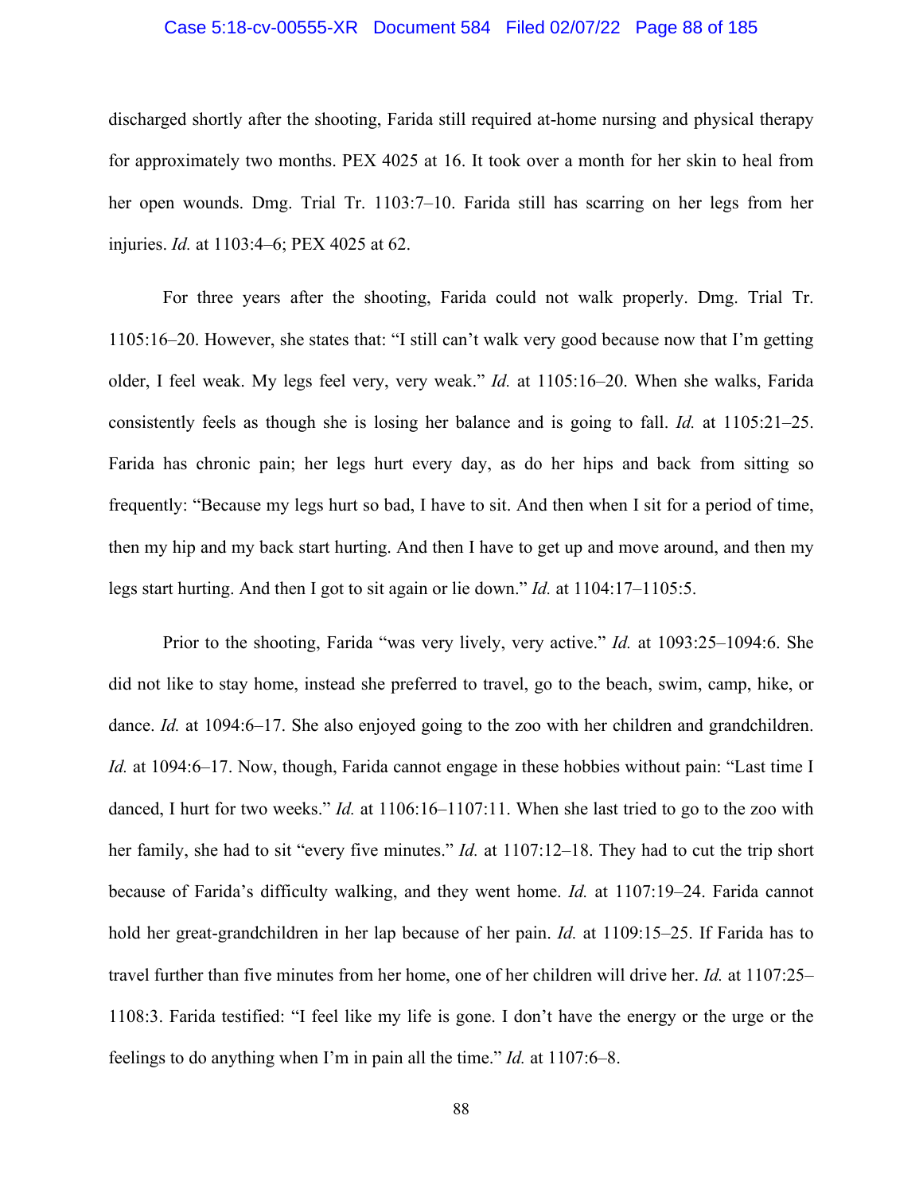discharged shortly after the shooting, Farida still required at-home nursing and physical therapy for approximately two months. PEX 4025 at 16. It took over a month for her skin to heal from her open wounds. Dmg. Trial Tr. 1103:7–10. Farida still has scarring on her legs from her injuries. *Id.* at 1103:4–6; PEX 4025 at 62.

For three years after the shooting, Farida could not walk properly. Dmg. Trial Tr. 1105:16–20. However, she states that: "I still can't walk very good because now that I'm getting older, I feel weak. My legs feel very, very weak." *Id.* at 1105:16–20. When she walks, Farida consistently feels as though she is losing her balance and is going to fall. *Id.* at 1105:21–25. Farida has chronic pain; her legs hurt every day, as do her hips and back from sitting so frequently: "Because my legs hurt so bad, I have to sit. And then when I sit for a period of time, then my hip and my back start hurting. And then I have to get up and move around, and then my legs start hurting. And then I got to sit again or lie down." *Id.* at 1104:17–1105:5.

Prior to the shooting, Farida "was very lively, very active." *Id.* at 1093:25–1094:6. She did not like to stay home, instead she preferred to travel, go to the beach, swim, camp, hike, or dance. *Id.* at 1094:6–17. She also enjoyed going to the zoo with her children and grandchildren. *Id.* at 1094:6–17. Now, though, Farida cannot engage in these hobbies without pain: "Last time I danced, I hurt for two weeks." *Id.* at 1106:16–1107:11. When she last tried to go to the zoo with her family, she had to sit "every five minutes." *Id.* at 1107:12–18. They had to cut the trip short because of Farida's difficulty walking, and they went home. *Id.* at 1107:19–24. Farida cannot hold her great-grandchildren in her lap because of her pain. *Id.* at 1109:15–25. If Farida has to travel further than five minutes from her home, one of her children will drive her. *Id.* at 1107:25–1108:3. Farida testified: "I feel like my life is gone. I don't have the energy or the urge or the feelings to do anything when I'm in pain all the time." *Id.* at 1107:6–8.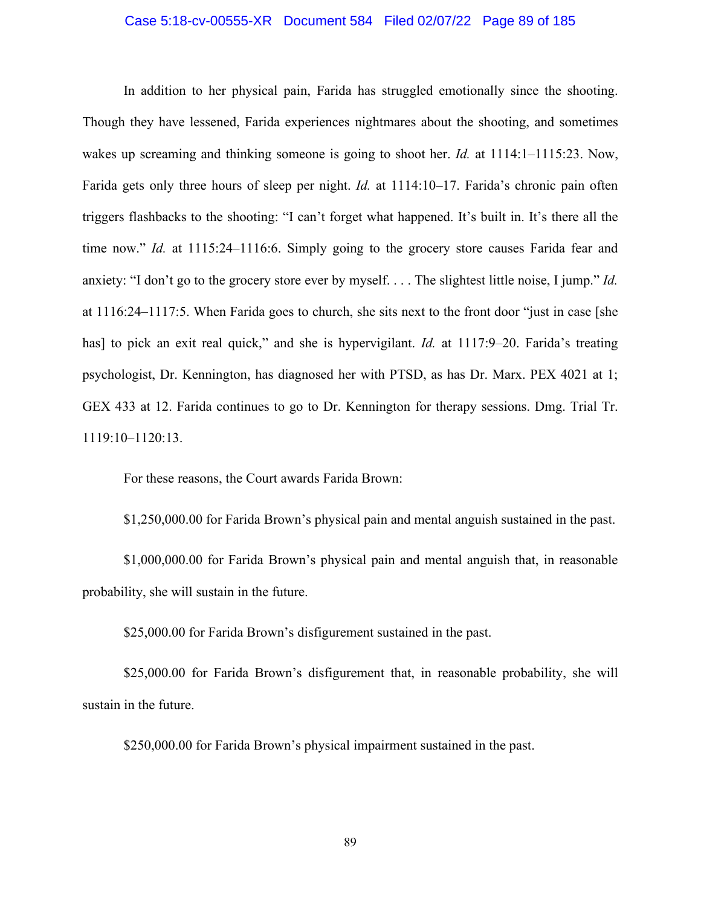In addition to her physical pain, Farida has struggled emotionally since the shooting. Though they have lessened, Farida experiences nightmares about the shooting, and sometimes wakes up screaming and thinking someone is going to shoot her. *Id.* at 1114:1–1115:23. Now, Farida gets only three hours of sleep per night. *Id.* at 1114:10–17. Farida's chronic pain often triggers flashbacks to the shooting: "I can't forget what happened. It's built in. It's there all the time now." *Id.* at 1115:24–1116:6. Simply going to the grocery store causes Farida fear and anxiety: "I don't go to the grocery store ever by myself. . . . The slightest little noise, I jump." *Id.* at 1116:24–1117:5. When Farida goes to church, she sits next to the front door "just in case [she has] to pick an exit real quick," and she is hypervigilant. *Id.* at 1117:9–20. Farida's treating psychologist, Dr. Kennington, has diagnosed her with PTSD, as has Dr. Marx. PEX 4021 at 1; GEX 433 at 12. Farida continues to go to Dr. Kennington for therapy sessions. Dmg. Trial Tr. 1119:10–1120:13.

For these reasons, the Court awards Farida Brown:

$1,250,000.00 for Farida Brown's physical pain and mental anguish sustained in the past.

$1,000,000.00 for Farida Brown's physical pain and mental anguish that, in reasonable probability, she will sustain in the future.

$25,000.00 for Farida Brown's disfigurement sustained in the past.

$25,000.00 for Farida Brown's disfigurement that, in reasonable probability, she will sustain in the future.

$250,000.00 for Farida Brown's physical impairment sustained in the past.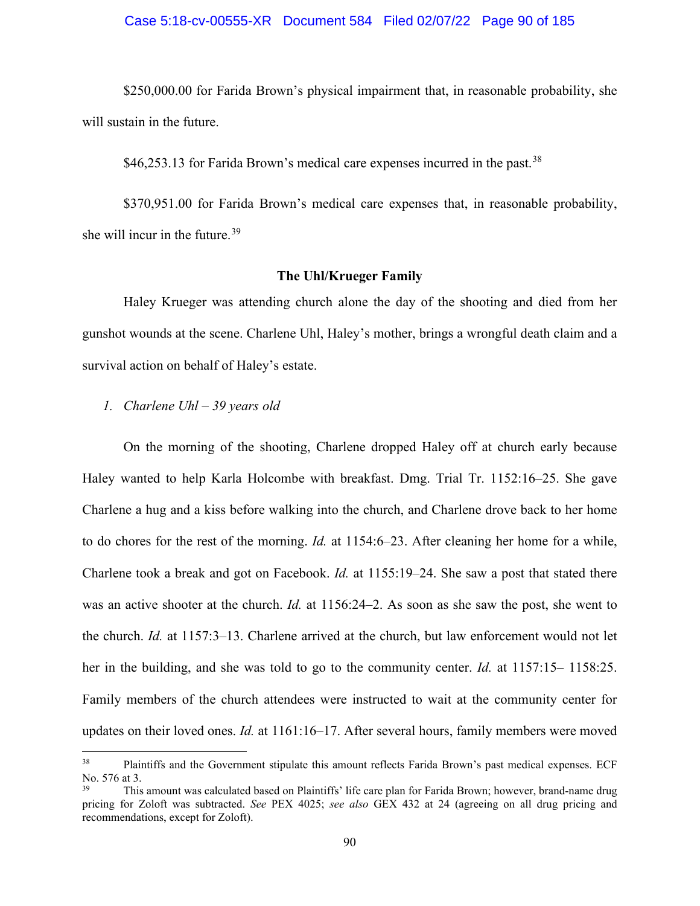$250,000.00 for Farida Brown's physical impairment that, in reasonable probability, she will sustain in the future.

$46,253.13 for Farida Brown's medical care expenses incurred in the past.[38]

$370,951.00 for Farida Brown's medical care expenses that, in reasonable probability, she will incur in the future.[39]

**The Uhl/Krueger Family**

Haley Krueger was attending church alone the day of the shooting and died from her gunshot wounds at the scene. Charlene Uhl, Haley's mother, brings a wrongful death claim and a survival action on behalf of Haley's estate.

1. *Charlene Uhl – 39 years old*

On the morning of the shooting, Charlene dropped Haley off at church early because Haley wanted to help Karla Holcombe with breakfast. Dmg. Trial Tr. 1152:16–25. She gave Charlene a hug and a kiss before walking into the church, and Charlene drove back to her home to do chores for the rest of the morning. *Id.* at 1154:6–23. After cleaning her home for a while, Charlene took a break and got on Facebook. *Id.* at 1155:19–24. She saw a post that stated there was an active shooter at the church. *Id.* at 1156:24–2. As soon as she saw the post, she went to the church. *Id.* at 1157:3–13. Charlene arrived at the church, but law enforcement would not let her in the building, and she was told to go to the community center. *Id.* at 1157:15– 1158:25. Family members of the church attendees were instructed to wait at the community center for updates on their loved ones. *Id.* at 1161:16–17. After several hours, family members were moved

---

[38] Plaintiffs and the Government stipulate this amount reflects Farida Brown's past medical expenses. ECF No. 576 at 3.

[39] This amount was calculated based on Plaintiffs' life care plan for Farida Brown; however, brand-name drug pricing for Zoloft was subtracted. *See* PEX 4025; *see also* GEX 432 at 24 (agreeing on all drug pricing and recommendations, except for Zoloft).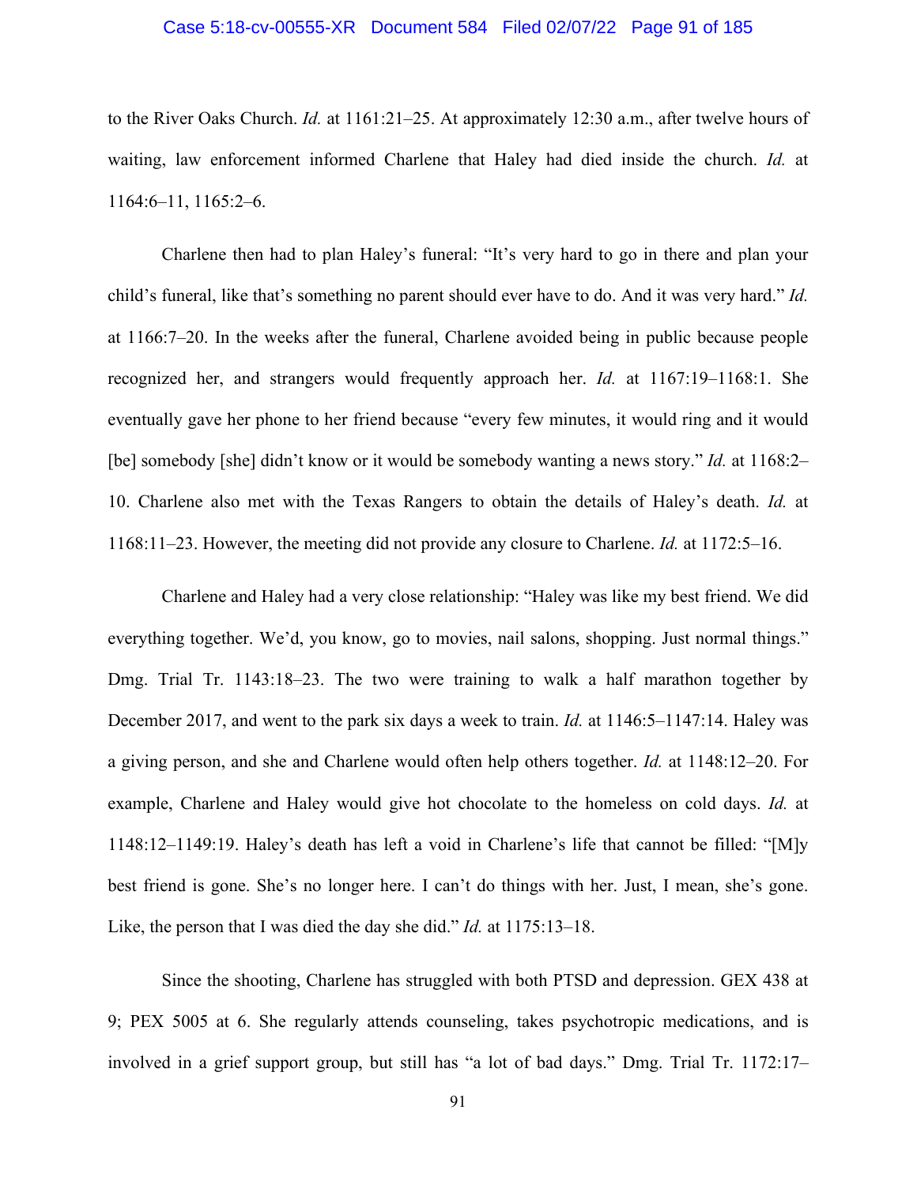to the River Oaks Church. *Id.* at 1161:21–25. At approximately 12:30 a.m., after twelve hours of waiting, law enforcement informed Charlene that Haley had died inside the church. *Id.* at 1164:6–11, 1165:2–6.

Charlene then had to plan Haley's funeral: "It's very hard to go in there and plan your child's funeral, like that's something no parent should ever have to do. And it was very hard." *Id.* at 1166:7–20. In the weeks after the funeral, Charlene avoided being in public because people recognized her, and strangers would frequently approach her. *Id.* at 1167:19–1168:1. She eventually gave her phone to her friend because "every few minutes, it would ring and it would [be] somebody [she] didn't know or it would be somebody wanting a news story." *Id.* at 1168:2–10. Charlene also met with the Texas Rangers to obtain the details of Haley's death. *Id.* at 1168:11–23. However, the meeting did not provide any closure to Charlene. *Id.* at 1172:5–16.

Charlene and Haley had a very close relationship: "Haley was like my best friend. We did everything together. We'd, you know, go to movies, nail salons, shopping. Just normal things." Dmg. Trial Tr. 1143:18–23. The two were training to walk a half marathon together by December 2017, and went to the park six days a week to train. *Id.* at 1146:5–1147:14. Haley was a giving person, and she and Charlene would often help others together. *Id.* at 1148:12–20. For example, Charlene and Haley would give hot chocolate to the homeless on cold days. *Id.* at 1148:12–1149:19. Haley's death has left a void in Charlene's life that cannot be filled: "[M]y best friend is gone. She's no longer here. I can't do things with her. Just, I mean, she's gone. Like, the person that I was died the day she did." *Id.* at 1175:13–18.

Since the shooting, Charlene has struggled with both PTSD and depression. GEX 438 at 9; PEX 5005 at 6. She regularly attends counseling, takes psychotropic medications, and is involved in a grief support group, but still has "a lot of bad days." Dmg. Trial Tr. 1172:17–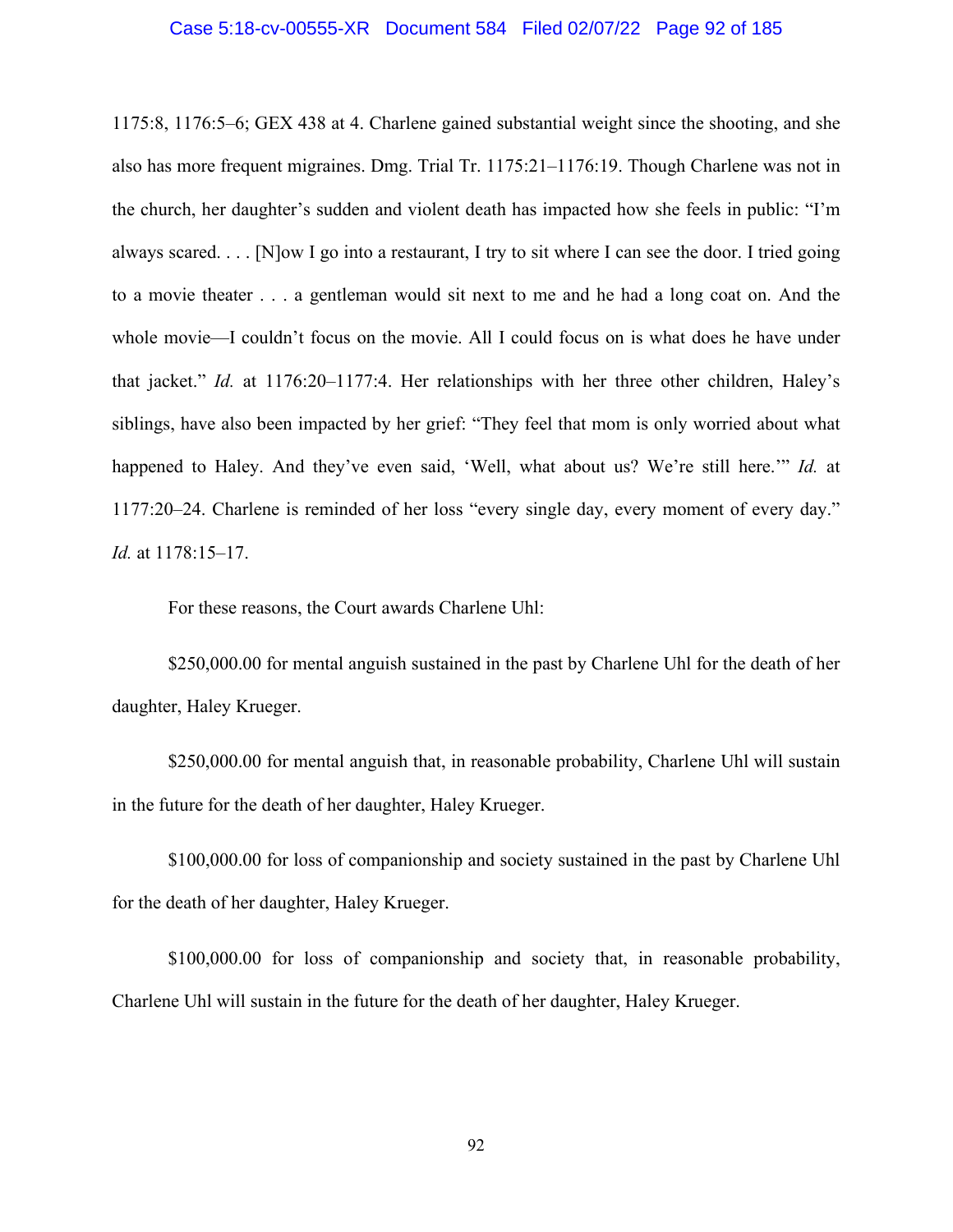1175:8, 1176:5–6; GEX 438 at 4. Charlene gained substantial weight since the shooting, and she also has more frequent migraines. Dmg. Trial Tr. 1175:21–1176:19. Though Charlene was not in the church, her daughter's sudden and violent death has impacted how she feels in public: "I'm always scared. . . . [N]ow I go into a restaurant, I try to sit where I can see the door. I tried going to a movie theater . . . a gentleman would sit next to me and he had a long coat on. And the whole movie—I couldn't focus on the movie. All I could focus on is what does he have under that jacket." *Id.* at 1176:20–1177:4. Her relationships with her three other children, Haley's siblings, have also been impacted by her grief: "They feel that mom is only worried about what happened to Haley. And they've even said, 'Well, what about us? We're still here.'" *Id.* at 1177:20–24. Charlene is reminded of her loss "every single day, every moment of every day." *Id.* at 1178:15–17.

For these reasons, the Court awards Charlene Uhl:

$250,000.00 for mental anguish sustained in the past by Charlene Uhl for the death of her daughter, Haley Krueger.

$250,000.00 for mental anguish that, in reasonable probability, Charlene Uhl will sustain in the future for the death of her daughter, Haley Krueger.

$100,000.00 for loss of companionship and society sustained in the past by Charlene Uhl for the death of her daughter, Haley Krueger.

$100,000.00 for loss of companionship and society that, in reasonable probability, Charlene Uhl will sustain in the future for the death of her daughter, Haley Krueger.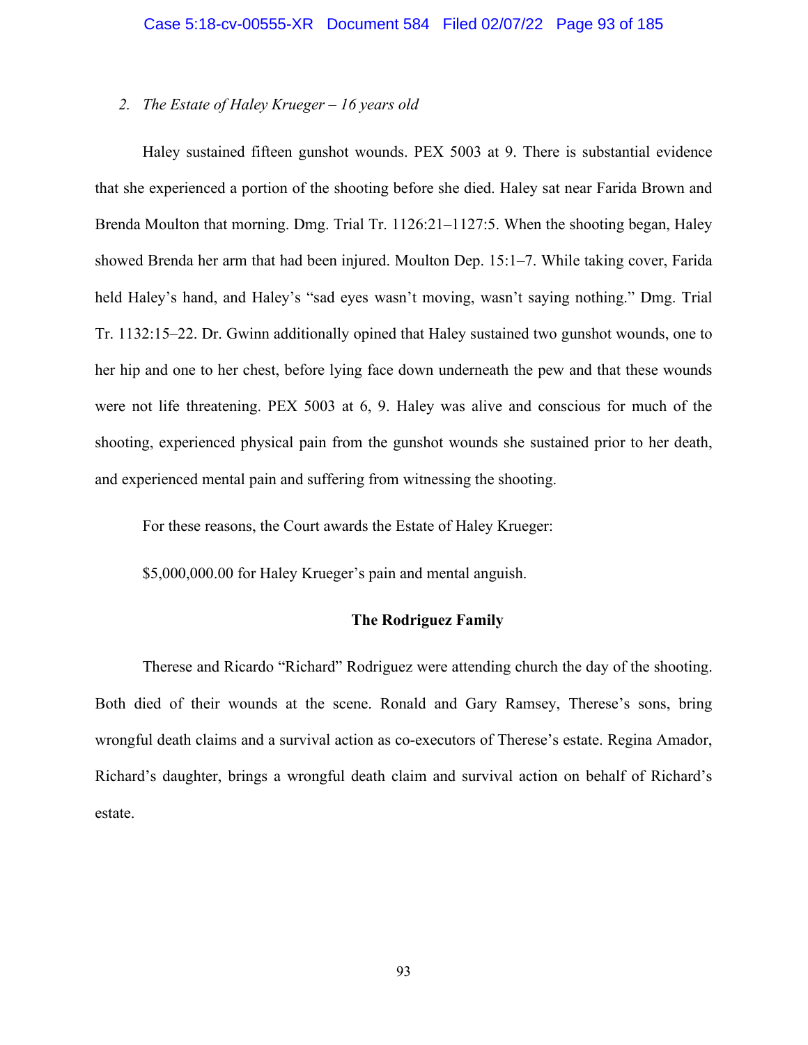*2. The Estate of Haley Krueger – 16 years old*

Haley sustained fifteen gunshot wounds. PEX 5003 at 9. There is substantial evidence that she experienced a portion of the shooting before she died. Haley sat near Farida Brown and Brenda Moulton that morning. Dmg. Trial Tr. 1126:21–1127:5. When the shooting began, Haley showed Brenda her arm that had been injured. Moulton Dep. 15:1–7. While taking cover, Farida held Haley's hand, and Haley's "sad eyes wasn't moving, wasn't saying nothing." Dmg. Trial Tr. 1132:15–22. Dr. Gwinn additionally opined that Haley sustained two gunshot wounds, one to her hip and one to her chest, before lying face down underneath the pew and that these wounds were not life threatening. PEX 5003 at 6, 9. Haley was alive and conscious for much of the shooting, experienced physical pain from the gunshot wounds she sustained prior to her death, and experienced mental pain and suffering from witnessing the shooting.

For these reasons, the Court awards the Estate of Haley Krueger:

$5,000,000.00 for Haley Krueger's pain and mental anguish.

**The Rodriguez Family**

Therese and Ricardo "Richard" Rodriguez were attending church the day of the shooting. Both died of their wounds at the scene. Ronald and Gary Ramsey, Therese's sons, bring wrongful death claims and a survival action as co-executors of Therese's estate. Regina Amador, Richard's daughter, brings a wrongful death claim and survival action on behalf of Richard's estate.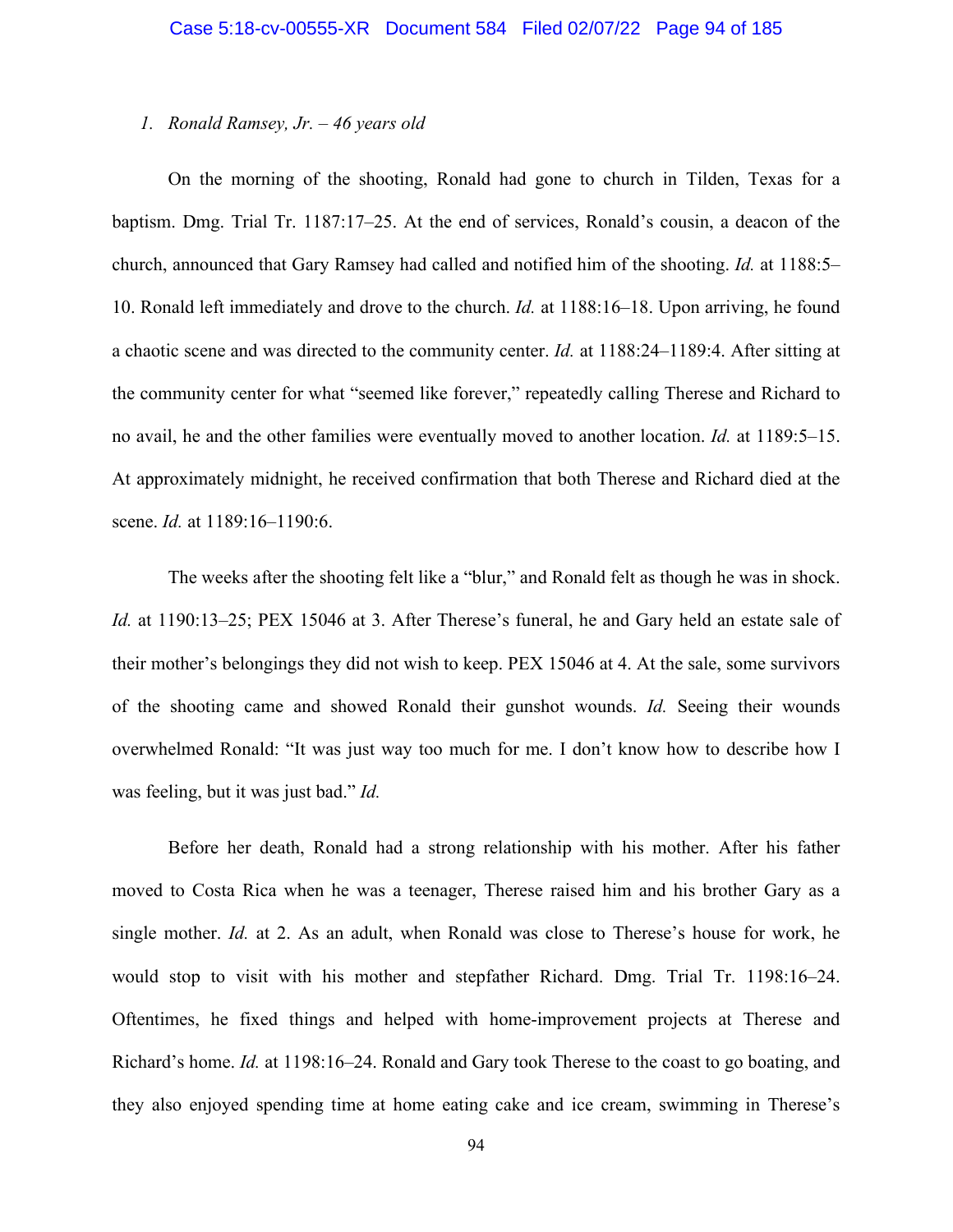*1. Ronald Ramsey, Jr. – 46 years old*

On the morning of the shooting, Ronald had gone to church in Tilden, Texas for a baptism. Dmg. Trial Tr. 1187:17–25. At the end of services, Ronald's cousin, a deacon of the church, announced that Gary Ramsey had called and notified him of the shooting. *Id.* at 1188:5–10. Ronald left immediately and drove to the church. *Id.* at 1188:16–18. Upon arriving, he found a chaotic scene and was directed to the community center. *Id.* at 1188:24–1189:4. After sitting at the community center for what "seemed like forever," repeatedly calling Therese and Richard to no avail, he and the other families were eventually moved to another location. *Id.* at 1189:5–15. At approximately midnight, he received confirmation that both Therese and Richard died at the scene. *Id.* at 1189:16–1190:6.

The weeks after the shooting felt like a "blur," and Ronald felt as though he was in shock. *Id.* at 1190:13–25; PEX 15046 at 3. After Therese's funeral, he and Gary held an estate sale of their mother's belongings they did not wish to keep. PEX 15046 at 4. At the sale, some survivors of the shooting came and showed Ronald their gunshot wounds. *Id.* Seeing their wounds overwhelmed Ronald: "It was just way too much for me. I don't know how to describe how I was feeling, but it was just bad." *Id.*

Before her death, Ronald had a strong relationship with his mother. After his father moved to Costa Rica when he was a teenager, Therese raised him and his brother Gary as a single mother. *Id.* at 2. As an adult, when Ronald was close to Therese's house for work, he would stop to visit with his mother and stepfather Richard. Dmg. Trial Tr. 1198:16–24. Oftentimes, he fixed things and helped with home-improvement projects at Therese and Richard's home. *Id.* at 1198:16–24. Ronald and Gary took Therese to the coast to go boating, and they also enjoyed spending time at home eating cake and ice cream, swimming in Therese's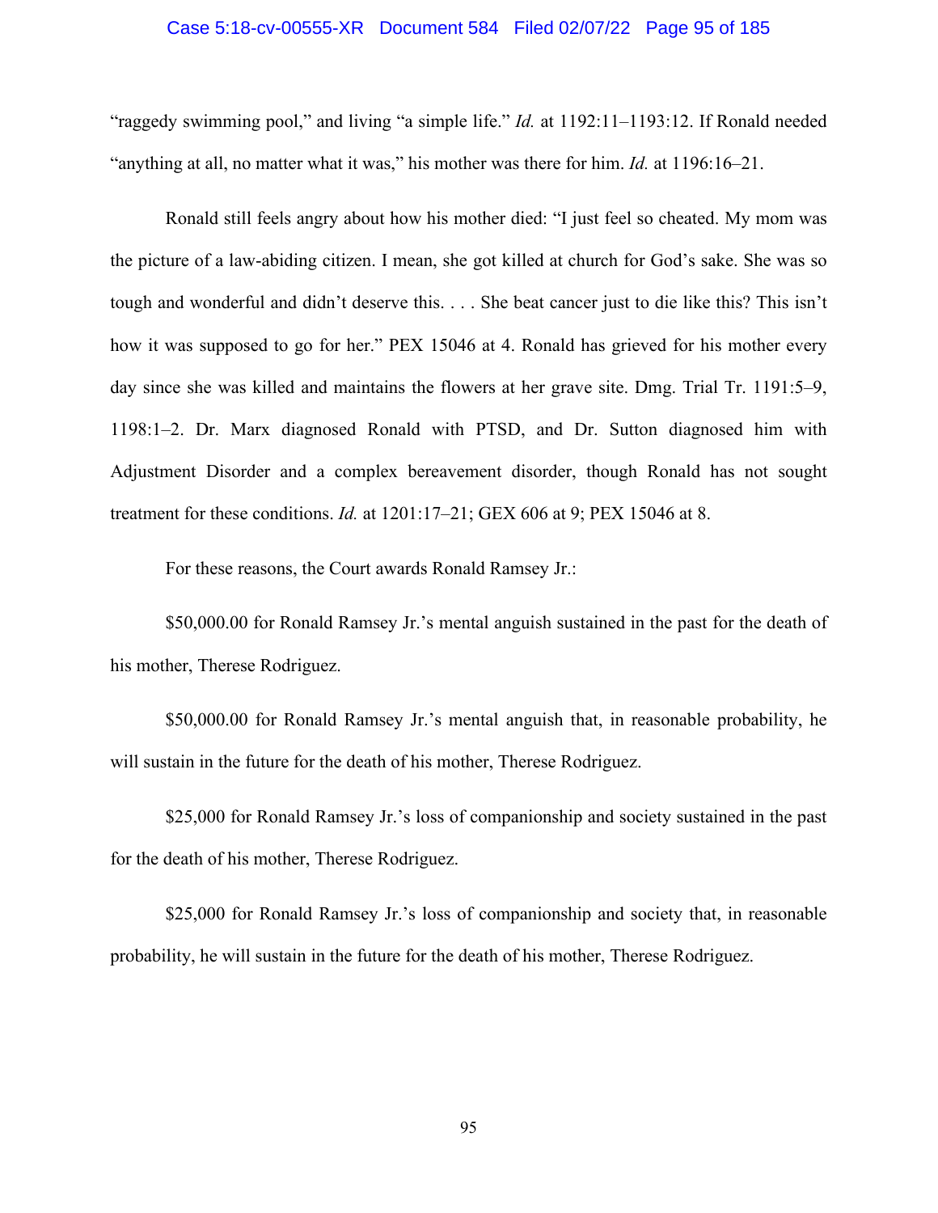"raggedy swimming pool," and living "a simple life." *Id.* at 1192:11–1193:12. If Ronald needed "anything at all, no matter what it was," his mother was there for him. *Id.* at 1196:16–21.

Ronald still feels angry about how his mother died: "I just feel so cheated. My mom was the picture of a law-abiding citizen. I mean, she got killed at church for God's sake. She was so tough and wonderful and didn't deserve this. . . . She beat cancer just to die like this? This isn't how it was supposed to go for her." PEX 15046 at 4. Ronald has grieved for his mother every day since she was killed and maintains the flowers at her grave site. Dmg. Trial Tr. 1191:5–9, 1198:1–2. Dr. Marx diagnosed Ronald with PTSD, and Dr. Sutton diagnosed him with Adjustment Disorder and a complex bereavement disorder, though Ronald has not sought treatment for these conditions. *Id.* at 1201:17–21; GEX 606 at 9; PEX 15046 at 8.

For these reasons, the Court awards Ronald Ramsey Jr.:

$50,000.00 for Ronald Ramsey Jr.'s mental anguish sustained in the past for the death of his mother, Therese Rodriguez.

$50,000.00 for Ronald Ramsey Jr.'s mental anguish that, in reasonable probability, he will sustain in the future for the death of his mother, Therese Rodriguez.

$25,000 for Ronald Ramsey Jr.'s loss of companionship and society sustained in the past for the death of his mother, Therese Rodriguez.

$25,000 for Ronald Ramsey Jr.'s loss of companionship and society that, in reasonable probability, he will sustain in the future for the death of his mother, Therese Rodriguez.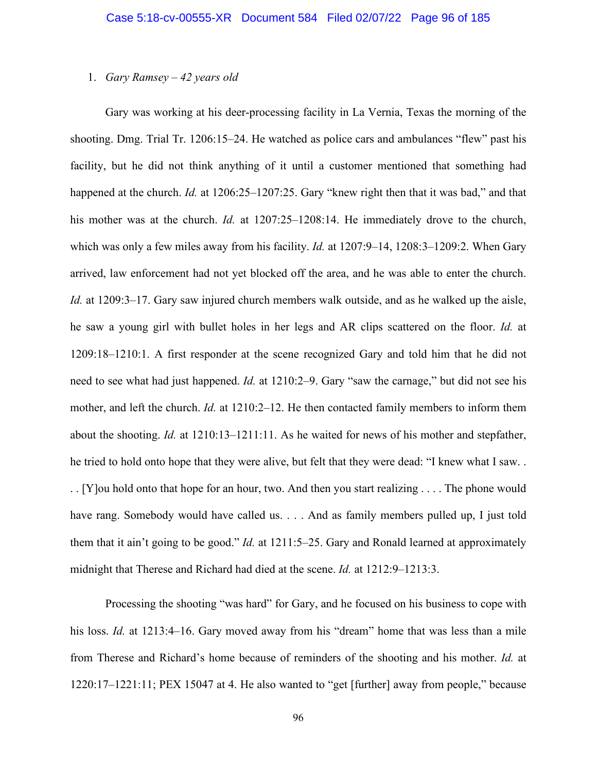1. *Gary Ramsey – 42 years old*

Gary was working at his deer-processing facility in La Vernia, Texas the morning of the shooting. Dmg. Trial Tr. 1206:15–24. He watched as police cars and ambulances "flew" past his facility, but he did not think anything of it until a customer mentioned that something had happened at the church. *Id.* at 1206:25–1207:25. Gary "knew right then that it was bad," and that his mother was at the church. *Id.* at 1207:25–1208:14. He immediately drove to the church, which was only a few miles away from his facility. *Id.* at 1207:9–14, 1208:3–1209:2. When Gary arrived, law enforcement had not yet blocked off the area, and he was able to enter the church. *Id.* at 1209:3–17. Gary saw injured church members walk outside, and as he walked up the aisle, he saw a young girl with bullet holes in her legs and AR clips scattered on the floor. *Id.* at 1209:18–1210:1. A first responder at the scene recognized Gary and told him that he did not need to see what had just happened. *Id.* at 1210:2–9. Gary "saw the carnage," but did not see his mother, and left the church. *Id.* at 1210:2–12. He then contacted family members to inform them about the shooting. *Id.* at 1210:13–1211:11. As he waited for news of his mother and stepfather, he tried to hold onto hope that they were alive, but felt that they were dead: "I knew what I saw. . . . [Y]ou hold onto that hope for an hour, two. And then you start realizing . . . . The phone would have rang. Somebody would have called us. . . . And as family members pulled up, I just told them that it ain't going to be good." *Id.* at 1211:5–25. Gary and Ronald learned at approximately midnight that Therese and Richard had died at the scene. *Id.* at 1212:9–1213:3.

Processing the shooting "was hard" for Gary, and he focused on his business to cope with his loss. *Id.* at 1213:4–16. Gary moved away from his "dream" home that was less than a mile from Therese and Richard's home because of reminders of the shooting and his mother. *Id.* at 1220:17–1221:11; PEX 15047 at 4. He also wanted to "get [further] away from people," because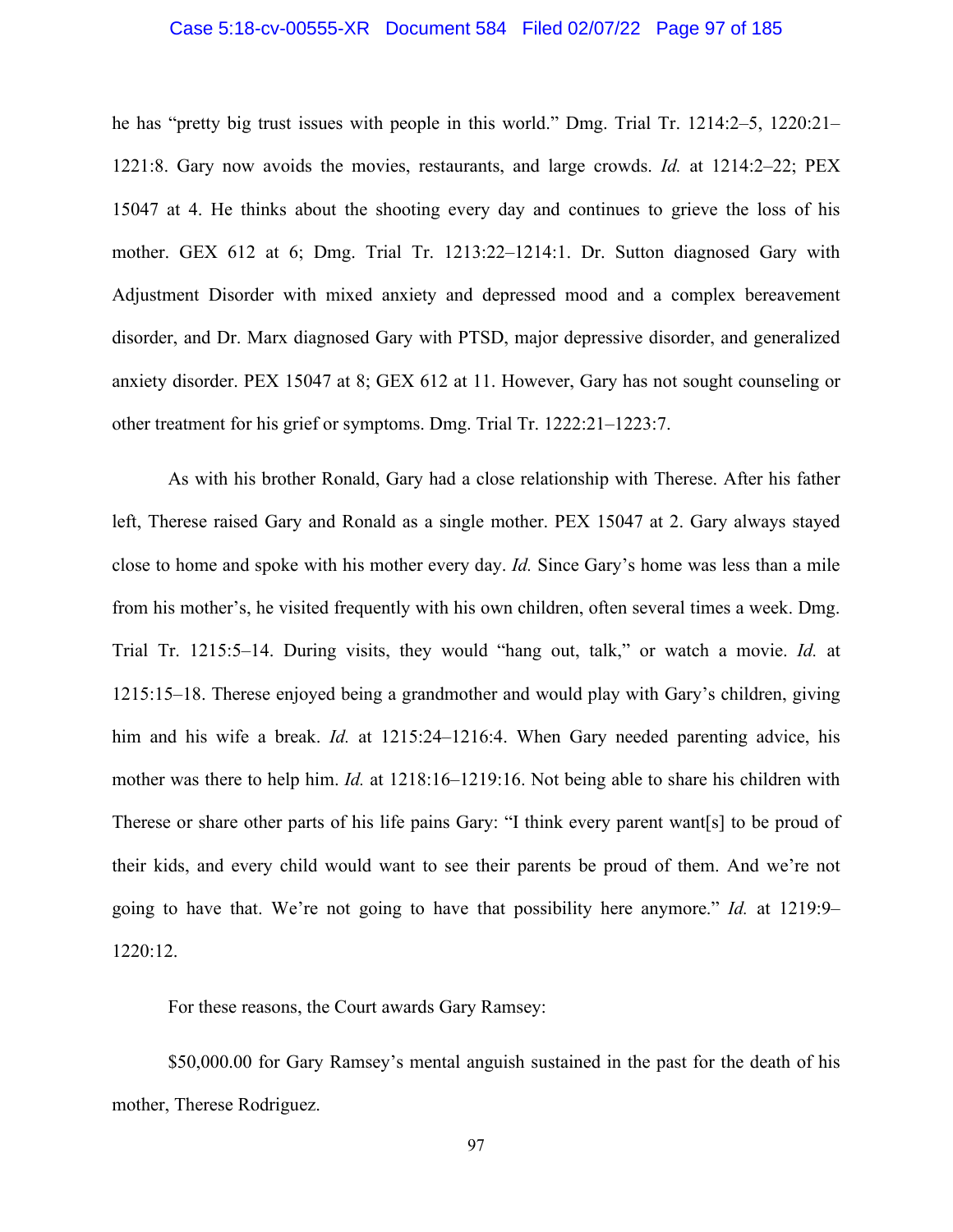he has "pretty big trust issues with people in this world." Dmg. Trial Tr. 1214:2–5, 1220:21–1221:8. Gary now avoids the movies, restaurants, and large crowds. *Id.* at 1214:2–22; PEX 15047 at 4. He thinks about the shooting every day and continues to grieve the loss of his mother. GEX 612 at 6; Dmg. Trial Tr. 1213:22–1214:1. Dr. Sutton diagnosed Gary with Adjustment Disorder with mixed anxiety and depressed mood and a complex bereavement disorder, and Dr. Marx diagnosed Gary with PTSD, major depressive disorder, and generalized anxiety disorder. PEX 15047 at 8; GEX 612 at 11. However, Gary has not sought counseling or other treatment for his grief or symptoms. Dmg. Trial Tr. 1222:21–1223:7.

As with his brother Ronald, Gary had a close relationship with Therese. After his father left, Therese raised Gary and Ronald as a single mother. PEX 15047 at 2. Gary always stayed close to home and spoke with his mother every day. *Id.* Since Gary's home was less than a mile from his mother's, he visited frequently with his own children, often several times a week. Dmg. Trial Tr. 1215:5–14. During visits, they would "hang out, talk," or watch a movie. *Id.* at 1215:15–18. Therese enjoyed being a grandmother and would play with Gary's children, giving him and his wife a break. *Id.* at 1215:24–1216:4. When Gary needed parenting advice, his mother was there to help him. *Id.* at 1218:16–1219:16. Not being able to share his children with Therese or share other parts of his life pains Gary: "I think every parent want[s] to be proud of their kids, and every child would want to see their parents be proud of them. And we're not going to have that. We're not going to have that possibility here anymore." *Id.* at 1219:9–1220:12.

For these reasons, the Court awards Gary Ramsey:

$50,000.00 for Gary Ramsey's mental anguish sustained in the past for the death of his mother, Therese Rodriguez.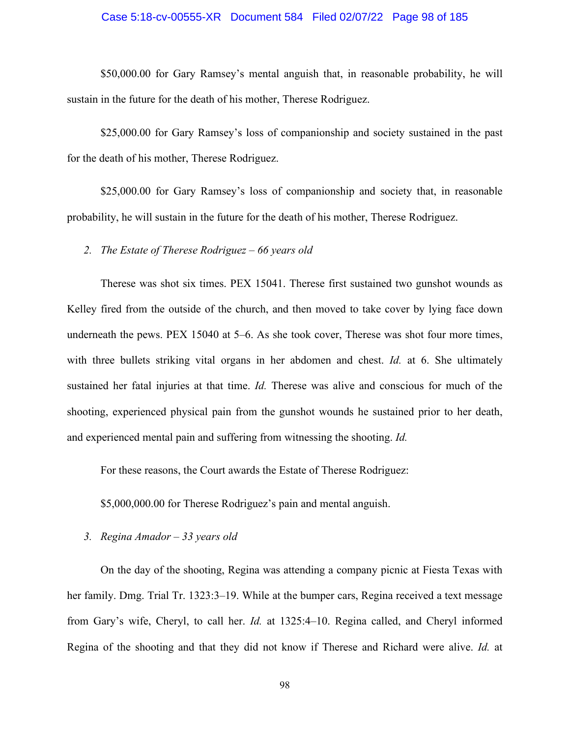$50,000.00 for Gary Ramsey's mental anguish that, in reasonable probability, he will sustain in the future for the death of his mother, Therese Rodriguez.

$25,000.00 for Gary Ramsey's loss of companionship and society sustained in the past for the death of his mother, Therese Rodriguez.

$25,000.00 for Gary Ramsey's loss of companionship and society that, in reasonable probability, he will sustain in the future for the death of his mother, Therese Rodriguez.

2. *The Estate of Therese Rodriguez – 66 years old*

Therese was shot six times. PEX 15041. Therese first sustained two gunshot wounds as Kelley fired from the outside of the church, and then moved to take cover by lying face down underneath the pews. PEX 15040 at 5–6. As she took cover, Therese was shot four more times, with three bullets striking vital organs in her abdomen and chest. *Id.* at 6. She ultimately sustained her fatal injuries at that time. *Id.* Therese was alive and conscious for much of the shooting, experienced physical pain from the gunshot wounds he sustained prior to her death, and experienced mental pain and suffering from witnessing the shooting. *Id.*

For these reasons, the Court awards the Estate of Therese Rodriguez:

$5,000,000.00 for Therese Rodriguez's pain and mental anguish.

3. *Regina Amador – 33 years old*

On the day of the shooting, Regina was attending a company picnic at Fiesta Texas with her family. Dmg. Trial Tr. 1323:3–19. While at the bumper cars, Regina received a text message from Gary's wife, Cheryl, to call her. *Id.* at 1325:4–10. Regina called, and Cheryl informed Regina of the shooting and that they did not know if Therese and Richard were alive. *Id.* at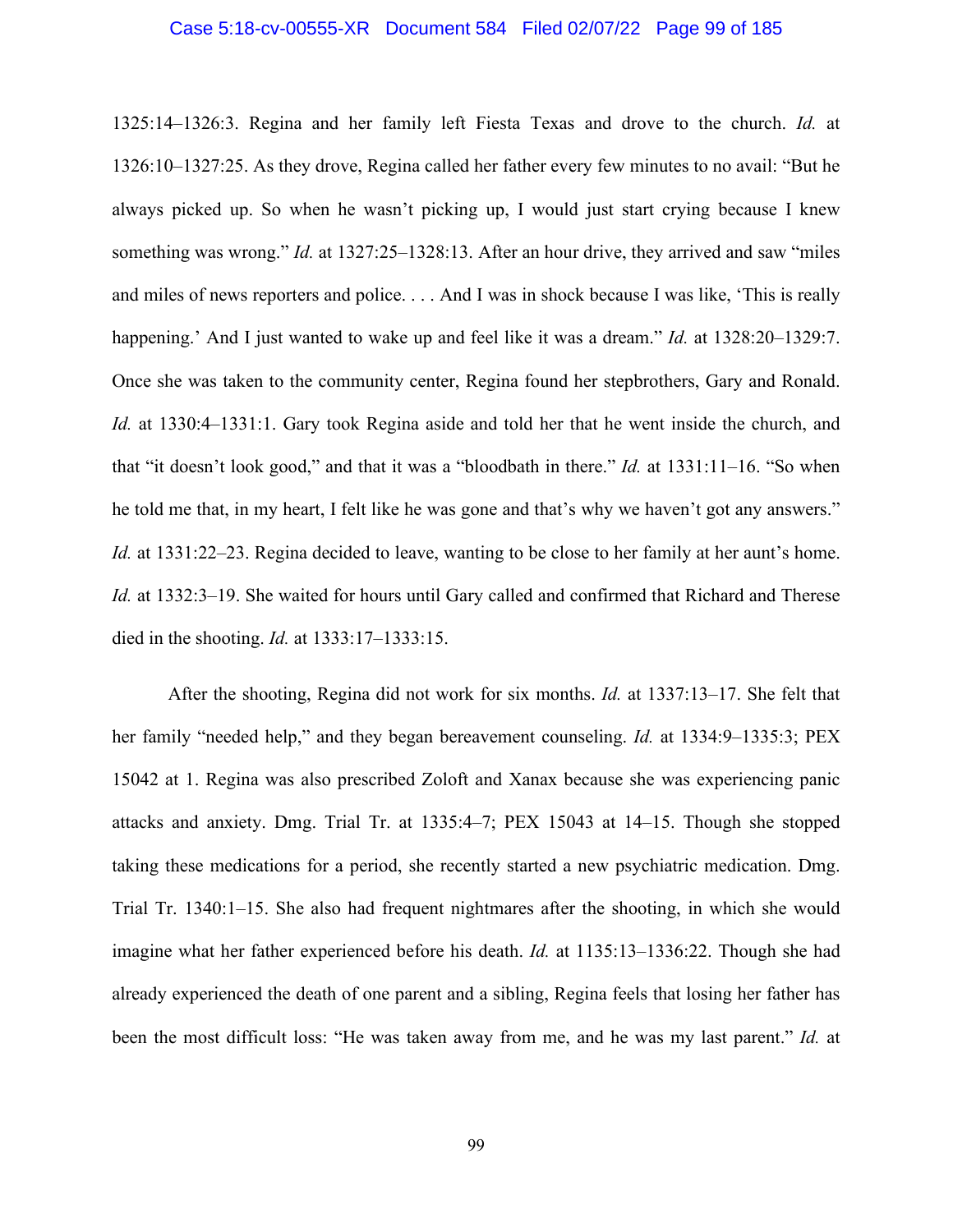1325:14–1326:3. Regina and her family left Fiesta Texas and drove to the church. *Id.* at 1326:10–1327:25. As they drove, Regina called her father every few minutes to no avail: "But he always picked up. So when he wasn't picking up, I would just start crying because I knew something was wrong." *Id.* at 1327:25–1328:13. After an hour drive, they arrived and saw "miles and miles of news reporters and police. . . . And I was in shock because I was like, 'This is really happening.' And I just wanted to wake up and feel like it was a dream." *Id.* at 1328:20–1329:7. Once she was taken to the community center, Regina found her stepbrothers, Gary and Ronald. *Id.* at 1330:4–1331:1. Gary took Regina aside and told her that he went inside the church, and that "it doesn't look good," and that it was a "bloodbath in there." *Id.* at 1331:11–16. "So when he told me that, in my heart, I felt like he was gone and that's why we haven't got any answers." *Id.* at 1331:22–23. Regina decided to leave, wanting to be close to her family at her aunt's home. *Id.* at 1332:3–19. She waited for hours until Gary called and confirmed that Richard and Therese died in the shooting. *Id.* at 1333:17–1333:15.

After the shooting, Regina did not work for six months. *Id.* at 1337:13–17. She felt that her family "needed help," and they began bereavement counseling. *Id.* at 1334:9–1335:3; PEX 15042 at 1. Regina was also prescribed Zoloft and Xanax because she was experiencing panic attacks and anxiety. Dmg. Trial Tr. at 1335:4–7; PEX 15043 at 14–15. Though she stopped taking these medications for a period, she recently started a new psychiatric medication. Dmg. Trial Tr. 1340:1–15. She also had frequent nightmares after the shooting, in which she would imagine what her father experienced before his death. *Id.* at 1135:13–1336:22. Though she had already experienced the death of one parent and a sibling, Regina feels that losing her father has been the most difficult loss: "He was taken away from me, and he was my last parent." *Id.* at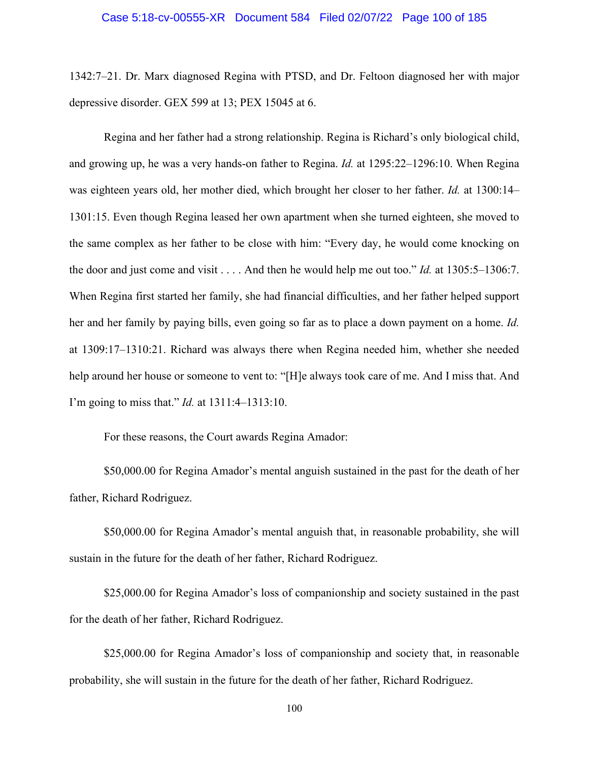1342:7–21. Dr. Marx diagnosed Regina with PTSD, and Dr. Feltoon diagnosed her with major depressive disorder. GEX 599 at 13; PEX 15045 at 6.

Regina and her father had a strong relationship. Regina is Richard's only biological child, and growing up, he was a very hands-on father to Regina. *Id.* at 1295:22–1296:10. When Regina was eighteen years old, her mother died, which brought her closer to her father. *Id.* at 1300:14–1301:15. Even though Regina leased her own apartment when she turned eighteen, she moved to the same complex as her father to be close with him: "Every day, he would come knocking on the door and just come and visit . . . . And then he would help me out too." *Id.* at 1305:5–1306:7. When Regina first started her family, she had financial difficulties, and her father helped support her and her family by paying bills, even going so far as to place a down payment on a home. *Id.* at 1309:17–1310:21. Richard was always there when Regina needed him, whether she needed help around her house or someone to vent to: "[H]e always took care of me. And I miss that. And I'm going to miss that." *Id.* at 1311:4–1313:10.

For these reasons, the Court awards Regina Amador:

$50,000.00 for Regina Amador's mental anguish sustained in the past for the death of her father, Richard Rodriguez.

$50,000.00 for Regina Amador's mental anguish that, in reasonable probability, she will sustain in the future for the death of her father, Richard Rodriguez.

$25,000.00 for Regina Amador's loss of companionship and society sustained in the past for the death of her father, Richard Rodriguez.

$25,000.00 for Regina Amador's loss of companionship and society that, in reasonable probability, she will sustain in the future for the death of her father, Richard Rodriguez.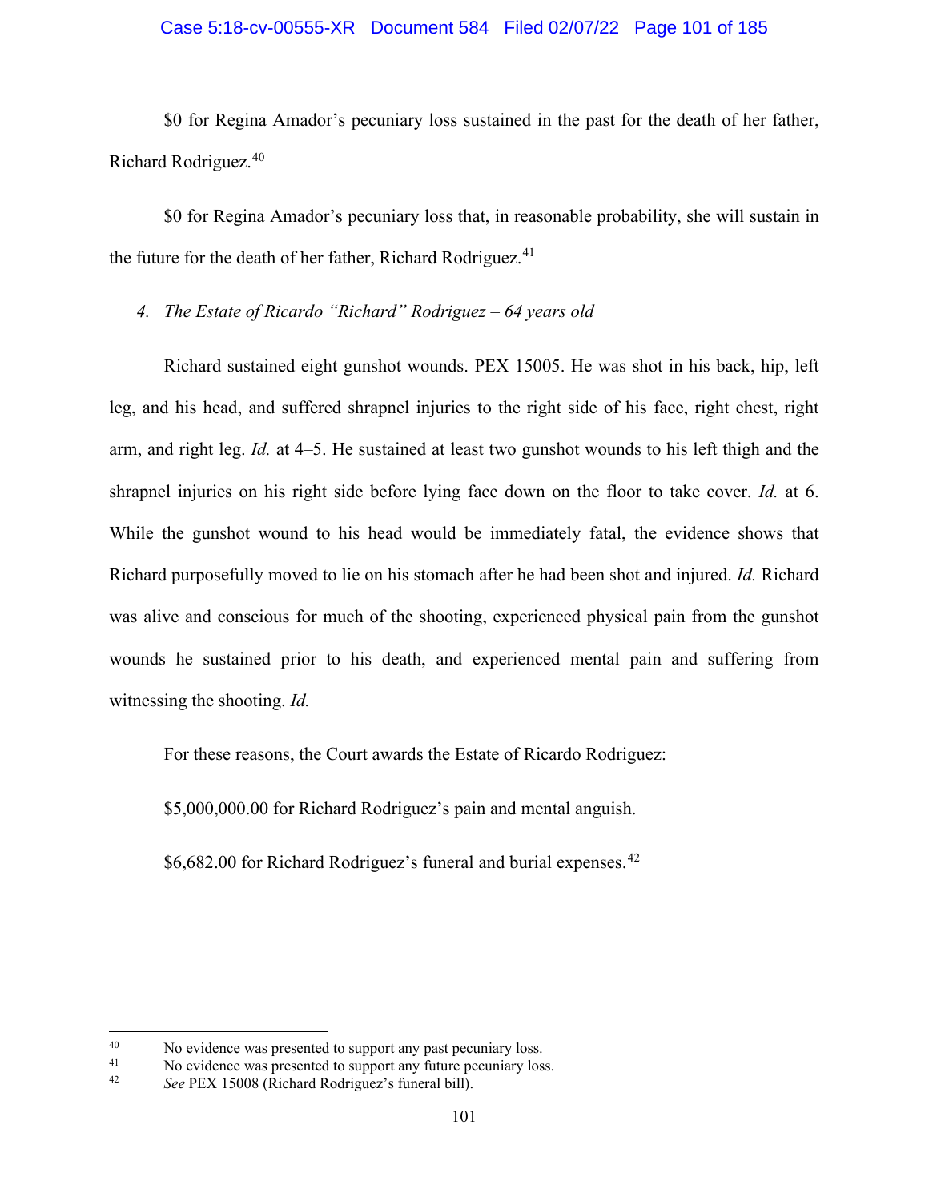$0 for Regina Amador's pecuniary loss sustained in the past for the death of her father, Richard Rodriguez.[40]

$0 for Regina Amador's pecuniary loss that, in reasonable probability, she will sustain in the future for the death of her father, Richard Rodriguez.[41]

*4. The Estate of Ricardo "Richard" Rodriguez – 64 years old*

Richard sustained eight gunshot wounds. PEX 15005. He was shot in his back, hip, left leg, and his head, and suffered shrapnel injuries to the right side of his face, right chest, right arm, and right leg. *Id.* at 4–5. He sustained at least two gunshot wounds to his left thigh and the shrapnel injuries on his right side before lying face down on the floor to take cover. *Id.* at 6. While the gunshot wound to his head would be immediately fatal, the evidence shows that Richard purposefully moved to lie on his stomach after he had been shot and injured. *Id.* Richard was alive and conscious for much of the shooting, experienced physical pain from the gunshot wounds he sustained prior to his death, and experienced mental pain and suffering from witnessing the shooting. *Id.*

For these reasons, the Court awards the Estate of Ricardo Rodriguez:

$5,000,000.00 for Richard Rodriguez's pain and mental anguish.

$6,682.00 for Richard Rodriguez's funeral and burial expenses.[42]

---

[40] No evidence was presented to support any past pecuniary loss.

[41] No evidence was presented to support any future pecuniary loss.

[42] *See* PEX 15008 (Richard Rodriguez's funeral bill).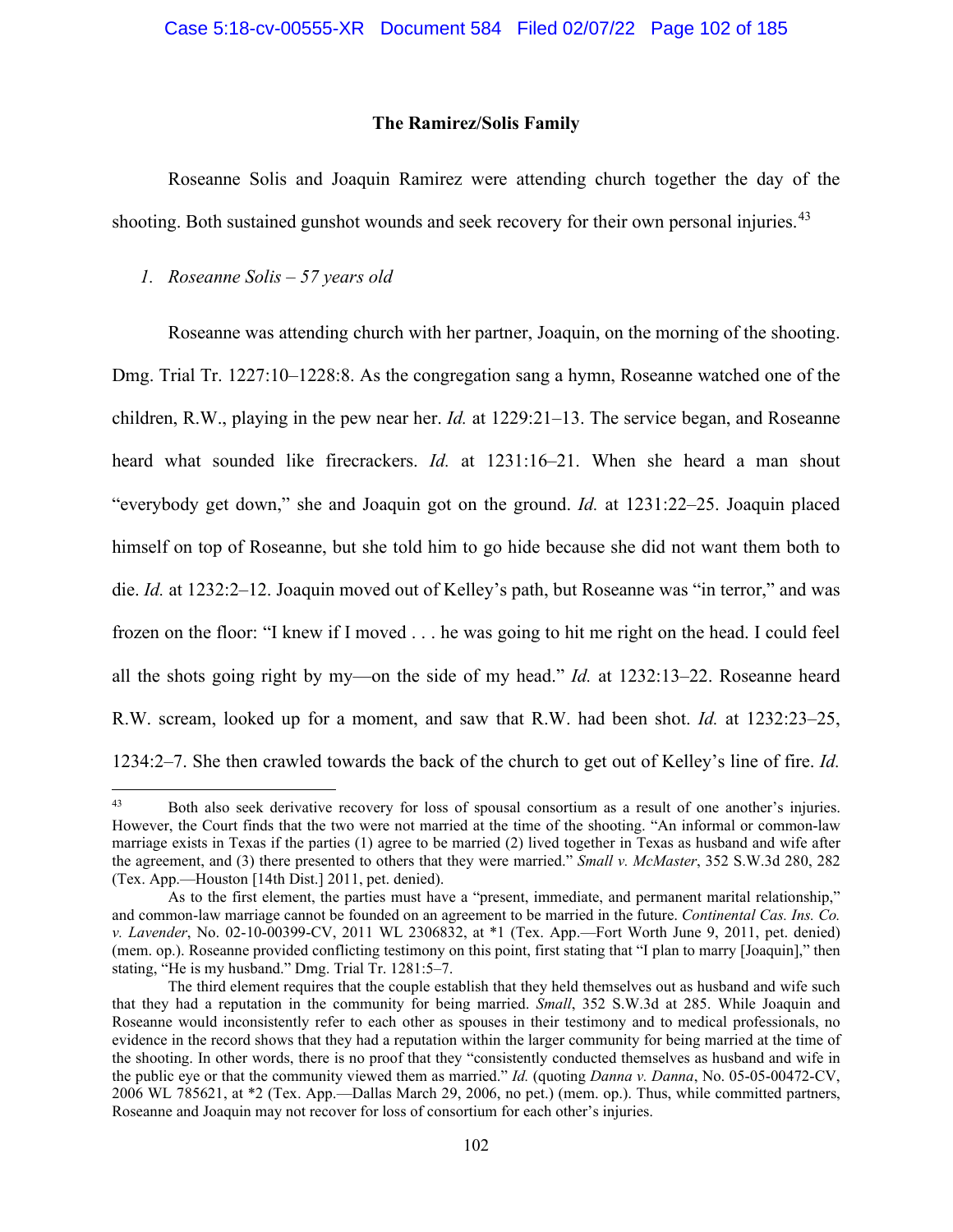## The Ramirez/Solis Family

Roseanne Solis and Joaquin Ramirez were attending church together the day of the shooting. Both sustained gunshot wounds and seek recovery for their own personal injuries.[43]

*1. Roseanne Solis – 57 years old*

Roseanne was attending church with her partner, Joaquin, on the morning of the shooting. Dmg. Trial Tr. 1227:10–1228:8. As the congregation sang a hymn, Roseanne watched one of the children, R.W., playing in the pew near her. *Id.* at 1229:21–13. The service began, and Roseanne heard what sounded like firecrackers. *Id.* at 1231:16–21. When she heard a man shout "everybody get down," she and Joaquin got on the ground. *Id.* at 1231:22–25. Joaquin placed himself on top of Roseanne, but she told him to go hide because she did not want them both to die. *Id.* at 1232:2–12. Joaquin moved out of Kelley's path, but Roseanne was "in terror," and was frozen on the floor: "I knew if I moved . . . he was going to hit me right on the head. I could feel all the shots going right by my—on the side of my head." *Id.* at 1232:13–22. Roseanne heard R.W. scream, looked up for a moment, and saw that R.W. had been shot. *Id.* at 1232:23–25, 1234:2–7. She then crawled towards the back of the church to get out of Kelley's line of fire. *Id.*

---

[43] Both also seek derivative recovery for loss of spousal consortium as a result of one another's injuries. However, the Court finds that the two were not married at the time of the shooting. "An informal or common-law marriage exists in Texas if the parties (1) agree to be married (2) lived together in Texas as husband and wife after the agreement, and (3) there presented to others that they were married." *Small v. McMaster*, 352 S.W.3d 280, 282 (Tex. App.—Houston [14th Dist.] 2011, pet. denied).

As to the first element, the parties must have a "present, immediate, and permanent marital relationship," and common-law marriage cannot be founded on an agreement to be married in the future. *Continental Cas. Ins. Co. v. Lavender*, No. 02-10-00399-CV, 2011 WL 2306832, at *1 (Tex. App.—Fort Worth June 9, 2011, pet. denied) (mem. op.). Roseanne provided conflicting testimony on this point, first stating that "I plan to marry [Joaquin]," then stating, "He is my husband." Dmg. Trial Tr. 1281:5–7.

The third element requires that the couple establish that they held themselves out as husband and wife such that they had a reputation in the community for being married. *Small*, 352 S.W.3d at 285. While Joaquin and Roseanne would inconsistently refer to each other as spouses in their testimony and to medical professionals, no evidence in the record shows that they had a reputation within the larger community for being married at the time of the shooting. In other words, there is no proof that they "consistently conducted themselves as husband and wife in the public eye or that the community viewed them as married." *Id.* (quoting *Danna v. Danna*, No. 05-05-00472-CV, 2006 WL 785621, at *2 (Tex. App.—Dallas March 29, 2006, no pet.) (mem. op.). Thus, while committed partners, Roseanne and Joaquin may not recover for loss of consortium for each other's injuries.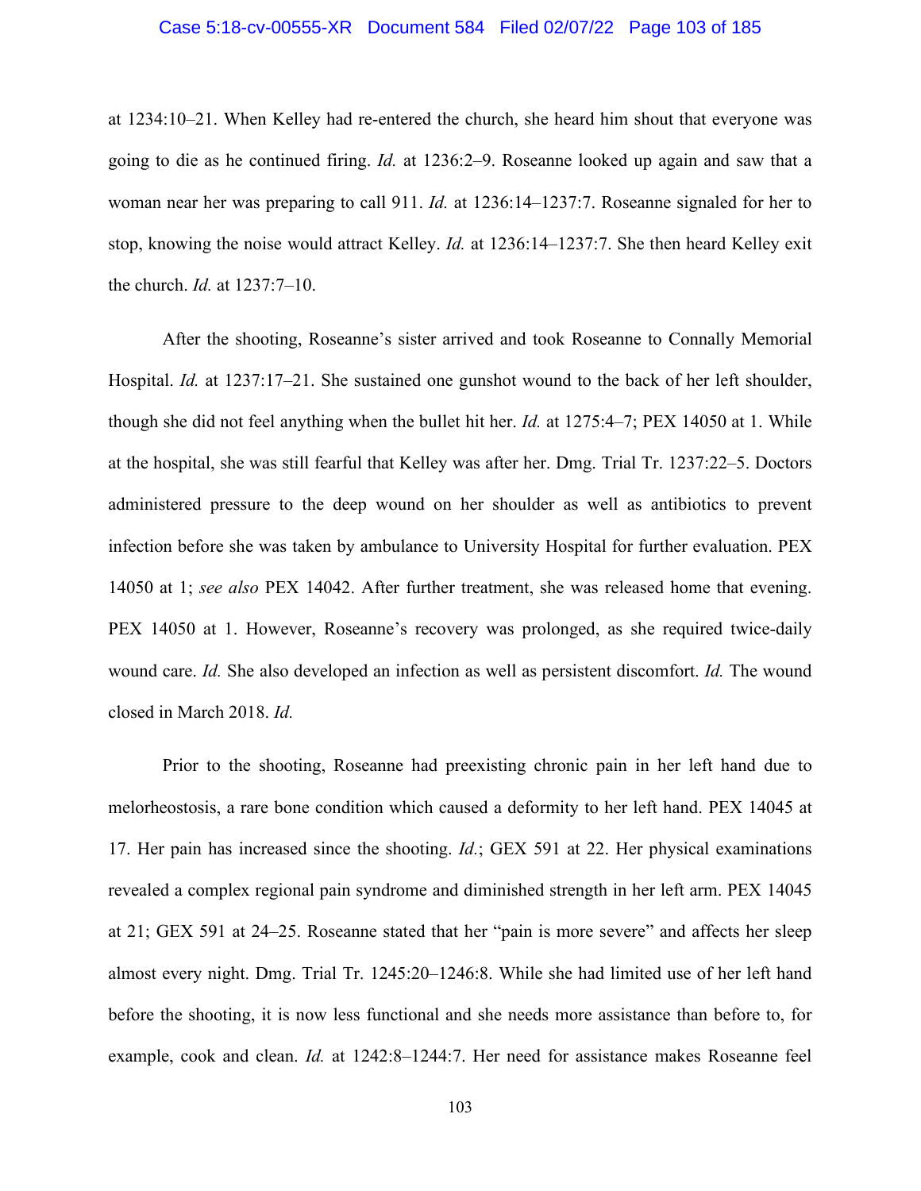at 1234:10–21. When Kelley had re-entered the church, she heard him shout that everyone was going to die as he continued firing. *Id.* at 1236:2–9. Roseanne looked up again and saw that a woman near her was preparing to call 911. *Id.* at 1236:14–1237:7. Roseanne signaled for her to stop, knowing the noise would attract Kelley. *Id.* at 1236:14–1237:7. She then heard Kelley exit the church. *Id.* at 1237:7–10.

After the shooting, Roseanne's sister arrived and took Roseanne to Connally Memorial Hospital. *Id.* at 1237:17–21. She sustained one gunshot wound to the back of her left shoulder, though she did not feel anything when the bullet hit her. *Id.* at 1275:4–7; PEX 14050 at 1. While at the hospital, she was still fearful that Kelley was after her. Dmg. Trial Tr. 1237:22–5. Doctors administered pressure to the deep wound on her shoulder as well as antibiotics to prevent infection before she was taken by ambulance to University Hospital for further evaluation. PEX 14050 at 1; *see also* PEX 14042. After further treatment, she was released home that evening. PEX 14050 at 1. However, Roseanne's recovery was prolonged, as she required twice-daily wound care. *Id.* She also developed an infection as well as persistent discomfort. *Id.* The wound closed in March 2018. *Id.*

Prior to the shooting, Roseanne had preexisting chronic pain in her left hand due to melorheostosis, a rare bone condition which caused a deformity to her left hand. PEX 14045 at 17. Her pain has increased since the shooting. *Id.*; GEX 591 at 22. Her physical examinations revealed a complex regional pain syndrome and diminished strength in her left arm. PEX 14045 at 21; GEX 591 at 24–25. Roseanne stated that her "pain is more severe" and affects her sleep almost every night. Dmg. Trial Tr. 1245:20–1246:8. While she had limited use of her left hand before the shooting, it is now less functional and she needs more assistance than before to, for example, cook and clean. *Id.* at 1242:8–1244:7. Her need for assistance makes Roseanne feel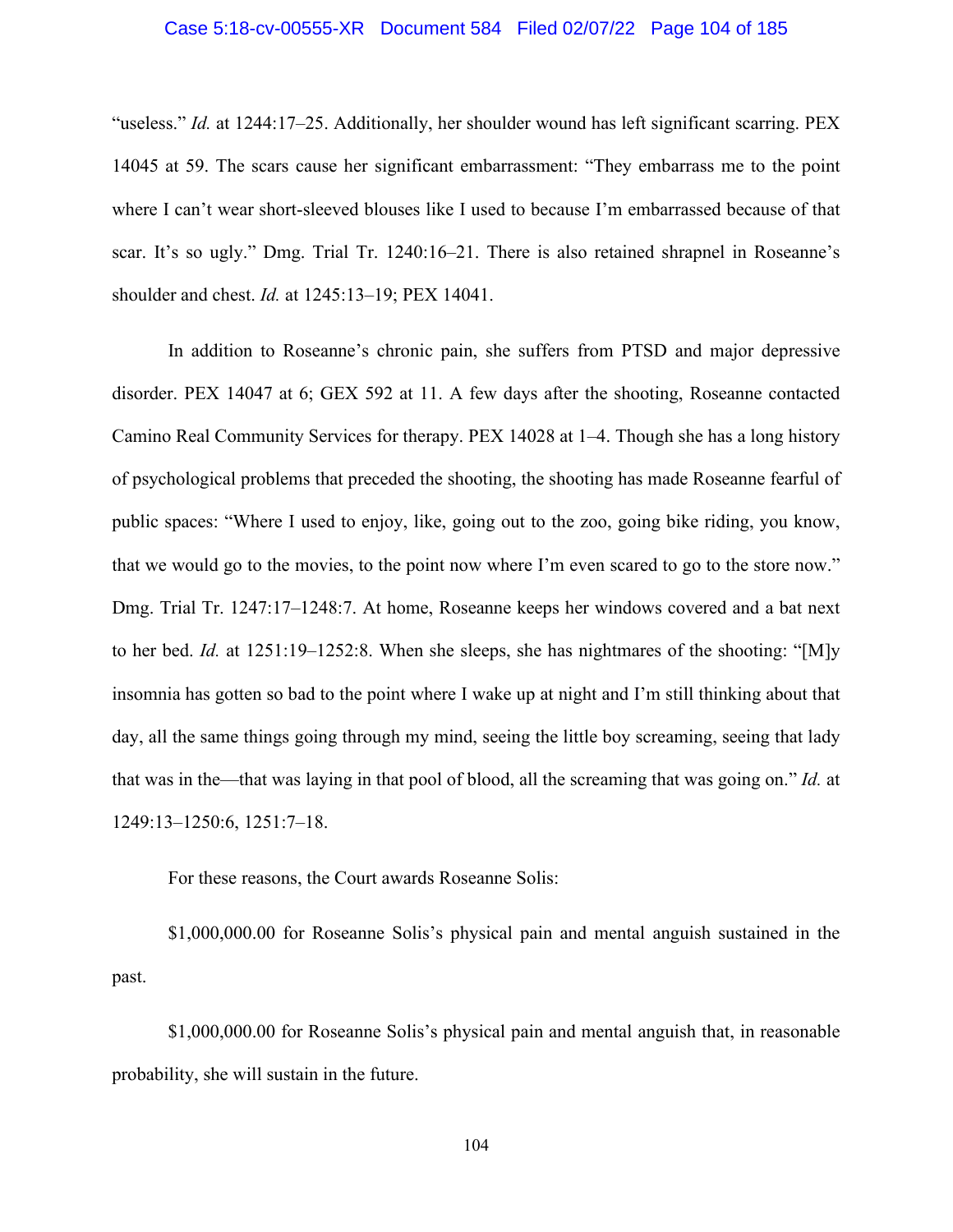"useless." *Id.* at 1244:17–25. Additionally, her shoulder wound has left significant scarring. PEX 14045 at 59. The scars cause her significant embarrassment: "They embarrass me to the point where I can't wear short-sleeved blouses like I used to because I'm embarrassed because of that scar. It's so ugly." Dmg. Trial Tr. 1240:16–21. There is also retained shrapnel in Roseanne's shoulder and chest. *Id.* at 1245:13–19; PEX 14041.

In addition to Roseanne's chronic pain, she suffers from PTSD and major depressive disorder. PEX 14047 at 6; GEX 592 at 11. A few days after the shooting, Roseanne contacted Camino Real Community Services for therapy. PEX 14028 at 1–4. Though she has a long history of psychological problems that preceded the shooting, the shooting has made Roseanne fearful of public spaces: "Where I used to enjoy, like, going out to the zoo, going bike riding, you know, that we would go to the movies, to the point now where I'm even scared to go to the store now." Dmg. Trial Tr. 1247:17–1248:7. At home, Roseanne keeps her windows covered and a bat next to her bed. *Id.* at 1251:19–1252:8. When she sleeps, she has nightmares of the shooting: "[M]y insomnia has gotten so bad to the point where I wake up at night and I'm still thinking about that day, all the same things going through my mind, seeing the little boy screaming, seeing that lady that was in the—that was laying in that pool of blood, all the screaming that was going on." *Id.* at 1249:13–1250:6, 1251:7–18.

For these reasons, the Court awards Roseanne Solis:

$1,000,000.00 for Roseanne Solis's physical pain and mental anguish sustained in the past.

$1,000,000.00 for Roseanne Solis's physical pain and mental anguish that, in reasonable probability, she will sustain in the future.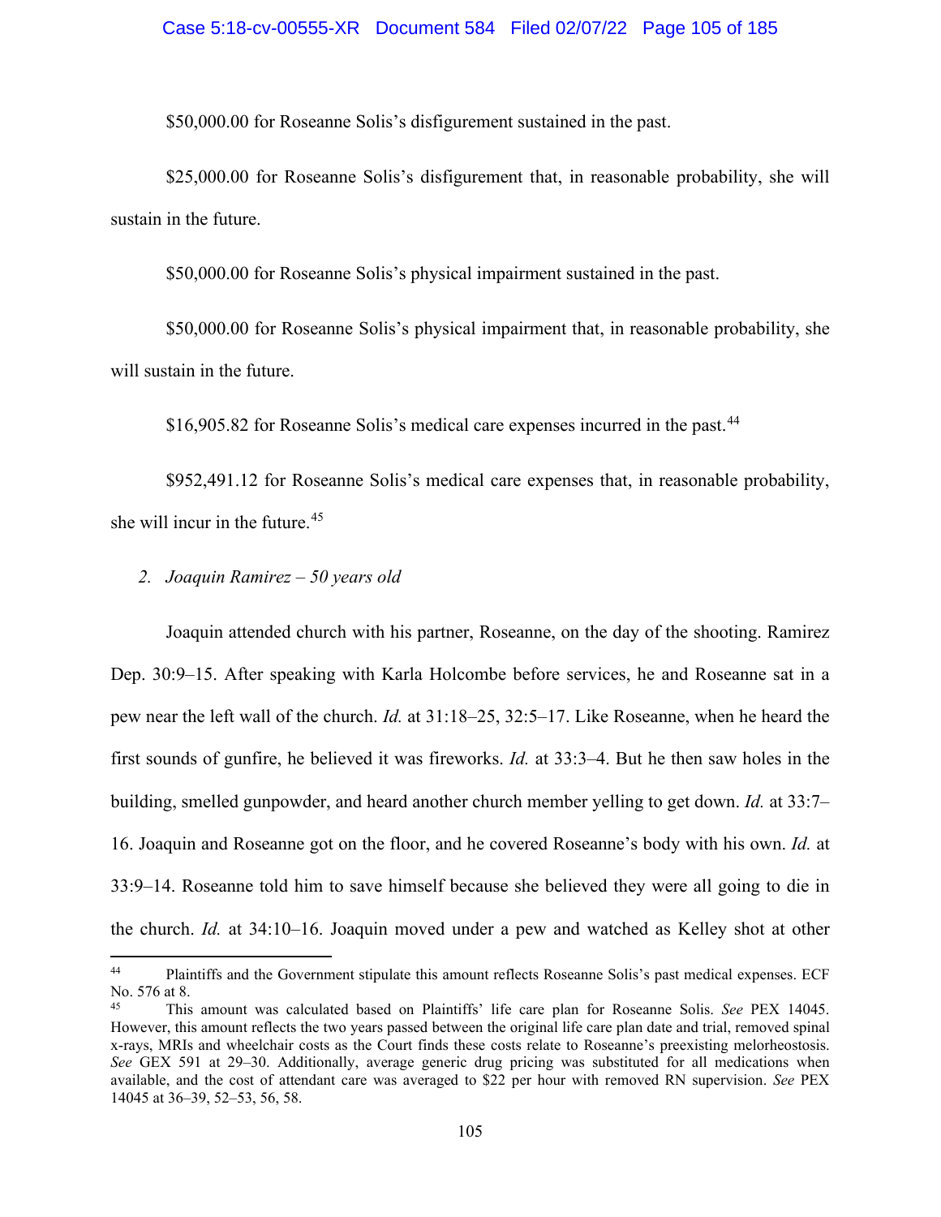$50,000.00 for Roseanne Solis's disfigurement sustained in the past.

$25,000.00 for Roseanne Solis's disfigurement that, in reasonable probability, she will sustain in the future.

$50,000.00 for Roseanne Solis's physical impairment sustained in the past.

$50,000.00 for Roseanne Solis's physical impairment that, in reasonable probability, she will sustain in the future.

$16,905.82 for Roseanne Solis's medical care expenses incurred in the past.[44]

$952,491.12 for Roseanne Solis's medical care expenses that, in reasonable probability, she will incur in the future.[45]

*2. Joaquin Ramirez – 50 years old*

Joaquin attended church with his partner, Roseanne, on the day of the shooting. Ramirez Dep. 30:9–15. After speaking with Karla Holcombe before services, he and Roseanne sat in a pew near the left wall of the church. *Id.* at 31:18–25, 32:5–17. Like Roseanne, when he heard the first sounds of gunfire, he believed it was fireworks. *Id.* at 33:3–4. But he then saw holes in the building, smelled gunpowder, and heard another church member yelling to get down. *Id.* at 33:7–16. Joaquin and Roseanne got on the floor, and he covered Roseanne's body with his own. *Id.* at 33:9–14. Roseanne told him to save himself because she believed they were all going to die in the church. *Id.* at 34:10–16. Joaquin moved under a pew and watched as Kelley shot at other

---

[44] Plaintiffs and the Government stipulate this amount reflects Roseanne Solis's past medical expenses. ECF No. 576 at 8.

[45] This amount was calculated based on Plaintiffs' life care plan for Roseanne Solis. *See* PEX 14045. However, this amount reflects the two years passed between the original life care plan date and trial, removed spinal x-rays, MRIs and wheelchair costs as the Court finds these costs relate to Roseanne's preexisting melorheostosis. *See* GEX 591 at 29–30. Additionally, average generic drug pricing was substituted for all medications when available, and the cost of attendant care was averaged to $22 per hour with removed RN supervision. *See* PEX 14045 at 36–39, 52–53, 56, 58.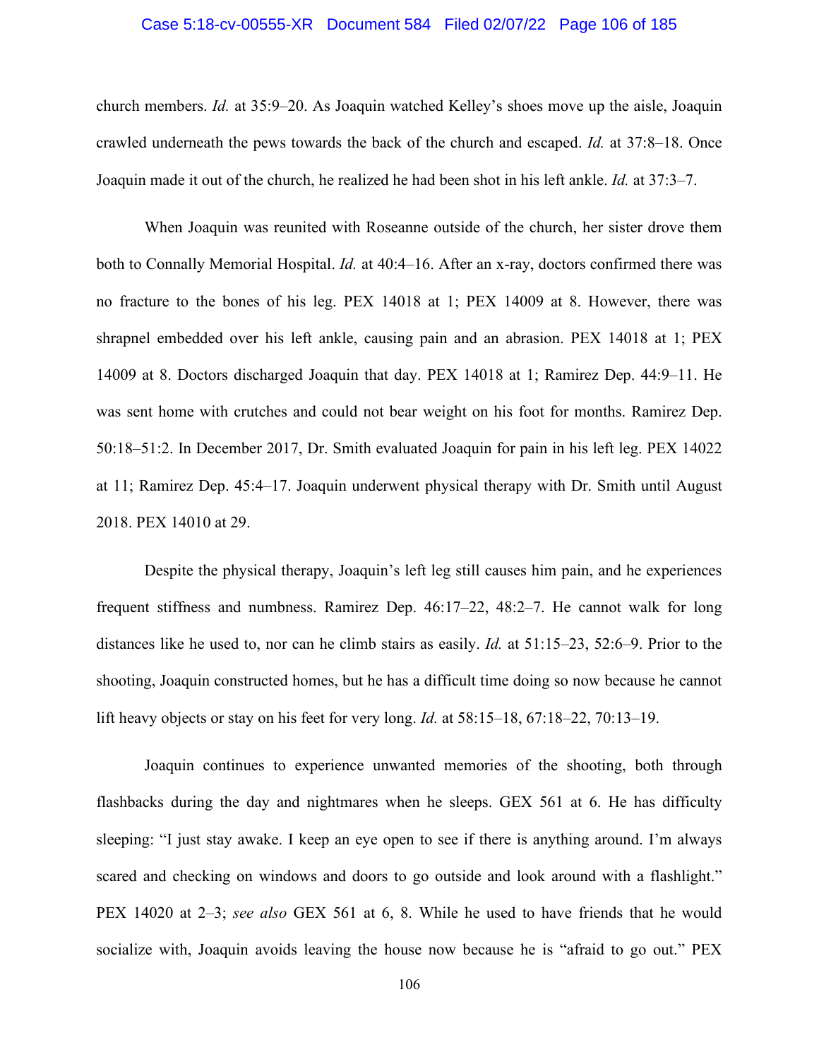church members. *Id.* at 35:9–20. As Joaquin watched Kelley's shoes move up the aisle, Joaquin crawled underneath the pews towards the back of the church and escaped. *Id.* at 37:8–18. Once Joaquin made it out of the church, he realized he had been shot in his left ankle. *Id.* at 37:3–7.

When Joaquin was reunited with Roseanne outside of the church, her sister drove them both to Connally Memorial Hospital. *Id.* at 40:4–16. After an x-ray, doctors confirmed there was no fracture to the bones of his leg. PEX 14018 at 1; PEX 14009 at 8. However, there was shrapnel embedded over his left ankle, causing pain and an abrasion. PEX 14018 at 1; PEX 14009 at 8. Doctors discharged Joaquin that day. PEX 14018 at 1; Ramirez Dep. 44:9–11. He was sent home with crutches and could not bear weight on his foot for months. Ramirez Dep. 50:18–51:2. In December 2017, Dr. Smith evaluated Joaquin for pain in his left leg. PEX 14022 at 11; Ramirez Dep. 45:4–17. Joaquin underwent physical therapy with Dr. Smith until August 2018. PEX 14010 at 29.

Despite the physical therapy, Joaquin's left leg still causes him pain, and he experiences frequent stiffness and numbness. Ramirez Dep. 46:17–22, 48:2–7. He cannot walk for long distances like he used to, nor can he climb stairs as easily. *Id.* at 51:15–23, 52:6–9. Prior to the shooting, Joaquin constructed homes, but he has a difficult time doing so now because he cannot lift heavy objects or stay on his feet for very long. *Id.* at 58:15–18, 67:18–22, 70:13–19.

Joaquin continues to experience unwanted memories of the shooting, both through flashbacks during the day and nightmares when he sleeps. GEX 561 at 6. He has difficulty sleeping: "I just stay awake. I keep an eye open to see if there is anything around. I'm always scared and checking on windows and doors to go outside and look around with a flashlight." PEX 14020 at 2–3; *see also* GEX 561 at 6, 8. While he used to have friends that he would socialize with, Joaquin avoids leaving the house now because he is "afraid to go out." PEX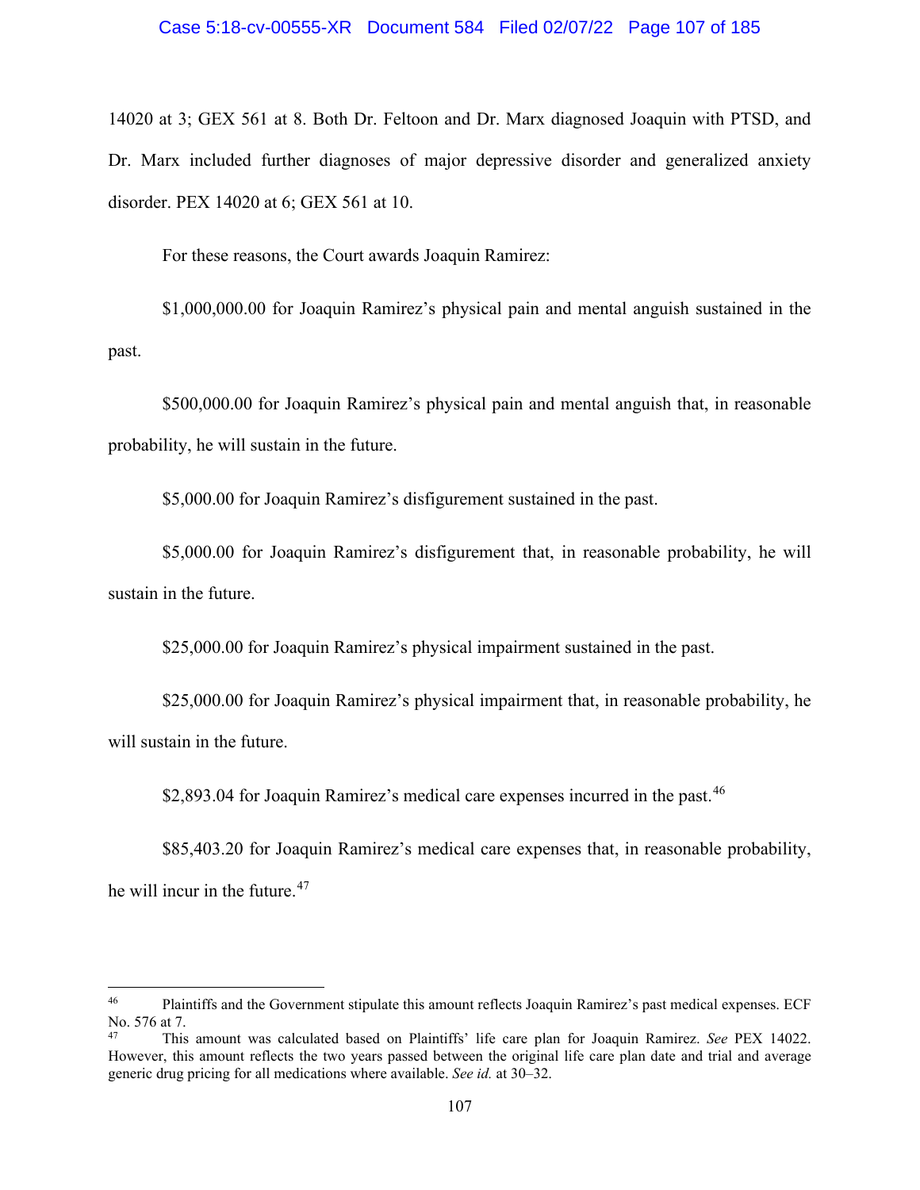14020 at 3; GEX 561 at 8. Both Dr. Feltoon and Dr. Marx diagnosed Joaquin with PTSD, and Dr. Marx included further diagnoses of major depressive disorder and generalized anxiety disorder. PEX 14020 at 6; GEX 561 at 10.

For these reasons, the Court awards Joaquin Ramirez:

$1,000,000.00 for Joaquin Ramirez's physical pain and mental anguish sustained in the past.

$500,000.00 for Joaquin Ramirez's physical pain and mental anguish that, in reasonable probability, he will sustain in the future.

$5,000.00 for Joaquin Ramirez's disfigurement sustained in the past.

$5,000.00 for Joaquin Ramirez's disfigurement that, in reasonable probability, he will sustain in the future.

$25,000.00 for Joaquin Ramirez's physical impairment sustained in the past.

$25,000.00 for Joaquin Ramirez's physical impairment that, in reasonable probability, he will sustain in the future.

$2,893.04 for Joaquin Ramirez's medical care expenses incurred in the past.[46]

$85,403.20 for Joaquin Ramirez's medical care expenses that, in reasonable probability, he will incur in the future.[47]

---

[46] Plaintiffs and the Government stipulate this amount reflects Joaquin Ramirez's past medical expenses. ECF No. 576 at 7.

[47] This amount was calculated based on Plaintiffs' life care plan for Joaquin Ramirez. *See* PEX 14022. However, this amount reflects the two years passed between the original life care plan date and trial and average generic drug pricing for all medications where available. *See id.* at 30–32.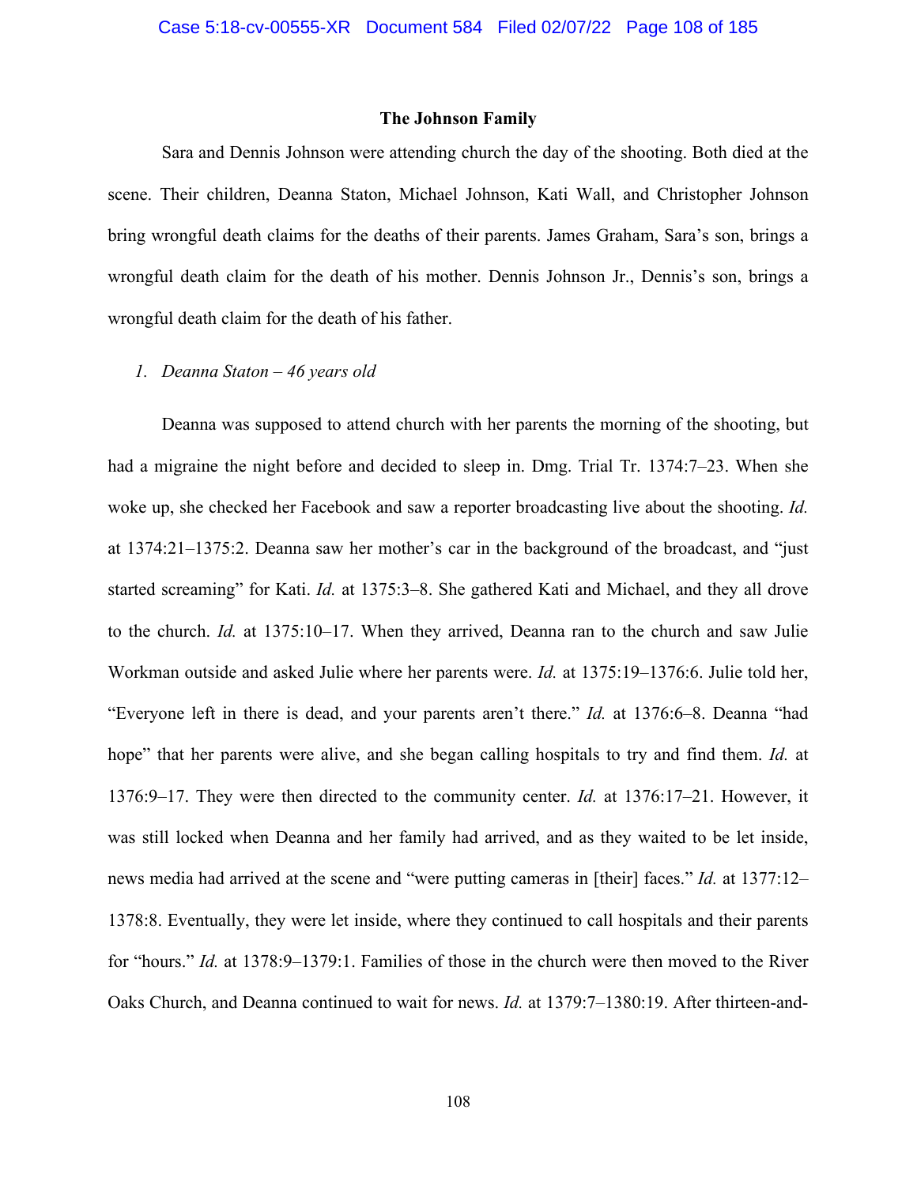### The Johnson Family

Sara and Dennis Johnson were attending church the day of the shooting. Both died at the scene. Their children, Deanna Staton, Michael Johnson, Kati Wall, and Christopher Johnson bring wrongful death claims for the deaths of their parents. James Graham, Sara's son, brings a wrongful death claim for the death of his mother. Dennis Johnson Jr., Dennis's son, brings a wrongful death claim for the death of his father.

*1. Deanna Staton – 46 years old*

Deanna was supposed to attend church with her parents the morning of the shooting, but had a migraine the night before and decided to sleep in. Dmg. Trial Tr. 1374:7–23. When she woke up, she checked her Facebook and saw a reporter broadcasting live about the shooting. *Id.* at 1374:21–1375:2. Deanna saw her mother's car in the background of the broadcast, and "just started screaming" for Kati. *Id.* at 1375:3–8. She gathered Kati and Michael, and they all drove to the church. *Id.* at 1375:10–17. When they arrived, Deanna ran to the church and saw Julie Workman outside and asked Julie where her parents were. *Id.* at 1375:19–1376:6. Julie told her, "Everyone left in there is dead, and your parents aren't there." *Id.* at 1376:6–8. Deanna "had hope" that her parents were alive, and she began calling hospitals to try and find them. *Id.* at 1376:9–17. They were then directed to the community center. *Id.* at 1376:17–21. However, it was still locked when Deanna and her family had arrived, and as they waited to be let inside, news media had arrived at the scene and "were putting cameras in [their] faces." *Id.* at 1377:12–1378:8. Eventually, they were let inside, where they continued to call hospitals and their parents for "hours." *Id.* at 1378:9–1379:1. Families of those in the church were then moved to the River Oaks Church, and Deanna continued to wait for news. *Id.* at 1379:7–1380:19. After thirteen-and-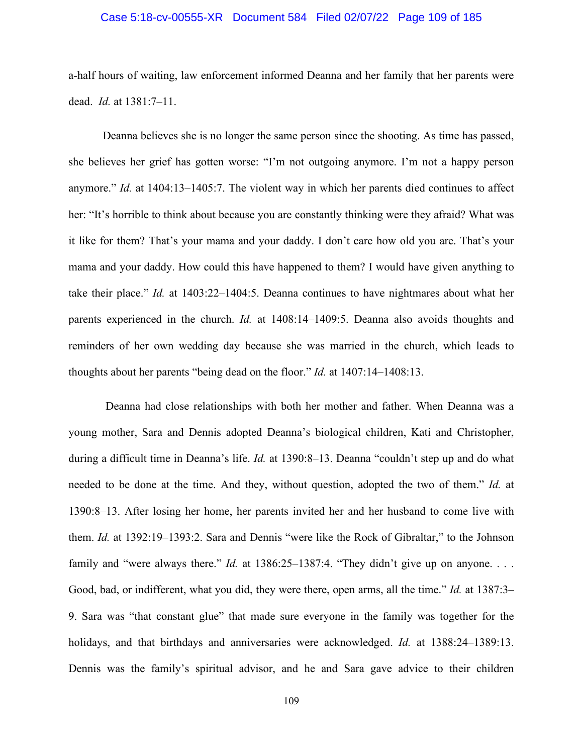a-half hours of waiting, law enforcement informed Deanna and her family that her parents were dead. *Id.* at 1381:7–11.

Deanna believes she is no longer the same person since the shooting. As time has passed, she believes her grief has gotten worse: "I'm not outgoing anymore. I'm not a happy person anymore." *Id.* at 1404:13–1405:7. The violent way in which her parents died continues to affect her: "It's horrible to think about because you are constantly thinking were they afraid? What was it like for them? That's your mama and your daddy. I don't care how old you are. That's your mama and your daddy. How could this have happened to them? I would have given anything to take their place." *Id.* at 1403:22–1404:5. Deanna continues to have nightmares about what her parents experienced in the church. *Id.* at 1408:14–1409:5. Deanna also avoids thoughts and reminders of her own wedding day because she was married in the church, which leads to thoughts about her parents "being dead on the floor." *Id.* at 1407:14–1408:13.

Deanna had close relationships with both her mother and father. When Deanna was a young mother, Sara and Dennis adopted Deanna's biological children, Kati and Christopher, during a difficult time in Deanna's life. *Id.* at 1390:8–13. Deanna "couldn't step up and do what needed to be done at the time. And they, without question, adopted the two of them." *Id.* at 1390:8–13. After losing her home, her parents invited her and her husband to come live with them. *Id.* at 1392:19–1393:2. Sara and Dennis "were like the Rock of Gibraltar," to the Johnson family and "were always there." *Id.* at 1386:25–1387:4. "They didn't give up on anyone. . . . Good, bad, or indifferent, what you did, they were there, open arms, all the time." *Id.* at 1387:3–9. Sara was "that constant glue" that made sure everyone in the family was together for the holidays, and that birthdays and anniversaries were acknowledged. *Id.* at 1388:24–1389:13. Dennis was the family's spiritual advisor, and he and Sara gave advice to their children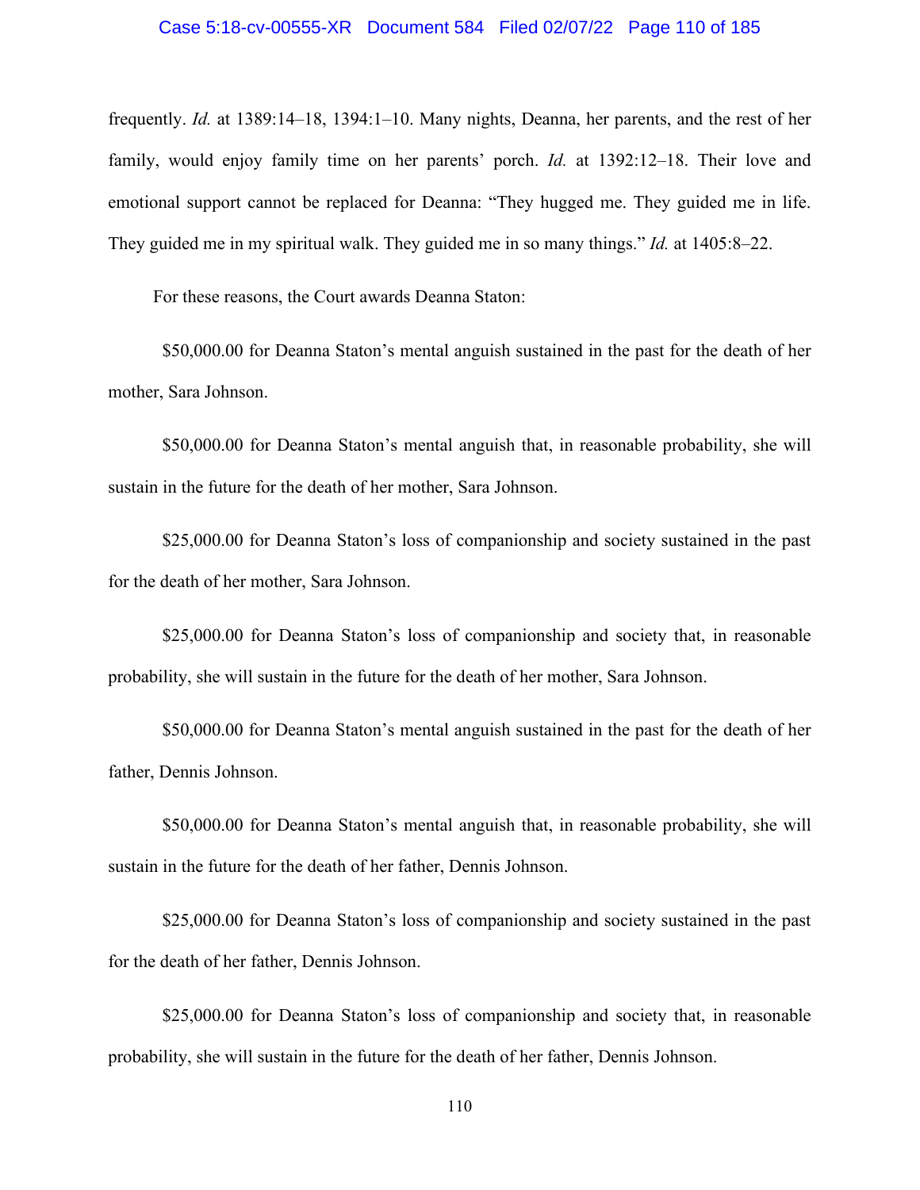frequently. *Id.* at 1389:14–18, 1394:1–10. Many nights, Deanna, her parents, and the rest of her family, would enjoy family time on her parents' porch. *Id.* at 1392:12–18. Their love and emotional support cannot be replaced for Deanna: "They hugged me. They guided me in life. They guided me in my spiritual walk. They guided me in so many things." *Id.* at 1405:8–22.

For these reasons, the Court awards Deanna Staton:

$50,000.00 for Deanna Staton's mental anguish sustained in the past for the death of her mother, Sara Johnson.

$50,000.00 for Deanna Staton's mental anguish that, in reasonable probability, she will sustain in the future for the death of her mother, Sara Johnson.

$25,000.00 for Deanna Staton's loss of companionship and society sustained in the past for the death of her mother, Sara Johnson.

$25,000.00 for Deanna Staton's loss of companionship and society that, in reasonable probability, she will sustain in the future for the death of her mother, Sara Johnson.

$50,000.00 for Deanna Staton's mental anguish sustained in the past for the death of her father, Dennis Johnson.

$50,000.00 for Deanna Staton's mental anguish that, in reasonable probability, she will sustain in the future for the death of her father, Dennis Johnson.

$25,000.00 for Deanna Staton's loss of companionship and society sustained in the past for the death of her father, Dennis Johnson.

$25,000.00 for Deanna Staton's loss of companionship and society that, in reasonable probability, she will sustain in the future for the death of her father, Dennis Johnson.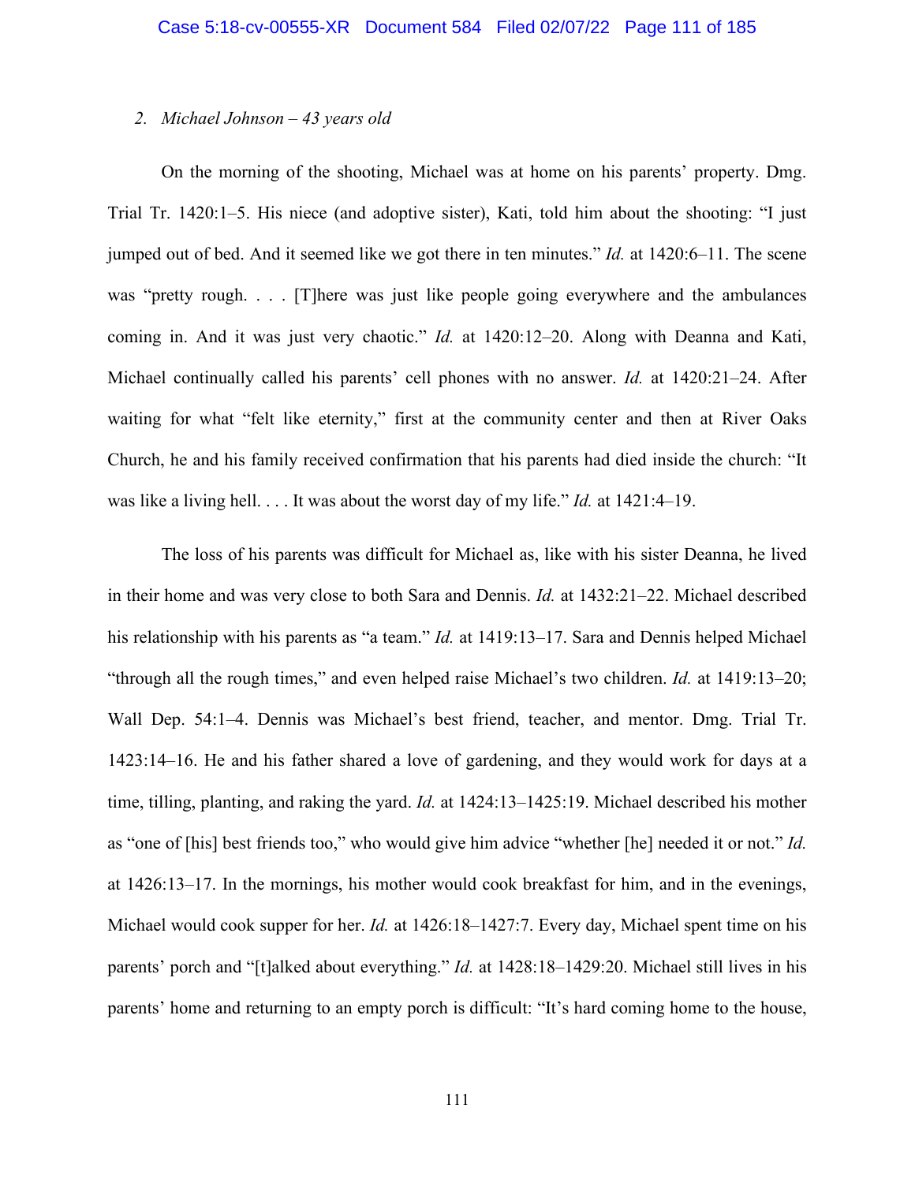*2. Michael Johnson – 43 years old*

On the morning of the shooting, Michael was at home on his parents' property. Dmg. Trial Tr. 1420:1–5. His niece (and adoptive sister), Kati, told him about the shooting: "I just jumped out of bed. And it seemed like we got there in ten minutes." *Id.* at 1420:6–11. The scene was "pretty rough. . . . [T]here was just like people going everywhere and the ambulances coming in. And it was just very chaotic." *Id.* at 1420:12–20. Along with Deanna and Kati, Michael continually called his parents' cell phones with no answer. *Id.* at 1420:21–24. After waiting for what "felt like eternity," first at the community center and then at River Oaks Church, he and his family received confirmation that his parents had died inside the church: "It was like a living hell. . . . It was about the worst day of my life." *Id.* at 1421:4–19.

The loss of his parents was difficult for Michael as, like with his sister Deanna, he lived in their home and was very close to both Sara and Dennis. *Id.* at 1432:21–22. Michael described his relationship with his parents as "a team." *Id.* at 1419:13–17. Sara and Dennis helped Michael "through all the rough times," and even helped raise Michael's two children. *Id.* at 1419:13–20; Wall Dep. 54:1–4. Dennis was Michael's best friend, teacher, and mentor. Dmg. Trial Tr. 1423:14–16. He and his father shared a love of gardening, and they would work for days at a time, tilling, planting, and raking the yard. *Id.* at 1424:13–1425:19. Michael described his mother as "one of [his] best friends too," who would give him advice "whether [he] needed it or not." *Id.* at 1426:13–17. In the mornings, his mother would cook breakfast for him, and in the evenings, Michael would cook supper for her. *Id.* at 1426:18–1427:7. Every day, Michael spent time on his parents' porch and "[t]alked about everything." *Id.* at 1428:18–1429:20. Michael still lives in his parents' home and returning to an empty porch is difficult: "It's hard coming home to the house,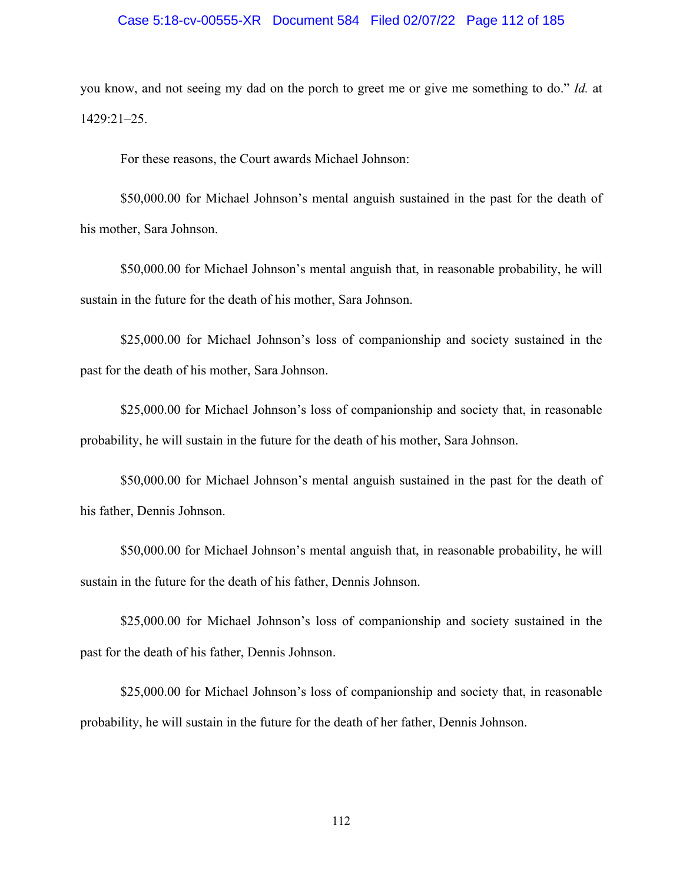you know, and not seeing my dad on the porch to greet me or give me something to do." *Id.* at 1429:21–25.

For these reasons, the Court awards Michael Johnson:

$50,000.00 for Michael Johnson's mental anguish sustained in the past for the death of his mother, Sara Johnson.

$50,000.00 for Michael Johnson's mental anguish that, in reasonable probability, he will sustain in the future for the death of his mother, Sara Johnson.

$25,000.00 for Michael Johnson's loss of companionship and society sustained in the past for the death of his mother, Sara Johnson.

$25,000.00 for Michael Johnson's loss of companionship and society that, in reasonable probability, he will sustain in the future for the death of his mother, Sara Johnson.

$50,000.00 for Michael Johnson's mental anguish sustained in the past for the death of his father, Dennis Johnson.

$50,000.00 for Michael Johnson's mental anguish that, in reasonable probability, he will sustain in the future for the death of his father, Dennis Johnson.

$25,000.00 for Michael Johnson's loss of companionship and society sustained in the past for the death of his father, Dennis Johnson.

$25,000.00 for Michael Johnson's loss of companionship and society that, in reasonable probability, he will sustain in the future for the death of her father, Dennis Johnson.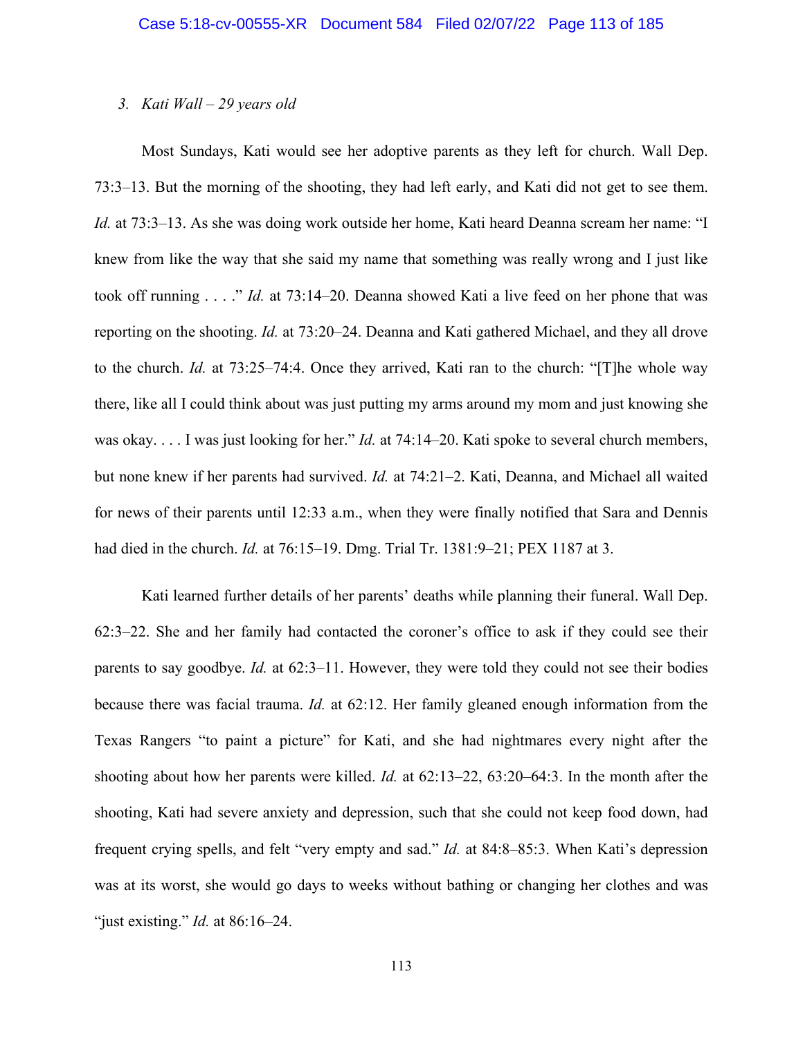*3. Kati Wall – 29 years old*

Most Sundays, Kati would see her adoptive parents as they left for church. Wall Dep. 73:3–13. But the morning of the shooting, they had left early, and Kati did not get to see them. *Id.* at 73:3–13. As she was doing work outside her home, Kati heard Deanna scream her name: "I knew from like the way that she said my name that something was really wrong and I just like took off running . . . ." *Id.* at 73:14–20. Deanna showed Kati a live feed on her phone that was reporting on the shooting. *Id.* at 73:20–24. Deanna and Kati gathered Michael, and they all drove to the church. *Id.* at 73:25–74:4. Once they arrived, Kati ran to the church: "[T]he whole way there, like all I could think about was just putting my arms around my mom and just knowing she was okay. . . . I was just looking for her." *Id.* at 74:14–20. Kati spoke to several church members, but none knew if her parents had survived. *Id.* at 74:21–2. Kati, Deanna, and Michael all waited for news of their parents until 12:33 a.m., when they were finally notified that Sara and Dennis had died in the church. *Id.* at 76:15–19. Dmg. Trial Tr. 1381:9–21; PEX 1187 at 3.

Kati learned further details of her parents' deaths while planning their funeral. Wall Dep. 62:3–22. She and her family had contacted the coroner's office to ask if they could see their parents to say goodbye. *Id.* at 62:3–11. However, they were told they could not see their bodies because there was facial trauma. *Id.* at 62:12. Her family gleaned enough information from the Texas Rangers "to paint a picture" for Kati, and she had nightmares every night after the shooting about how her parents were killed. *Id.* at 62:13–22, 63:20–64:3. In the month after the shooting, Kati had severe anxiety and depression, such that she could not keep food down, had frequent crying spells, and felt "very empty and sad." *Id.* at 84:8–85:3. When Kati's depression was at its worst, she would go days to weeks without bathing or changing her clothes and was "just existing." *Id.* at 86:16–24.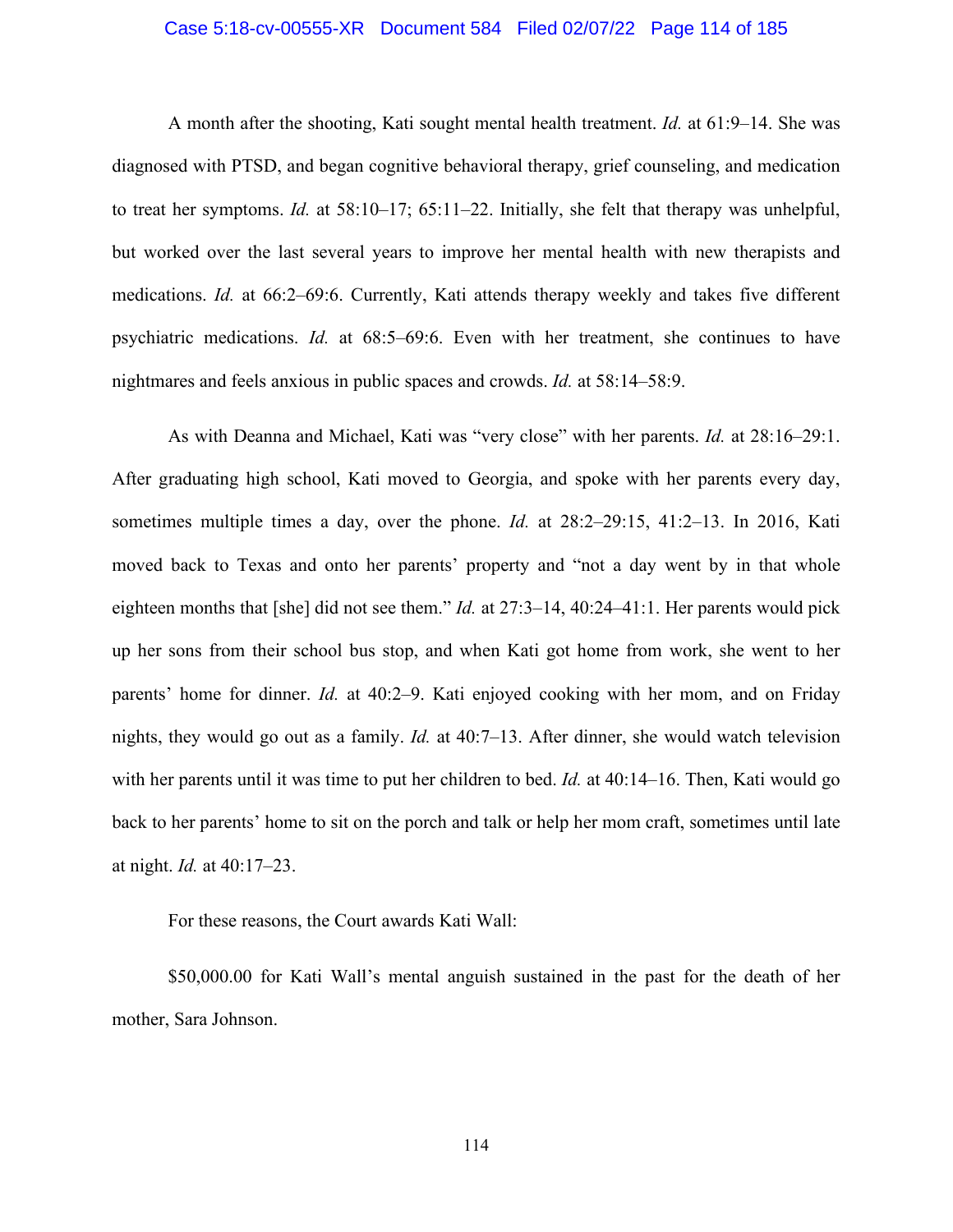A month after the shooting, Kati sought mental health treatment. *Id.* at 61:9–14. She was diagnosed with PTSD, and began cognitive behavioral therapy, grief counseling, and medication to treat her symptoms. *Id.* at 58:10–17; 65:11–22. Initially, she felt that therapy was unhelpful, but worked over the last several years to improve her mental health with new therapists and medications. *Id.* at 66:2–69:6. Currently, Kati attends therapy weekly and takes five different psychiatric medications. *Id.* at 68:5–69:6. Even with her treatment, she continues to have nightmares and feels anxious in public spaces and crowds. *Id.* at 58:14–58:9.

As with Deanna and Michael, Kati was "very close" with her parents. *Id.* at 28:16–29:1. After graduating high school, Kati moved to Georgia, and spoke with her parents every day, sometimes multiple times a day, over the phone. *Id.* at 28:2–29:15, 41:2–13. In 2016, Kati moved back to Texas and onto her parents' property and "not a day went by in that whole eighteen months that [she] did not see them." *Id.* at 27:3–14, 40:24–41:1. Her parents would pick up her sons from their school bus stop, and when Kati got home from work, she went to her parents' home for dinner. *Id.* at 40:2–9. Kati enjoyed cooking with her mom, and on Friday nights, they would go out as a family. *Id.* at 40:7–13. After dinner, she would watch television with her parents until it was time to put her children to bed. *Id.* at 40:14–16. Then, Kati would go back to her parents' home to sit on the porch and talk or help her mom craft, sometimes until late at night. *Id.* at 40:17–23.

For these reasons, the Court awards Kati Wall:

$50,000.00 for Kati Wall's mental anguish sustained in the past for the death of her mother, Sara Johnson.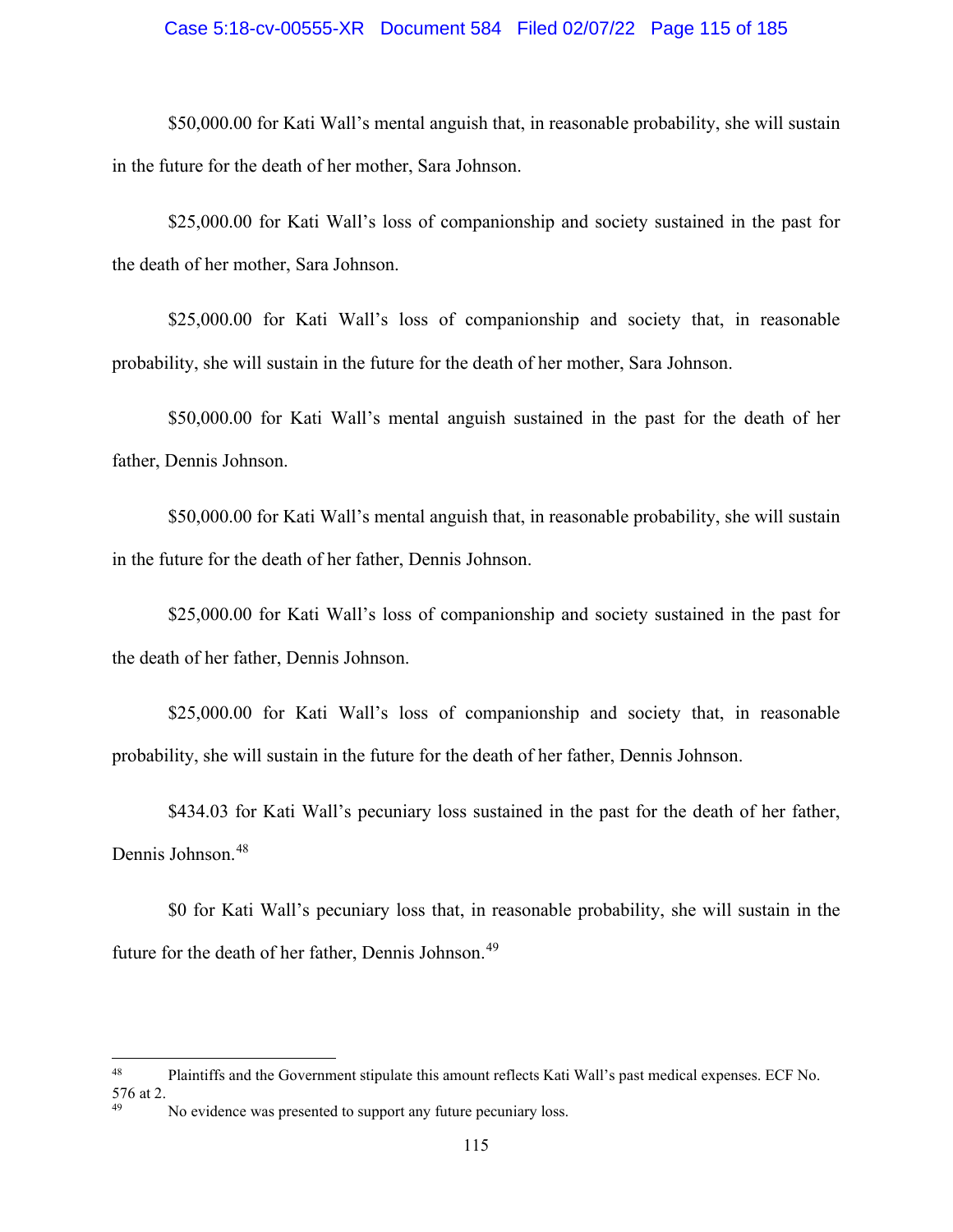$50,000.00 for Kati Wall's mental anguish that, in reasonable probability, she will sustain in the future for the death of her mother, Sara Johnson.

$25,000.00 for Kati Wall's loss of companionship and society sustained in the past for the death of her mother, Sara Johnson.

$25,000.00 for Kati Wall's loss of companionship and society that, in reasonable probability, she will sustain in the future for the death of her mother, Sara Johnson.

$50,000.00 for Kati Wall's mental anguish sustained in the past for the death of her father, Dennis Johnson.

$50,000.00 for Kati Wall's mental anguish that, in reasonable probability, she will sustain in the future for the death of her father, Dennis Johnson.

$25,000.00 for Kati Wall's loss of companionship and society sustained in the past for the death of her father, Dennis Johnson.

$25,000.00 for Kati Wall's loss of companionship and society that, in reasonable probability, she will sustain in the future for the death of her father, Dennis Johnson.

$434.03 for Kati Wall's pecuniary loss sustained in the past for the death of her father, Dennis Johnson.[48]

$0 for Kati Wall's pecuniary loss that, in reasonable probability, she will sustain in the future for the death of her father, Dennis Johnson.[49]

---

[48] Plaintiffs and the Government stipulate this amount reflects Kati Wall's past medical expenses. ECF No. 576 at 2.

[49] No evidence was presented to support any future pecuniary loss.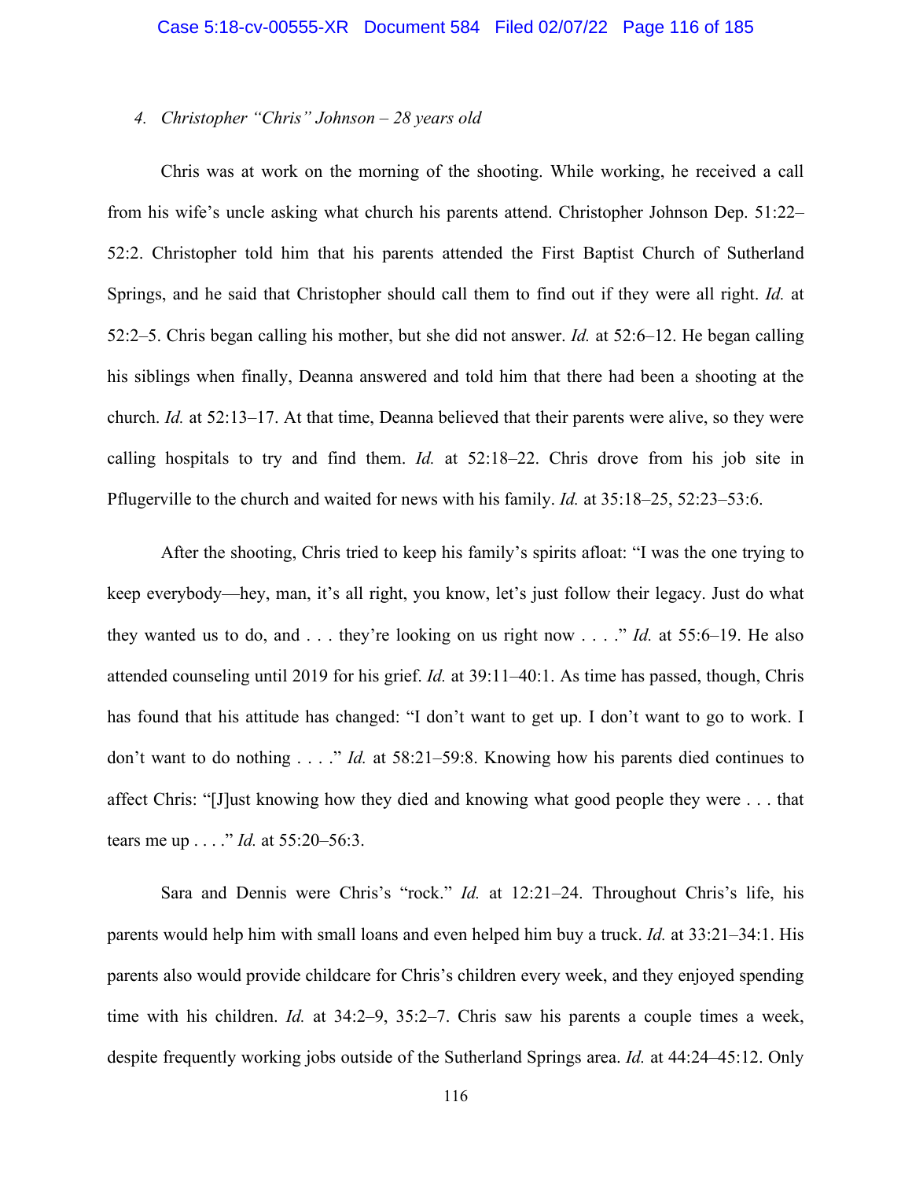*4. Christopher "Chris" Johnson – 28 years old*

Chris was at work on the morning of the shooting. While working, he received a call from his wife's uncle asking what church his parents attend. Christopher Johnson Dep. 51:22–52:2. Christopher told him that his parents attended the First Baptist Church of Sutherland Springs, and he said that Christopher should call them to find out if they were all right. *Id.* at 52:2–5. Chris began calling his mother, but she did not answer. *Id.* at 52:6–12. He began calling his siblings when finally, Deanna answered and told him that there had been a shooting at the church. *Id.* at 52:13–17. At that time, Deanna believed that their parents were alive, so they were calling hospitals to try and find them. *Id.* at 52:18–22. Chris drove from his job site in Pflugerville to the church and waited for news with his family. *Id.* at 35:18–25, 52:23–53:6.

After the shooting, Chris tried to keep his family's spirits afloat: "I was the one trying to keep everybody—hey, man, it's all right, you know, let's just follow their legacy. Just do what they wanted us to do, and . . . they're looking on us right now . . . ." *Id.* at 55:6–19. He also attended counseling until 2019 for his grief. *Id.* at 39:11–40:1. As time has passed, though, Chris has found that his attitude has changed: "I don't want to get up. I don't want to go to work. I don't want to do nothing . . . ." *Id.* at 58:21–59:8. Knowing how his parents died continues to affect Chris: "[J]ust knowing how they died and knowing what good people they were . . . that tears me up . . . ." *Id.* at 55:20–56:3.

Sara and Dennis were Chris's "rock." *Id.* at 12:21–24. Throughout Chris's life, his parents would help him with small loans and even helped him buy a truck. *Id.* at 33:21–34:1. His parents also would provide childcare for Chris's children every week, and they enjoyed spending time with his children. *Id.* at 34:2–9, 35:2–7. Chris saw his parents a couple times a week, despite frequently working jobs outside of the Sutherland Springs area. *Id.* at 44:24–45:12. Only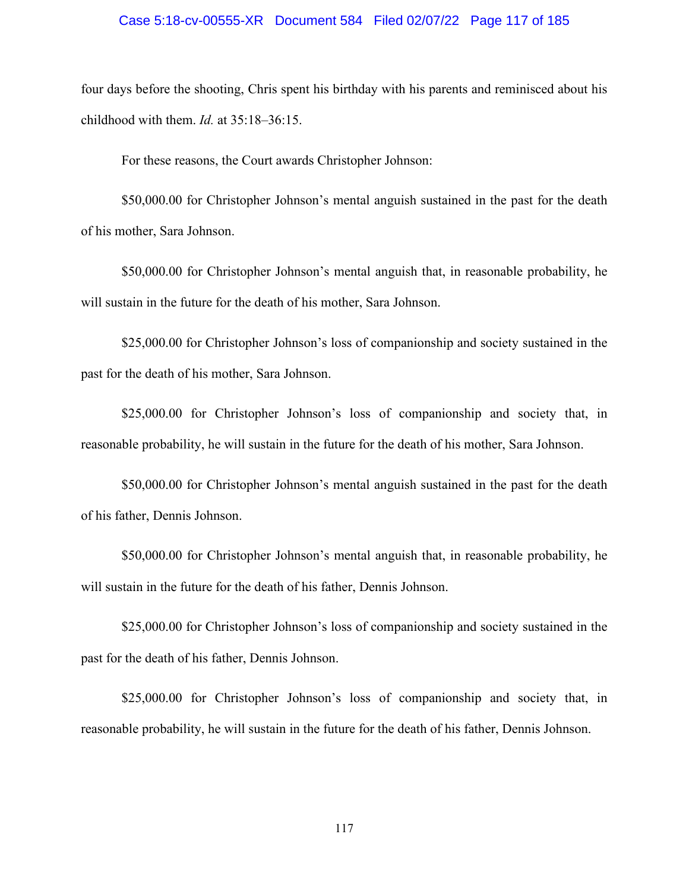four days before the shooting, Chris spent his birthday with his parents and reminisced about his childhood with them. *Id.* at 35:18–36:15.

For these reasons, the Court awards Christopher Johnson:

$50,000.00 for Christopher Johnson's mental anguish sustained in the past for the death of his mother, Sara Johnson.

$50,000.00 for Christopher Johnson's mental anguish that, in reasonable probability, he will sustain in the future for the death of his mother, Sara Johnson.

$25,000.00 for Christopher Johnson's loss of companionship and society sustained in the past for the death of his mother, Sara Johnson.

$25,000.00 for Christopher Johnson's loss of companionship and society that, in reasonable probability, he will sustain in the future for the death of his mother, Sara Johnson.

$50,000.00 for Christopher Johnson's mental anguish sustained in the past for the death of his father, Dennis Johnson.

$50,000.00 for Christopher Johnson's mental anguish that, in reasonable probability, he will sustain in the future for the death of his father, Dennis Johnson.

$25,000.00 for Christopher Johnson's loss of companionship and society sustained in the past for the death of his father, Dennis Johnson.

$25,000.00 for Christopher Johnson's loss of companionship and society that, in reasonable probability, he will sustain in the future for the death of his father, Dennis Johnson.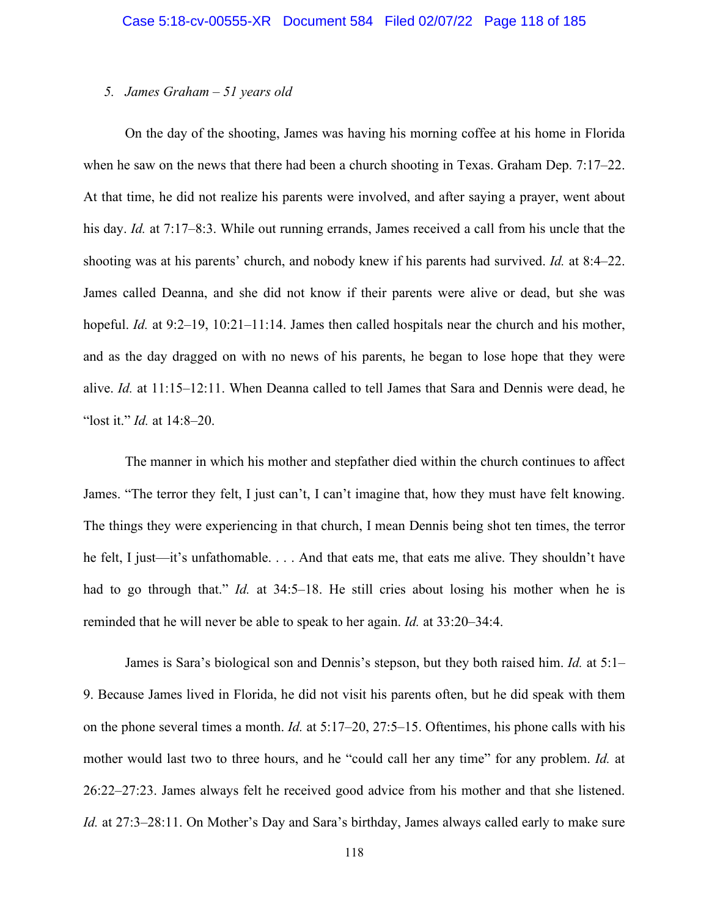*5. James Graham – 51 years old*

On the day of the shooting, James was having his morning coffee at his home in Florida when he saw on the news that there had been a church shooting in Texas. Graham Dep. 7:17–22. At that time, he did not realize his parents were involved, and after saying a prayer, went about his day. *Id.* at 7:17–8:3. While out running errands, James received a call from his uncle that the shooting was at his parents' church, and nobody knew if his parents had survived. *Id.* at 8:4–22. James called Deanna, and she did not know if their parents were alive or dead, but she was hopeful. *Id.* at 9:2–19, 10:21–11:14. James then called hospitals near the church and his mother, and as the day dragged on with no news of his parents, he began to lose hope that they were alive. *Id.* at 11:15–12:11. When Deanna called to tell James that Sara and Dennis were dead, he "lost it." *Id.* at 14:8–20.

The manner in which his mother and stepfather died within the church continues to affect James. "The terror they felt, I just can't, I can't imagine that, how they must have felt knowing. The things they were experiencing in that church, I mean Dennis being shot ten times, the terror he felt, I just—it's unfathomable. . . . And that eats me, that eats me alive. They shouldn't have had to go through that." *Id.* at 34:5–18. He still cries about losing his mother when he is reminded that he will never be able to speak to her again. *Id.* at 33:20–34:4.

James is Sara's biological son and Dennis's stepson, but they both raised him. *Id.* at 5:1–9. Because James lived in Florida, he did not visit his parents often, but he did speak with them on the phone several times a month. *Id.* at 5:17–20, 27:5–15. Oftentimes, his phone calls with his mother would last two to three hours, and he "could call her any time" for any problem. *Id.* at 26:22–27:23. James always felt he received good advice from his mother and that she listened. *Id.* at 27:3–28:11. On Mother's Day and Sara's birthday, James always called early to make sure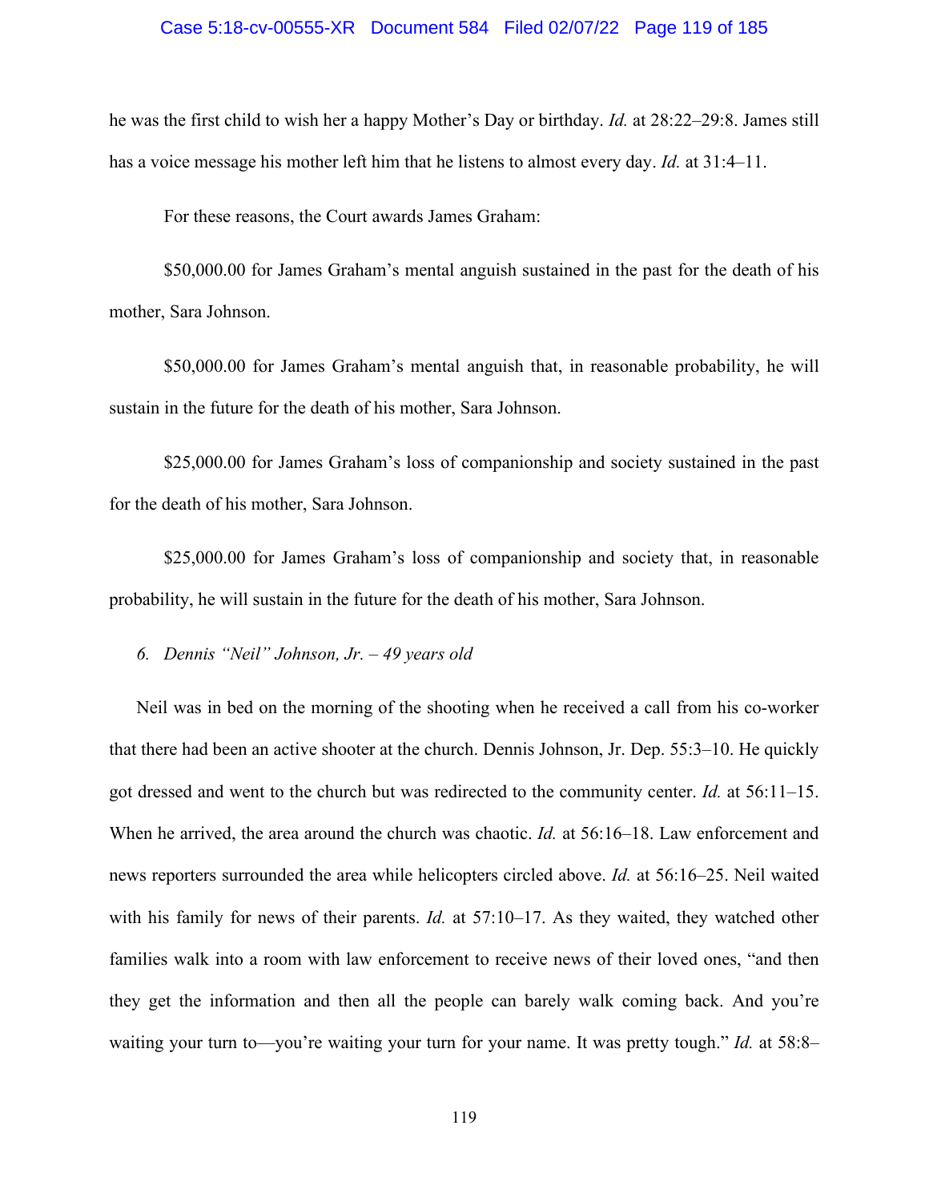he was the first child to wish her a happy Mother's Day or birthday. *Id.* at 28:22–29:8. James still has a voice message his mother left him that he listens to almost every day. *Id.* at 31:4–11.

For these reasons, the Court awards James Graham:

$50,000.00 for James Graham's mental anguish sustained in the past for the death of his mother, Sara Johnson.

$50,000.00 for James Graham's mental anguish that, in reasonable probability, he will sustain in the future for the death of his mother, Sara Johnson.

$25,000.00 for James Graham's loss of companionship and society sustained in the past for the death of his mother, Sara Johnson.

$25,000.00 for James Graham's loss of companionship and society that, in reasonable probability, he will sustain in the future for the death of his mother, Sara Johnson.

*6. Dennis "Neil" Johnson, Jr. – 49 years old*

Neil was in bed on the morning of the shooting when he received a call from his co-worker that there had been an active shooter at the church. Dennis Johnson, Jr. Dep. 55:3–10. He quickly got dressed and went to the church but was redirected to the community center. *Id.* at 56:11–15. When he arrived, the area around the church was chaotic. *Id.* at 56:16–18. Law enforcement and news reporters surrounded the area while helicopters circled above. *Id.* at 56:16–25. Neil waited with his family for news of their parents. *Id.* at 57:10–17. As they waited, they watched other families walk into a room with law enforcement to receive news of their loved ones, "and then they get the information and then all the people can barely walk coming back. And you're waiting your turn to—you're waiting your turn for your name. It was pretty tough." *Id.* at 58:8–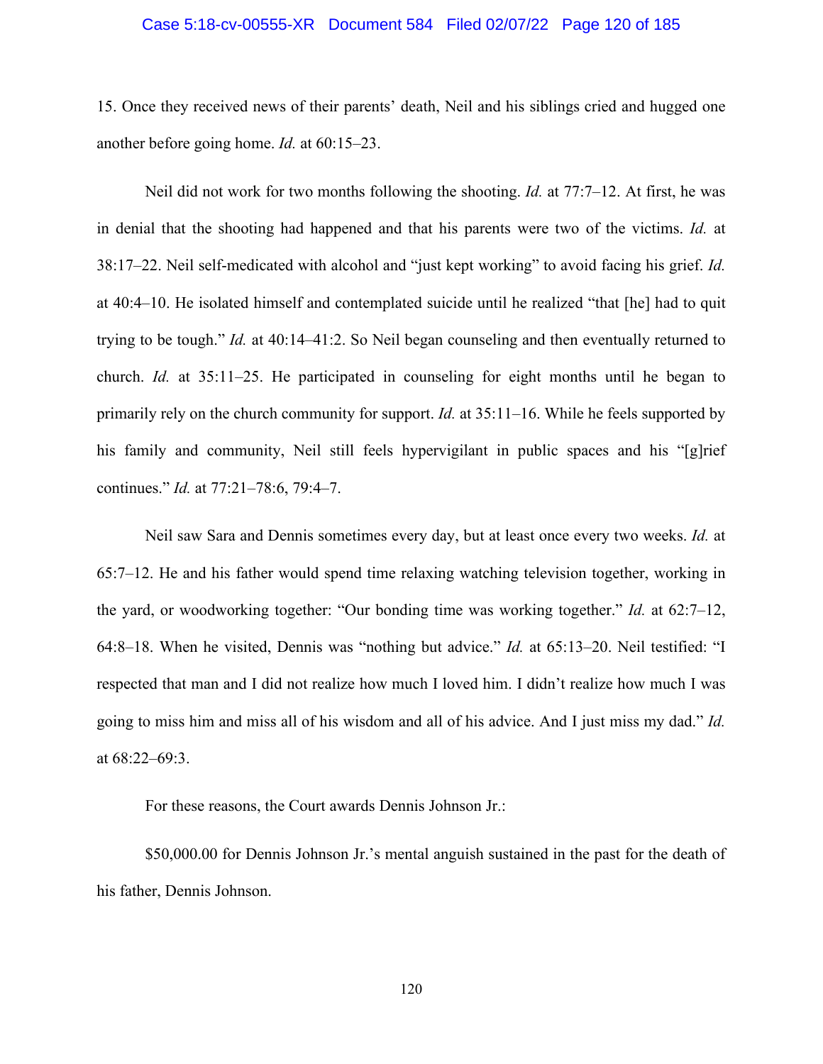15. Once they received news of their parents' death, Neil and his siblings cried and hugged one another before going home. *Id.* at 60:15–23.

Neil did not work for two months following the shooting. *Id.* at 77:7–12. At first, he was in denial that the shooting had happened and that his parents were two of the victims. *Id.* at 38:17–22. Neil self-medicated with alcohol and "just kept working" to avoid facing his grief. *Id.* at 40:4–10. He isolated himself and contemplated suicide until he realized "that [he] had to quit trying to be tough." *Id.* at 40:14–41:2. So Neil began counseling and then eventually returned to church. *Id.* at 35:11–25. He participated in counseling for eight months until he began to primarily rely on the church community for support. *Id.* at 35:11–16. While he feels supported by his family and community, Neil still feels hypervigilant in public spaces and his "[g]rief continues." *Id.* at 77:21–78:6, 79:4–7.

Neil saw Sara and Dennis sometimes every day, but at least once every two weeks. *Id.* at 65:7–12. He and his father would spend time relaxing watching television together, working in the yard, or woodworking together: "Our bonding time was working together." *Id.* at 62:7–12, 64:8–18. When he visited, Dennis was "nothing but advice." *Id.* at 65:13–20. Neil testified: "I respected that man and I did not realize how much I loved him. I didn't realize how much I was going to miss him and miss all of his wisdom and all of his advice. And I just miss my dad." *Id.* at 68:22–69:3.

For these reasons, the Court awards Dennis Johnson Jr.:

$50,000.00 for Dennis Johnson Jr.'s mental anguish sustained in the past for the death of his father, Dennis Johnson.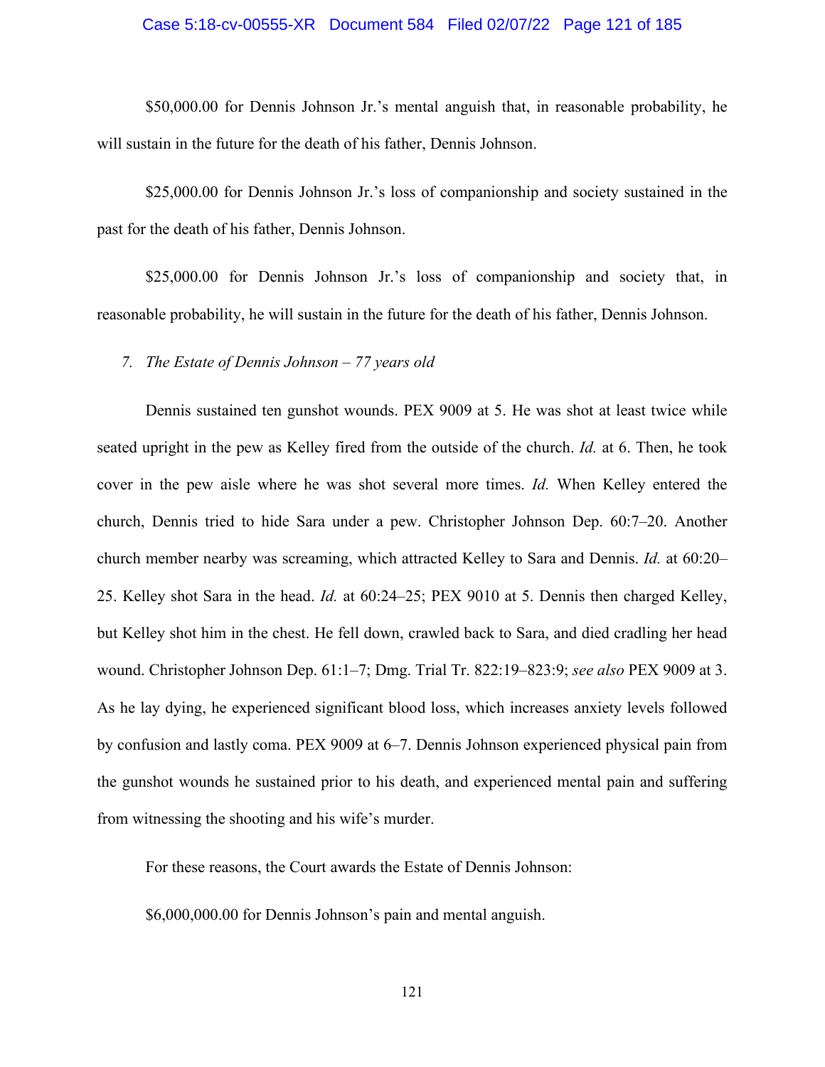$50,000.00 for Dennis Johnson Jr.'s mental anguish that, in reasonable probability, he will sustain in the future for the death of his father, Dennis Johnson.

$25,000.00 for Dennis Johnson Jr.'s loss of companionship and society sustained in the past for the death of his father, Dennis Johnson.

$25,000.00 for Dennis Johnson Jr.'s loss of companionship and society that, in reasonable probability, he will sustain in the future for the death of his father, Dennis Johnson.

*7. The Estate of Dennis Johnson – 77 years old*

Dennis sustained ten gunshot wounds. PEX 9009 at 5. He was shot at least twice while seated upright in the pew as Kelley fired from the outside of the church. *Id.* at 6. Then, he took cover in the pew aisle where he was shot several more times. *Id.* When Kelley entered the church, Dennis tried to hide Sara under a pew. Christopher Johnson Dep. 60:7–20. Another church member nearby was screaming, which attracted Kelley to Sara and Dennis. *Id.* at 60:20–25. Kelley shot Sara in the head. *Id.* at 60:24–25; PEX 9010 at 5. Dennis then charged Kelley, but Kelley shot him in the chest. He fell down, crawled back to Sara, and died cradling her head wound. Christopher Johnson Dep. 61:1–7; Dmg. Trial Tr. 822:19–823:9; *see also* PEX 9009 at 3. As he lay dying, he experienced significant blood loss, which increases anxiety levels followed by confusion and lastly coma. PEX 9009 at 6–7. Dennis Johnson experienced physical pain from the gunshot wounds he sustained prior to his death, and experienced mental pain and suffering from witnessing the shooting and his wife's murder.

For these reasons, the Court awards the Estate of Dennis Johnson:

$6,000,000.00 for Dennis Johnson's pain and mental anguish.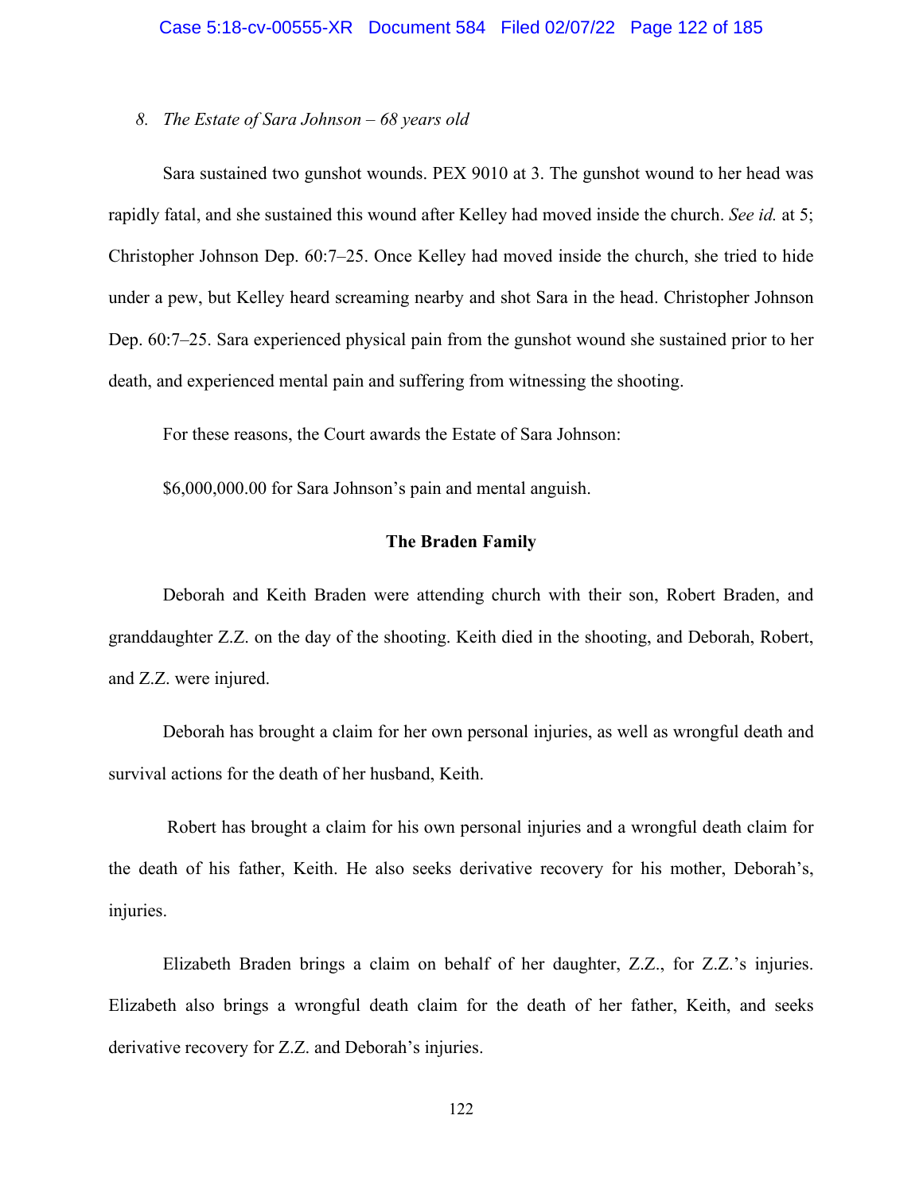*8. The Estate of Sara Johnson – 68 years old*

Sara sustained two gunshot wounds. PEX 9010 at 3. The gunshot wound to her head was rapidly fatal, and she sustained this wound after Kelley had moved inside the church. *See id.* at 5; Christopher Johnson Dep. 60:7–25. Once Kelley had moved inside the church, she tried to hide under a pew, but Kelley heard screaming nearby and shot Sara in the head. Christopher Johnson Dep. 60:7–25. Sara experienced physical pain from the gunshot wound she sustained prior to her death, and experienced mental pain and suffering from witnessing the shooting.

For these reasons, the Court awards the Estate of Sara Johnson:

$6,000,000.00 for Sara Johnson's pain and mental anguish.

**The Braden Family**

Deborah and Keith Braden were attending church with their son, Robert Braden, and granddaughter Z.Z. on the day of the shooting. Keith died in the shooting, and Deborah, Robert, and Z.Z. were injured.

Deborah has brought a claim for her own personal injuries, as well as wrongful death and survival actions for the death of her husband, Keith.

Robert has brought a claim for his own personal injuries and a wrongful death claim for the death of his father, Keith. He also seeks derivative recovery for his mother, Deborah's, injuries.

Elizabeth Braden brings a claim on behalf of her daughter, Z.Z., for Z.Z.'s injuries. Elizabeth also brings a wrongful death claim for the death of her father, Keith, and seeks derivative recovery for Z.Z. and Deborah's injuries.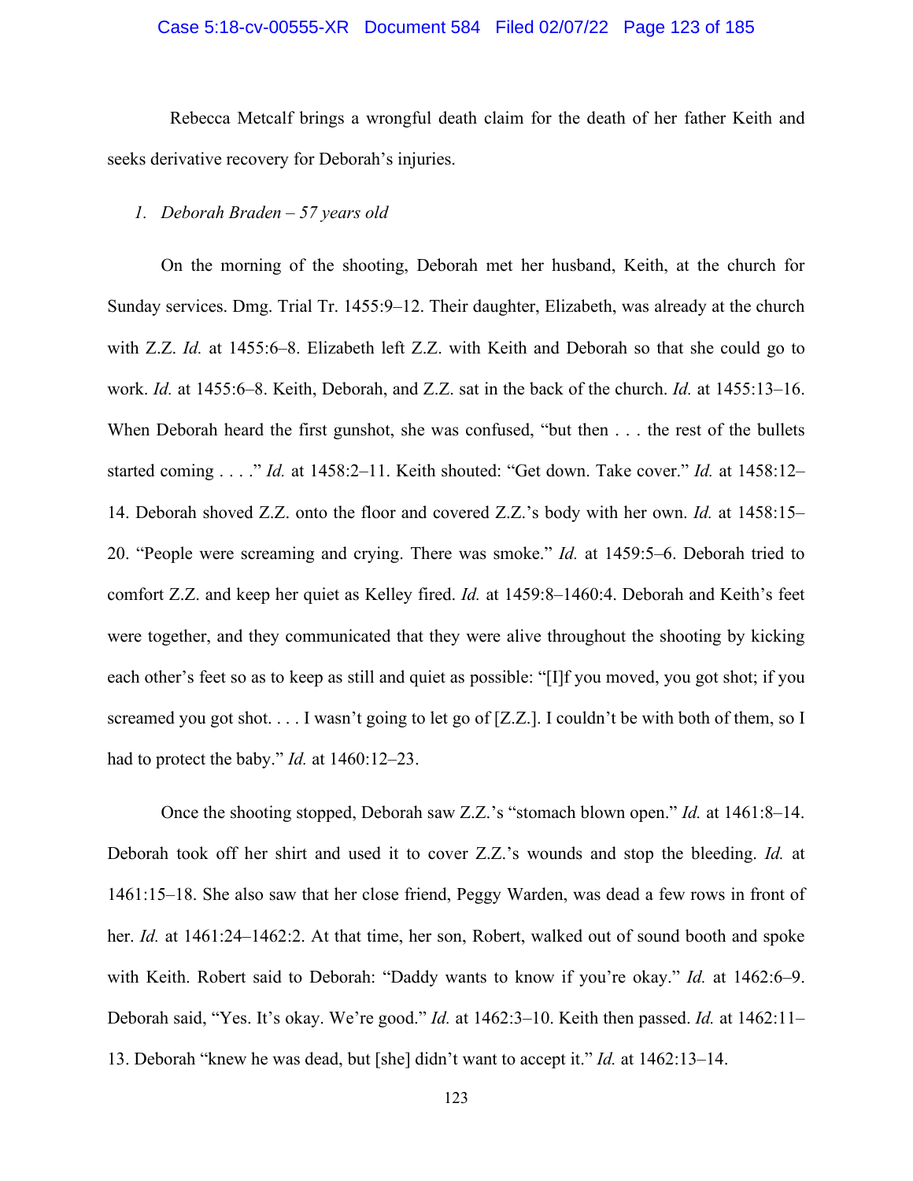Rebecca Metcalf brings a wrongful death claim for the death of her father Keith and seeks derivative recovery for Deborah's injuries.

*1. Deborah Braden – 57 years old*

On the morning of the shooting, Deborah met her husband, Keith, at the church for Sunday services. Dmg. Trial Tr. 1455:9–12. Their daughter, Elizabeth, was already at the church with Z.Z. *Id.* at 1455:6–8. Elizabeth left Z.Z. with Keith and Deborah so that she could go to work. *Id.* at 1455:6–8. Keith, Deborah, and Z.Z. sat in the back of the church. *Id.* at 1455:13–16. When Deborah heard the first gunshot, she was confused, "but then . . . the rest of the bullets started coming . . . ." *Id.* at 1458:2–11. Keith shouted: "Get down. Take cover." *Id.* at 1458:12–14. Deborah shoved Z.Z. onto the floor and covered Z.Z.'s body with her own. *Id.* at 1458:15–20. "People were screaming and crying. There was smoke." *Id.* at 1459:5–6. Deborah tried to comfort Z.Z. and keep her quiet as Kelley fired. *Id.* at 1459:8–1460:4. Deborah and Keith's feet were together, and they communicated that they were alive throughout the shooting by kicking each other's feet so as to keep as still and quiet as possible: "[I]f you moved, you got shot; if you screamed you got shot. . . . I wasn't going to let go of [Z.Z.]. I couldn't be with both of them, so I had to protect the baby." *Id.* at 1460:12–23.

Once the shooting stopped, Deborah saw Z.Z.'s "stomach blown open." *Id.* at 1461:8–14. Deborah took off her shirt and used it to cover Z.Z.'s wounds and stop the bleeding. *Id.* at 1461:15–18. She also saw that her close friend, Peggy Warden, was dead a few rows in front of her. *Id.* at 1461:24–1462:2. At that time, her son, Robert, walked out of sound booth and spoke with Keith. Robert said to Deborah: "Daddy wants to know if you're okay." *Id.* at 1462:6–9. Deborah said, "Yes. It's okay. We're good." *Id.* at 1462:3–10. Keith then passed. *Id.* at 1462:11–13. Deborah "knew he was dead, but [she] didn't want to accept it." *Id.* at 1462:13–14.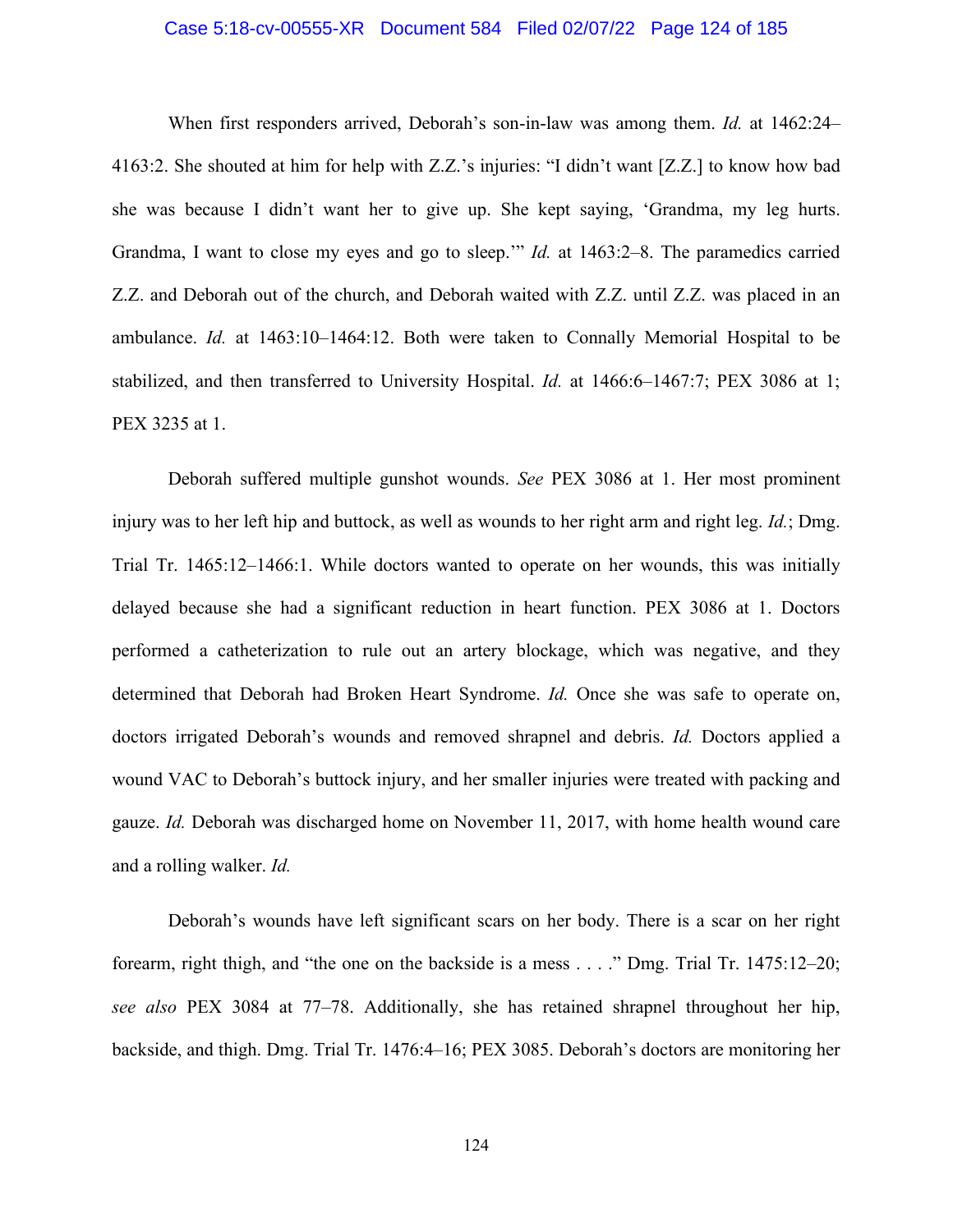When first responders arrived, Deborah's son-in-law was among them. *Id.* at 1462:24–4163:2. She shouted at him for help with Z.Z.'s injuries: "I didn't want [Z.Z.] to know how bad she was because I didn't want her to give up. She kept saying, 'Grandma, my leg hurts. Grandma, I want to close my eyes and go to sleep.'" *Id.* at 1463:2–8. The paramedics carried Z.Z. and Deborah out of the church, and Deborah waited with Z.Z. until Z.Z. was placed in an ambulance. *Id.* at 1463:10–1464:12. Both were taken to Connally Memorial Hospital to be stabilized, and then transferred to University Hospital. *Id.* at 1466:6–1467:7; PEX 3086 at 1; PEX 3235 at 1.

Deborah suffered multiple gunshot wounds. *See* PEX 3086 at 1. Her most prominent injury was to her left hip and buttock, as well as wounds to her right arm and right leg. *Id.*; Dmg. Trial Tr. 1465:12–1466:1. While doctors wanted to operate on her wounds, this was initially delayed because she had a significant reduction in heart function. PEX 3086 at 1. Doctors performed a catheterization to rule out an artery blockage, which was negative, and they determined that Deborah had Broken Heart Syndrome. *Id.* Once she was safe to operate on, doctors irrigated Deborah's wounds and removed shrapnel and debris. *Id.* Doctors applied a wound VAC to Deborah's buttock injury, and her smaller injuries were treated with packing and gauze. *Id.* Deborah was discharged home on November 11, 2017, with home health wound care and a rolling walker. *Id.*

Deborah's wounds have left significant scars on her body. There is a scar on her right forearm, right thigh, and "the one on the backside is a mess . . . ." Dmg. Trial Tr. 1475:12–20; *see also* PEX 3084 at 77–78. Additionally, she has retained shrapnel throughout her hip, backside, and thigh. Dmg. Trial Tr. 1476:4–16; PEX 3085. Deborah's doctors are monitoring her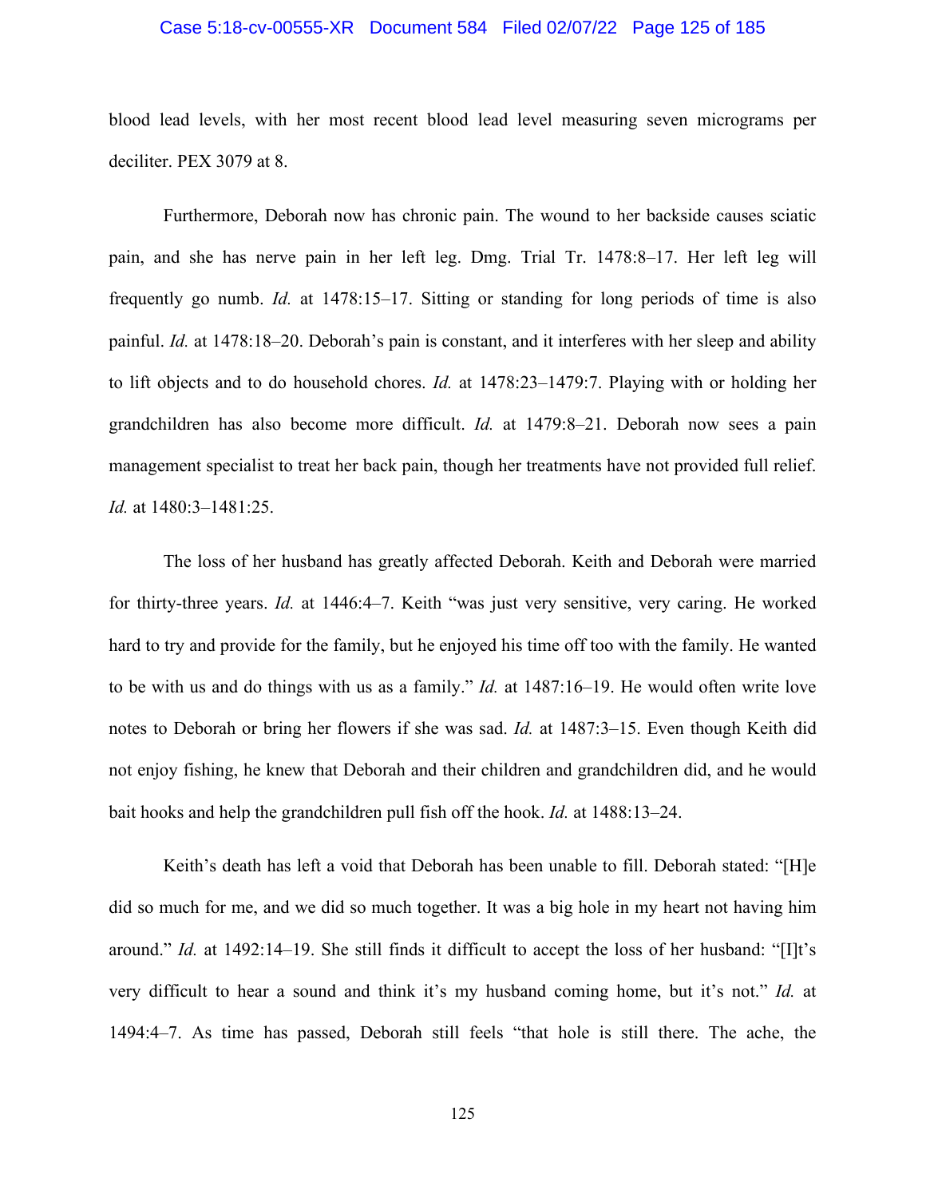blood lead levels, with her most recent blood lead level measuring seven micrograms per deciliter. PEX 3079 at 8.

Furthermore, Deborah now has chronic pain. The wound to her backside causes sciatic pain, and she has nerve pain in her left leg. Dmg. Trial Tr. 1478:8–17. Her left leg will frequently go numb. *Id.* at 1478:15–17. Sitting or standing for long periods of time is also painful. *Id.* at 1478:18–20. Deborah's pain is constant, and it interferes with her sleep and ability to lift objects and to do household chores. *Id.* at 1478:23–1479:7. Playing with or holding her grandchildren has also become more difficult. *Id.* at 1479:8–21. Deborah now sees a pain management specialist to treat her back pain, though her treatments have not provided full relief. *Id.* at 1480:3–1481:25.

The loss of her husband has greatly affected Deborah. Keith and Deborah were married for thirty-three years. *Id.* at 1446:4–7. Keith "was just very sensitive, very caring. He worked hard to try and provide for the family, but he enjoyed his time off too with the family. He wanted to be with us and do things with us as a family." *Id.* at 1487:16–19. He would often write love notes to Deborah or bring her flowers if she was sad. *Id.* at 1487:3–15. Even though Keith did not enjoy fishing, he knew that Deborah and their children and grandchildren did, and he would bait hooks and help the grandchildren pull fish off the hook. *Id.* at 1488:13–24.

Keith's death has left a void that Deborah has been unable to fill. Deborah stated: "[H]e did so much for me, and we did so much together. It was a big hole in my heart not having him around." *Id.* at 1492:14–19. She still finds it difficult to accept the loss of her husband: "[I]t's very difficult to hear a sound and think it's my husband coming home, but it's not." *Id.* at 1494:4–7. As time has passed, Deborah still feels "that hole is still there. The ache, the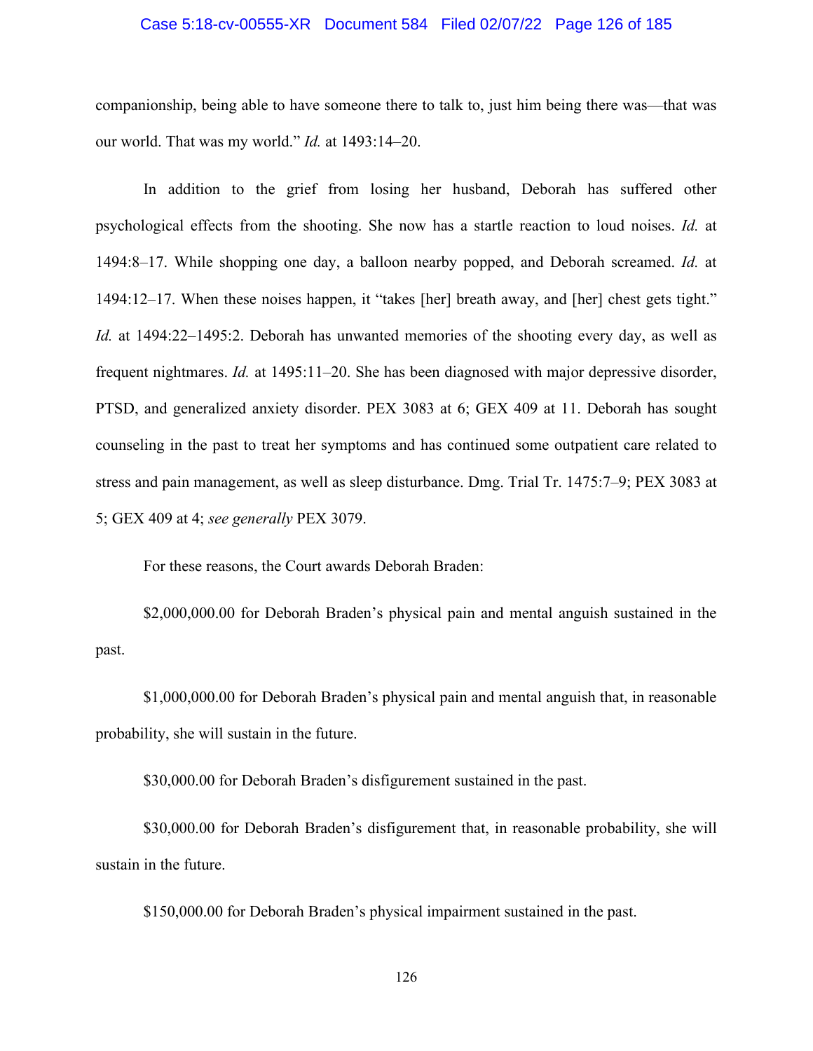companionship, being able to have someone there to talk to, just him being there was—that was our world. That was my world." *Id.* at 1493:14–20.

In addition to the grief from losing her husband, Deborah has suffered other psychological effects from the shooting. She now has a startle reaction to loud noises. *Id.* at 1494:8–17. While shopping one day, a balloon nearby popped, and Deborah screamed. *Id.* at 1494:12–17. When these noises happen, it "takes [her] breath away, and [her] chest gets tight." *Id.* at 1494:22–1495:2. Deborah has unwanted memories of the shooting every day, as well as frequent nightmares. *Id.* at 1495:11–20. She has been diagnosed with major depressive disorder, PTSD, and generalized anxiety disorder. PEX 3083 at 6; GEX 409 at 11. Deborah has sought counseling in the past to treat her symptoms and has continued some outpatient care related to stress and pain management, as well as sleep disturbance. Dmg. Trial Tr. 1475:7–9; PEX 3083 at 5; GEX 409 at 4; *see generally* PEX 3079.

For these reasons, the Court awards Deborah Braden:

$2,000,000.00 for Deborah Braden's physical pain and mental anguish sustained in the past.

$1,000,000.00 for Deborah Braden's physical pain and mental anguish that, in reasonable probability, she will sustain in the future.

$30,000.00 for Deborah Braden's disfigurement sustained in the past.

$30,000.00 for Deborah Braden's disfigurement that, in reasonable probability, she will sustain in the future.

$150,000.00 for Deborah Braden's physical impairment sustained in the past.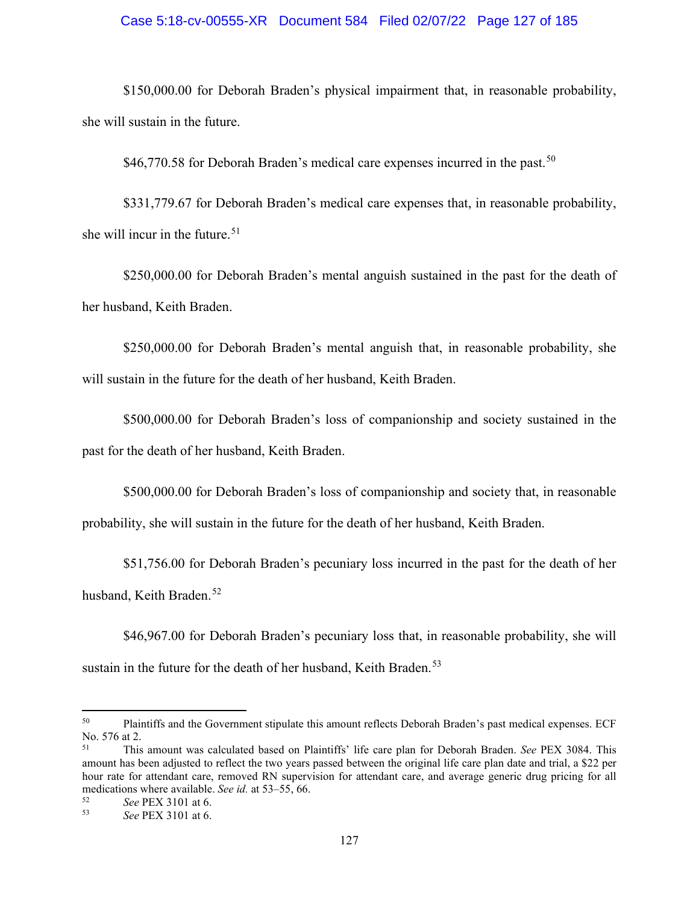$150,000.00 for Deborah Braden's physical impairment that, in reasonable probability, she will sustain in the future.

$46,770.58 for Deborah Braden's medical care expenses incurred in the past.[50]

$331,779.67 for Deborah Braden's medical care expenses that, in reasonable probability, she will incur in the future.[51]

$250,000.00 for Deborah Braden's mental anguish sustained in the past for the death of her husband, Keith Braden.

$250,000.00 for Deborah Braden's mental anguish that, in reasonable probability, she will sustain in the future for the death of her husband, Keith Braden.

$500,000.00 for Deborah Braden's loss of companionship and society sustained in the past for the death of her husband, Keith Braden.

$500,000.00 for Deborah Braden's loss of companionship and society that, in reasonable probability, she will sustain in the future for the death of her husband, Keith Braden.

$51,756.00 for Deborah Braden's pecuniary loss incurred in the past for the death of her husband, Keith Braden.[52]

$46,967.00 for Deborah Braden's pecuniary loss that, in reasonable probability, she will sustain in the future for the death of her husband, Keith Braden.[53]

---

[50] Plaintiffs and the Government stipulate this amount reflects Deborah Braden's past medical expenses. ECF No. 576 at 2.

[51] This amount was calculated based on Plaintiffs' life care plan for Deborah Braden. *See* PEX 3084. This amount has been adjusted to reflect the two years passed between the original life care plan date and trial, a $22 per hour rate for attendant care, removed RN supervision for attendant care, and average generic drug pricing for all medications where available. *See id.* at 53–55, 66.

[52] *See* PEX 3101 at 6.

[53] *See* PEX 3101 at 6.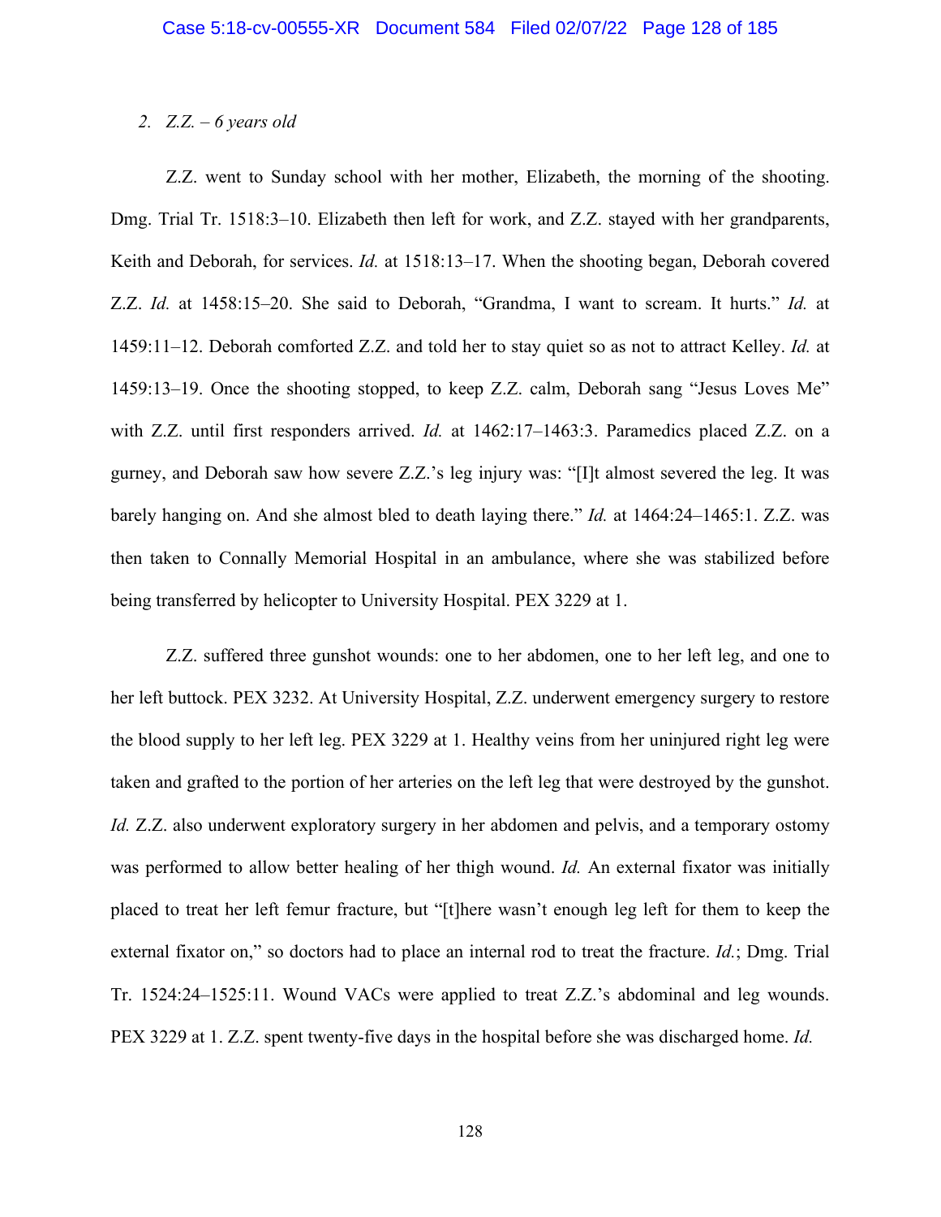*2. Z.Z. – 6 years old*

Z.Z. went to Sunday school with her mother, Elizabeth, the morning of the shooting. Dmg. Trial Tr. 1518:3–10. Elizabeth then left for work, and Z.Z. stayed with her grandparents, Keith and Deborah, for services. *Id.* at 1518:13–17. When the shooting began, Deborah covered Z.Z. *Id.* at 1458:15–20. She said to Deborah, "Grandma, I want to scream. It hurts." *Id.* at 1459:11–12. Deborah comforted Z.Z. and told her to stay quiet so as not to attract Kelley. *Id.* at 1459:13–19. Once the shooting stopped, to keep Z.Z. calm, Deborah sang "Jesus Loves Me" with Z.Z. until first responders arrived. *Id.* at 1462:17–1463:3. Paramedics placed Z.Z. on a gurney, and Deborah saw how severe Z.Z.'s leg injury was: "[I]t almost severed the leg. It was barely hanging on. And she almost bled to death laying there." *Id.* at 1464:24–1465:1. Z.Z. was then taken to Connally Memorial Hospital in an ambulance, where she was stabilized before being transferred by helicopter to University Hospital. PEX 3229 at 1.

Z.Z. suffered three gunshot wounds: one to her abdomen, one to her left leg, and one to her left buttock. PEX 3232. At University Hospital, Z.Z. underwent emergency surgery to restore the blood supply to her left leg. PEX 3229 at 1. Healthy veins from her uninjured right leg were taken and grafted to the portion of her arteries on the left leg that were destroyed by the gunshot. *Id.* Z.Z. also underwent exploratory surgery in her abdomen and pelvis, and a temporary ostomy was performed to allow better healing of her thigh wound. *Id.* An external fixator was initially placed to treat her left femur fracture, but "[t]here wasn't enough leg left for them to keep the external fixator on," so doctors had to place an internal rod to treat the fracture. *Id.*; Dmg. Trial Tr. 1524:24–1525:11. Wound VACs were applied to treat Z.Z.'s abdominal and leg wounds. PEX 3229 at 1. Z.Z. spent twenty-five days in the hospital before she was discharged home. *Id.*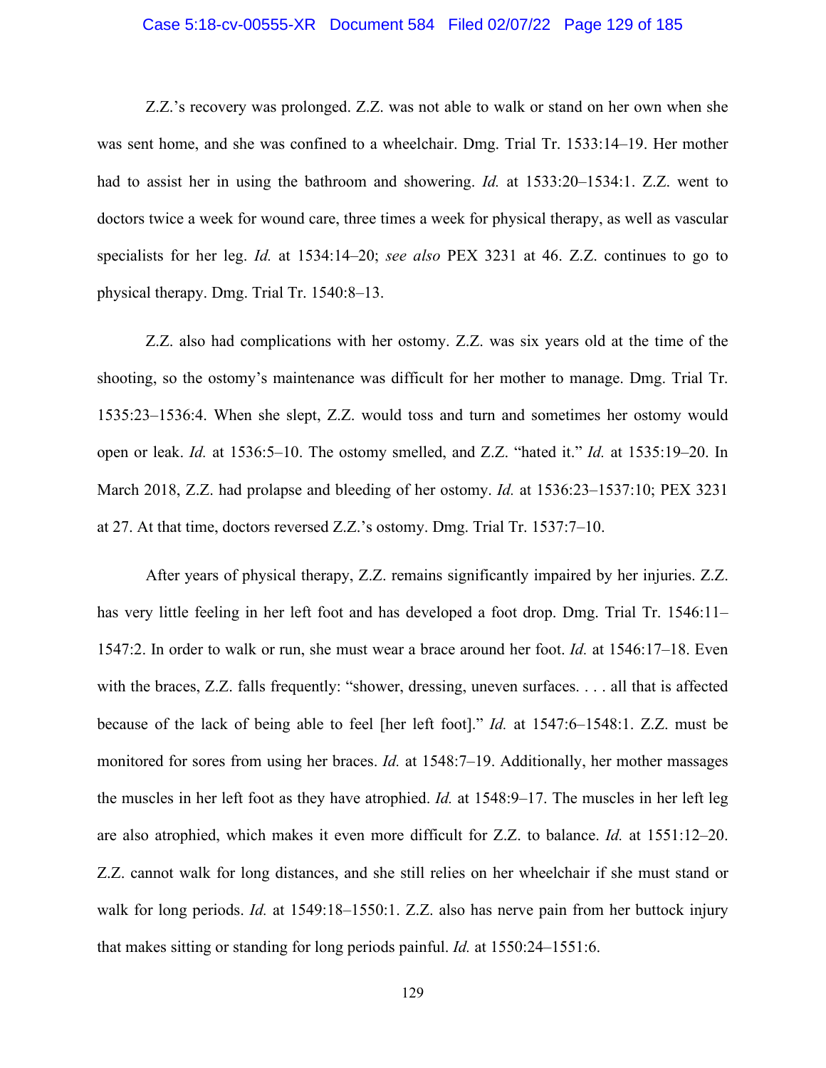Z.Z.'s recovery was prolonged. Z.Z. was not able to walk or stand on her own when she was sent home, and she was confined to a wheelchair. Dmg. Trial Tr. 1533:14–19. Her mother had to assist her in using the bathroom and showering. *Id.* at 1533:20–1534:1. Z.Z. went to doctors twice a week for wound care, three times a week for physical therapy, as well as vascular specialists for her leg. *Id.* at 1534:14–20; *see also* PEX 3231 at 46. Z.Z. continues to go to physical therapy. Dmg. Trial Tr. 1540:8–13.

Z.Z. also had complications with her ostomy. Z.Z. was six years old at the time of the shooting, so the ostomy's maintenance was difficult for her mother to manage. Dmg. Trial Tr. 1535:23–1536:4. When she slept, Z.Z. would toss and turn and sometimes her ostomy would open or leak. *Id.* at 1536:5–10. The ostomy smelled, and Z.Z. "hated it." *Id.* at 1535:19–20. In March 2018, Z.Z. had prolapse and bleeding of her ostomy. *Id.* at 1536:23–1537:10; PEX 3231 at 27. At that time, doctors reversed Z.Z.'s ostomy. Dmg. Trial Tr. 1537:7–10.

After years of physical therapy, Z.Z. remains significantly impaired by her injuries. Z.Z. has very little feeling in her left foot and has developed a foot drop. Dmg. Trial Tr. 1546:11–1547:2. In order to walk or run, she must wear a brace around her foot. *Id.* at 1546:17–18. Even with the braces, Z.Z. falls frequently: "shower, dressing, uneven surfaces. . . . all that is affected because of the lack of being able to feel [her left foot]." *Id.* at 1547:6–1548:1. Z.Z. must be monitored for sores from using her braces. *Id.* at 1548:7–19. Additionally, her mother massages the muscles in her left foot as they have atrophied. *Id.* at 1548:9–17. The muscles in her left leg are also atrophied, which makes it even more difficult for Z.Z. to balance. *Id.* at 1551:12–20. Z.Z. cannot walk for long distances, and she still relies on her wheelchair if she must stand or walk for long periods. *Id.* at 1549:18–1550:1. Z.Z. also has nerve pain from her buttock injury that makes sitting or standing for long periods painful. *Id.* at 1550:24–1551:6.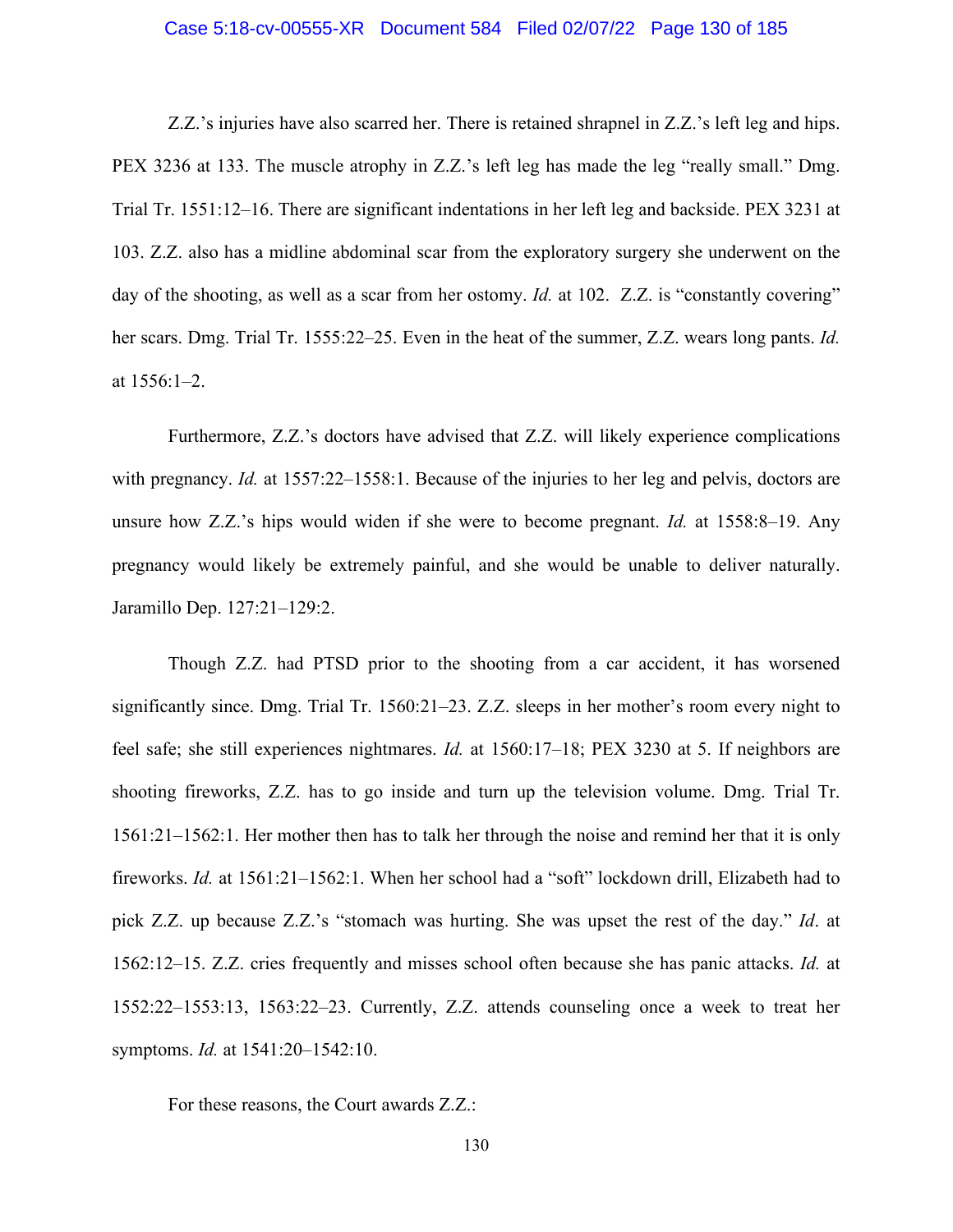Z.Z.'s injuries have also scarred her. There is retained shrapnel in Z.Z.'s left leg and hips. PEX 3236 at 133. The muscle atrophy in Z.Z.'s left leg has made the leg "really small." Dmg. Trial Tr. 1551:12–16. There are significant indentations in her left leg and backside. PEX 3231 at 103. Z.Z. also has a midline abdominal scar from the exploratory surgery she underwent on the day of the shooting, as well as a scar from her ostomy. *Id.* at 102. Z.Z. is "constantly covering" her scars. Dmg. Trial Tr. 1555:22–25. Even in the heat of the summer, Z.Z. wears long pants. *Id.* at 1556:1–2.

Furthermore, Z.Z.'s doctors have advised that Z.Z. will likely experience complications with pregnancy. *Id.* at 1557:22–1558:1. Because of the injuries to her leg and pelvis, doctors are unsure how Z.Z.'s hips would widen if she were to become pregnant. *Id.* at 1558:8–19. Any pregnancy would likely be extremely painful, and she would be unable to deliver naturally. Jaramillo Dep. 127:21–129:2.

Though Z.Z. had PTSD prior to the shooting from a car accident, it has worsened significantly since. Dmg. Trial Tr. 1560:21–23. Z.Z. sleeps in her mother's room every night to feel safe; she still experiences nightmares. *Id.* at 1560:17–18; PEX 3230 at 5. If neighbors are shooting fireworks, Z.Z. has to go inside and turn up the television volume. Dmg. Trial Tr. 1561:21–1562:1. Her mother then has to talk her through the noise and remind her that it is only fireworks. *Id.* at 1561:21–1562:1. When her school had a "soft" lockdown drill, Elizabeth had to pick Z.Z. up because Z.Z.'s "stomach was hurting. She was upset the rest of the day." *Id*. at 1562:12–15. Z.Z. cries frequently and misses school often because she has panic attacks. *Id.* at 1552:22–1553:13, 1563:22–23. Currently, Z.Z. attends counseling once a week to treat her symptoms. *Id.* at 1541:20–1542:10.

For these reasons, the Court awards Z.Z.: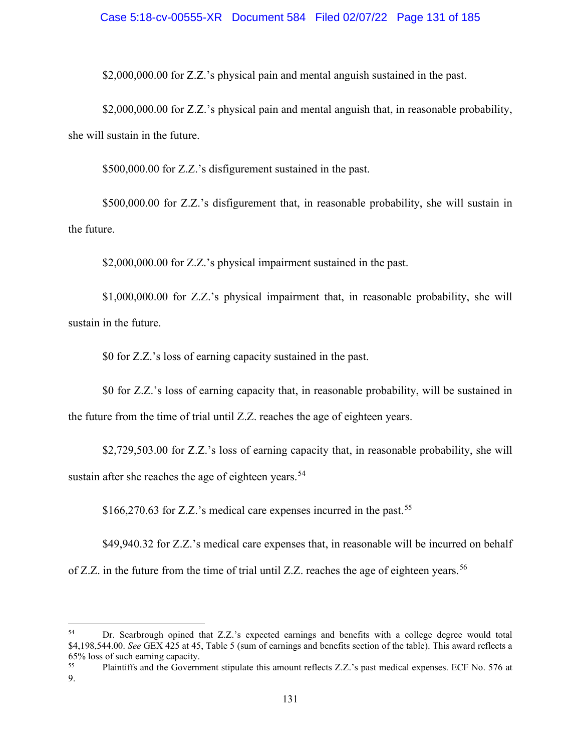$2,000,000.00 for Z.Z.'s physical pain and mental anguish sustained in the past.

$2,000,000.00 for Z.Z.'s physical pain and mental anguish that, in reasonable probability, she will sustain in the future.

$500,000.00 for Z.Z.'s disfigurement sustained in the past.

$500,000.00 for Z.Z.'s disfigurement that, in reasonable probability, she will sustain in the future.

$2,000,000.00 for Z.Z.'s physical impairment sustained in the past.

$1,000,000.00 for Z.Z.'s physical impairment that, in reasonable probability, she will sustain in the future.

$0 for Z.Z.'s loss of earning capacity sustained in the past.

$0 for Z.Z.'s loss of earning capacity that, in reasonable probability, will be sustained in the future from the time of trial until Z.Z. reaches the age of eighteen years.

$2,729,503.00 for Z.Z.'s loss of earning capacity that, in reasonable probability, she will sustain after she reaches the age of eighteen years.[54]

$166,270.63 for Z.Z.'s medical care expenses incurred in the past.[55]

$49,940.32 for Z.Z.'s medical care expenses that, in reasonable will be incurred on behalf of Z.Z. in the future from the time of trial until Z.Z. reaches the age of eighteen years.[56]

---

[54] Dr. Scarbrough opined that Z.Z.'s expected earnings and benefits with a college degree would total $4,198,544.00. *See* GEX 425 at 45, Table 5 (sum of earnings and benefits section of the table). This award reflects a 65% loss of such earning capacity.

[55] Plaintiffs and the Government stipulate this amount reflects Z.Z.'s past medical expenses. ECF No. 576 at 9.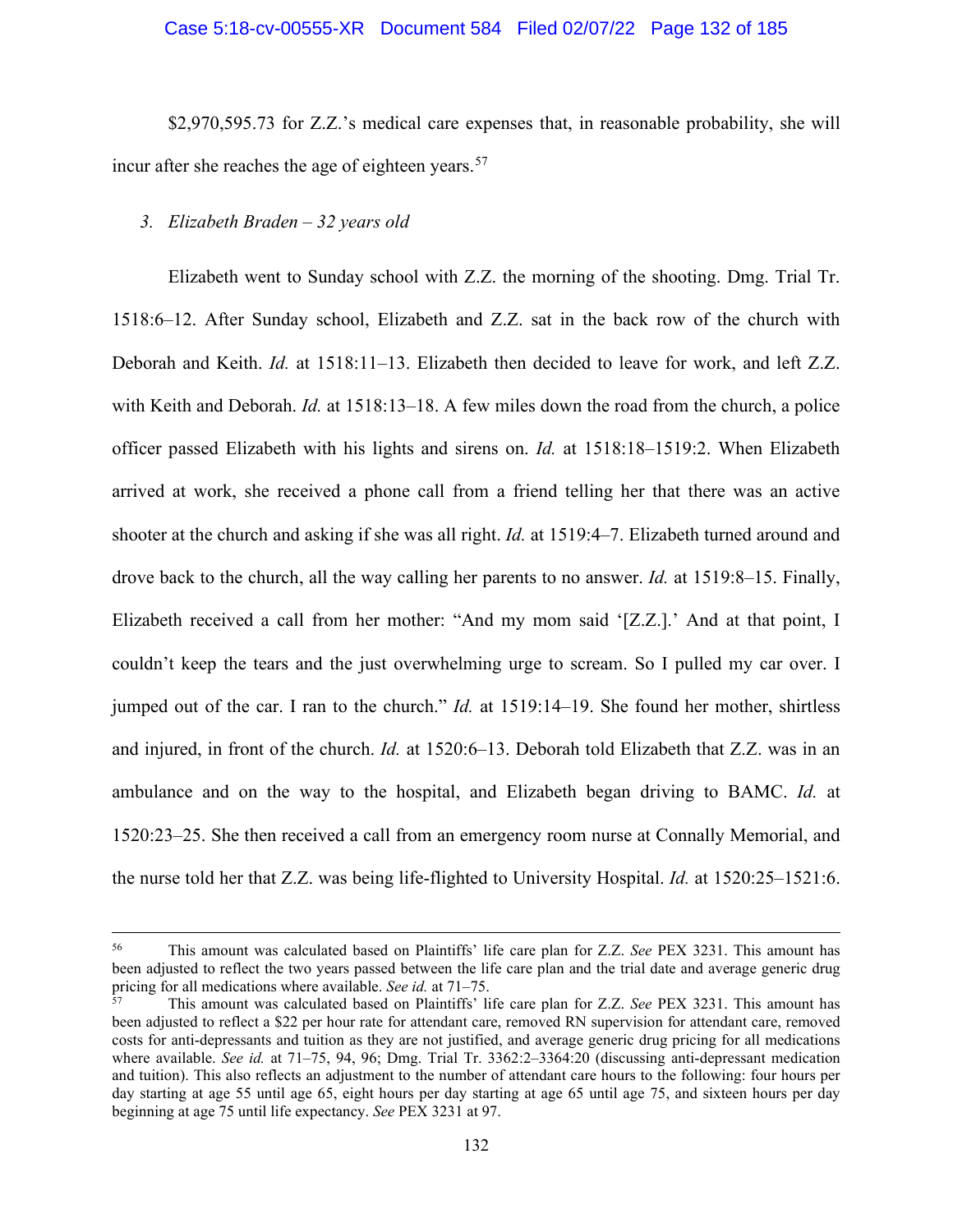$2,970,595.73 for Z.Z.'s medical care expenses that, in reasonable probability, she will incur after she reaches the age of eighteen years.[57]

*3. Elizabeth Braden – 32 years old*

Elizabeth went to Sunday school with Z.Z. the morning of the shooting. Dmg. Trial Tr. 1518:6–12. After Sunday school, Elizabeth and Z.Z. sat in the back row of the church with Deborah and Keith. *Id.* at 1518:11–13. Elizabeth then decided to leave for work, and left Z.Z. with Keith and Deborah. *Id.* at 1518:13–18. A few miles down the road from the church, a police officer passed Elizabeth with his lights and sirens on. *Id.* at 1518:18–1519:2. When Elizabeth arrived at work, she received a phone call from a friend telling her that there was an active shooter at the church and asking if she was all right. *Id.* at 1519:4–7. Elizabeth turned around and drove back to the church, all the way calling her parents to no answer. *Id.* at 1519:8–15. Finally, Elizabeth received a call from her mother: "And my mom said '[Z.Z.].' And at that point, I couldn't keep the tears and the just overwhelming urge to scream. So I pulled my car over. I jumped out of the car. I ran to the church." *Id.* at 1519:14–19. She found her mother, shirtless and injured, in front of the church. *Id.* at 1520:6–13. Deborah told Elizabeth that Z.Z. was in an ambulance and on the way to the hospital, and Elizabeth began driving to BAMC. *Id.* at 1520:23–25. She then received a call from an emergency room nurse at Connally Memorial, and the nurse told her that Z.Z. was being life-flighted to University Hospital. *Id.* at 1520:25–1521:6.

---

[56] This amount was calculated based on Plaintiffs' life care plan for Z.Z. *See* PEX 3231. This amount has been adjusted to reflect the two years passed between the life care plan and the trial date and average generic drug pricing for all medications where available. *See id.* at 71–75.

[57] This amount was calculated based on Plaintiffs' life care plan for Z.Z. *See* PEX 3231. This amount has been adjusted to reflect a $22 per hour rate for attendant care, removed RN supervision for attendant care, removed costs for anti-depressants and tuition as they are not justified, and average generic drug pricing for all medications where available. *See id.* at 71–75, 94, 96; Dmg. Trial Tr. 3362:2–3364:20 (discussing anti-depressant medication and tuition). This also reflects an adjustment to the number of attendant care hours to the following: four hours per day starting at age 55 until age 65, eight hours per day starting at age 65 until age 75, and sixteen hours per day beginning at age 75 until life expectancy. *See* PEX 3231 at 97.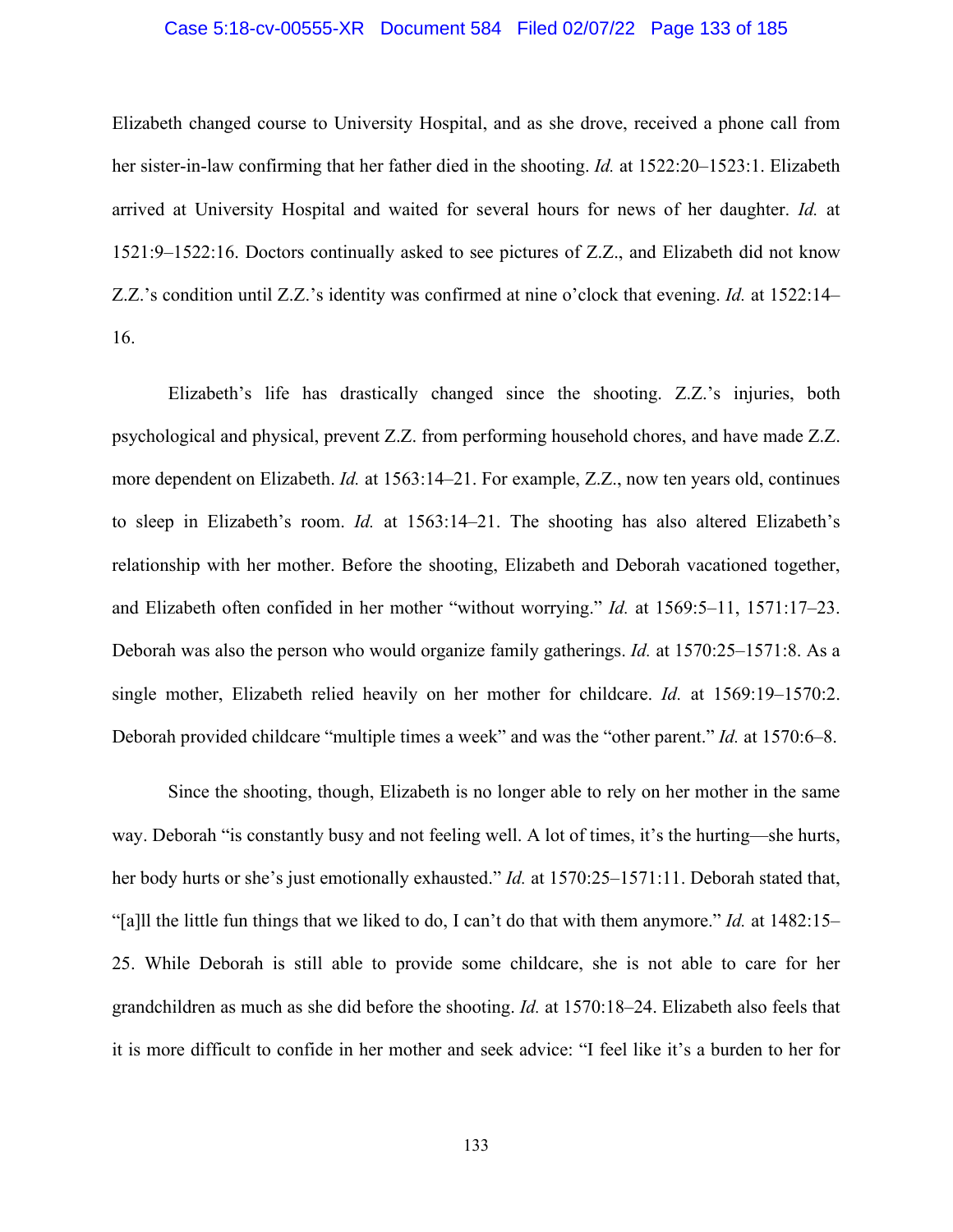Elizabeth changed course to University Hospital, and as she drove, received a phone call from her sister-in-law confirming that her father died in the shooting. *Id.* at 1522:20–1523:1. Elizabeth arrived at University Hospital and waited for several hours for news of her daughter. *Id.* at 1521:9–1522:16. Doctors continually asked to see pictures of Z.Z., and Elizabeth did not know Z.Z.'s condition until Z.Z.'s identity was confirmed at nine o'clock that evening. *Id.* at 1522:14–16.

Elizabeth's life has drastically changed since the shooting. Z.Z.'s injuries, both psychological and physical, prevent Z.Z. from performing household chores, and have made Z.Z. more dependent on Elizabeth. *Id.* at 1563:14–21. For example, Z.Z., now ten years old, continues to sleep in Elizabeth's room. *Id.* at 1563:14–21. The shooting has also altered Elizabeth's relationship with her mother. Before the shooting, Elizabeth and Deborah vacationed together, and Elizabeth often confided in her mother "without worrying." *Id.* at 1569:5–11, 1571:17–23. Deborah was also the person who would organize family gatherings. *Id.* at 1570:25–1571:8. As a single mother, Elizabeth relied heavily on her mother for childcare. *Id.* at 1569:19–1570:2. Deborah provided childcare "multiple times a week" and was the "other parent." *Id.* at 1570:6–8.

Since the shooting, though, Elizabeth is no longer able to rely on her mother in the same way. Deborah "is constantly busy and not feeling well. A lot of times, it's the hurting—she hurts, her body hurts or she's just emotionally exhausted." *Id.* at 1570:25–1571:11. Deborah stated that, "[a]ll the little fun things that we liked to do, I can't do that with them anymore." *Id.* at 1482:15–25. While Deborah is still able to provide some childcare, she is not able to care for her grandchildren as much as she did before the shooting. *Id.* at 1570:18–24. Elizabeth also feels that it is more difficult to confide in her mother and seek advice: "I feel like it's a burden to her for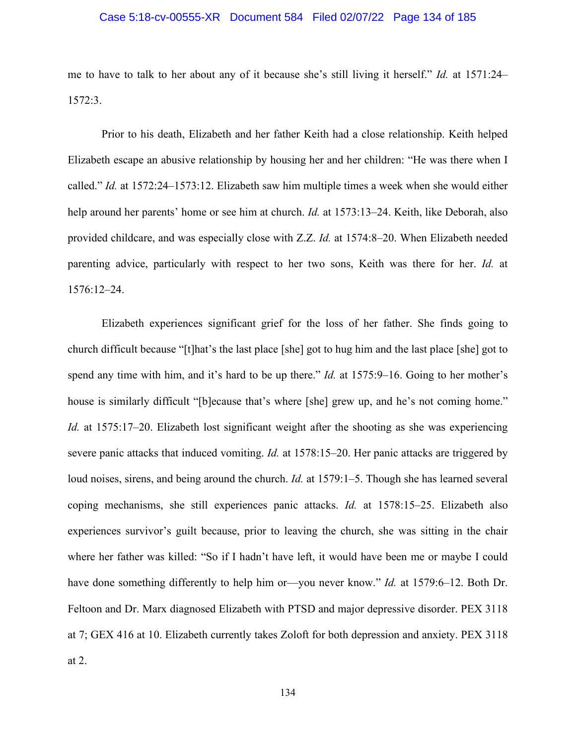me to have to talk to her about any of it because she's still living it herself." *Id.* at 1571:24–1572:3.

Prior to his death, Elizabeth and her father Keith had a close relationship. Keith helped Elizabeth escape an abusive relationship by housing her and her children: "He was there when I called." *Id.* at 1572:24–1573:12. Elizabeth saw him multiple times a week when she would either help around her parents' home or see him at church. *Id.* at 1573:13–24. Keith, like Deborah, also provided childcare, and was especially close with Z.Z. *Id.* at 1574:8–20. When Elizabeth needed parenting advice, particularly with respect to her two sons, Keith was there for her. *Id.* at 1576:12–24.

Elizabeth experiences significant grief for the loss of her father. She finds going to church difficult because "[t]hat's the last place [she] got to hug him and the last place [she] got to spend any time with him, and it's hard to be up there." *Id.* at 1575:9–16. Going to her mother's house is similarly difficult "[b]ecause that's where [she] grew up, and he's not coming home." *Id.* at 1575:17–20. Elizabeth lost significant weight after the shooting as she was experiencing severe panic attacks that induced vomiting. *Id.* at 1578:15–20. Her panic attacks are triggered by loud noises, sirens, and being around the church. *Id.* at 1579:1–5. Though she has learned several coping mechanisms, she still experiences panic attacks. *Id.* at 1578:15–25. Elizabeth also experiences survivor's guilt because, prior to leaving the church, she was sitting in the chair where her father was killed: "So if I hadn't have left, it would have been me or maybe I could have done something differently to help him or—you never know." *Id.* at 1579:6–12. Both Dr. Feltoon and Dr. Marx diagnosed Elizabeth with PTSD and major depressive disorder. PEX 3118 at 7; GEX 416 at 10. Elizabeth currently takes Zoloft for both depression and anxiety. PEX 3118 at 2.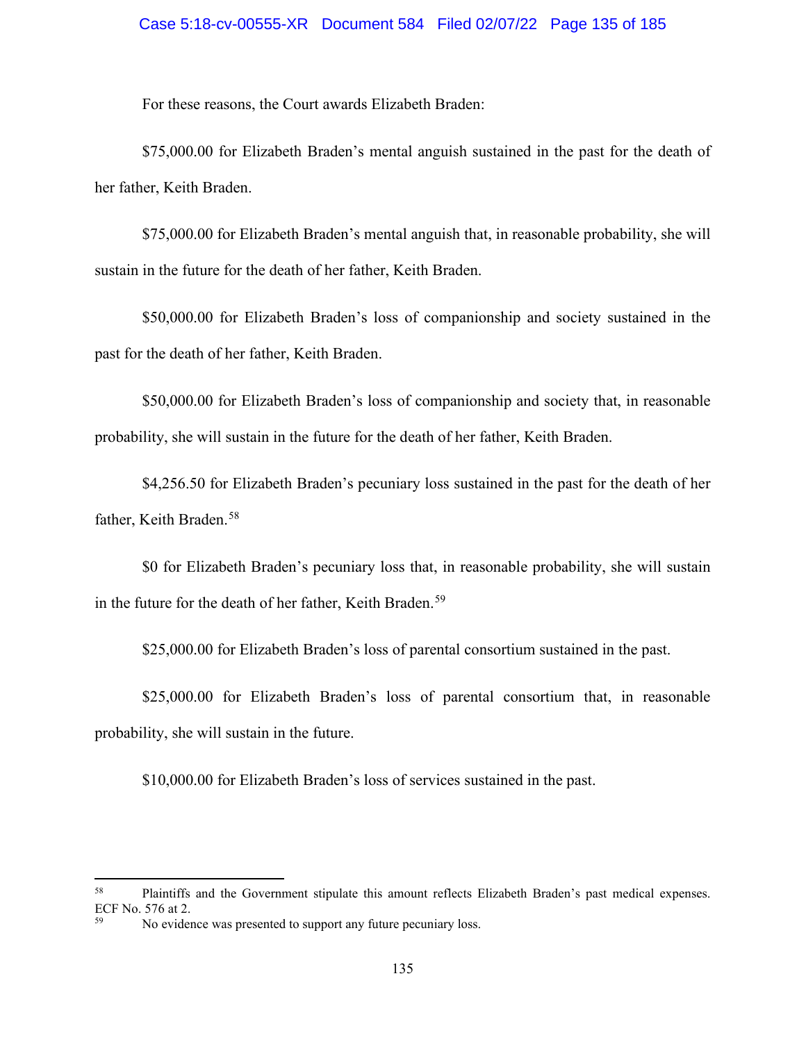For these reasons, the Court awards Elizabeth Braden:

$75,000.00 for Elizabeth Braden's mental anguish sustained in the past for the death of her father, Keith Braden.

$75,000.00 for Elizabeth Braden's mental anguish that, in reasonable probability, she will sustain in the future for the death of her father, Keith Braden.

$50,000.00 for Elizabeth Braden's loss of companionship and society sustained in the past for the death of her father, Keith Braden.

$50,000.00 for Elizabeth Braden's loss of companionship and society that, in reasonable probability, she will sustain in the future for the death of her father, Keith Braden.

$4,256.50 for Elizabeth Braden's pecuniary loss sustained in the past for the death of her father, Keith Braden.[58]

$0 for Elizabeth Braden's pecuniary loss that, in reasonable probability, she will sustain in the future for the death of her father, Keith Braden.[59]

$25,000.00 for Elizabeth Braden's loss of parental consortium sustained in the past.

$25,000.00 for Elizabeth Braden's loss of parental consortium that, in reasonable probability, she will sustain in the future.

$10,000.00 for Elizabeth Braden's loss of services sustained in the past.

---

[58] Plaintiffs and the Government stipulate this amount reflects Elizabeth Braden's past medical expenses. ECF No. 576 at 2.

[59] No evidence was presented to support any future pecuniary loss.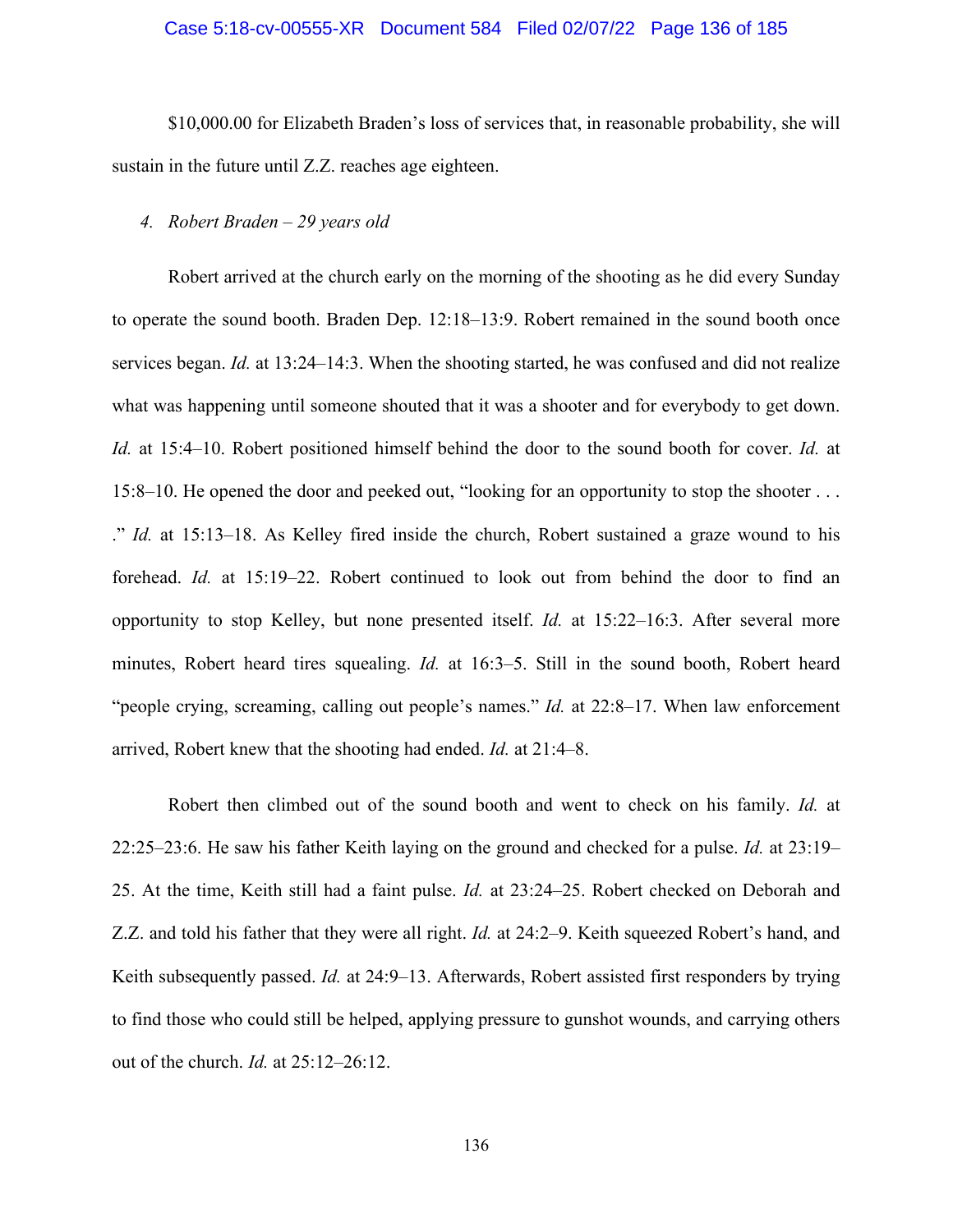$10,000.00 for Elizabeth Braden's loss of services that, in reasonable probability, she will sustain in the future until Z.Z. reaches age eighteen.

4. *Robert Braden – 29 years old*

Robert arrived at the church early on the morning of the shooting as he did every Sunday to operate the sound booth. Braden Dep. 12:18–13:9. Robert remained in the sound booth once services began. *Id.* at 13:24–14:3. When the shooting started, he was confused and did not realize what was happening until someone shouted that it was a shooter and for everybody to get down. *Id.* at 15:4–10. Robert positioned himself behind the door to the sound booth for cover. *Id.* at 15:8–10. He opened the door and peeked out, "looking for an opportunity to stop the shooter . . . ." *Id.* at 15:13–18. As Kelley fired inside the church, Robert sustained a graze wound to his forehead. *Id.* at 15:19–22. Robert continued to look out from behind the door to find an opportunity to stop Kelley, but none presented itself. *Id.* at 15:22–16:3. After several more minutes, Robert heard tires squealing. *Id.* at 16:3–5. Still in the sound booth, Robert heard "people crying, screaming, calling out people's names." *Id.* at 22:8–17. When law enforcement arrived, Robert knew that the shooting had ended. *Id.* at 21:4–8.

Robert then climbed out of the sound booth and went to check on his family. *Id.* at 22:25–23:6. He saw his father Keith laying on the ground and checked for a pulse. *Id.* at 23:19–25. At the time, Keith still had a faint pulse. *Id.* at 23:24–25. Robert checked on Deborah and Z.Z. and told his father that they were all right. *Id.* at 24:2–9. Keith squeezed Robert's hand, and Keith subsequently passed. *Id.* at 24:9–13. Afterwards, Robert assisted first responders by trying to find those who could still be helped, applying pressure to gunshot wounds, and carrying others out of the church. *Id.* at 25:12–26:12.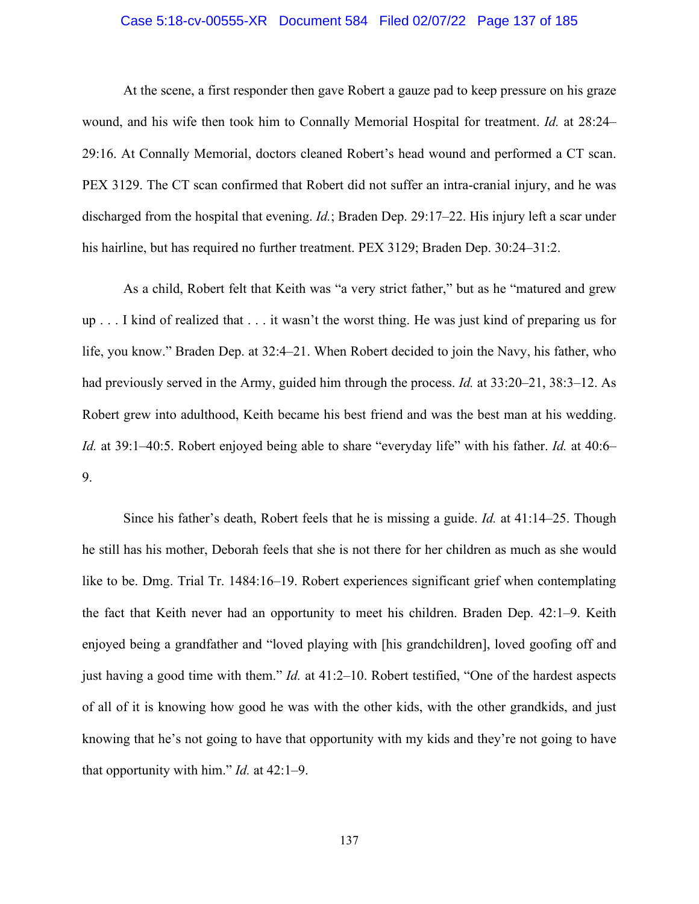At the scene, a first responder then gave Robert a gauze pad to keep pressure on his graze wound, and his wife then took him to Connally Memorial Hospital for treatment. *Id.* at 28:24–29:16. At Connally Memorial, doctors cleaned Robert's head wound and performed a CT scan. PEX 3129. The CT scan confirmed that Robert did not suffer an intra-cranial injury, and he was discharged from the hospital that evening. *Id.*; Braden Dep. 29:17–22. His injury left a scar under his hairline, but has required no further treatment. PEX 3129; Braden Dep. 30:24–31:2.

As a child, Robert felt that Keith was "a very strict father," but as he "matured and grew up . . . I kind of realized that . . . it wasn't the worst thing. He was just kind of preparing us for life, you know." Braden Dep. at 32:4–21. When Robert decided to join the Navy, his father, who had previously served in the Army, guided him through the process. *Id.* at 33:20–21, 38:3–12. As Robert grew into adulthood, Keith became his best friend and was the best man at his wedding. *Id.* at 39:1–40:5. Robert enjoyed being able to share "everyday life" with his father. *Id.* at 40:6–9.

Since his father's death, Robert feels that he is missing a guide. *Id.* at 41:14–25. Though he still has his mother, Deborah feels that she is not there for her children as much as she would like to be. Dmg. Trial Tr. 1484:16–19. Robert experiences significant grief when contemplating the fact that Keith never had an opportunity to meet his children. Braden Dep. 42:1–9. Keith enjoyed being a grandfather and "loved playing with [his grandchildren], loved goofing off and just having a good time with them." *Id.* at 41:2–10. Robert testified, "One of the hardest aspects of all of it is knowing how good he was with the other kids, with the other grandkids, and just knowing that he's not going to have that opportunity with my kids and they're not going to have that opportunity with him." *Id.* at 42:1–9.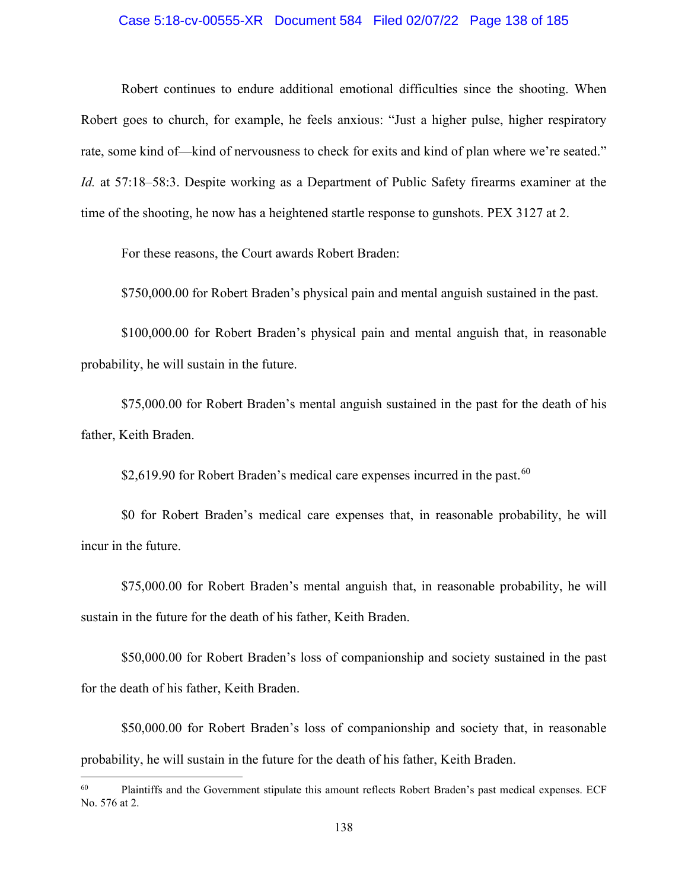Robert continues to endure additional emotional difficulties since the shooting. When Robert goes to church, for example, he feels anxious: "Just a higher pulse, higher respiratory rate, some kind of—kind of nervousness to check for exits and kind of plan where we're seated." *Id.* at 57:18–58:3. Despite working as a Department of Public Safety firearms examiner at the time of the shooting, he now has a heightened startle response to gunshots. PEX 3127 at 2.

For these reasons, the Court awards Robert Braden:

$750,000.00 for Robert Braden's physical pain and mental anguish sustained in the past.

$100,000.00 for Robert Braden's physical pain and mental anguish that, in reasonable probability, he will sustain in the future.

$75,000.00 for Robert Braden's mental anguish sustained in the past for the death of his father, Keith Braden.

$2,619.90 for Robert Braden's medical care expenses incurred in the past.[60]

$0 for Robert Braden's medical care expenses that, in reasonable probability, he will incur in the future.

$75,000.00 for Robert Braden's mental anguish that, in reasonable probability, he will sustain in the future for the death of his father, Keith Braden.

$50,000.00 for Robert Braden's loss of companionship and society sustained in the past for the death of his father, Keith Braden.

$50,000.00 for Robert Braden's loss of companionship and society that, in reasonable probability, he will sustain in the future for the death of his father, Keith Braden.

---

[60] Plaintiffs and the Government stipulate this amount reflects Robert Braden's past medical expenses. ECF No. 576 at 2.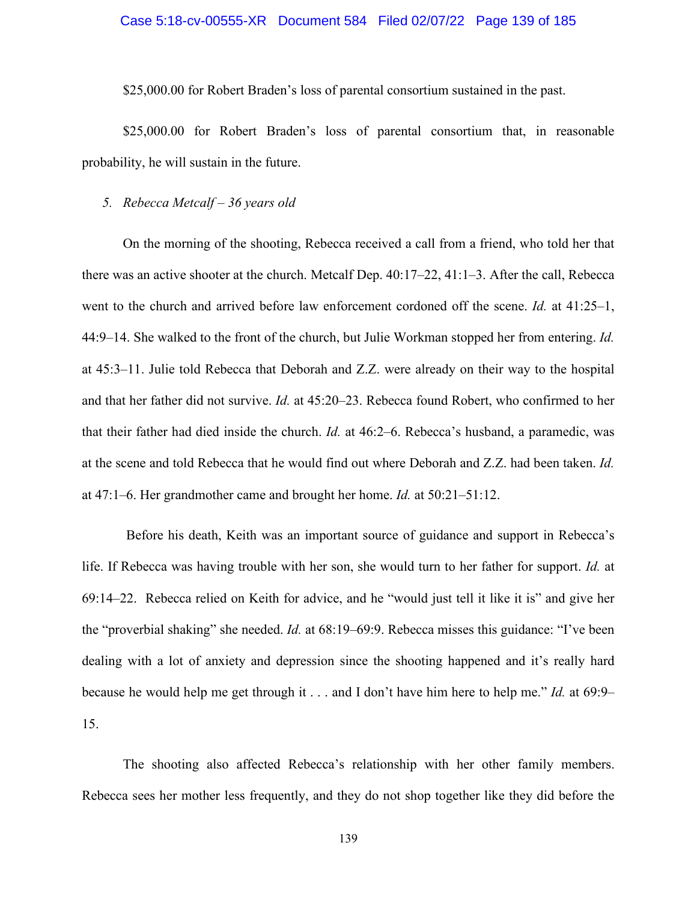$25,000.00 for Robert Braden's loss of parental consortium sustained in the past.

$25,000.00 for Robert Braden's loss of parental consortium that, in reasonable probability, he will sustain in the future.

*5. Rebecca Metcalf – 36 years old*

On the morning of the shooting, Rebecca received a call from a friend, who told her that there was an active shooter at the church. Metcalf Dep. 40:17–22, 41:1–3. After the call, Rebecca went to the church and arrived before law enforcement cordoned off the scene. *Id.* at 41:25–1, 44:9–14. She walked to the front of the church, but Julie Workman stopped her from entering. *Id.* at 45:3–11. Julie told Rebecca that Deborah and Z.Z. were already on their way to the hospital and that her father did not survive. *Id.* at 45:20–23. Rebecca found Robert, who confirmed to her that their father had died inside the church. *Id.* at 46:2–6. Rebecca's husband, a paramedic, was at the scene and told Rebecca that he would find out where Deborah and Z.Z. had been taken. *Id.* at 47:1–6. Her grandmother came and brought her home. *Id.* at 50:21–51:12.

Before his death, Keith was an important source of guidance and support in Rebecca's life. If Rebecca was having trouble with her son, she would turn to her father for support. *Id.* at 69:14–22. Rebecca relied on Keith for advice, and he "would just tell it like it is" and give her the "proverbial shaking" she needed. *Id.* at 68:19–69:9. Rebecca misses this guidance: "I've been dealing with a lot of anxiety and depression since the shooting happened and it's really hard because he would help me get through it . . . and I don't have him here to help me." *Id.* at 69:9–15.

The shooting also affected Rebecca's relationship with her other family members. Rebecca sees her mother less frequently, and they do not shop together like they did before the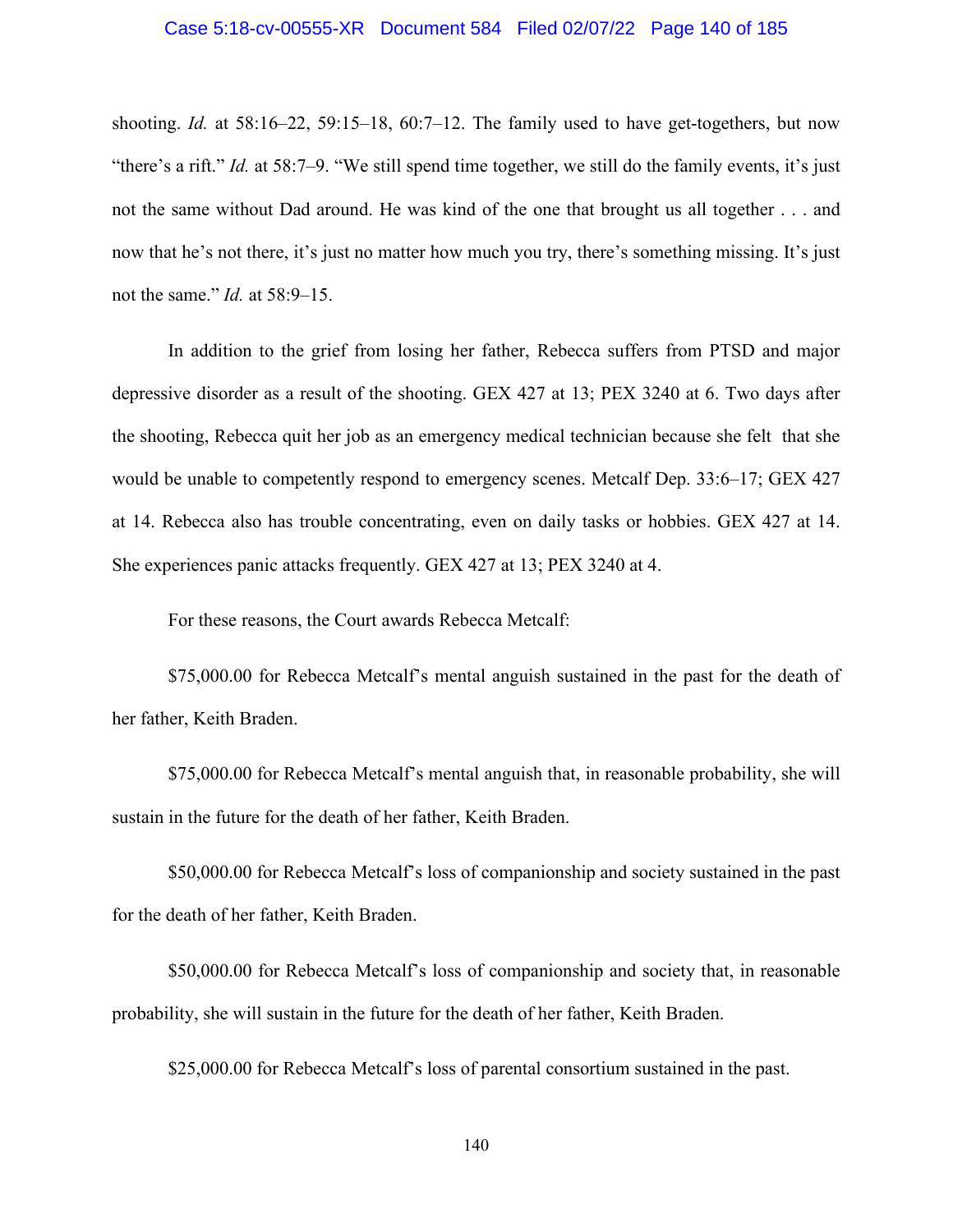shooting. *Id.* at 58:16–22, 59:15–18, 60:7–12. The family used to have get-togethers, but now "there's a rift." *Id.* at 58:7–9. "We still spend time together, we still do the family events, it's just not the same without Dad around. He was kind of the one that brought us all together . . . and now that he's not there, it's just no matter how much you try, there's something missing. It's just not the same." *Id.* at 58:9–15.

In addition to the grief from losing her father, Rebecca suffers from PTSD and major depressive disorder as a result of the shooting. GEX 427 at 13; PEX 3240 at 6. Two days after the shooting, Rebecca quit her job as an emergency medical technician because she felt that she would be unable to competently respond to emergency scenes. Metcalf Dep. 33:6–17; GEX 427 at 14. Rebecca also has trouble concentrating, even on daily tasks or hobbies. GEX 427 at 14. She experiences panic attacks frequently. GEX 427 at 13; PEX 3240 at 4.

For these reasons, the Court awards Rebecca Metcalf:

$75,000.00 for Rebecca Metcalf's mental anguish sustained in the past for the death of her father, Keith Braden.

$75,000.00 for Rebecca Metcalf's mental anguish that, in reasonable probability, she will sustain in the future for the death of her father, Keith Braden.

$50,000.00 for Rebecca Metcalf's loss of companionship and society sustained in the past for the death of her father, Keith Braden.

$50,000.00 for Rebecca Metcalf's loss of companionship and society that, in reasonable probability, she will sustain in the future for the death of her father, Keith Braden.

$25,000.00 for Rebecca Metcalf's loss of parental consortium sustained in the past.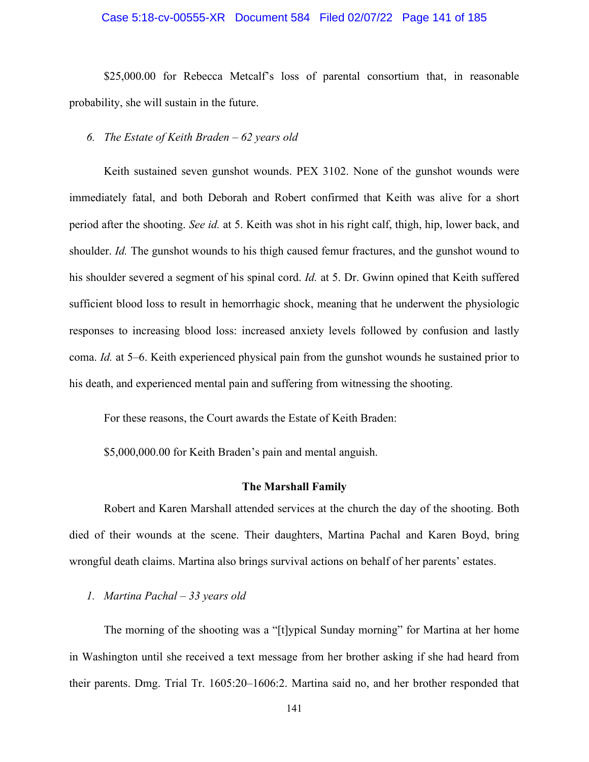$25,000.00 for Rebecca Metcalf's loss of parental consortium that, in reasonable probability, she will sustain in the future.

*6. The Estate of Keith Braden – 62 years old*

Keith sustained seven gunshot wounds. PEX 3102. None of the gunshot wounds were immediately fatal, and both Deborah and Robert confirmed that Keith was alive for a short period after the shooting. *See id.* at 5. Keith was shot in his right calf, thigh, hip, lower back, and shoulder. *Id.* The gunshot wounds to his thigh caused femur fractures, and the gunshot wound to his shoulder severed a segment of his spinal cord. *Id.* at 5. Dr. Gwinn opined that Keith suffered sufficient blood loss to result in hemorrhagic shock, meaning that he underwent the physiologic responses to increasing blood loss: increased anxiety levels followed by confusion and lastly coma. *Id.* at 5–6. Keith experienced physical pain from the gunshot wounds he sustained prior to his death, and experienced mental pain and suffering from witnessing the shooting.

For these reasons, the Court awards the Estate of Keith Braden:

$5,000,000.00 for Keith Braden's pain and mental anguish.

**The Marshall Family**

Robert and Karen Marshall attended services at the church the day of the shooting. Both died of their wounds at the scene. Their daughters, Martina Pachal and Karen Boyd, bring wrongful death claims. Martina also brings survival actions on behalf of her parents' estates.

*1. Martina Pachal – 33 years old*

The morning of the shooting was a "[t]ypical Sunday morning" for Martina at her home in Washington until she received a text message from her brother asking if she had heard from their parents. Dmg. Trial Tr. 1605:20–1606:2. Martina said no, and her brother responded that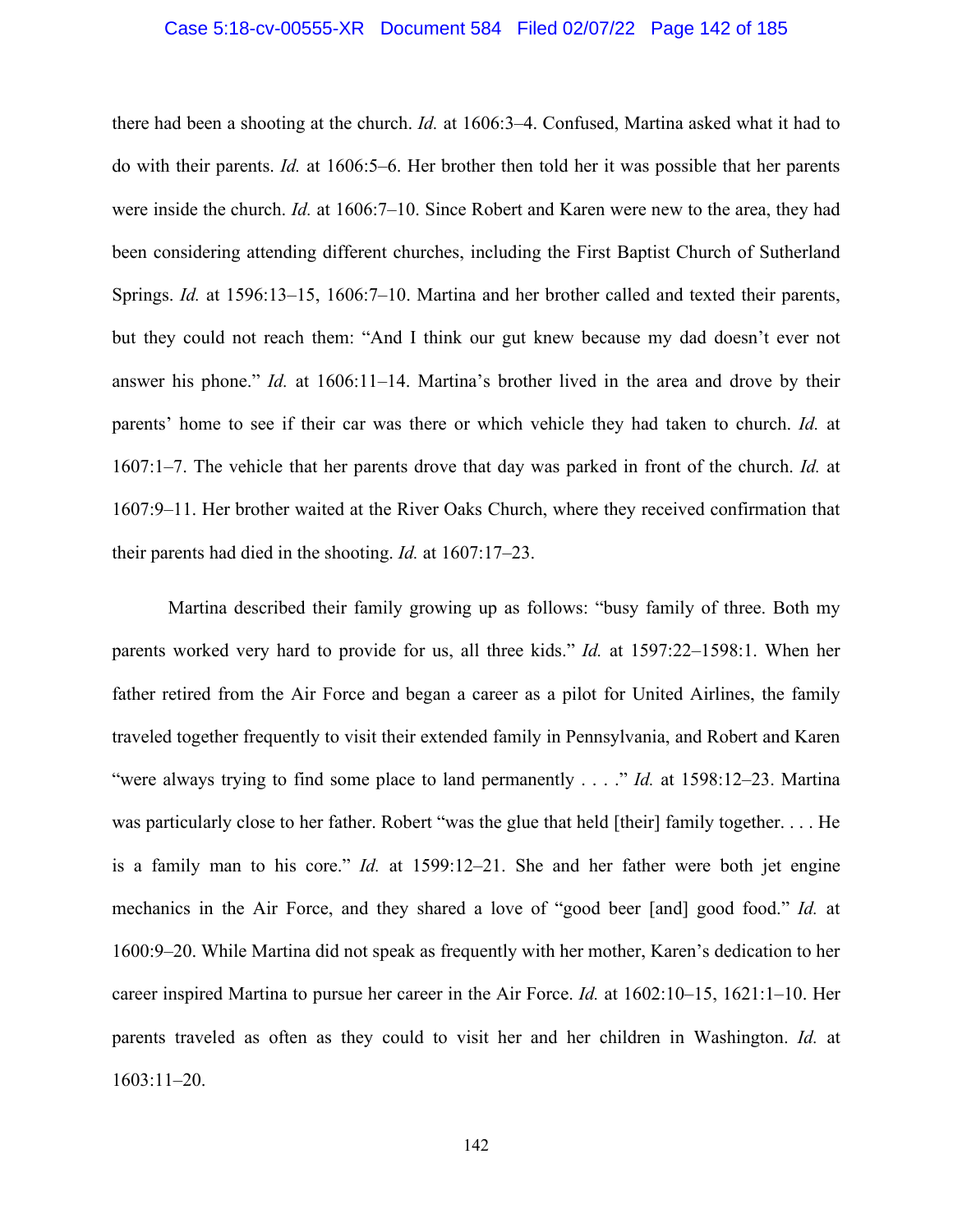there had been a shooting at the church. *Id.* at 1606:3–4. Confused, Martina asked what it had to do with their parents. *Id.* at 1606:5–6. Her brother then told her it was possible that her parents were inside the church. *Id.* at 1606:7–10. Since Robert and Karen were new to the area, they had been considering attending different churches, including the First Baptist Church of Sutherland Springs. *Id.* at 1596:13–15, 1606:7–10. Martina and her brother called and texted their parents, but they could not reach them: "And I think our gut knew because my dad doesn't ever not answer his phone." *Id.* at 1606:11–14. Martina's brother lived in the area and drove by their parents' home to see if their car was there or which vehicle they had taken to church. *Id.* at 1607:1–7. The vehicle that her parents drove that day was parked in front of the church. *Id.* at 1607:9–11. Her brother waited at the River Oaks Church, where they received confirmation that their parents had died in the shooting. *Id.* at 1607:17–23.

Martina described their family growing up as follows: "busy family of three. Both my parents worked very hard to provide for us, all three kids." *Id.* at 1597:22–1598:1. When her father retired from the Air Force and began a career as a pilot for United Airlines, the family traveled together frequently to visit their extended family in Pennsylvania, and Robert and Karen "were always trying to find some place to land permanently . . . ." *Id.* at 1598:12–23. Martina was particularly close to her father. Robert "was the glue that held [their] family together. . . . He is a family man to his core." *Id.* at 1599:12–21. She and her father were both jet engine mechanics in the Air Force, and they shared a love of "good beer [and] good food." *Id.* at 1600:9–20. While Martina did not speak as frequently with her mother, Karen's dedication to her career inspired Martina to pursue her career in the Air Force. *Id.* at 1602:10–15, 1621:1–10. Her parents traveled as often as they could to visit her and her children in Washington. *Id.* at 1603:11–20.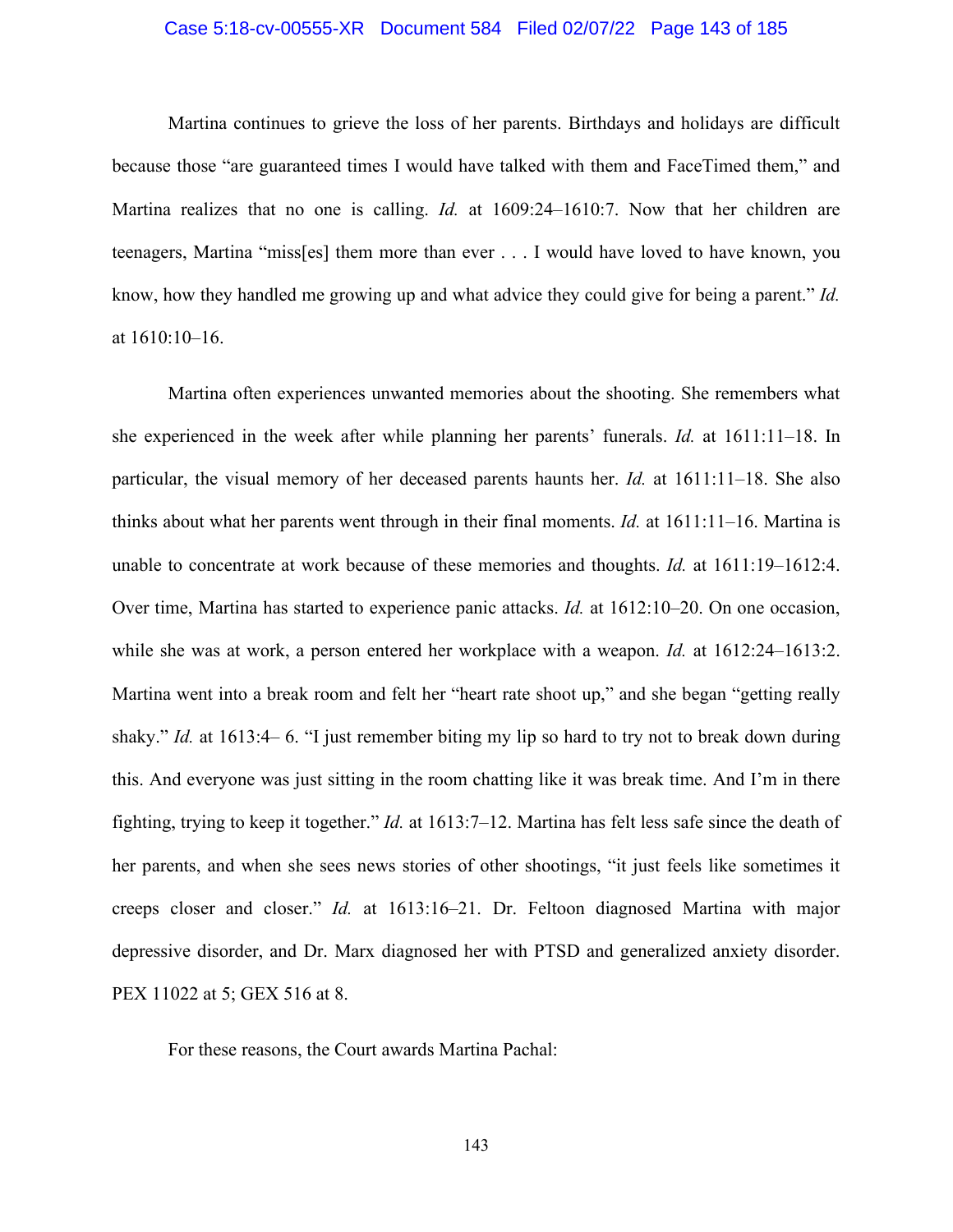Martina continues to grieve the loss of her parents. Birthdays and holidays are difficult because those "are guaranteed times I would have talked with them and FaceTimed them," and Martina realizes that no one is calling. *Id.* at 1609:24–1610:7. Now that her children are teenagers, Martina "miss[es] them more than ever . . . I would have loved to have known, you know, how they handled me growing up and what advice they could give for being a parent." *Id.* at 1610:10–16.

Martina often experiences unwanted memories about the shooting. She remembers what she experienced in the week after while planning her parents' funerals. *Id.* at 1611:11–18. In particular, the visual memory of her deceased parents haunts her. *Id.* at 1611:11–18. She also thinks about what her parents went through in their final moments. *Id.* at 1611:11–16. Martina is unable to concentrate at work because of these memories and thoughts. *Id.* at 1611:19–1612:4. Over time, Martina has started to experience panic attacks. *Id.* at 1612:10–20. On one occasion, while she was at work, a person entered her workplace with a weapon. *Id.* at 1612:24–1613:2. Martina went into a break room and felt her "heart rate shoot up," and she began "getting really shaky." *Id.* at 1613:4– 6. "I just remember biting my lip so hard to try not to break down during this. And everyone was just sitting in the room chatting like it was break time. And I'm in there fighting, trying to keep it together." *Id.* at 1613:7–12. Martina has felt less safe since the death of her parents, and when she sees news stories of other shootings, "it just feels like sometimes it creeps closer and closer." *Id.* at 1613:16–21. Dr. Feltoon diagnosed Martina with major depressive disorder, and Dr. Marx diagnosed her with PTSD and generalized anxiety disorder. PEX 11022 at 5; GEX 516 at 8.

For these reasons, the Court awards Martina Pachal: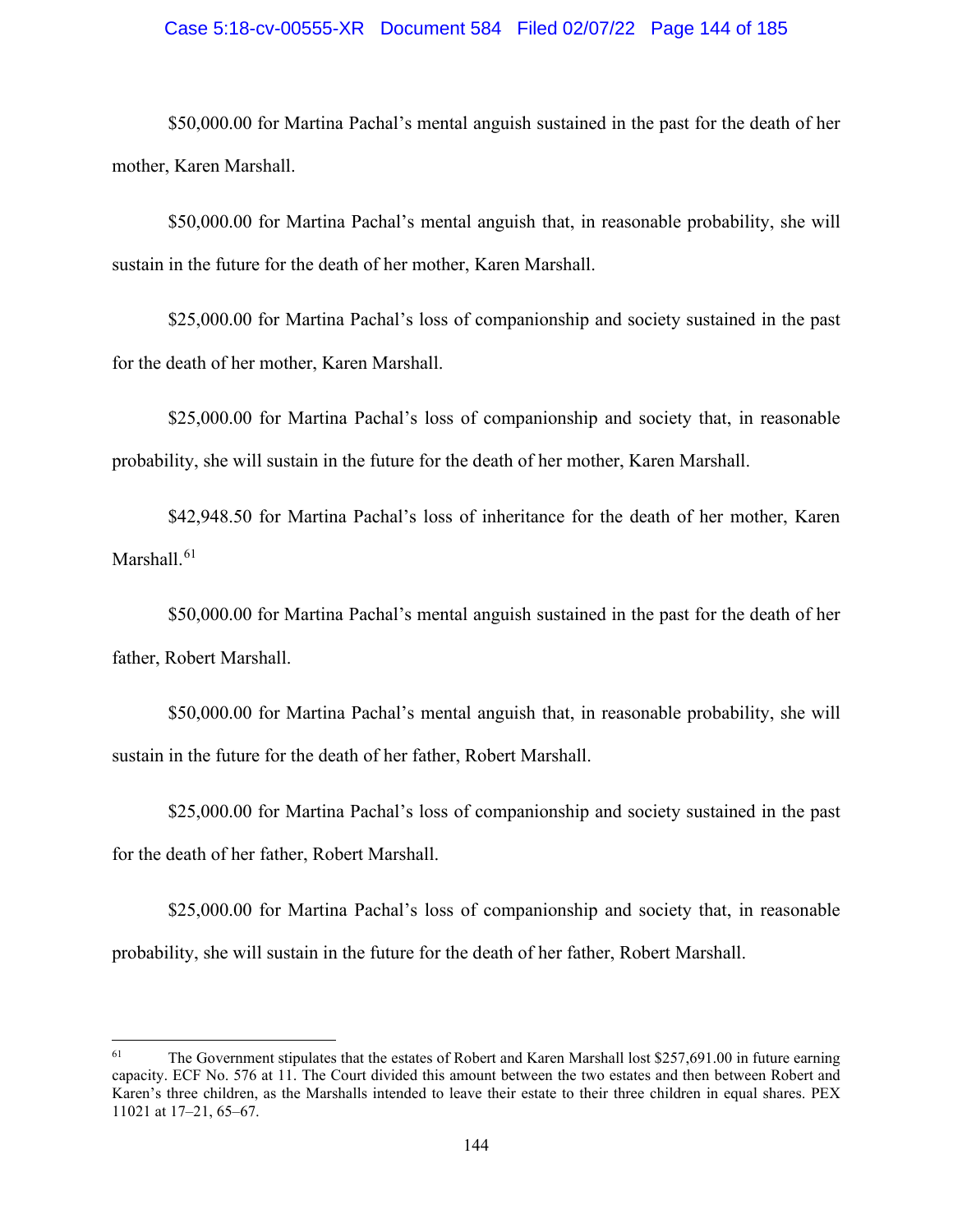$50,000.00 for Martina Pachal's mental anguish sustained in the past for the death of her mother, Karen Marshall.

$50,000.00 for Martina Pachal's mental anguish that, in reasonable probability, she will sustain in the future for the death of her mother, Karen Marshall.

$25,000.00 for Martina Pachal's loss of companionship and society sustained in the past for the death of her mother, Karen Marshall.

$25,000.00 for Martina Pachal's loss of companionship and society that, in reasonable probability, she will sustain in the future for the death of her mother, Karen Marshall.

$42,948.50 for Martina Pachal's loss of inheritance for the death of her mother, Karen Marshall.[61]

$50,000.00 for Martina Pachal's mental anguish sustained in the past for the death of her father, Robert Marshall.

$50,000.00 for Martina Pachal's mental anguish that, in reasonable probability, she will sustain in the future for the death of her father, Robert Marshall.

$25,000.00 for Martina Pachal's loss of companionship and society sustained in the past for the death of her father, Robert Marshall.

$25,000.00 for Martina Pachal's loss of companionship and society that, in reasonable probability, she will sustain in the future for the death of her father, Robert Marshall.

---

[61] The Government stipulates that the estates of Robert and Karen Marshall lost $257,691.00 in future earning capacity. ECF No. 576 at 11. The Court divided this amount between the two estates and then between Robert and Karen's three children, as the Marshalls intended to leave their estate to their three children in equal shares. PEX 11021 at 17–21, 65–67.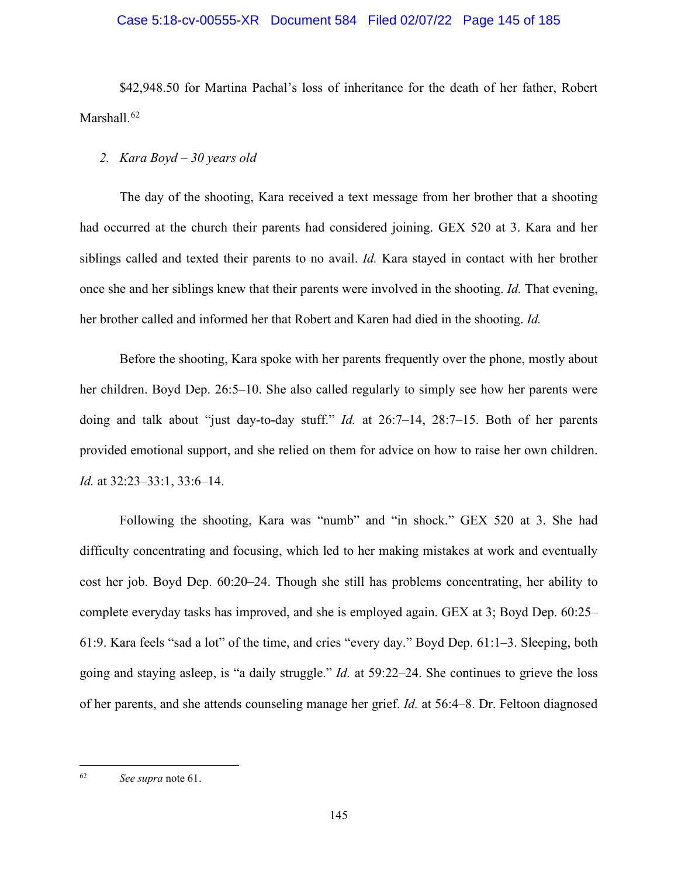$42,948.50 for Martina Pachal's loss of inheritance for the death of her father, Robert Marshall.[62]

2. *Kara Boyd – 30 years old*

The day of the shooting, Kara received a text message from her brother that a shooting had occurred at the church their parents had considered joining. GEX 520 at 3. Kara and her siblings called and texted their parents to no avail. *Id.* Kara stayed in contact with her brother once she and her siblings knew that their parents were involved in the shooting. *Id.* That evening, her brother called and informed her that Robert and Karen had died in the shooting. *Id.*

Before the shooting, Kara spoke with her parents frequently over the phone, mostly about her children. Boyd Dep. 26:5–10. She also called regularly to simply see how her parents were doing and talk about "just day-to-day stuff." *Id.* at 26:7–14, 28:7–15. Both of her parents provided emotional support, and she relied on them for advice on how to raise her own children. *Id.* at 32:23–33:1, 33:6–14.

Following the shooting, Kara was "numb" and "in shock." GEX 520 at 3. She had difficulty concentrating and focusing, which led to her making mistakes at work and eventually cost her job. Boyd Dep. 60:20–24. Though she still has problems concentrating, her ability to complete everyday tasks has improved, and she is employed again. GEX at 3; Boyd Dep. 60:25–61:9. Kara feels "sad a lot" of the time, and cries "every day." Boyd Dep. 61:1–3. Sleeping, both going and staying asleep, is "a daily struggle." *Id.* at 59:22–24. She continues to grieve the loss of her parents, and she attends counseling manage her grief. *Id.* at 56:4–8. Dr. Feltoon diagnosed

---

[62] *See supra* note 61.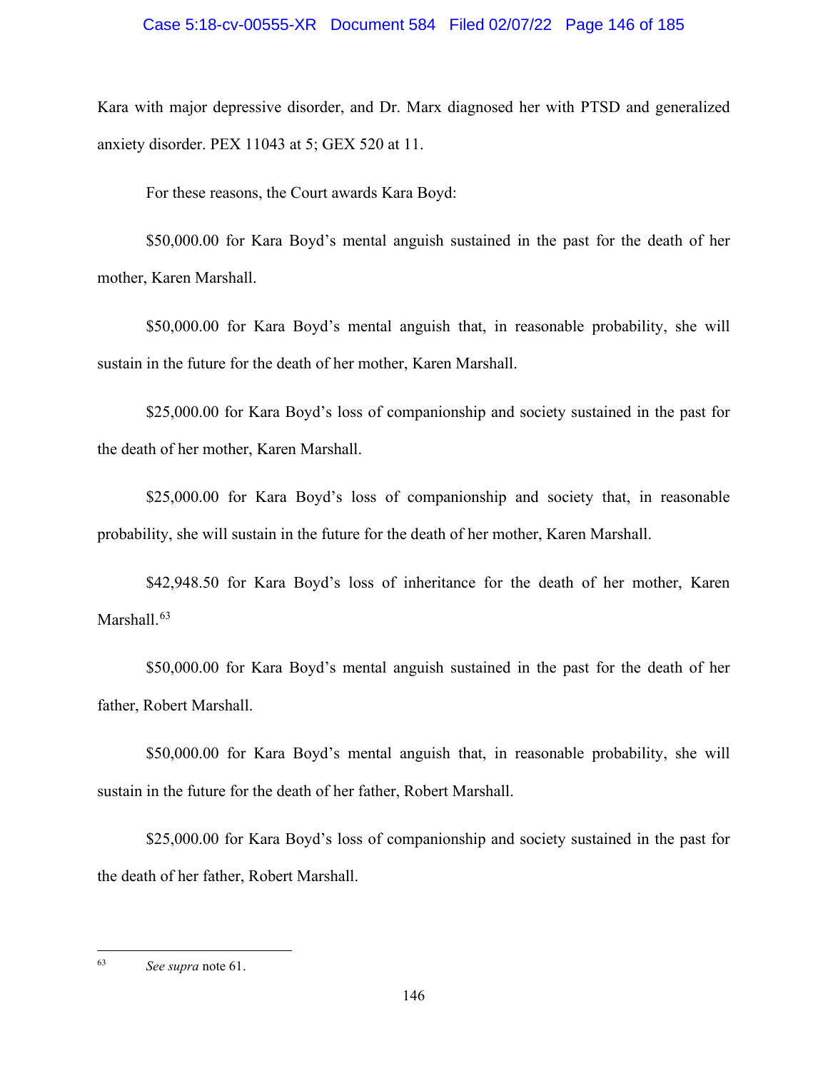Kara with major depressive disorder, and Dr. Marx diagnosed her with PTSD and generalized anxiety disorder. PEX 11043 at 5; GEX 520 at 11.

For these reasons, the Court awards Kara Boyd:

$50,000.00 for Kara Boyd's mental anguish sustained in the past for the death of her mother, Karen Marshall.

$50,000.00 for Kara Boyd's mental anguish that, in reasonable probability, she will sustain in the future for the death of her mother, Karen Marshall.

$25,000.00 for Kara Boyd's loss of companionship and society sustained in the past for the death of her mother, Karen Marshall.

$25,000.00 for Kara Boyd's loss of companionship and society that, in reasonable probability, she will sustain in the future for the death of her mother, Karen Marshall.

$42,948.50 for Kara Boyd's loss of inheritance for the death of her mother, Karen Marshall.[63]

$50,000.00 for Kara Boyd's mental anguish sustained in the past for the death of her father, Robert Marshall.

$50,000.00 for Kara Boyd's mental anguish that, in reasonable probability, she will sustain in the future for the death of her father, Robert Marshall.

$25,000.00 for Kara Boyd's loss of companionship and society sustained in the past for the death of her father, Robert Marshall.

---

[63] *See supra* note 61.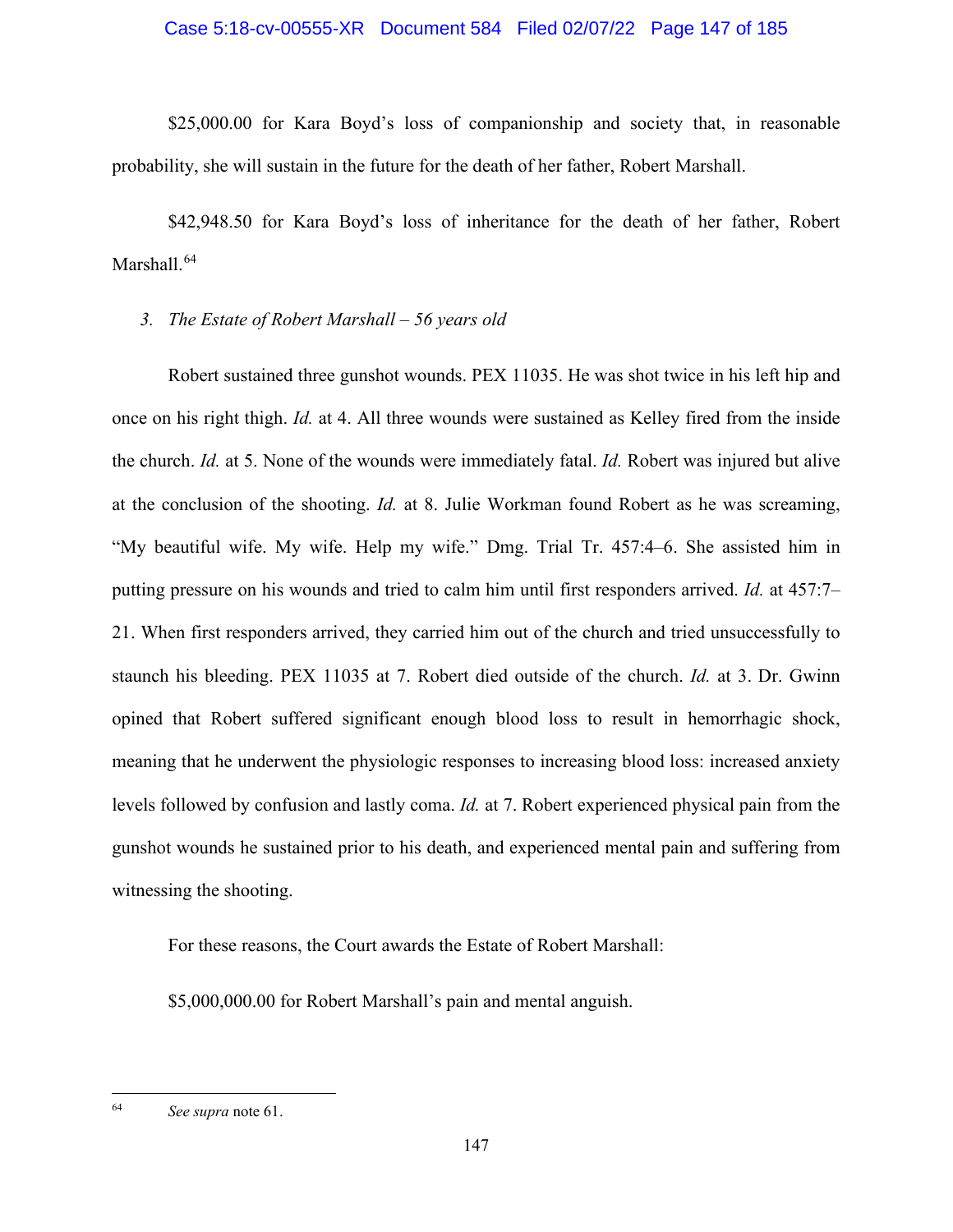$25,000.00 for Kara Boyd's loss of companionship and society that, in reasonable probability, she will sustain in the future for the death of her father, Robert Marshall.

$42,948.50 for Kara Boyd's loss of inheritance for the death of her father, Robert Marshall.[64]

*3. The Estate of Robert Marshall – 56 years old*

Robert sustained three gunshot wounds. PEX 11035. He was shot twice in his left hip and once on his right thigh. *Id.* at 4. All three wounds were sustained as Kelley fired from the inside the church. *Id.* at 5. None of the wounds were immediately fatal. *Id.* Robert was injured but alive at the conclusion of the shooting. *Id.* at 8. Julie Workman found Robert as he was screaming, "My beautiful wife. My wife. Help my wife." Dmg. Trial Tr. 457:4–6. She assisted him in putting pressure on his wounds and tried to calm him until first responders arrived. *Id.* at 457:7–21. When first responders arrived, they carried him out of the church and tried unsuccessfully to staunch his bleeding. PEX 11035 at 7. Robert died outside of the church. *Id.* at 3. Dr. Gwinn opined that Robert suffered significant enough blood loss to result in hemorrhagic shock, meaning that he underwent the physiologic responses to increasing blood loss: increased anxiety levels followed by confusion and lastly coma. *Id.* at 7. Robert experienced physical pain from the gunshot wounds he sustained prior to his death, and experienced mental pain and suffering from witnessing the shooting.

For these reasons, the Court awards the Estate of Robert Marshall:

$5,000,000.00 for Robert Marshall's pain and mental anguish.

---

[64] *See supra* note 61.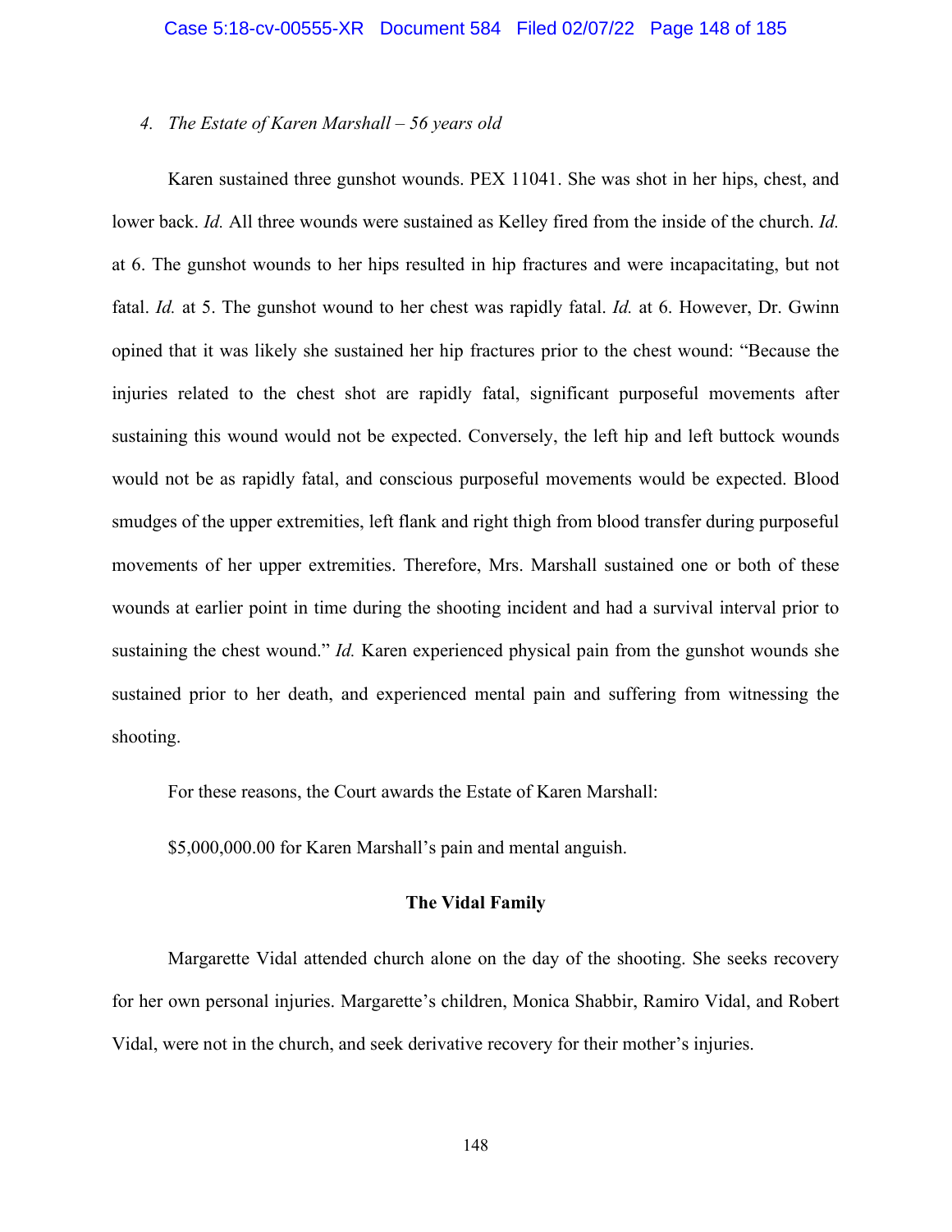*4. The Estate of Karen Marshall – 56 years old*

Karen sustained three gunshot wounds. PEX 11041. She was shot in her hips, chest, and lower back. *Id.* All three wounds were sustained as Kelley fired from the inside of the church. *Id.* at 6. The gunshot wounds to her hips resulted in hip fractures and were incapacitating, but not fatal. *Id.* at 5. The gunshot wound to her chest was rapidly fatal. *Id.* at 6. However, Dr. Gwinn opined that it was likely she sustained her hip fractures prior to the chest wound: "Because the injuries related to the chest shot are rapidly fatal, significant purposeful movements after sustaining this wound would not be expected. Conversely, the left hip and left buttock wounds would not be as rapidly fatal, and conscious purposeful movements would be expected. Blood smudges of the upper extremities, left flank and right thigh from blood transfer during purposeful movements of her upper extremities. Therefore, Mrs. Marshall sustained one or both of these wounds at earlier point in time during the shooting incident and had a survival interval prior to sustaining the chest wound." *Id.* Karen experienced physical pain from the gunshot wounds she sustained prior to her death, and experienced mental pain and suffering from witnessing the shooting.

For these reasons, the Court awards the Estate of Karen Marshall:

$5,000,000.00 for Karen Marshall's pain and mental anguish.

**The Vidal Family**

Margarette Vidal attended church alone on the day of the shooting. She seeks recovery for her own personal injuries. Margarette's children, Monica Shabbir, Ramiro Vidal, and Robert Vidal, were not in the church, and seek derivative recovery for their mother's injuries.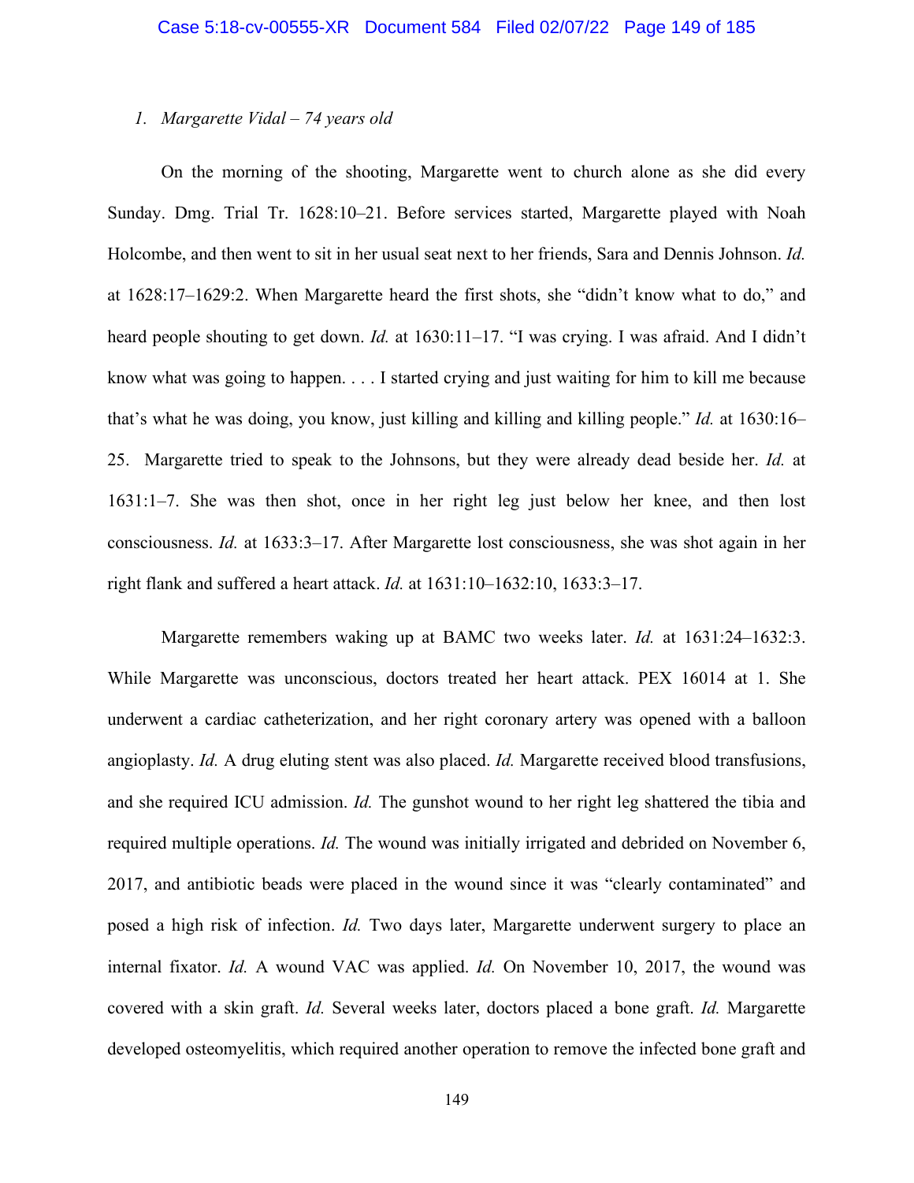1. *Margarette Vidal – 74 years old*

On the morning of the shooting, Margarette went to church alone as she did every Sunday. Dmg. Trial Tr. 1628:10–21. Before services started, Margarette played with Noah Holcombe, and then went to sit in her usual seat next to her friends, Sara and Dennis Johnson. *Id.* at 1628:17–1629:2. When Margarette heard the first shots, she "didn't know what to do," and heard people shouting to get down. *Id.* at 1630:11–17. "I was crying. I was afraid. And I didn't know what was going to happen. . . . I started crying and just waiting for him to kill me because that's what he was doing, you know, just killing and killing and killing people." *Id.* at 1630:16–25. Margarette tried to speak to the Johnsons, but they were already dead beside her. *Id.* at 1631:1–7. She was then shot, once in her right leg just below her knee, and then lost consciousness. *Id.* at 1633:3–17. After Margarette lost consciousness, she was shot again in her right flank and suffered a heart attack. *Id.* at 1631:10–1632:10, 1633:3–17.

Margarette remembers waking up at BAMC two weeks later. *Id.* at 1631:24–1632:3. While Margarette was unconscious, doctors treated her heart attack. PEX 16014 at 1. She underwent a cardiac catheterization, and her right coronary artery was opened with a balloon angioplasty. *Id.* A drug eluting stent was also placed. *Id.* Margarette received blood transfusions, and she required ICU admission. *Id.* The gunshot wound to her right leg shattered the tibia and required multiple operations. *Id.* The wound was initially irrigated and debrided on November 6, 2017, and antibiotic beads were placed in the wound since it was "clearly contaminated" and posed a high risk of infection. *Id.* Two days later, Margarette underwent surgery to place an internal fixator. *Id.* A wound VAC was applied. *Id.* On November 10, 2017, the wound was covered with a skin graft. *Id.* Several weeks later, doctors placed a bone graft. *Id.* Margarette developed osteomyelitis, which required another operation to remove the infected bone graft and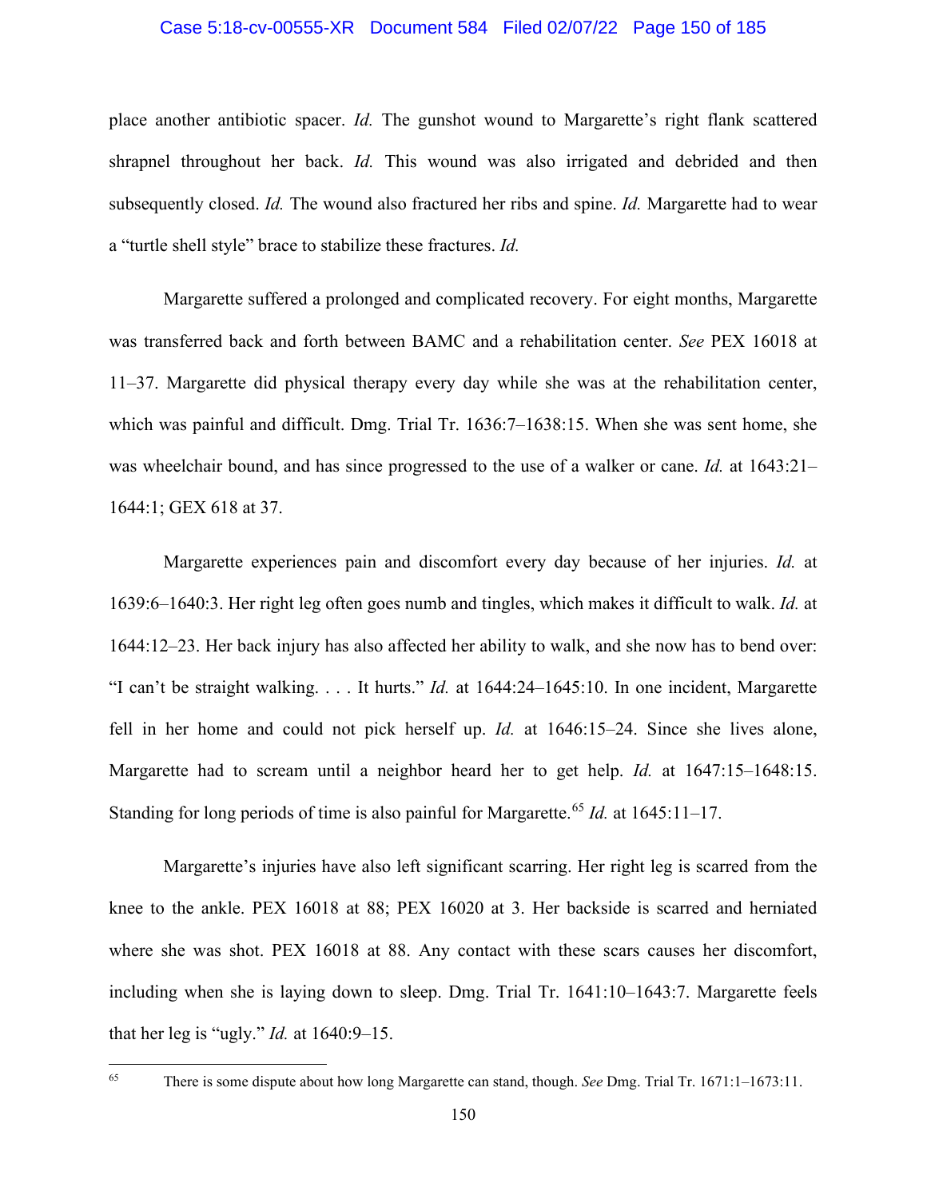place another antibiotic spacer. *Id.* The gunshot wound to Margarette's right flank scattered shrapnel throughout her back. *Id.* This wound was also irrigated and debrided and then subsequently closed. *Id.* The wound also fractured her ribs and spine. *Id.* Margarette had to wear a "turtle shell style" brace to stabilize these fractures. *Id.*

Margarette suffered a prolonged and complicated recovery. For eight months, Margarette was transferred back and forth between BAMC and a rehabilitation center. *See* PEX 16018 at 11–37. Margarette did physical therapy every day while she was at the rehabilitation center, which was painful and difficult. Dmg. Trial Tr. 1636:7–1638:15. When she was sent home, she was wheelchair bound, and has since progressed to the use of a walker or cane. *Id.* at 1643:21–1644:1; GEX 618 at 37.

Margarette experiences pain and discomfort every day because of her injuries. *Id.* at 1639:6–1640:3. Her right leg often goes numb and tingles, which makes it difficult to walk. *Id.* at 1644:12–23. Her back injury has also affected her ability to walk, and she now has to bend over: "I can't be straight walking. . . . It hurts." *Id.* at 1644:24–1645:10. In one incident, Margarette fell in her home and could not pick herself up. *Id.* at 1646:15–24. Since she lives alone, Margarette had to scream until a neighbor heard her to get help. *Id.* at 1647:15–1648:15. Standing for long periods of time is also painful for Margarette.[65] *Id.* at 1645:11–17.

Margarette's injuries have also left significant scarring. Her right leg is scarred from the knee to the ankle. PEX 16018 at 88; PEX 16020 at 3. Her backside is scarred and herniated where she was shot. PEX 16018 at 88. Any contact with these scars causes her discomfort, including when she is laying down to sleep. Dmg. Trial Tr. 1641:10–1643:7. Margarette feels that her leg is "ugly." *Id.* at 1640:9–15.

---

[65] There is some dispute about how long Margarette can stand, though. *See* Dmg. Trial Tr. 1671:1–1673:11.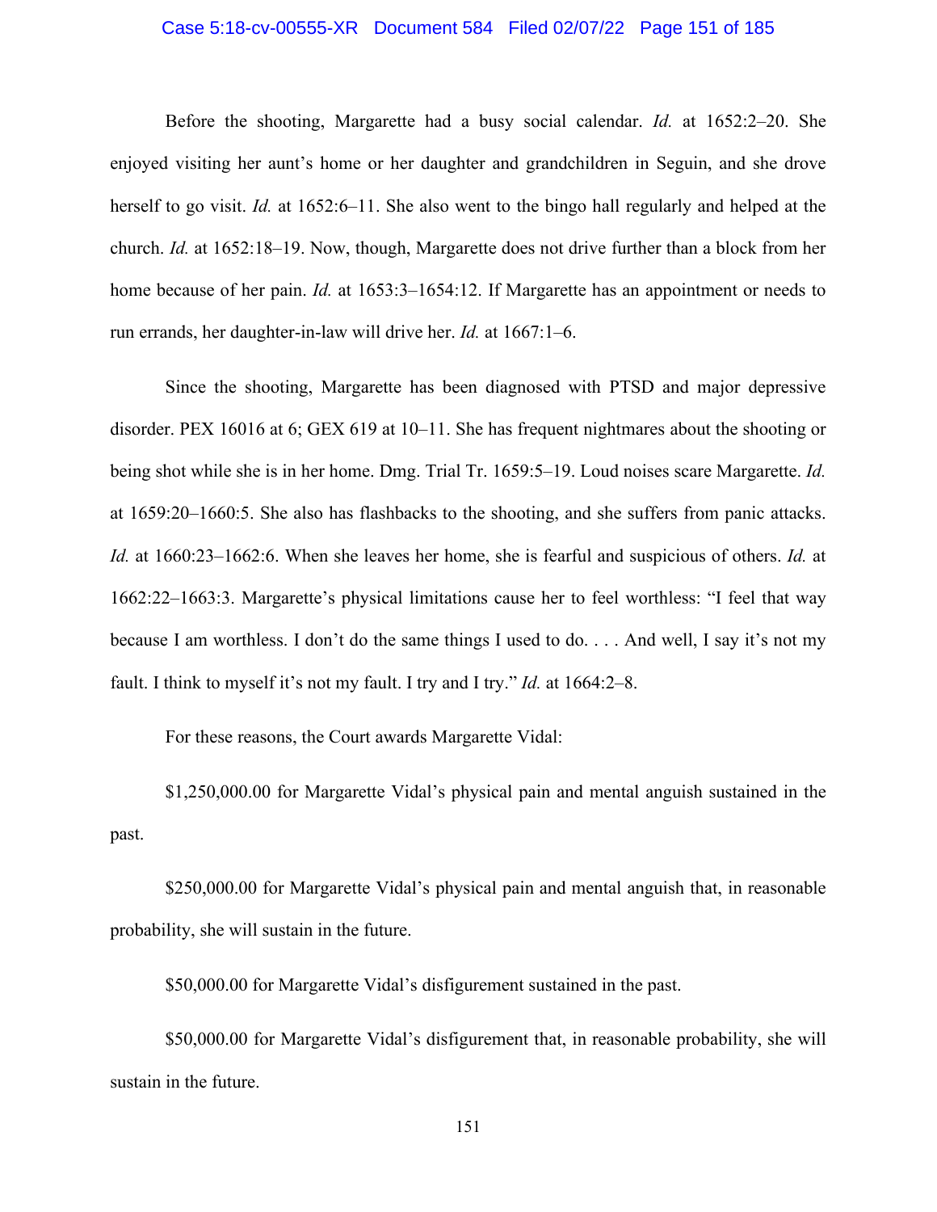Before the shooting, Margarette had a busy social calendar. *Id.* at 1652:2–20. She enjoyed visiting her aunt's home or her daughter and grandchildren in Seguin, and she drove herself to go visit. *Id.* at 1652:6–11. She also went to the bingo hall regularly and helped at the church. *Id.* at 1652:18–19. Now, though, Margarette does not drive further than a block from her home because of her pain. *Id.* at 1653:3–1654:12. If Margarette has an appointment or needs to run errands, her daughter-in-law will drive her. *Id.* at 1667:1–6.

Since the shooting, Margarette has been diagnosed with PTSD and major depressive disorder. PEX 16016 at 6; GEX 619 at 10–11. She has frequent nightmares about the shooting or being shot while she is in her home. Dmg. Trial Tr. 1659:5–19. Loud noises scare Margarette. *Id.* at 1659:20–1660:5. She also has flashbacks to the shooting, and she suffers from panic attacks. *Id.* at 1660:23–1662:6. When she leaves her home, she is fearful and suspicious of others. *Id.* at 1662:22–1663:3. Margarette's physical limitations cause her to feel worthless: "I feel that way because I am worthless. I don't do the same things I used to do. . . . And well, I say it's not my fault. I think to myself it's not my fault. I try and I try." *Id.* at 1664:2–8.

For these reasons, the Court awards Margarette Vidal:

$1,250,000.00 for Margarette Vidal's physical pain and mental anguish sustained in the past.

$250,000.00 for Margarette Vidal's physical pain and mental anguish that, in reasonable probability, she will sustain in the future.

$50,000.00 for Margarette Vidal's disfigurement sustained in the past.

$50,000.00 for Margarette Vidal's disfigurement that, in reasonable probability, she will sustain in the future.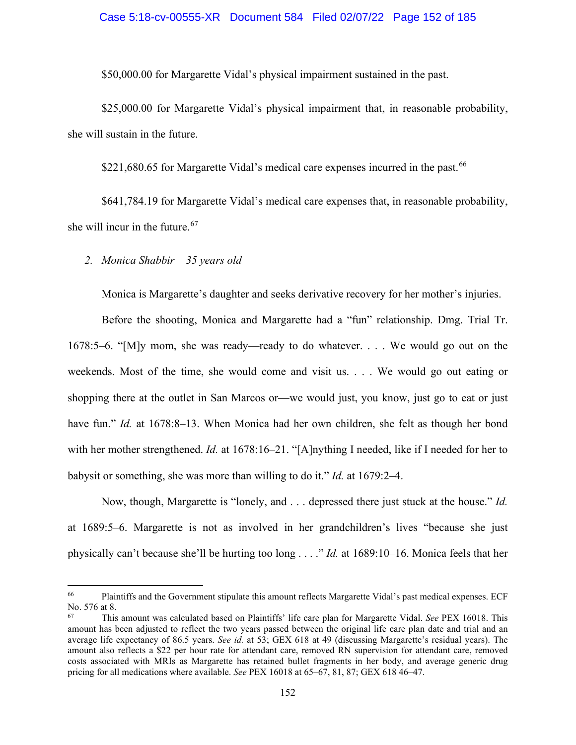$50,000.00 for Margarette Vidal's physical impairment sustained in the past.

$25,000.00 for Margarette Vidal's physical impairment that, in reasonable probability, she will sustain in the future.

$221,680.65 for Margarette Vidal's medical care expenses incurred in the past.[66]

$641,784.19 for Margarette Vidal's medical care expenses that, in reasonable probability, she will incur in the future.[67]

*2. Monica Shabbir – 35 years old*

Monica is Margarette's daughter and seeks derivative recovery for her mother's injuries.

Before the shooting, Monica and Margarette had a "fun" relationship. Dmg. Trial Tr. 1678:5–6. "[M]y mom, she was ready—ready to do whatever. . . . We would go out on the weekends. Most of the time, she would come and visit us. . . . We would go out eating or shopping there at the outlet in San Marcos or—we would just, you know, just go to eat or just have fun." *Id.* at 1678:8–13. When Monica had her own children, she felt as though her bond with her mother strengthened. *Id.* at 1678:16–21. "[A]nything I needed, like if I needed for her to babysit or something, she was more than willing to do it." *Id.* at 1679:2–4.

Now, though, Margarette is "lonely, and . . . depressed there just stuck at the house." *Id.* at 1689:5–6. Margarette is not as involved in her grandchildren's lives "because she just physically can't because she'll be hurting too long . . . ." *Id.* at 1689:10–16. Monica feels that her

---

[66] Plaintiffs and the Government stipulate this amount reflects Margarette Vidal's past medical expenses. ECF No. 576 at 8.

[67] This amount was calculated based on Plaintiffs' life care plan for Margarette Vidal. *See* PEX 16018. This amount has been adjusted to reflect the two years passed between the original life care plan date and trial and an average life expectancy of 86.5 years. *See id.* at 53; GEX 618 at 49 (discussing Margarette's residual years). The amount also reflects a $22 per hour rate for attendant care, removed RN supervision for attendant care, removed costs associated with MRIs as Margarette has retained bullet fragments in her body, and average generic drug pricing for all medications where available. *See* PEX 16018 at 65–67, 81, 87; GEX 618 46–47.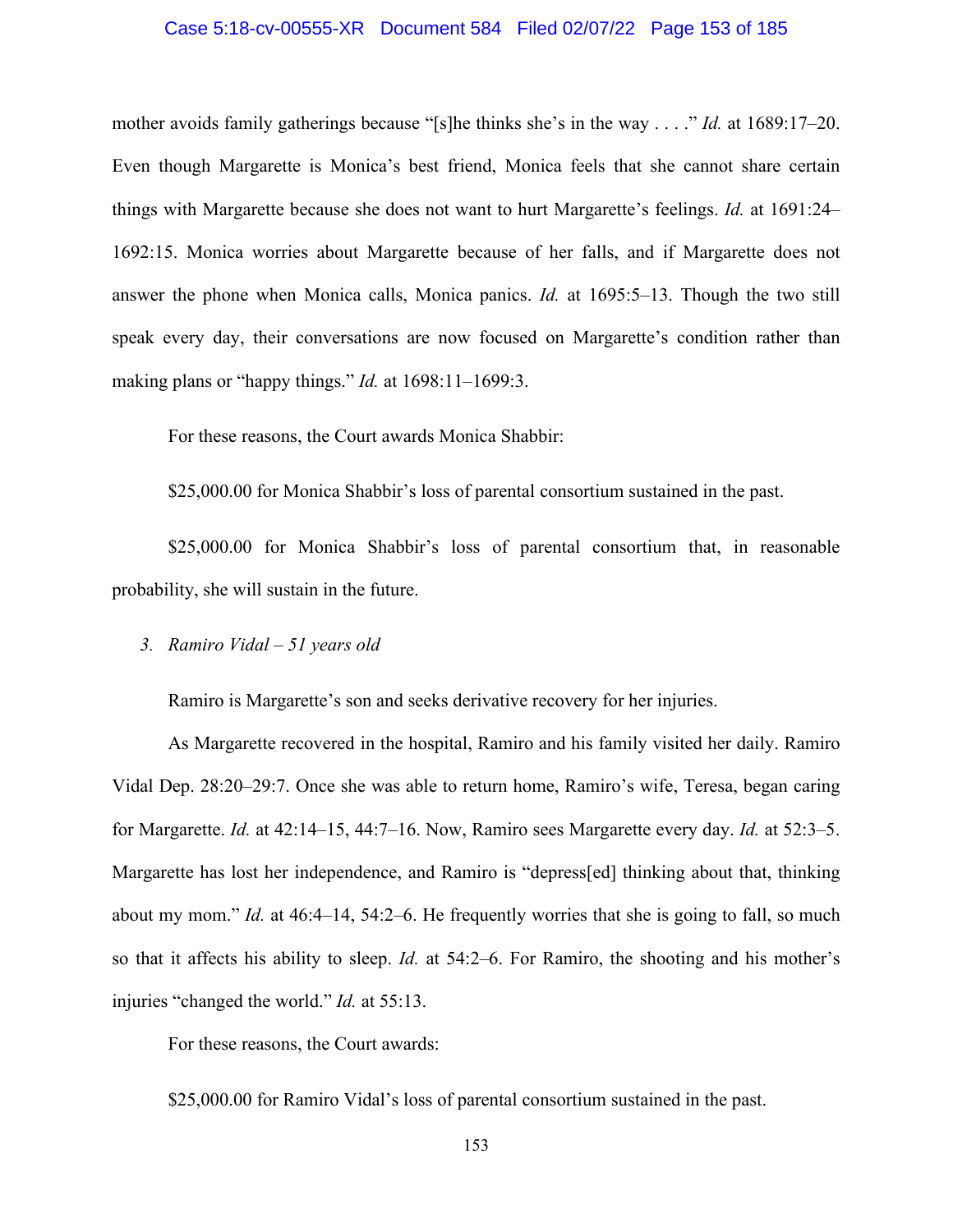mother avoids family gatherings because "[s]he thinks she's in the way . . . ." *Id.* at 1689:17–20. Even though Margarette is Monica's best friend, Monica feels that she cannot share certain things with Margarette because she does not want to hurt Margarette's feelings. *Id.* at 1691:24–1692:15. Monica worries about Margarette because of her falls, and if Margarette does not answer the phone when Monica calls, Monica panics. *Id.* at 1695:5–13. Though the two still speak every day, their conversations are now focused on Margarette's condition rather than making plans or "happy things." *Id.* at 1698:11–1699:3.

For these reasons, the Court awards Monica Shabbir:

$25,000.00 for Monica Shabbir's loss of parental consortium sustained in the past.

$25,000.00 for Monica Shabbir's loss of parental consortium that, in reasonable probability, she will sustain in the future.

*3. Ramiro Vidal – 51 years old*

Ramiro is Margarette's son and seeks derivative recovery for her injuries.

As Margarette recovered in the hospital, Ramiro and his family visited her daily. Ramiro Vidal Dep. 28:20–29:7. Once she was able to return home, Ramiro's wife, Teresa, began caring for Margarette. *Id.* at 42:14–15, 44:7–16. Now, Ramiro sees Margarette every day. *Id.* at 52:3–5. Margarette has lost her independence, and Ramiro is "depress[ed] thinking about that, thinking about my mom." *Id.* at 46:4–14, 54:2–6. He frequently worries that she is going to fall, so much so that it affects his ability to sleep. *Id.* at 54:2–6. For Ramiro, the shooting and his mother's injuries "changed the world." *Id.* at 55:13.

For these reasons, the Court awards:

$25,000.00 for Ramiro Vidal's loss of parental consortium sustained in the past.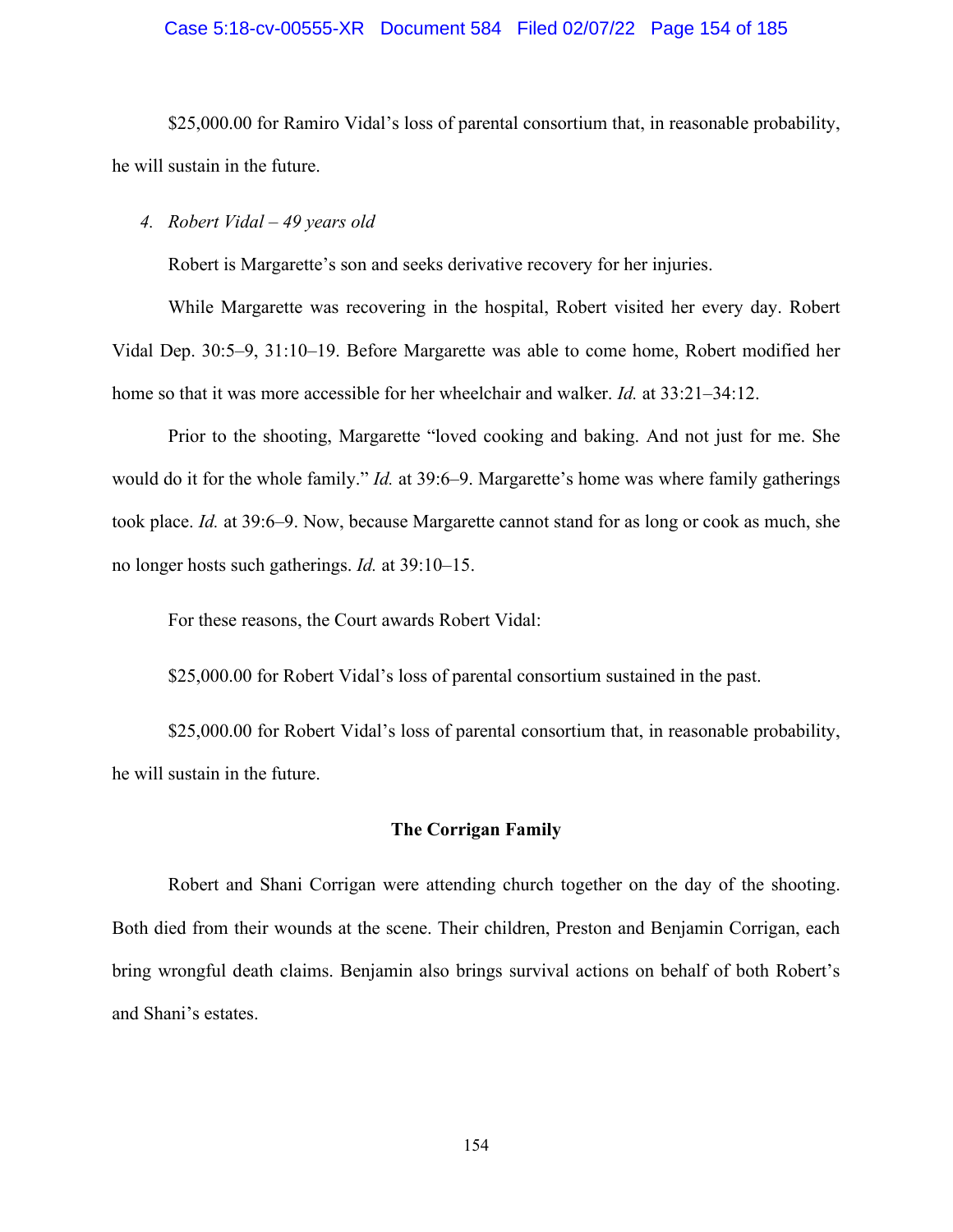$25,000.00 for Ramiro Vidal's loss of parental consortium that, in reasonable probability, he will sustain in the future.

*4. Robert Vidal – 49 years old*

Robert is Margarette's son and seeks derivative recovery for her injuries.

While Margarette was recovering in the hospital, Robert visited her every day. Robert Vidal Dep. 30:5–9, 31:10–19. Before Margarette was able to come home, Robert modified her home so that it was more accessible for her wheelchair and walker. *Id.* at 33:21–34:12.

Prior to the shooting, Margarette "loved cooking and baking. And not just for me. She would do it for the whole family." *Id.* at 39:6–9. Margarette's home was where family gatherings took place. *Id.* at 39:6–9. Now, because Margarette cannot stand for as long or cook as much, she no longer hosts such gatherings. *Id.* at 39:10–15.

For these reasons, the Court awards Robert Vidal:

$25,000.00 for Robert Vidal's loss of parental consortium sustained in the past.

$25,000.00 for Robert Vidal's loss of parental consortium that, in reasonable probability, he will sustain in the future.

**The Corrigan Family**

Robert and Shani Corrigan were attending church together on the day of the shooting. Both died from their wounds at the scene. Their children, Preston and Benjamin Corrigan, each bring wrongful death claims. Benjamin also brings survival actions on behalf of both Robert's and Shani's estates.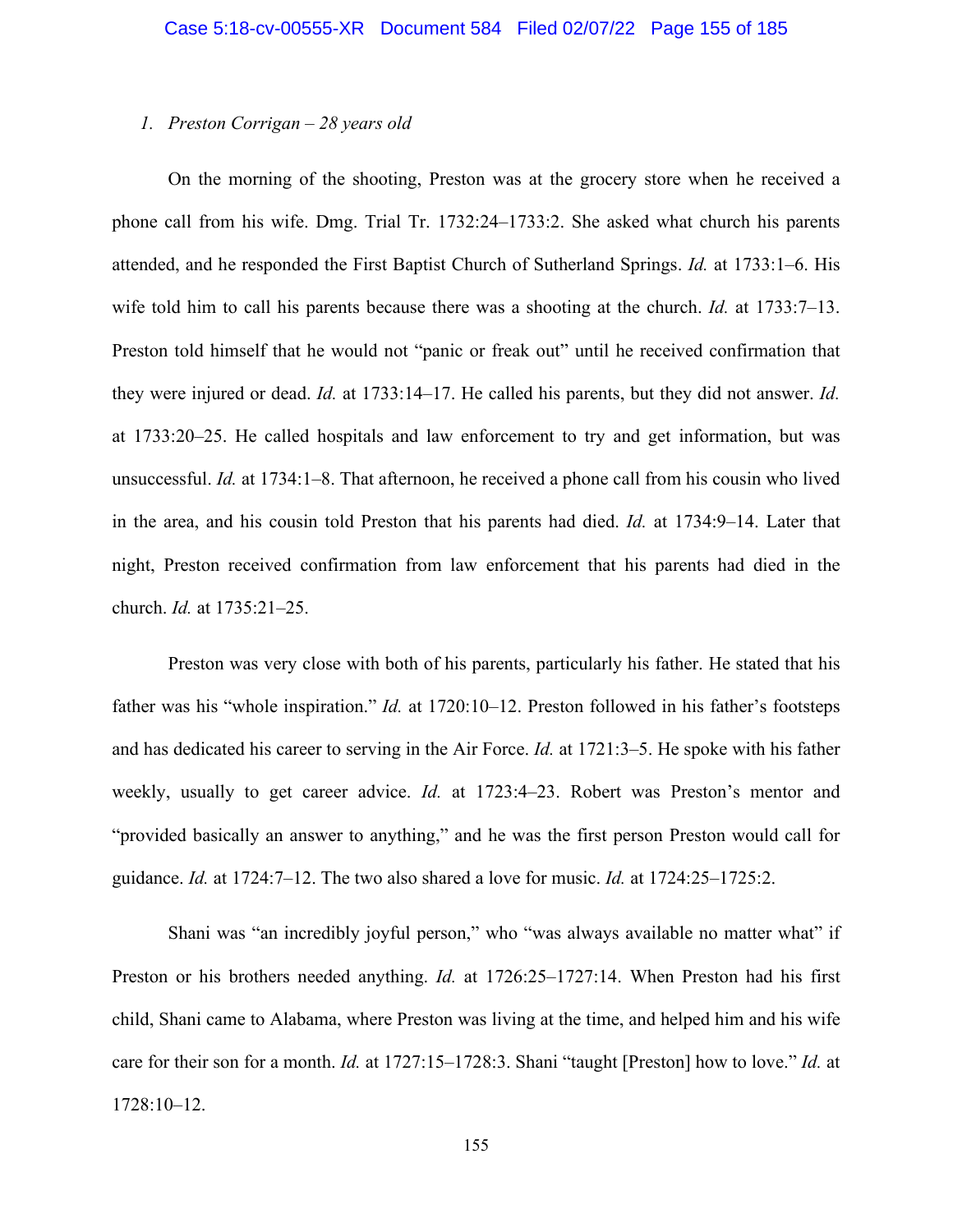*1. Preston Corrigan – 28 years old*

On the morning of the shooting, Preston was at the grocery store when he received a phone call from his wife. Dmg. Trial Tr. 1732:24–1733:2. She asked what church his parents attended, and he responded the First Baptist Church of Sutherland Springs. *Id.* at 1733:1–6. His wife told him to call his parents because there was a shooting at the church. *Id.* at 1733:7–13. Preston told himself that he would not "panic or freak out" until he received confirmation that they were injured or dead. *Id.* at 1733:14–17. He called his parents, but they did not answer. *Id.* at 1733:20–25. He called hospitals and law enforcement to try and get information, but was unsuccessful. *Id.* at 1734:1–8. That afternoon, he received a phone call from his cousin who lived in the area, and his cousin told Preston that his parents had died. *Id.* at 1734:9–14. Later that night, Preston received confirmation from law enforcement that his parents had died in the church. *Id.* at 1735:21–25.

Preston was very close with both of his parents, particularly his father. He stated that his father was his "whole inspiration." *Id.* at 1720:10–12. Preston followed in his father's footsteps and has dedicated his career to serving in the Air Force. *Id.* at 1721:3–5. He spoke with his father weekly, usually to get career advice. *Id.* at 1723:4–23. Robert was Preston's mentor and "provided basically an answer to anything," and he was the first person Preston would call for guidance. *Id.* at 1724:7–12. The two also shared a love for music. *Id.* at 1724:25–1725:2.

Shani was "an incredibly joyful person," who "was always available no matter what" if Preston or his brothers needed anything. *Id.* at 1726:25–1727:14. When Preston had his first child, Shani came to Alabama, where Preston was living at the time, and helped him and his wife care for their son for a month. *Id.* at 1727:15–1728:3. Shani "taught [Preston] how to love." *Id.* at 1728:10–12.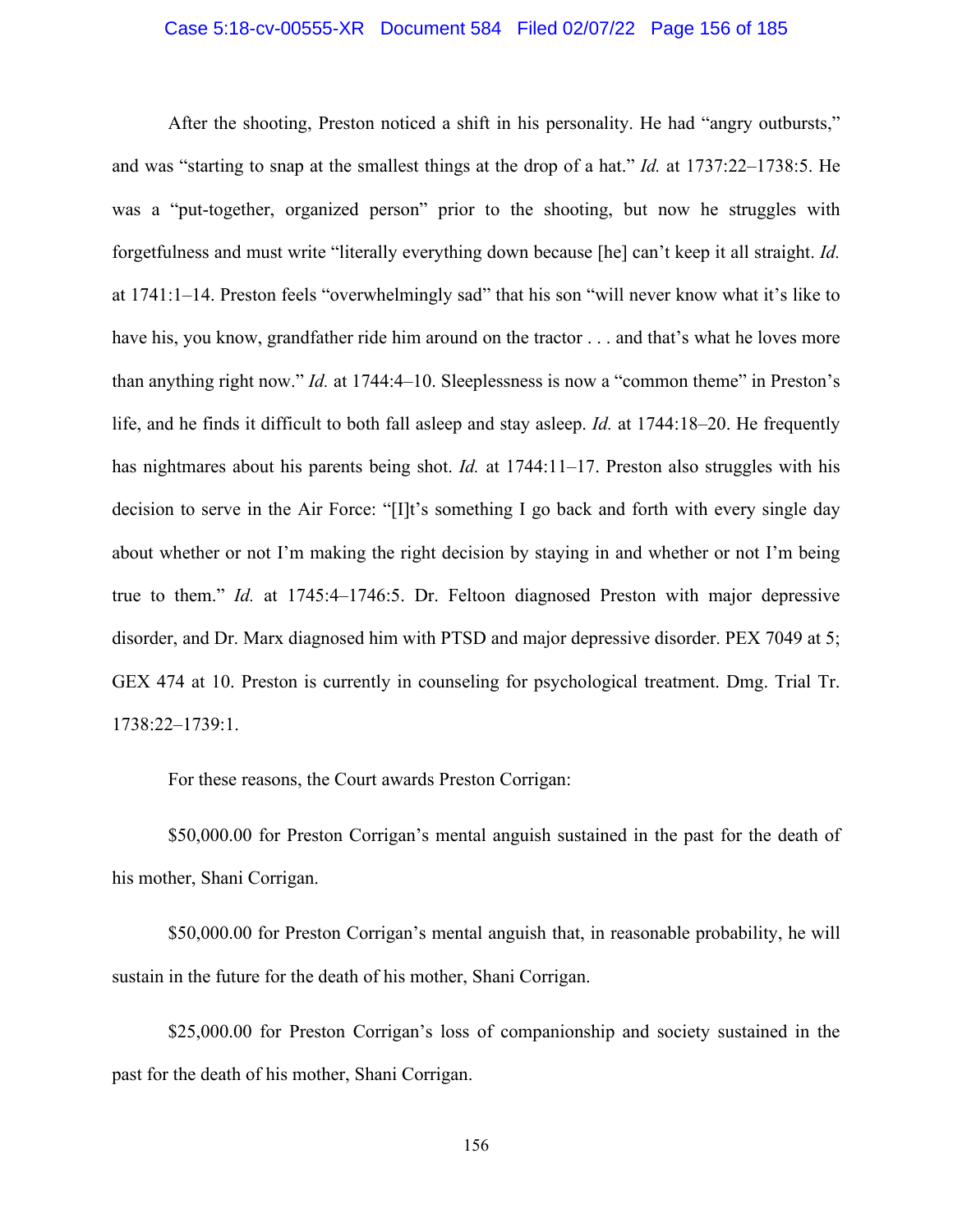After the shooting, Preston noticed a shift in his personality. He had "angry outbursts," and was "starting to snap at the smallest things at the drop of a hat." *Id.* at 1737:22–1738:5. He was a "put-together, organized person" prior to the shooting, but now he struggles with forgetfulness and must write "literally everything down because [he] can't keep it all straight. *Id.* at 1741:1–14. Preston feels "overwhelmingly sad" that his son "will never know what it's like to have his, you know, grandfather ride him around on the tractor . . . and that's what he loves more than anything right now." *Id.* at 1744:4–10. Sleeplessness is now a "common theme" in Preston's life, and he finds it difficult to both fall asleep and stay asleep. *Id.* at 1744:18–20. He frequently has nightmares about his parents being shot. *Id.* at 1744:11–17. Preston also struggles with his decision to serve in the Air Force: "[I]t's something I go back and forth with every single day about whether or not I'm making the right decision by staying in and whether or not I'm being true to them." *Id.* at 1745:4–1746:5. Dr. Feltoon diagnosed Preston with major depressive disorder, and Dr. Marx diagnosed him with PTSD and major depressive disorder. PEX 7049 at 5; GEX 474 at 10. Preston is currently in counseling for psychological treatment. Dmg. Trial Tr. 1738:22–1739:1.

For these reasons, the Court awards Preston Corrigan:

$50,000.00 for Preston Corrigan's mental anguish sustained in the past for the death of his mother, Shani Corrigan.

$50,000.00 for Preston Corrigan's mental anguish that, in reasonable probability, he will sustain in the future for the death of his mother, Shani Corrigan.

$25,000.00 for Preston Corrigan's loss of companionship and society sustained in the past for the death of his mother, Shani Corrigan.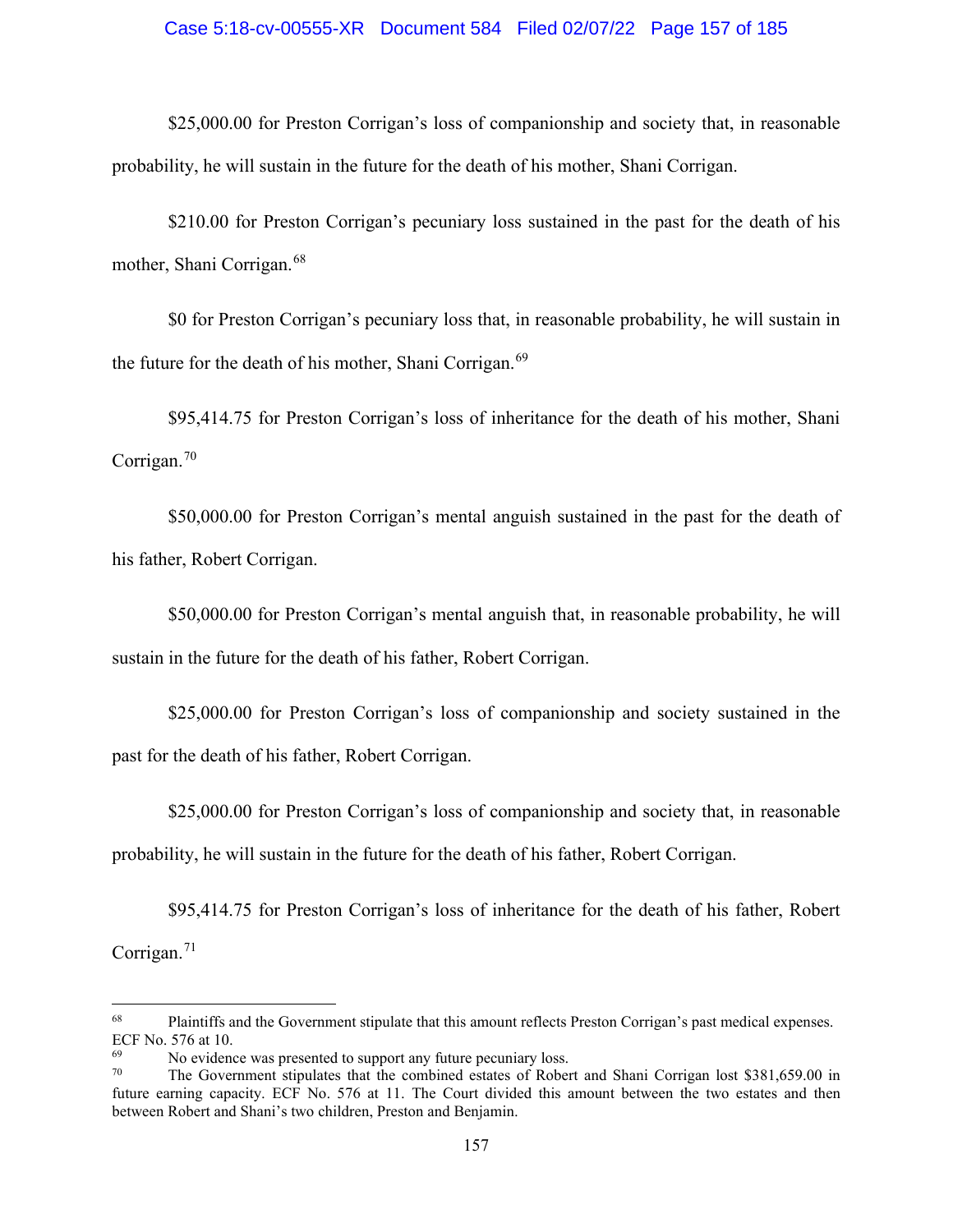$25,000.00 for Preston Corrigan's loss of companionship and society that, in reasonable probability, he will sustain in the future for the death of his mother, Shani Corrigan.

$210.00 for Preston Corrigan's pecuniary loss sustained in the past for the death of his mother, Shani Corrigan.[68]

$0 for Preston Corrigan's pecuniary loss that, in reasonable probability, he will sustain in the future for the death of his mother, Shani Corrigan.[69]

$95,414.75 for Preston Corrigan's loss of inheritance for the death of his mother, Shani Corrigan.[70]

$50,000.00 for Preston Corrigan's mental anguish sustained in the past for the death of his father, Robert Corrigan.

$50,000.00 for Preston Corrigan's mental anguish that, in reasonable probability, he will sustain in the future for the death of his father, Robert Corrigan.

$25,000.00 for Preston Corrigan's loss of companionship and society sustained in the past for the death of his father, Robert Corrigan.

$25,000.00 for Preston Corrigan's loss of companionship and society that, in reasonable probability, he will sustain in the future for the death of his father, Robert Corrigan.

$95,414.75 for Preston Corrigan's loss of inheritance for the death of his father, Robert Corrigan.[71]

---

[68] Plaintiffs and the Government stipulate that this amount reflects Preston Corrigan's past medical expenses. ECF No. 576 at 10.

[69] No evidence was presented to support any future pecuniary loss.

[70] The Government stipulates that the combined estates of Robert and Shani Corrigan lost $381,659.00 in future earning capacity. ECF No. 576 at 11. The Court divided this amount between the two estates and then between Robert and Shani's two children, Preston and Benjamin.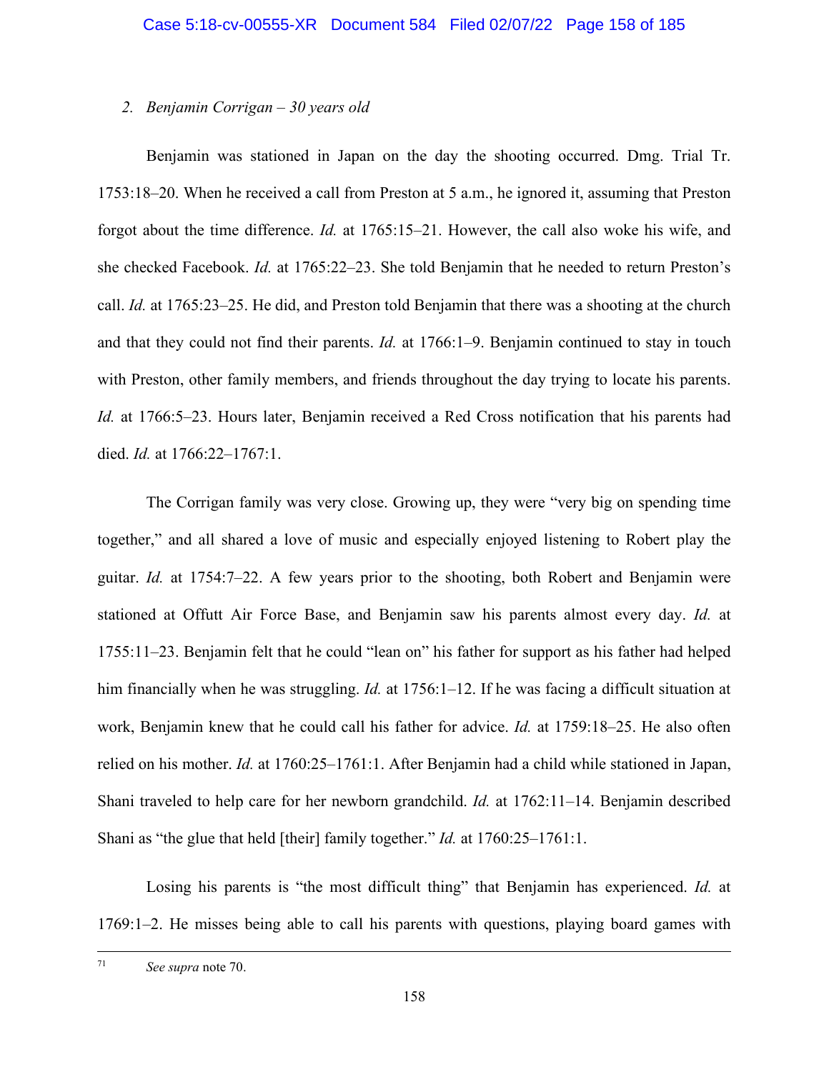2. *Benjamin Corrigan – 30 years old*

Benjamin was stationed in Japan on the day the shooting occurred. Dmg. Trial Tr. 1753:18–20. When he received a call from Preston at 5 a.m., he ignored it, assuming that Preston forgot about the time difference. *Id.* at 1765:15–21. However, the call also woke his wife, and she checked Facebook. *Id.* at 1765:22–23. She told Benjamin that he needed to return Preston's call. *Id.* at 1765:23–25. He did, and Preston told Benjamin that there was a shooting at the church and that they could not find their parents. *Id.* at 1766:1–9. Benjamin continued to stay in touch with Preston, other family members, and friends throughout the day trying to locate his parents. *Id.* at 1766:5–23. Hours later, Benjamin received a Red Cross notification that his parents had died. *Id.* at 1766:22–1767:1.

The Corrigan family was very close. Growing up, they were "very big on spending time together," and all shared a love of music and especially enjoyed listening to Robert play the guitar. *Id.* at 1754:7–22. A few years prior to the shooting, both Robert and Benjamin were stationed at Offutt Air Force Base, and Benjamin saw his parents almost every day. *Id.* at 1755:11–23. Benjamin felt that he could "lean on" his father for support as his father had helped him financially when he was struggling. *Id.* at 1756:1–12. If he was facing a difficult situation at work, Benjamin knew that he could call his father for advice. *Id.* at 1759:18–25. He also often relied on his mother. *Id.* at 1760:25–1761:1. After Benjamin had a child while stationed in Japan, Shani traveled to help care for her newborn grandchild. *Id.* at 1762:11–14. Benjamin described Shani as "the glue that held [their] family together." *Id.* at 1760:25–1761:1.

Losing his parents is "the most difficult thing" that Benjamin has experienced. *Id.* at 1769:1–2. He misses being able to call his parents with questions, playing board games with

---

[71] *See supra* note 70.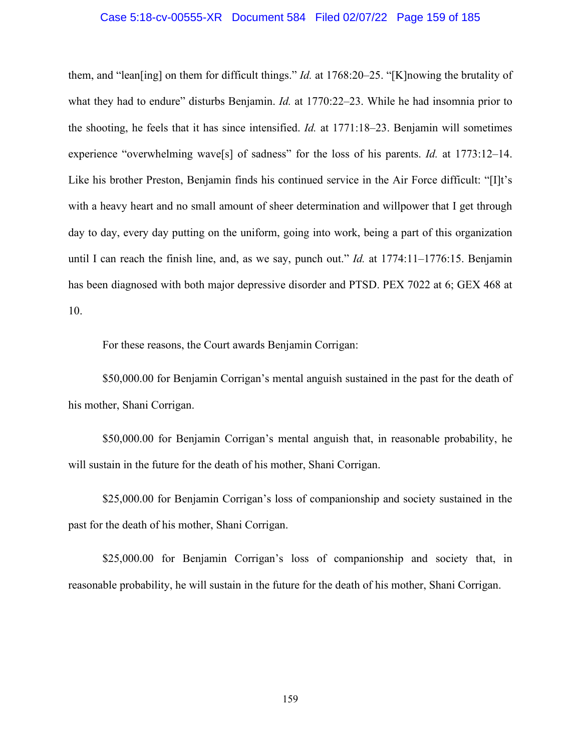them, and "lean[ing] on them for difficult things." *Id.* at 1768:20–25. "[K]nowing the brutality of what they had to endure" disturbs Benjamin. *Id.* at 1770:22–23. While he had insomnia prior to the shooting, he feels that it has since intensified. *Id.* at 1771:18–23. Benjamin will sometimes experience "overwhelming wave[s] of sadness" for the loss of his parents. *Id.* at 1773:12–14. Like his brother Preston, Benjamin finds his continued service in the Air Force difficult: "[I]t's with a heavy heart and no small amount of sheer determination and willpower that I get through day to day, every day putting on the uniform, going into work, being a part of this organization until I can reach the finish line, and, as we say, punch out." *Id.* at 1774:11–1776:15. Benjamin has been diagnosed with both major depressive disorder and PTSD. PEX 7022 at 6; GEX 468 at 10.

For these reasons, the Court awards Benjamin Corrigan:

$50,000.00 for Benjamin Corrigan's mental anguish sustained in the past for the death of his mother, Shani Corrigan.

$50,000.00 for Benjamin Corrigan's mental anguish that, in reasonable probability, he will sustain in the future for the death of his mother, Shani Corrigan.

$25,000.00 for Benjamin Corrigan's loss of companionship and society sustained in the past for the death of his mother, Shani Corrigan.

$25,000.00 for Benjamin Corrigan's loss of companionship and society that, in reasonable probability, he will sustain in the future for the death of his mother, Shani Corrigan.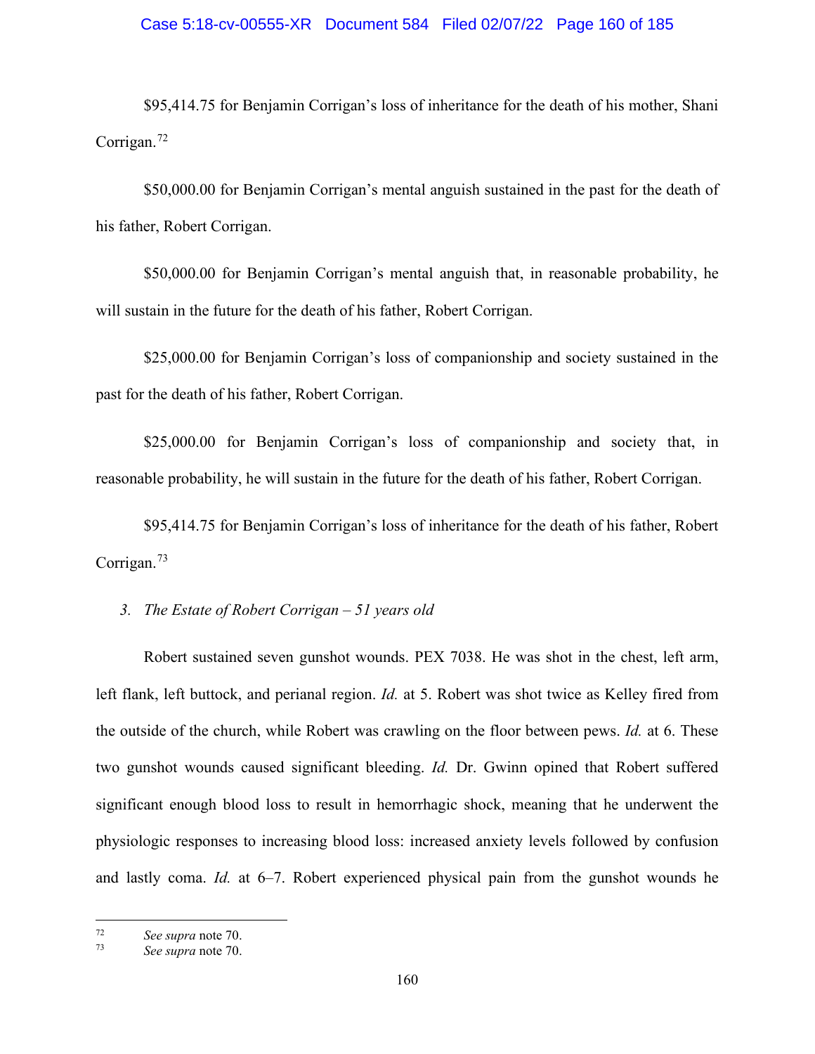$95,414.75 for Benjamin Corrigan's loss of inheritance for the death of his mother, Shani Corrigan.[72]

$50,000.00 for Benjamin Corrigan's mental anguish sustained in the past for the death of his father, Robert Corrigan.

$50,000.00 for Benjamin Corrigan's mental anguish that, in reasonable probability, he will sustain in the future for the death of his father, Robert Corrigan.

$25,000.00 for Benjamin Corrigan's loss of companionship and society sustained in the past for the death of his father, Robert Corrigan.

$25,000.00 for Benjamin Corrigan's loss of companionship and society that, in reasonable probability, he will sustain in the future for the death of his father, Robert Corrigan.

$95,414.75 for Benjamin Corrigan's loss of inheritance for the death of his father, Robert Corrigan.[73]

### 3. *The Estate of Robert Corrigan – 51 years old*

Robert sustained seven gunshot wounds. PEX 7038. He was shot in the chest, left arm, left flank, left buttock, and perianal region. *Id.* at 5. Robert was shot twice as Kelley fired from the outside of the church, while Robert was crawling on the floor between pews. *Id.* at 6. These two gunshot wounds caused significant bleeding. *Id.* Dr. Gwinn opined that Robert suffered significant enough blood loss to result in hemorrhagic shock, meaning that he underwent the physiologic responses to increasing blood loss: increased anxiety levels followed by confusion and lastly coma. *Id.* at 6–7. Robert experienced physical pain from the gunshot wounds he

---

[72] *See supra* note 70.

[73] *See supra* note 70.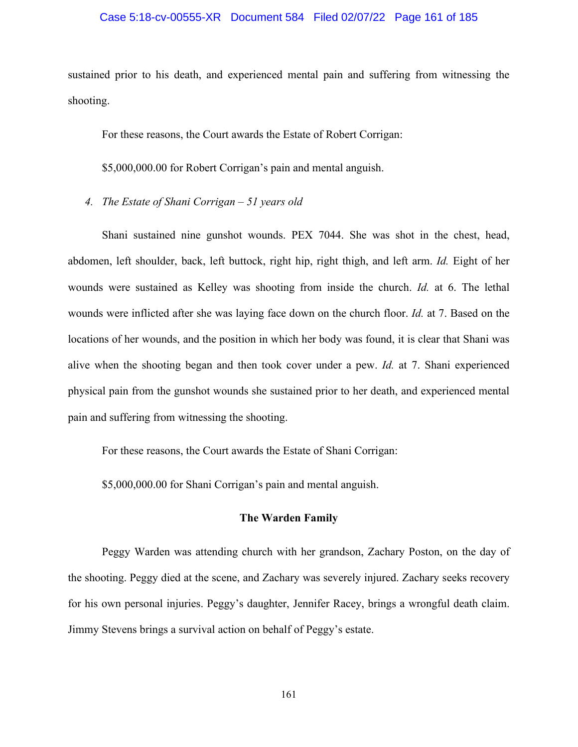sustained prior to his death, and experienced mental pain and suffering from witnessing the shooting.

For these reasons, the Court awards the Estate of Robert Corrigan:

$5,000,000.00 for Robert Corrigan's pain and mental anguish.

*4. The Estate of Shani Corrigan – 51 years old*

Shani sustained nine gunshot wounds. PEX 7044. She was shot in the chest, head, abdomen, left shoulder, back, left buttock, right hip, right thigh, and left arm. *Id.* Eight of her wounds were sustained as Kelley was shooting from inside the church. *Id.* at 6. The lethal wounds were inflicted after she was laying face down on the church floor. *Id.* at 7. Based on the locations of her wounds, and the position in which her body was found, it is clear that Shani was alive when the shooting began and then took cover under a pew. *Id.* at 7. Shani experienced physical pain from the gunshot wounds she sustained prior to her death, and experienced mental pain and suffering from witnessing the shooting.

For these reasons, the Court awards the Estate of Shani Corrigan:

$5,000,000.00 for Shani Corrigan's pain and mental anguish.

**The Warden Family**

Peggy Warden was attending church with her grandson, Zachary Poston, on the day of the shooting. Peggy died at the scene, and Zachary was severely injured. Zachary seeks recovery for his own personal injuries. Peggy's daughter, Jennifer Racey, brings a wrongful death claim. Jimmy Stevens brings a survival action on behalf of Peggy's estate.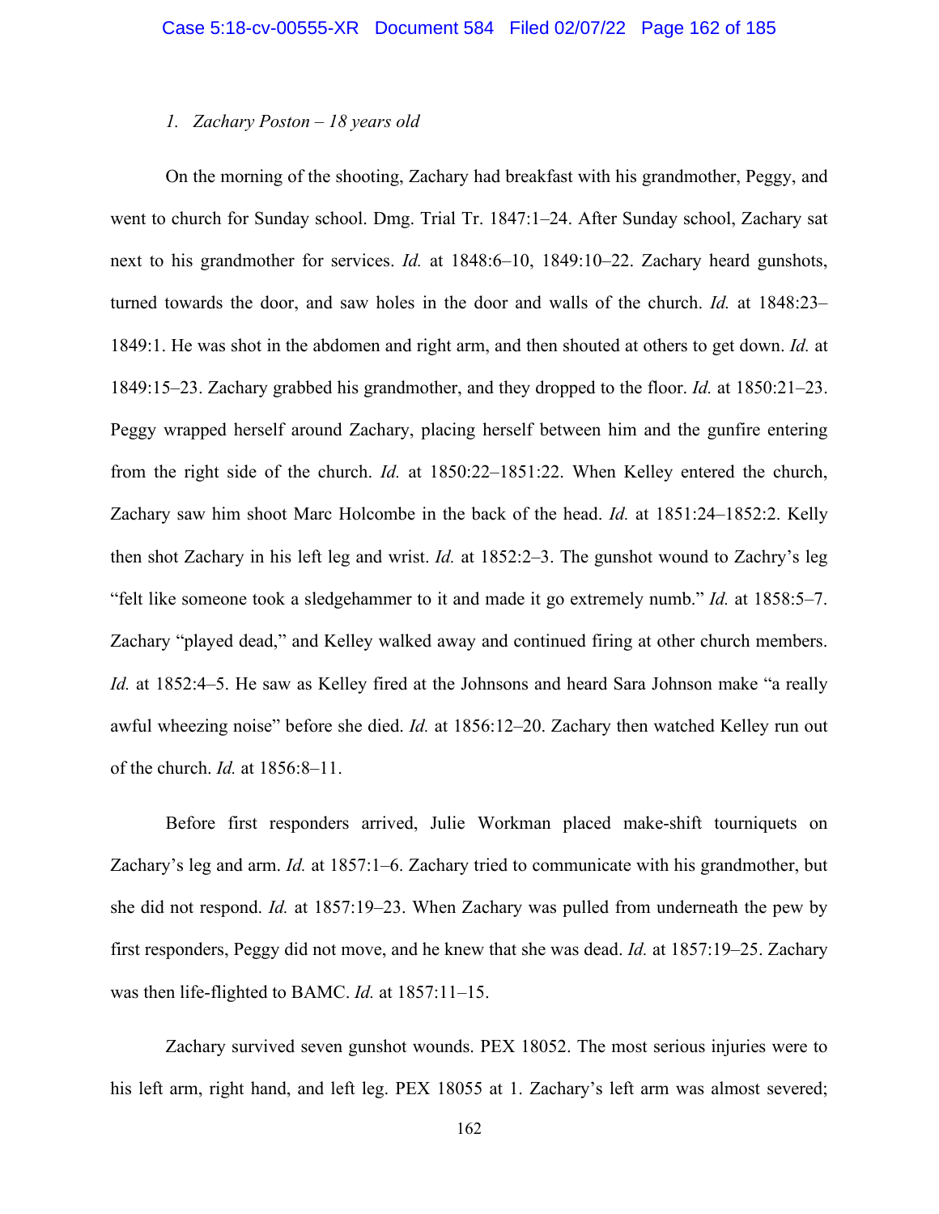*1. Zachary Poston – 18 years old*

On the morning of the shooting, Zachary had breakfast with his grandmother, Peggy, and went to church for Sunday school. Dmg. Trial Tr. 1847:1–24. After Sunday school, Zachary sat next to his grandmother for services. *Id.* at 1848:6–10, 1849:10–22. Zachary heard gunshots, turned towards the door, and saw holes in the door and walls of the church. *Id.* at 1848:23–1849:1. He was shot in the abdomen and right arm, and then shouted at others to get down. *Id.* at 1849:15–23. Zachary grabbed his grandmother, and they dropped to the floor. *Id.* at 1850:21–23. Peggy wrapped herself around Zachary, placing herself between him and the gunfire entering from the right side of the church. *Id.* at 1850:22–1851:22. When Kelley entered the church, Zachary saw him shoot Marc Holcombe in the back of the head. *Id.* at 1851:24–1852:2. Kelly then shot Zachary in his left leg and wrist. *Id.* at 1852:2–3. The gunshot wound to Zachry's leg "felt like someone took a sledgehammer to it and made it go extremely numb." *Id.* at 1858:5–7. Zachary "played dead," and Kelley walked away and continued firing at other church members. *Id.* at 1852:4–5. He saw as Kelley fired at the Johnsons and heard Sara Johnson make "a really awful wheezing noise" before she died. *Id.* at 1856:12–20. Zachary then watched Kelley run out of the church. *Id.* at 1856:8–11.

Before first responders arrived, Julie Workman placed make-shift tourniquets on Zachary's leg and arm. *Id.* at 1857:1–6. Zachary tried to communicate with his grandmother, but she did not respond. *Id.* at 1857:19–23. When Zachary was pulled from underneath the pew by first responders, Peggy did not move, and he knew that she was dead. *Id.* at 1857:19–25. Zachary was then life-flighted to BAMC. *Id.* at 1857:11–15.

Zachary survived seven gunshot wounds. PEX 18052. The most serious injuries were to his left arm, right hand, and left leg. PEX 18055 at 1. Zachary's left arm was almost severed;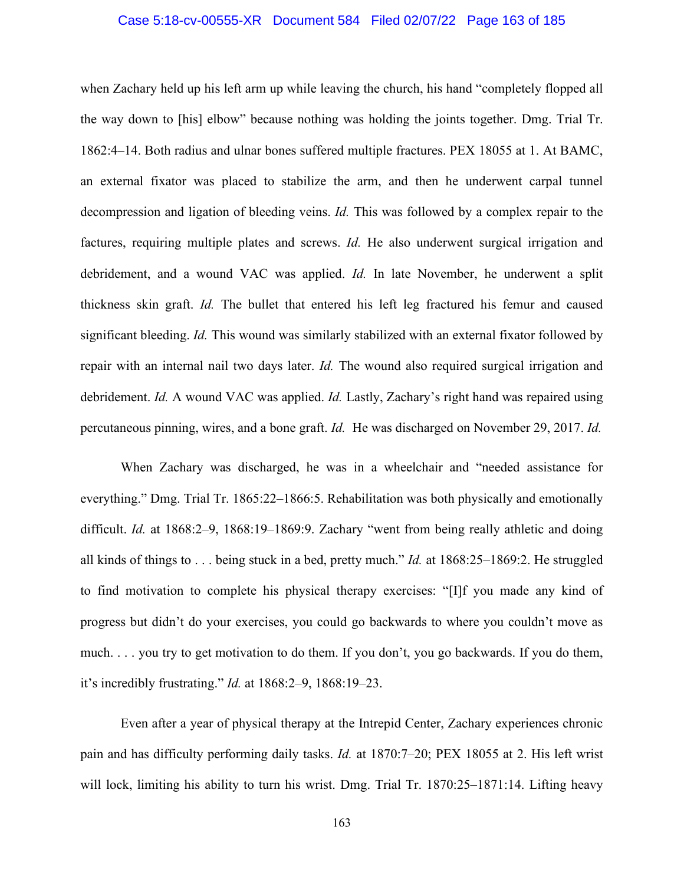when Zachary held up his left arm up while leaving the church, his hand "completely flopped all the way down to [his] elbow" because nothing was holding the joints together. Dmg. Trial Tr. 1862:4–14. Both radius and ulnar bones suffered multiple fractures. PEX 18055 at 1. At BAMC, an external fixator was placed to stabilize the arm, and then he underwent carpal tunnel decompression and ligation of bleeding veins. *Id.* This was followed by a complex repair to the factures, requiring multiple plates and screws. *Id.* He also underwent surgical irrigation and debridement, and a wound VAC was applied. *Id.* In late November, he underwent a split thickness skin graft. *Id.* The bullet that entered his left leg fractured his femur and caused significant bleeding. *Id.* This wound was similarly stabilized with an external fixator followed by repair with an internal nail two days later. *Id.* The wound also required surgical irrigation and debridement. *Id.* A wound VAC was applied. *Id.* Lastly, Zachary's right hand was repaired using percutaneous pinning, wires, and a bone graft. *Id.* He was discharged on November 29, 2017. *Id.*

When Zachary was discharged, he was in a wheelchair and "needed assistance for everything." Dmg. Trial Tr. 1865:22–1866:5. Rehabilitation was both physically and emotionally difficult. *Id.* at 1868:2–9, 1868:19–1869:9. Zachary "went from being really athletic and doing all kinds of things to . . . being stuck in a bed, pretty much." *Id.* at 1868:25–1869:2. He struggled to find motivation to complete his physical therapy exercises: "[I]f you made any kind of progress but didn't do your exercises, you could go backwards to where you couldn't move as much. . . . you try to get motivation to do them. If you don't, you go backwards. If you do them, it's incredibly frustrating." *Id.* at 1868:2–9, 1868:19–23.

Even after a year of physical therapy at the Intrepid Center, Zachary experiences chronic pain and has difficulty performing daily tasks. *Id.* at 1870:7–20; PEX 18055 at 2. His left wrist will lock, limiting his ability to turn his wrist. Dmg. Trial Tr. 1870:25–1871:14. Lifting heavy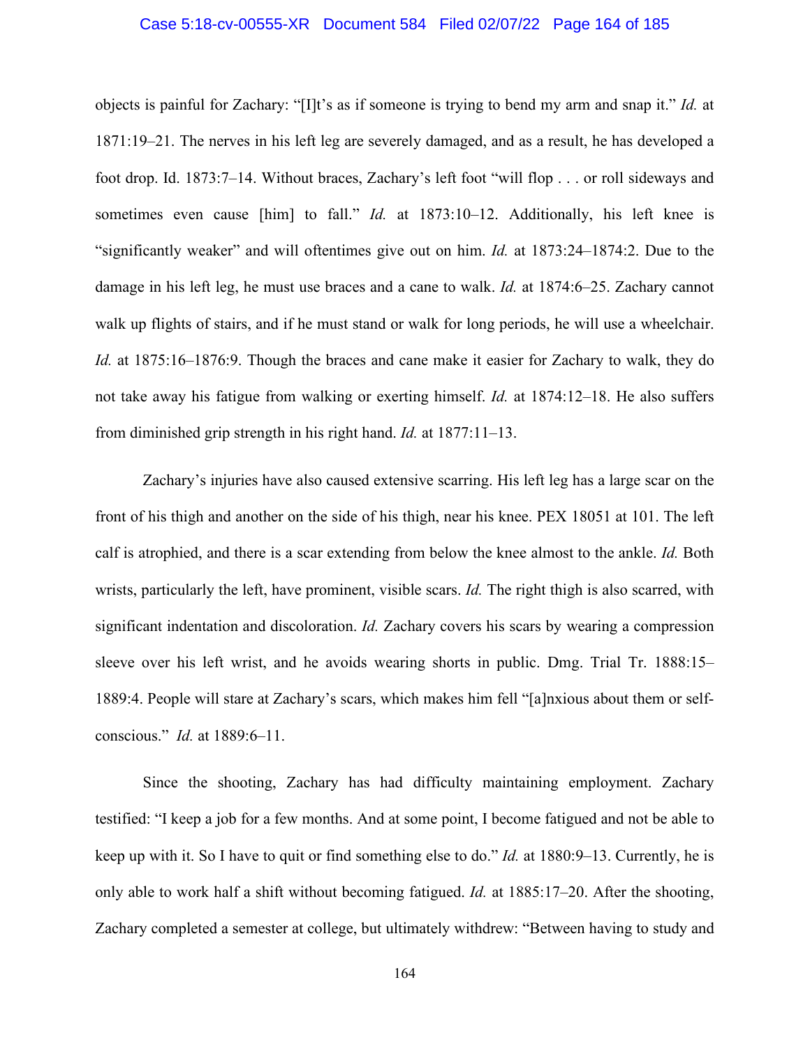objects is painful for Zachary: "[I]t's as if someone is trying to bend my arm and snap it." *Id.* at 1871:19–21. The nerves in his left leg are severely damaged, and as a result, he has developed a foot drop. Id. 1873:7–14. Without braces, Zachary's left foot "will flop . . . or roll sideways and sometimes even cause [him] to fall." *Id.* at 1873:10–12. Additionally, his left knee is "significantly weaker" and will oftentimes give out on him. *Id.* at 1873:24–1874:2. Due to the damage in his left leg, he must use braces and a cane to walk. *Id.* at 1874:6–25. Zachary cannot walk up flights of stairs, and if he must stand or walk for long periods, he will use a wheelchair. *Id.* at 1875:16–1876:9. Though the braces and cane make it easier for Zachary to walk, they do not take away his fatigue from walking or exerting himself. *Id.* at 1874:12–18. He also suffers from diminished grip strength in his right hand. *Id.* at 1877:11–13.

Zachary's injuries have also caused extensive scarring. His left leg has a large scar on the front of his thigh and another on the side of his thigh, near his knee. PEX 18051 at 101. The left calf is atrophied, and there is a scar extending from below the knee almost to the ankle. *Id.* Both wrists, particularly the left, have prominent, visible scars. *Id.* The right thigh is also scarred, with significant indentation and discoloration. *Id.* Zachary covers his scars by wearing a compression sleeve over his left wrist, and he avoids wearing shorts in public. Dmg. Trial Tr. 1888:15–1889:4. People will stare at Zachary's scars, which makes him fell "[a]nxious about them or self-conscious." *Id.* at 1889:6–11.

Since the shooting, Zachary has had difficulty maintaining employment. Zachary testified: "I keep a job for a few months. And at some point, I become fatigued and not be able to keep up with it. So I have to quit or find something else to do." *Id.* at 1880:9–13. Currently, he is only able to work half a shift without becoming fatigued. *Id.* at 1885:17–20. After the shooting, Zachary completed a semester at college, but ultimately withdrew: "Between having to study and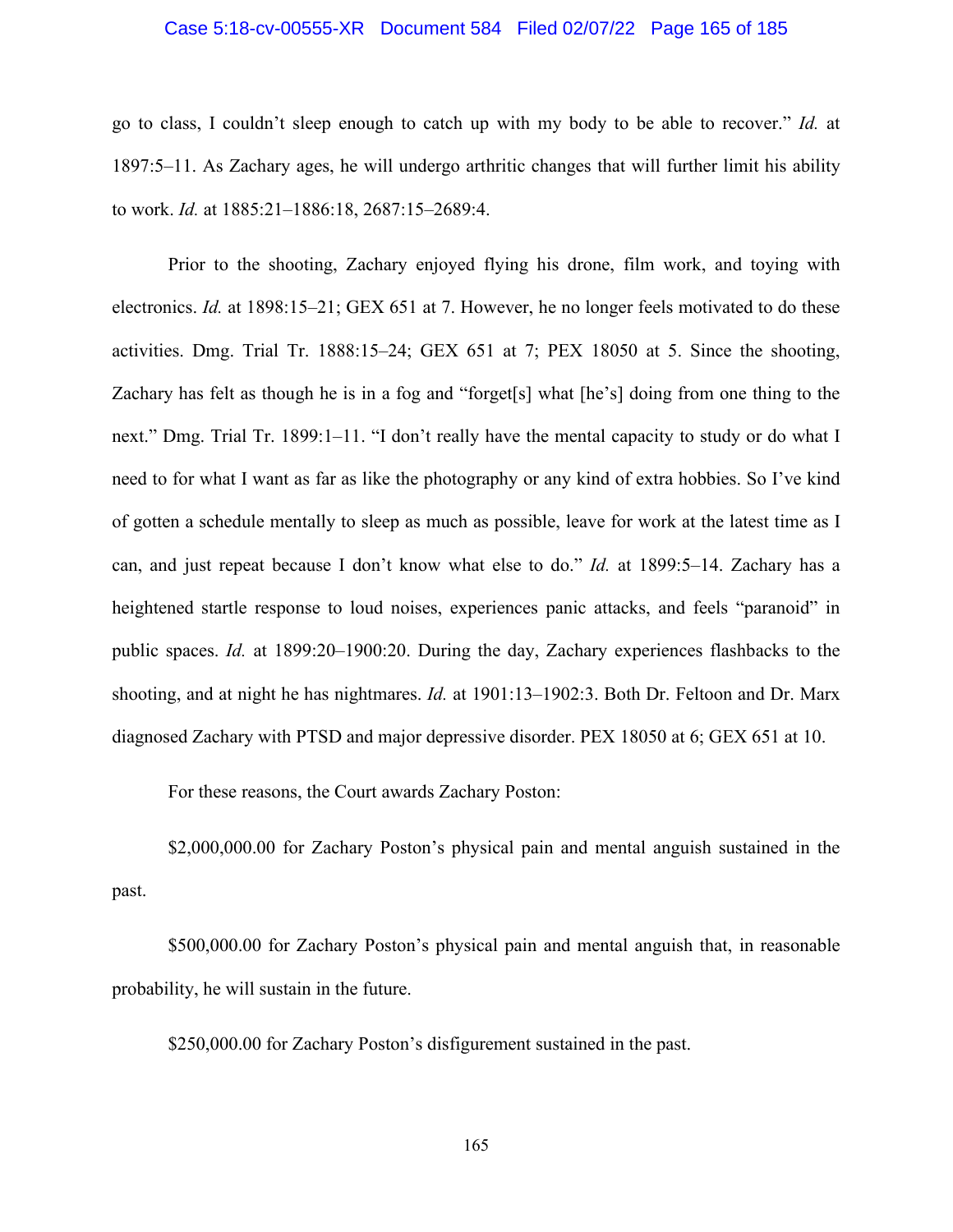go to class, I couldn't sleep enough to catch up with my body to be able to recover." *Id.* at 1897:5–11. As Zachary ages, he will undergo arthritic changes that will further limit his ability to work. *Id.* at 1885:21–1886:18, 2687:15–2689:4.

Prior to the shooting, Zachary enjoyed flying his drone, film work, and toying with electronics. *Id.* at 1898:15–21; GEX 651 at 7. However, he no longer feels motivated to do these activities. Dmg. Trial Tr. 1888:15–24; GEX 651 at 7; PEX 18050 at 5. Since the shooting, Zachary has felt as though he is in a fog and "forget[s] what [he's] doing from one thing to the next." Dmg. Trial Tr. 1899:1–11. "I don't really have the mental capacity to study or do what I need to for what I want as far as like the photography or any kind of extra hobbies. So I've kind of gotten a schedule mentally to sleep as much as possible, leave for work at the latest time as I can, and just repeat because I don't know what else to do." *Id.* at 1899:5–14. Zachary has a heightened startle response to loud noises, experiences panic attacks, and feels "paranoid" in public spaces. *Id.* at 1899:20–1900:20. During the day, Zachary experiences flashbacks to the shooting, and at night he has nightmares. *Id.* at 1901:13–1902:3. Both Dr. Feltoon and Dr. Marx diagnosed Zachary with PTSD and major depressive disorder. PEX 18050 at 6; GEX 651 at 10.

For these reasons, the Court awards Zachary Poston:

$2,000,000.00 for Zachary Poston's physical pain and mental anguish sustained in the past.

$500,000.00 for Zachary Poston's physical pain and mental anguish that, in reasonable probability, he will sustain in the future.

$250,000.00 for Zachary Poston's disfigurement sustained in the past.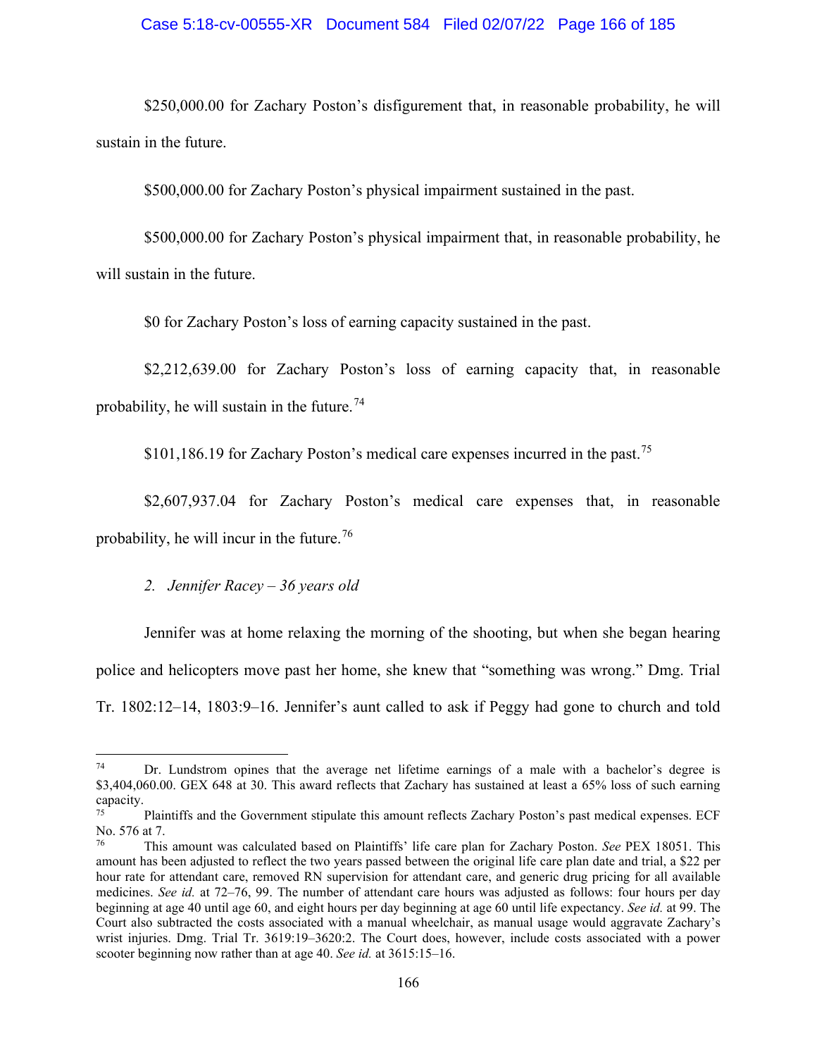$250,000.00 for Zachary Poston's disfigurement that, in reasonable probability, he will sustain in the future.

$500,000.00 for Zachary Poston's physical impairment sustained in the past.

$500,000.00 for Zachary Poston's physical impairment that, in reasonable probability, he will sustain in the future.

$0 for Zachary Poston's loss of earning capacity sustained in the past.

$2,212,639.00 for Zachary Poston's loss of earning capacity that, in reasonable probability, he will sustain in the future.[74]

$101,186.19 for Zachary Poston's medical care expenses incurred in the past.[75]

$2,607,937.04 for Zachary Poston's medical care expenses that, in reasonable probability, he will incur in the future.[76]

*2. Jennifer Racey – 36 years old*

Jennifer was at home relaxing the morning of the shooting, but when she began hearing police and helicopters move past her home, she knew that "something was wrong." Dmg. Trial Tr. 1802:12–14, 1803:9–16. Jennifer's aunt called to ask if Peggy had gone to church and told

---

[74] Dr. Lundstrom opines that the average net lifetime earnings of a male with a bachelor's degree is $3,404,060.00. GEX 648 at 30. This award reflects that Zachary has sustained at least a 65% loss of such earning capacity.

[75] Plaintiffs and the Government stipulate this amount reflects Zachary Poston's past medical expenses. ECF No. 576 at 7.

[76] This amount was calculated based on Plaintiffs' life care plan for Zachary Poston. *See* PEX 18051. This amount has been adjusted to reflect the two years passed between the original life care plan date and trial, a $22 per hour rate for attendant care, removed RN supervision for attendant care, and generic drug pricing for all available medicines. *See id.* at 72–76, 99. The number of attendant care hours was adjusted as follows: four hours per day beginning at age 40 until age 60, and eight hours per day beginning at age 60 until life expectancy. *See id.* at 99. The Court also subtracted the costs associated with a manual wheelchair, as manual usage would aggravate Zachary's wrist injuries. Dmg. Trial Tr. 3619:19–3620:2. The Court does, however, include costs associated with a power scooter beginning now rather than at age 40. *See id.* at 3615:15–16.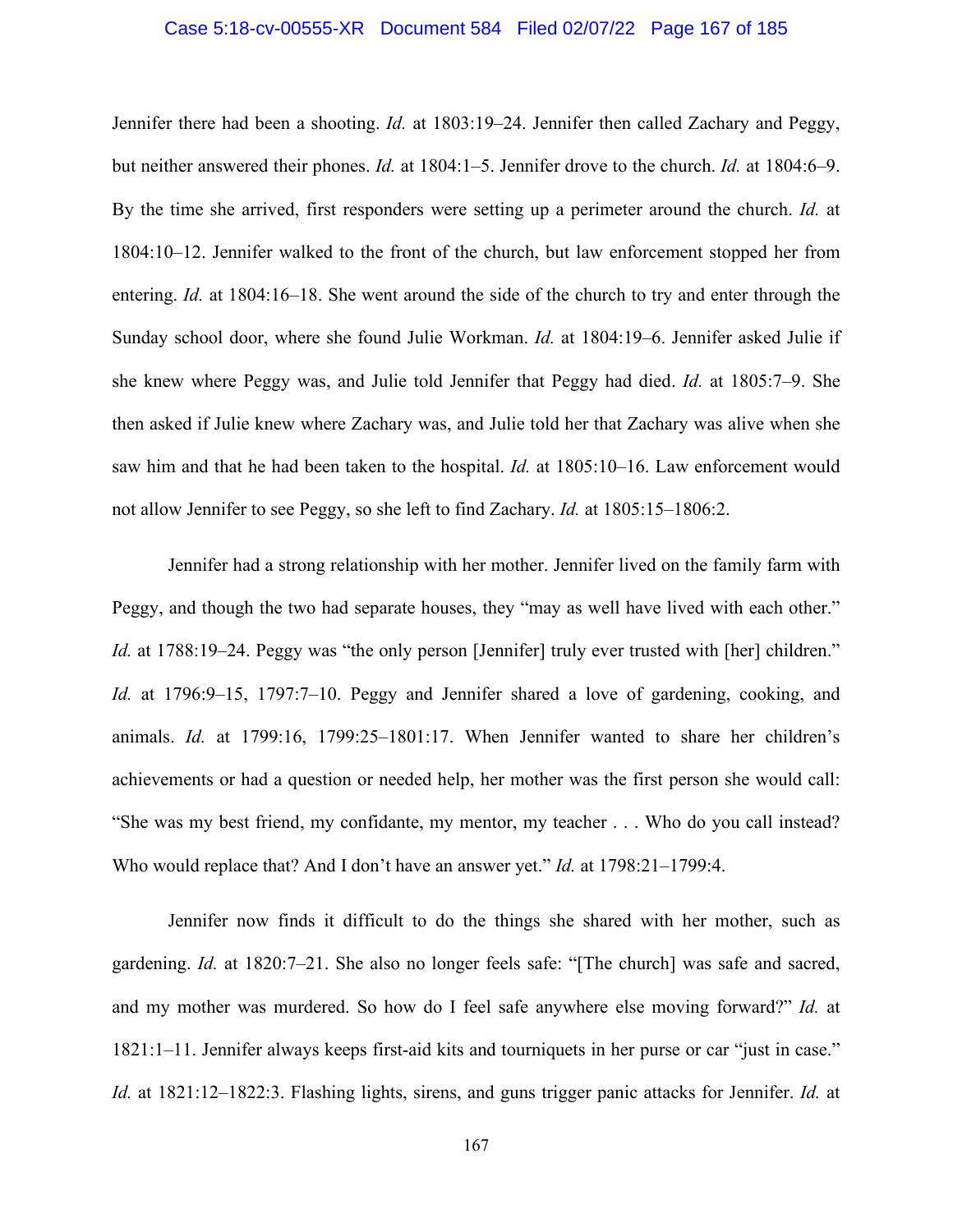Jennifer there had been a shooting. *Id.* at 1803:19–24. Jennifer then called Zachary and Peggy, but neither answered their phones. *Id.* at 1804:1–5. Jennifer drove to the church. *Id.* at 1804:6–9. By the time she arrived, first responders were setting up a perimeter around the church. *Id.* at 1804:10–12. Jennifer walked to the front of the church, but law enforcement stopped her from entering. *Id.* at 1804:16–18. She went around the side of the church to try and enter through the Sunday school door, where she found Julie Workman. *Id.* at 1804:19–6. Jennifer asked Julie if she knew where Peggy was, and Julie told Jennifer that Peggy had died. *Id.* at 1805:7–9. She then asked if Julie knew where Zachary was, and Julie told her that Zachary was alive when she saw him and that he had been taken to the hospital. *Id.* at 1805:10–16. Law enforcement would not allow Jennifer to see Peggy, so she left to find Zachary. *Id.* at 1805:15–1806:2.

Jennifer had a strong relationship with her mother. Jennifer lived on the family farm with Peggy, and though the two had separate houses, they "may as well have lived with each other." *Id.* at 1788:19–24. Peggy was "the only person [Jennifer] truly ever trusted with [her] children." *Id.* at 1796:9–15, 1797:7–10. Peggy and Jennifer shared a love of gardening, cooking, and animals. *Id.* at 1799:16, 1799:25–1801:17. When Jennifer wanted to share her children's achievements or had a question or needed help, her mother was the first person she would call: "She was my best friend, my confidante, my mentor, my teacher . . . Who do you call instead? Who would replace that? And I don't have an answer yet." *Id.* at 1798:21–1799:4.

Jennifer now finds it difficult to do the things she shared with her mother, such as gardening. *Id.* at 1820:7–21. She also no longer feels safe: "[The church] was safe and sacred, and my mother was murdered. So how do I feel safe anywhere else moving forward?" *Id.* at 1821:1–11. Jennifer always keeps first-aid kits and tourniquets in her purse or car "just in case." *Id.* at 1821:12–1822:3. Flashing lights, sirens, and guns trigger panic attacks for Jennifer. *Id.* at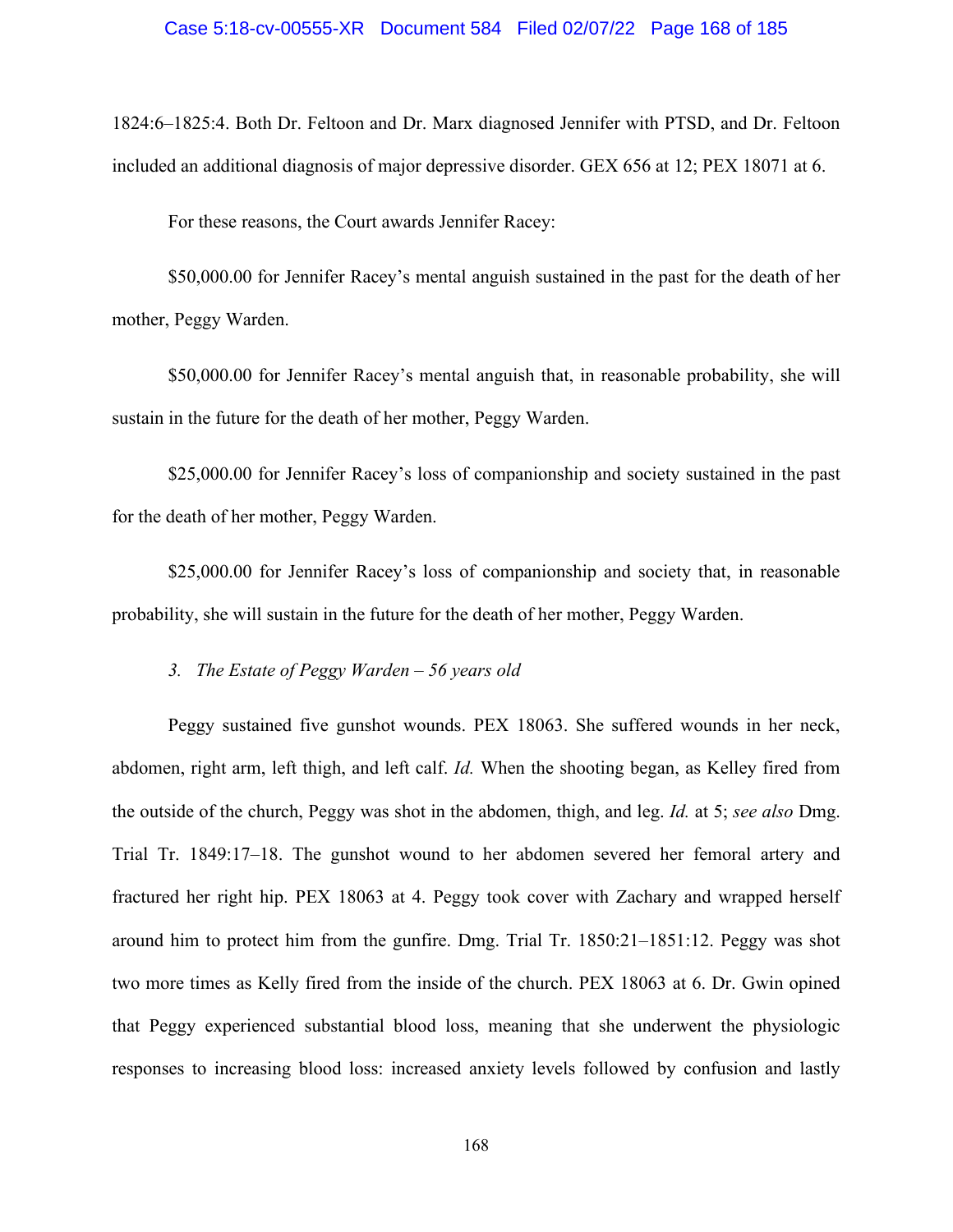1824:6–1825:4. Both Dr. Feltoon and Dr. Marx diagnosed Jennifer with PTSD, and Dr. Feltoon included an additional diagnosis of major depressive disorder. GEX 656 at 12; PEX 18071 at 6.

For these reasons, the Court awards Jennifer Racey:

$50,000.00 for Jennifer Racey's mental anguish sustained in the past for the death of her mother, Peggy Warden.

$50,000.00 for Jennifer Racey's mental anguish that, in reasonable probability, she will sustain in the future for the death of her mother, Peggy Warden.

$25,000.00 for Jennifer Racey's loss of companionship and society sustained in the past for the death of her mother, Peggy Warden.

$25,000.00 for Jennifer Racey's loss of companionship and society that, in reasonable probability, she will sustain in the future for the death of her mother, Peggy Warden.

*3. The Estate of Peggy Warden – 56 years old*

Peggy sustained five gunshot wounds. PEX 18063. She suffered wounds in her neck, abdomen, right arm, left thigh, and left calf. *Id.* When the shooting began, as Kelley fired from the outside of the church, Peggy was shot in the abdomen, thigh, and leg. *Id.* at 5; *see also* Dmg. Trial Tr. 1849:17–18. The gunshot wound to her abdomen severed her femoral artery and fractured her right hip. PEX 18063 at 4. Peggy took cover with Zachary and wrapped herself around him to protect him from the gunfire. Dmg. Trial Tr. 1850:21–1851:12. Peggy was shot two more times as Kelly fired from the inside of the church. PEX 18063 at 6. Dr. Gwin opined that Peggy experienced substantial blood loss, meaning that she underwent the physiologic responses to increasing blood loss: increased anxiety levels followed by confusion and lastly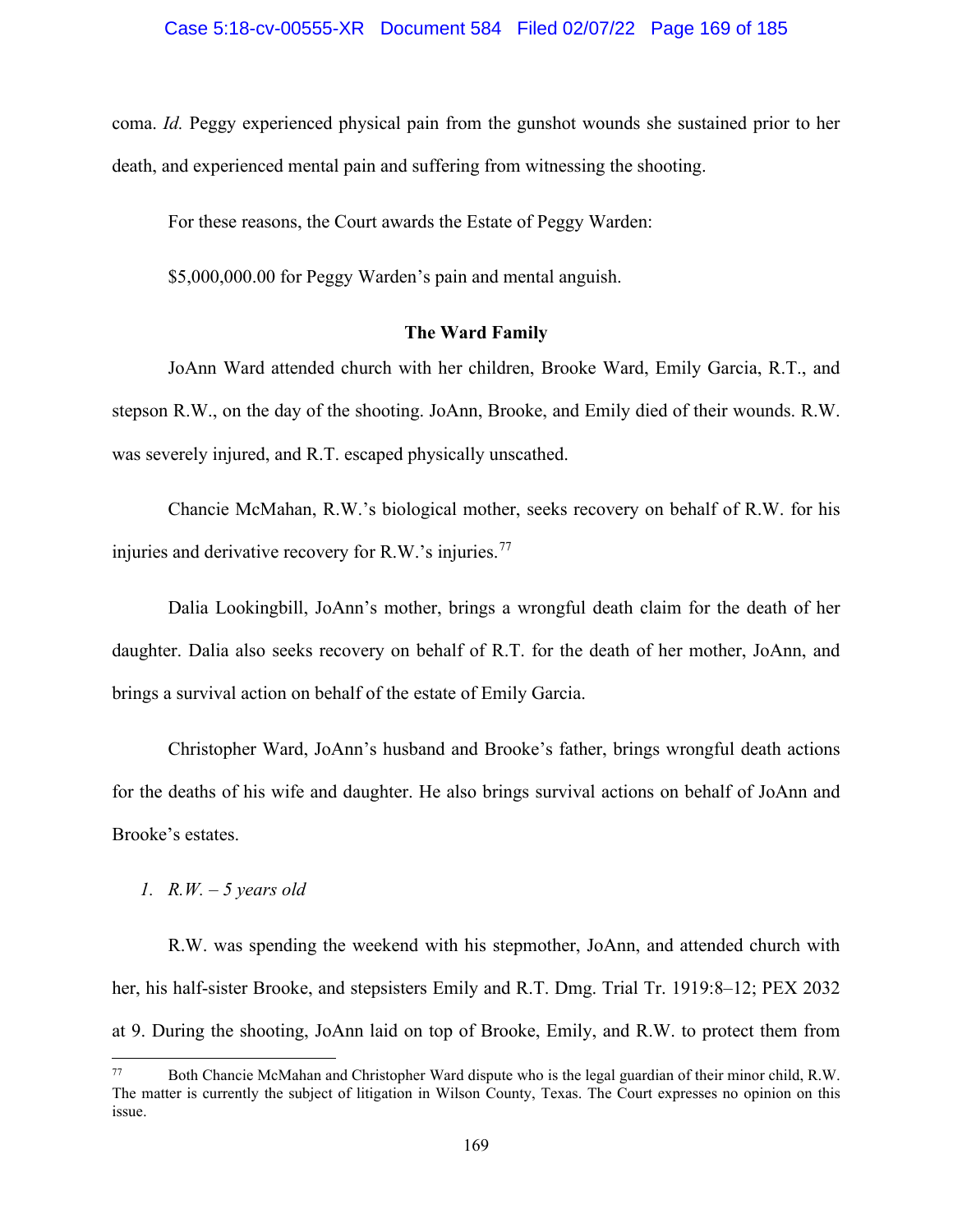coma. *Id.* Peggy experienced physical pain from the gunshot wounds she sustained prior to her death, and experienced mental pain and suffering from witnessing the shooting.

For these reasons, the Court awards the Estate of Peggy Warden:

$5,000,000.00 for Peggy Warden's pain and mental anguish.

**The Ward Family**

JoAnn Ward attended church with her children, Brooke Ward, Emily Garcia, R.T., and stepson R.W., on the day of the shooting. JoAnn, Brooke, and Emily died of their wounds. R.W. was severely injured, and R.T. escaped physically unscathed.

Chancie McMahan, R.W.'s biological mother, seeks recovery on behalf of R.W. for his injuries and derivative recovery for R.W.'s injuries.[77]

Dalia Lookingbill, JoAnn's mother, brings a wrongful death claim for the death of her daughter. Dalia also seeks recovery on behalf of R.T. for the death of her mother, JoAnn, and brings a survival action on behalf of the estate of Emily Garcia.

Christopher Ward, JoAnn's husband and Brooke's father, brings wrongful death actions for the deaths of his wife and daughter. He also brings survival actions on behalf of JoAnn and Brooke's estates.

*1. R.W. – 5 years old*

R.W. was spending the weekend with his stepmother, JoAnn, and attended church with her, his half-sister Brooke, and stepsisters Emily and R.T. Dmg. Trial Tr. 1919:8–12; PEX 2032 at 9. During the shooting, JoAnn laid on top of Brooke, Emily, and R.W. to protect them from

[77] Both Chancie McMahan and Christopher Ward dispute who is the legal guardian of their minor child, R.W. The matter is currently the subject of litigation in Wilson County, Texas. The Court expresses no opinion on this issue.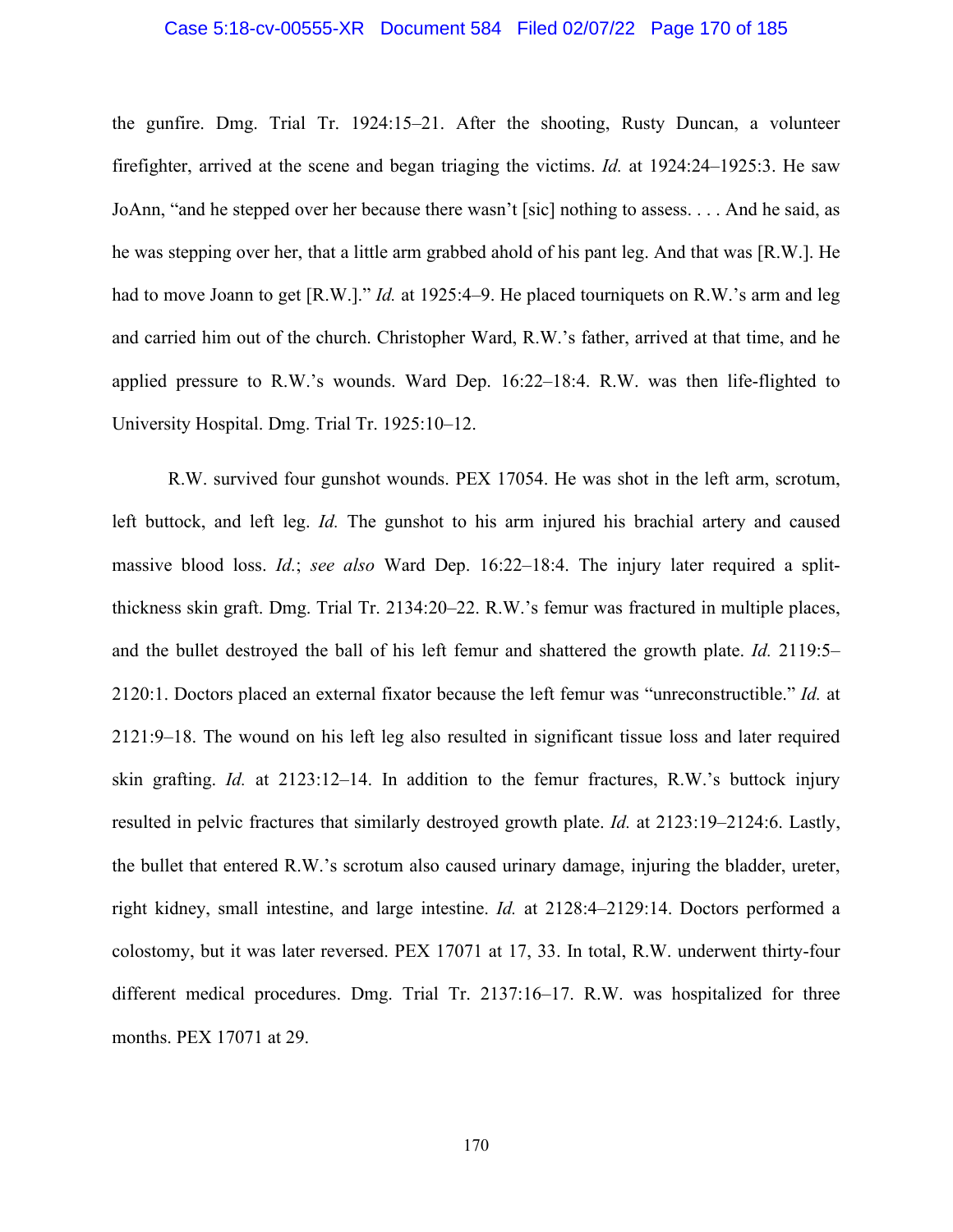the gunfire. Dmg. Trial Tr. 1924:15–21. After the shooting, Rusty Duncan, a volunteer firefighter, arrived at the scene and began triaging the victims. *Id.* at 1924:24–1925:3. He saw JoAnn, "and he stepped over her because there wasn't [sic] nothing to assess. . . . And he said, as he was stepping over her, that a little arm grabbed ahold of his pant leg. And that was [R.W.]. He had to move Joann to get [R.W.]." *Id.* at 1925:4–9. He placed tourniquets on R.W.'s arm and leg and carried him out of the church. Christopher Ward, R.W.'s father, arrived at that time, and he applied pressure to R.W.'s wounds. Ward Dep. 16:22–18:4. R.W. was then life-flighted to University Hospital. Dmg. Trial Tr. 1925:10–12.

R.W. survived four gunshot wounds. PEX 17054. He was shot in the left arm, scrotum, left buttock, and left leg. *Id.* The gunshot to his arm injured his brachial artery and caused massive blood loss. *Id.*; *see also* Ward Dep. 16:22–18:4. The injury later required a split-thickness skin graft. Dmg. Trial Tr. 2134:20–22. R.W.'s femur was fractured in multiple places, and the bullet destroyed the ball of his left femur and shattered the growth plate. *Id.* 2119:5–2120:1. Doctors placed an external fixator because the left femur was "unreconstructible." *Id.* at 2121:9–18. The wound on his left leg also resulted in significant tissue loss and later required skin grafting. *Id.* at 2123:12–14. In addition to the femur fractures, R.W.'s buttock injury resulted in pelvic fractures that similarly destroyed growth plate. *Id.* at 2123:19–2124:6. Lastly, the bullet that entered R.W.'s scrotum also caused urinary damage, injuring the bladder, ureter, right kidney, small intestine, and large intestine. *Id.* at 2128:4–2129:14. Doctors performed a colostomy, but it was later reversed. PEX 17071 at 17, 33. In total, R.W. underwent thirty-four different medical procedures. Dmg. Trial Tr. 2137:16–17. R.W. was hospitalized for three months. PEX 17071 at 29.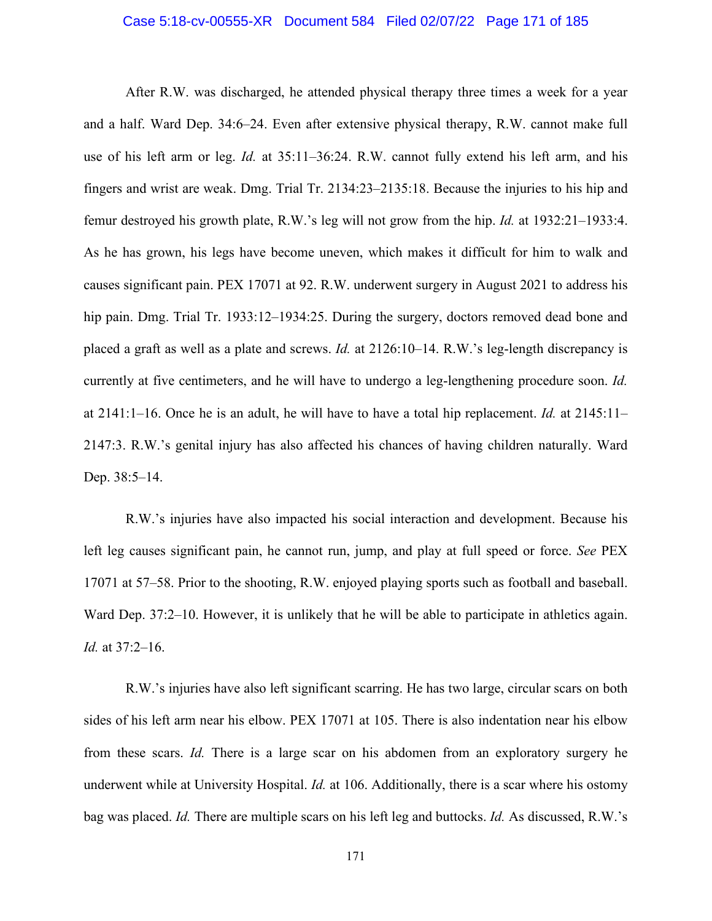After R.W. was discharged, he attended physical therapy three times a week for a year and a half. Ward Dep. 34:6–24. Even after extensive physical therapy, R.W. cannot make full use of his left arm or leg. *Id.* at 35:11–36:24. R.W. cannot fully extend his left arm, and his fingers and wrist are weak. Dmg. Trial Tr. 2134:23–2135:18. Because the injuries to his hip and femur destroyed his growth plate, R.W.'s leg will not grow from the hip. *Id.* at 1932:21–1933:4. As he has grown, his legs have become uneven, which makes it difficult for him to walk and causes significant pain. PEX 17071 at 92. R.W. underwent surgery in August 2021 to address his hip pain. Dmg. Trial Tr. 1933:12–1934:25. During the surgery, doctors removed dead bone and placed a graft as well as a plate and screws. *Id.* at 2126:10–14. R.W.'s leg-length discrepancy is currently at five centimeters, and he will have to undergo a leg-lengthening procedure soon. *Id.* at 2141:1–16. Once he is an adult, he will have to have a total hip replacement. *Id.* at 2145:11–2147:3. R.W.'s genital injury has also affected his chances of having children naturally. Ward Dep. 38:5–14.

R.W.'s injuries have also impacted his social interaction and development. Because his left leg causes significant pain, he cannot run, jump, and play at full speed or force. *See* PEX 17071 at 57–58. Prior to the shooting, R.W. enjoyed playing sports such as football and baseball. Ward Dep. 37:2–10. However, it is unlikely that he will be able to participate in athletics again. *Id.* at 37:2–16.

R.W.'s injuries have also left significant scarring. He has two large, circular scars on both sides of his left arm near his elbow. PEX 17071 at 105. There is also indentation near his elbow from these scars. *Id.* There is a large scar on his abdomen from an exploratory surgery he underwent while at University Hospital. *Id.* at 106. Additionally, there is a scar where his ostomy bag was placed. *Id.* There are multiple scars on his left leg and buttocks. *Id.* As discussed, R.W.'s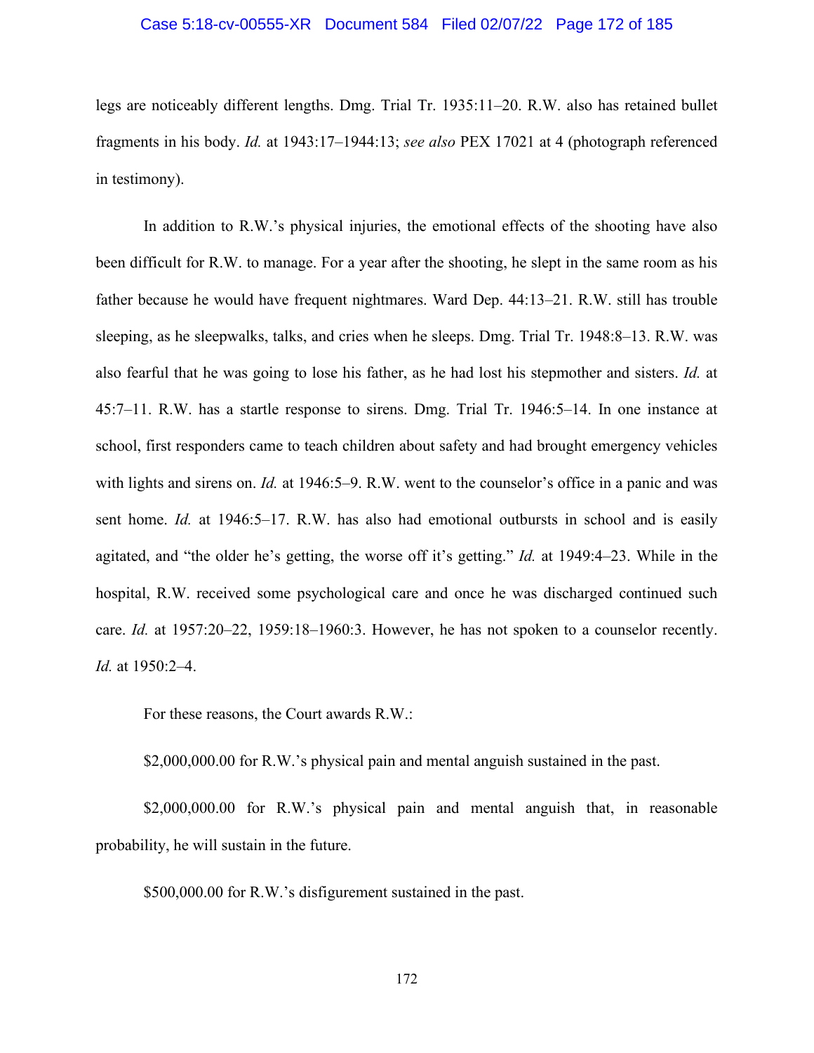legs are noticeably different lengths. Dmg. Trial Tr. 1935:11–20. R.W. also has retained bullet fragments in his body. *Id.* at 1943:17–1944:13; *see also* PEX 17021 at 4 (photograph referenced in testimony).

In addition to R.W.'s physical injuries, the emotional effects of the shooting have also been difficult for R.W. to manage. For a year after the shooting, he slept in the same room as his father because he would have frequent nightmares. Ward Dep. 44:13–21. R.W. still has trouble sleeping, as he sleepwalks, talks, and cries when he sleeps. Dmg. Trial Tr. 1948:8–13. R.W. was also fearful that he was going to lose his father, as he had lost his stepmother and sisters. *Id.* at 45:7–11. R.W. has a startle response to sirens. Dmg. Trial Tr. 1946:5–14. In one instance at school, first responders came to teach children about safety and had brought emergency vehicles with lights and sirens on. *Id.* at 1946:5–9. R.W. went to the counselor's office in a panic and was sent home. *Id.* at 1946:5–17. R.W. has also had emotional outbursts in school and is easily agitated, and "the older he's getting, the worse off it's getting." *Id.* at 1949:4–23. While in the hospital, R.W. received some psychological care and once he was discharged continued such care. *Id.* at 1957:20–22, 1959:18–1960:3. However, he has not spoken to a counselor recently. *Id.* at 1950:2–4.

For these reasons, the Court awards R.W.:

$2,000,000.00 for R.W.'s physical pain and mental anguish sustained in the past.

$2,000,000.00 for R.W.'s physical pain and mental anguish that, in reasonable probability, he will sustain in the future.

$500,000.00 for R.W.'s disfigurement sustained in the past.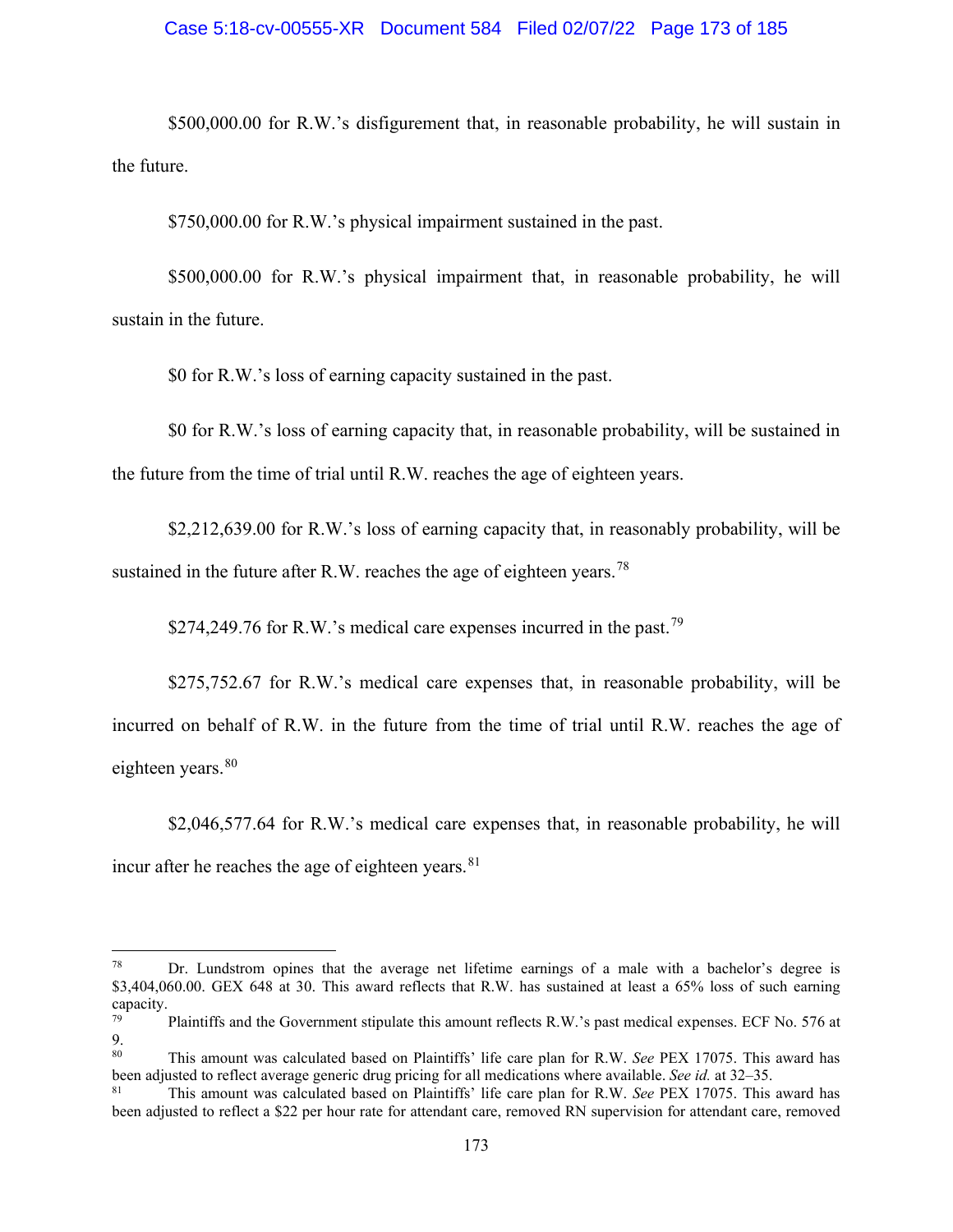$500,000.00 for R.W.'s disfigurement that, in reasonable probability, he will sustain in the future.

$750,000.00 for R.W.'s physical impairment sustained in the past.

$500,000.00 for R.W.'s physical impairment that, in reasonable probability, he will sustain in the future.

$0 for R.W.'s loss of earning capacity sustained in the past.

$0 for R.W.'s loss of earning capacity that, in reasonable probability, will be sustained in the future from the time of trial until R.W. reaches the age of eighteen years.

$2,212,639.00 for R.W.'s loss of earning capacity that, in reasonably probability, will be sustained in the future after R.W. reaches the age of eighteen years.[78]

$274,249.76 for R.W.'s medical care expenses incurred in the past.[79]

$275,752.67 for R.W.'s medical care expenses that, in reasonable probability, will be incurred on behalf of R.W. in the future from the time of trial until R.W. reaches the age of eighteen years.[80]

$2,046,577.64 for R.W.'s medical care expenses that, in reasonable probability, he will incur after he reaches the age of eighteen years.[81]

---

[78] Dr. Lundstrom opines that the average net lifetime earnings of a male with a bachelor's degree is $3,404,060.00. GEX 648 at 30. This award reflects that R.W. has sustained at least a 65% loss of such earning capacity.

[79] Plaintiffs and the Government stipulate this amount reflects R.W.'s past medical expenses. ECF No. 576 at 9.

[80] This amount was calculated based on Plaintiffs' life care plan for R.W. *See* PEX 17075. This award has been adjusted to reflect average generic drug pricing for all medications where available. *See id.* at 32–35.

[81] This amount was calculated based on Plaintiffs' life care plan for R.W. *See* PEX 17075. This award has been adjusted to reflect a $22 per hour rate for attendant care, removed RN supervision for attendant care, removed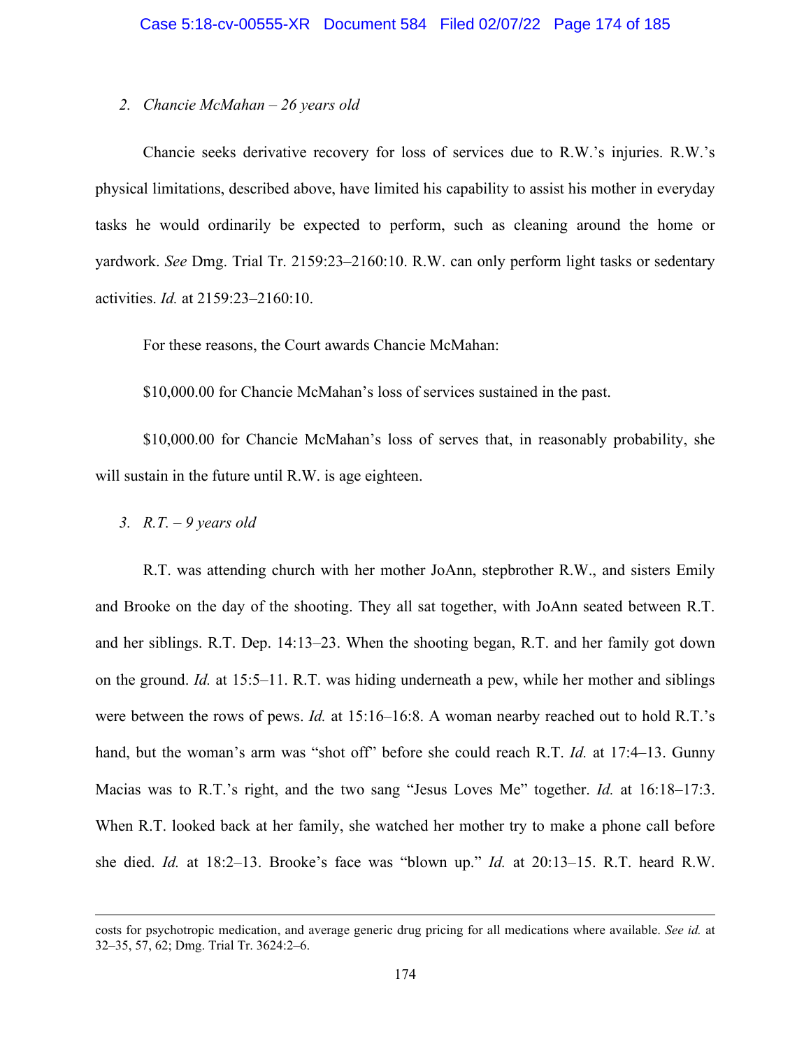*2. Chancie McMahan – 26 years old*

Chancie seeks derivative recovery for loss of services due to R.W.'s injuries. R.W.'s physical limitations, described above, have limited his capability to assist his mother in everyday tasks he would ordinarily be expected to perform, such as cleaning around the home or yardwork. *See* Dmg. Trial Tr. 2159:23–2160:10. R.W. can only perform light tasks or sedentary activities. *Id.* at 2159:23–2160:10.

For these reasons, the Court awards Chancie McMahan:

$10,000.00 for Chancie McMahan's loss of services sustained in the past.

$10,000.00 for Chancie McMahan's loss of serves that, in reasonably probability, she will sustain in the future until R.W. is age eighteen.

*3. R.T. – 9 years old*

R.T. was attending church with her mother JoAnn, stepbrother R.W., and sisters Emily and Brooke on the day of the shooting. They all sat together, with JoAnn seated between R.T. and her siblings. R.T. Dep. 14:13–23. When the shooting began, R.T. and her family got down on the ground. *Id.* at 15:5–11. R.T. was hiding underneath a pew, while her mother and siblings were between the rows of pews. *Id.* at 15:16–16:8. A woman nearby reached out to hold R.T.'s hand, but the woman's arm was "shot off" before she could reach R.T. *Id.* at 17:4–13. Gunny Macias was to R.T.'s right, and the two sang "Jesus Loves Me" together. *Id.* at 16:18–17:3. When R.T. looked back at her family, she watched her mother try to make a phone call before she died. *Id.* at 18:2–13. Brooke's face was "blown up." *Id.* at 20:13–15. R.T. heard R.W.

---

costs for psychotropic medication, and average generic drug pricing for all medications where available. *See id.* at 32–35, 57, 62; Dmg. Trial Tr. 3624:2–6.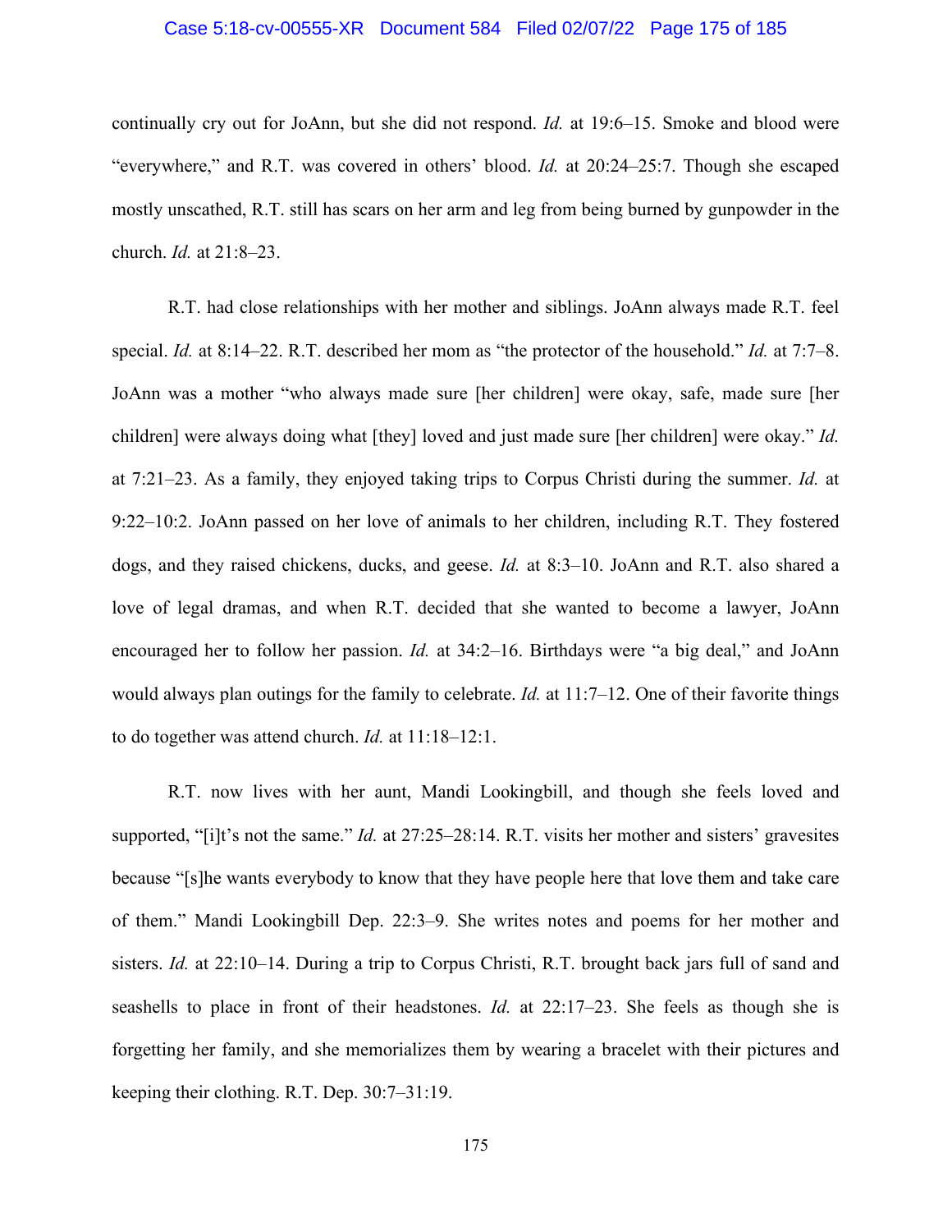continually cry out for JoAnn, but she did not respond. *Id.* at 19:6–15. Smoke and blood were "everywhere," and R.T. was covered in others' blood. *Id.* at 20:24–25:7. Though she escaped mostly unscathed, R.T. still has scars on her arm and leg from being burned by gunpowder in the church. *Id.* at 21:8–23.

R.T. had close relationships with her mother and siblings. JoAnn always made R.T. feel special. *Id.* at 8:14–22. R.T. described her mom as "the protector of the household." *Id.* at 7:7–8. JoAnn was a mother "who always made sure [her children] were okay, safe, made sure [her children] were always doing what [they] loved and just made sure [her children] were okay." *Id.* at 7:21–23. As a family, they enjoyed taking trips to Corpus Christi during the summer. *Id.* at 9:22–10:2. JoAnn passed on her love of animals to her children, including R.T. They fostered dogs, and they raised chickens, ducks, and geese. *Id.* at 8:3–10. JoAnn and R.T. also shared a love of legal dramas, and when R.T. decided that she wanted to become a lawyer, JoAnn encouraged her to follow her passion. *Id.* at 34:2–16. Birthdays were "a big deal," and JoAnn would always plan outings for the family to celebrate. *Id.* at 11:7–12. One of their favorite things to do together was attend church. *Id.* at 11:18–12:1.

R.T. now lives with her aunt, Mandi Lookingbill, and though she feels loved and supported, "[i]t's not the same." *Id.* at 27:25–28:14. R.T. visits her mother and sisters' gravesites because "[s]he wants everybody to know that they have people here that love them and take care of them." Mandi Lookingbill Dep. 22:3–9. She writes notes and poems for her mother and sisters. *Id.* at 22:10–14. During a trip to Corpus Christi, R.T. brought back jars full of sand and seashells to place in front of their headstones. *Id.* at 22:17–23. She feels as though she is forgetting her family, and she memorializes them by wearing a bracelet with their pictures and keeping their clothing. R.T. Dep. 30:7–31:19.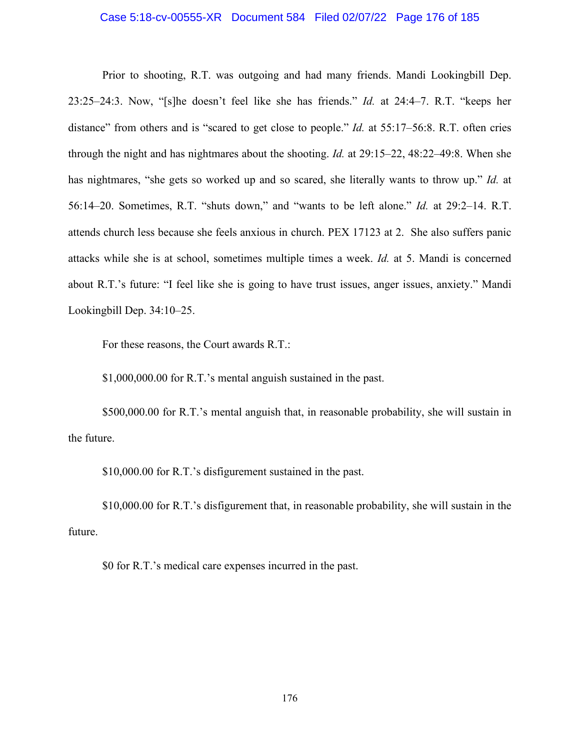Prior to shooting, R.T. was outgoing and had many friends. Mandi Lookingbill Dep. 23:25–24:3. Now, "[s]he doesn't feel like she has friends." *Id.* at 24:4–7. R.T. "keeps her distance" from others and is "scared to get close to people." *Id.* at 55:17–56:8. R.T. often cries through the night and has nightmares about the shooting. *Id.* at 29:15–22, 48:22–49:8. When she has nightmares, "she gets so worked up and so scared, she literally wants to throw up." *Id.* at 56:14–20. Sometimes, R.T. "shuts down," and "wants to be left alone." *Id.* at 29:2–14. R.T. attends church less because she feels anxious in church. PEX 17123 at 2. She also suffers panic attacks while she is at school, sometimes multiple times a week. *Id.* at 5. Mandi is concerned about R.T.'s future: "I feel like she is going to have trust issues, anger issues, anxiety." Mandi Lookingbill Dep. 34:10–25.

For these reasons, the Court awards R.T.:

$1,000,000.00 for R.T.'s mental anguish sustained in the past.

$500,000.00 for R.T.'s mental anguish that, in reasonable probability, she will sustain in the future.

$10,000.00 for R.T.'s disfigurement sustained in the past.

$10,000.00 for R.T.'s disfigurement that, in reasonable probability, she will sustain in the future.

$0 for R.T.'s medical care expenses incurred in the past.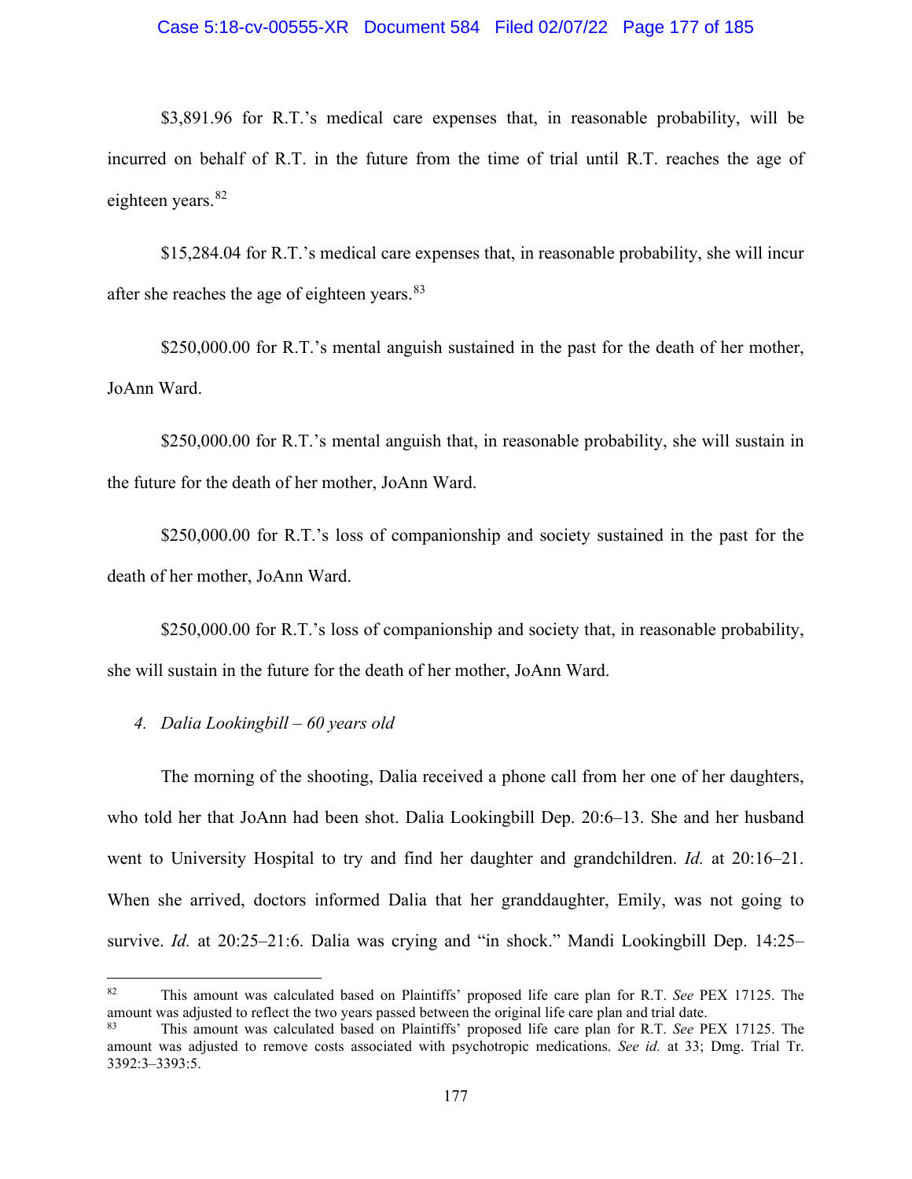$3,891.96 for R.T.'s medical care expenses that, in reasonable probability, will be incurred on behalf of R.T. in the future from the time of trial until R.T. reaches the age of eighteen years.[82]

$15,284.04 for R.T.'s medical care expenses that, in reasonable probability, she will incur after she reaches the age of eighteen years.[83]

$250,000.00 for R.T.'s mental anguish sustained in the past for the death of her mother, JoAnn Ward.

$250,000.00 for R.T.'s mental anguish that, in reasonable probability, she will sustain in the future for the death of her mother, JoAnn Ward.

$250,000.00 for R.T.'s loss of companionship and society sustained in the past for the death of her mother, JoAnn Ward.

$250,000.00 for R.T.'s loss of companionship and society that, in reasonable probability, she will sustain in the future for the death of her mother, JoAnn Ward.

*4. Dalia Lookingbill – 60 years old*

The morning of the shooting, Dalia received a phone call from her one of her daughters, who told her that JoAnn had been shot. Dalia Lookingbill Dep. 20:6–13. She and her husband went to University Hospital to try and find her daughter and grandchildren. *Id.* at 20:16–21. When she arrived, doctors informed Dalia that her granddaughter, Emily, was not going to survive. *Id.* at 20:25–21:6. Dalia was crying and "in shock." Mandi Lookingbill Dep. 14:25–

---

[82] This amount was calculated based on Plaintiffs' proposed life care plan for R.T. *See* PEX 17125. The amount was adjusted to reflect the two years passed between the original life care plan and trial date.

[83] This amount was calculated based on Plaintiffs' proposed life care plan for R.T. *See* PEX 17125. The amount was adjusted to remove costs associated with psychotropic medications. *See id.* at 33; Dmg. Trial Tr. 3392:3–3393:5.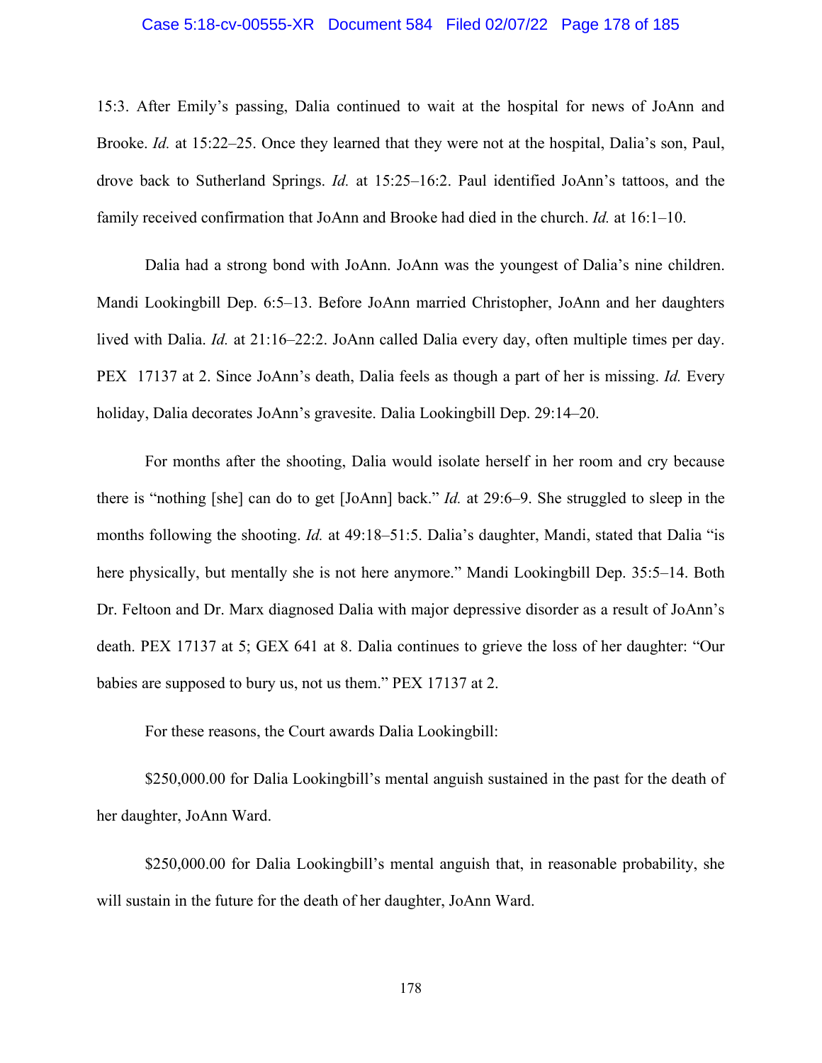15:3. After Emily's passing, Dalia continued to wait at the hospital for news of JoAnn and Brooke. *Id.* at 15:22–25. Once they learned that they were not at the hospital, Dalia's son, Paul, drove back to Sutherland Springs. *Id.* at 15:25–16:2. Paul identified JoAnn's tattoos, and the family received confirmation that JoAnn and Brooke had died in the church. *Id.* at 16:1–10.

Dalia had a strong bond with JoAnn. JoAnn was the youngest of Dalia's nine children. Mandi Lookingbill Dep. 6:5–13. Before JoAnn married Christopher, JoAnn and her daughters lived with Dalia. *Id.* at 21:16–22:2. JoAnn called Dalia every day, often multiple times per day. PEX 17137 at 2. Since JoAnn's death, Dalia feels as though a part of her is missing. *Id.* Every holiday, Dalia decorates JoAnn's gravesite. Dalia Lookingbill Dep. 29:14–20.

For months after the shooting, Dalia would isolate herself in her room and cry because there is "nothing [she] can do to get [JoAnn] back." *Id.* at 29:6–9. She struggled to sleep in the months following the shooting. *Id.* at 49:18–51:5. Dalia's daughter, Mandi, stated that Dalia "is here physically, but mentally she is not here anymore." Mandi Lookingbill Dep. 35:5–14. Both Dr. Feltoon and Dr. Marx diagnosed Dalia with major depressive disorder as a result of JoAnn's death. PEX 17137 at 5; GEX 641 at 8. Dalia continues to grieve the loss of her daughter: "Our babies are supposed to bury us, not us them." PEX 17137 at 2.

For these reasons, the Court awards Dalia Lookingbill:

$250,000.00 for Dalia Lookingbill's mental anguish sustained in the past for the death of her daughter, JoAnn Ward.

$250,000.00 for Dalia Lookingbill's mental anguish that, in reasonable probability, she will sustain in the future for the death of her daughter, JoAnn Ward.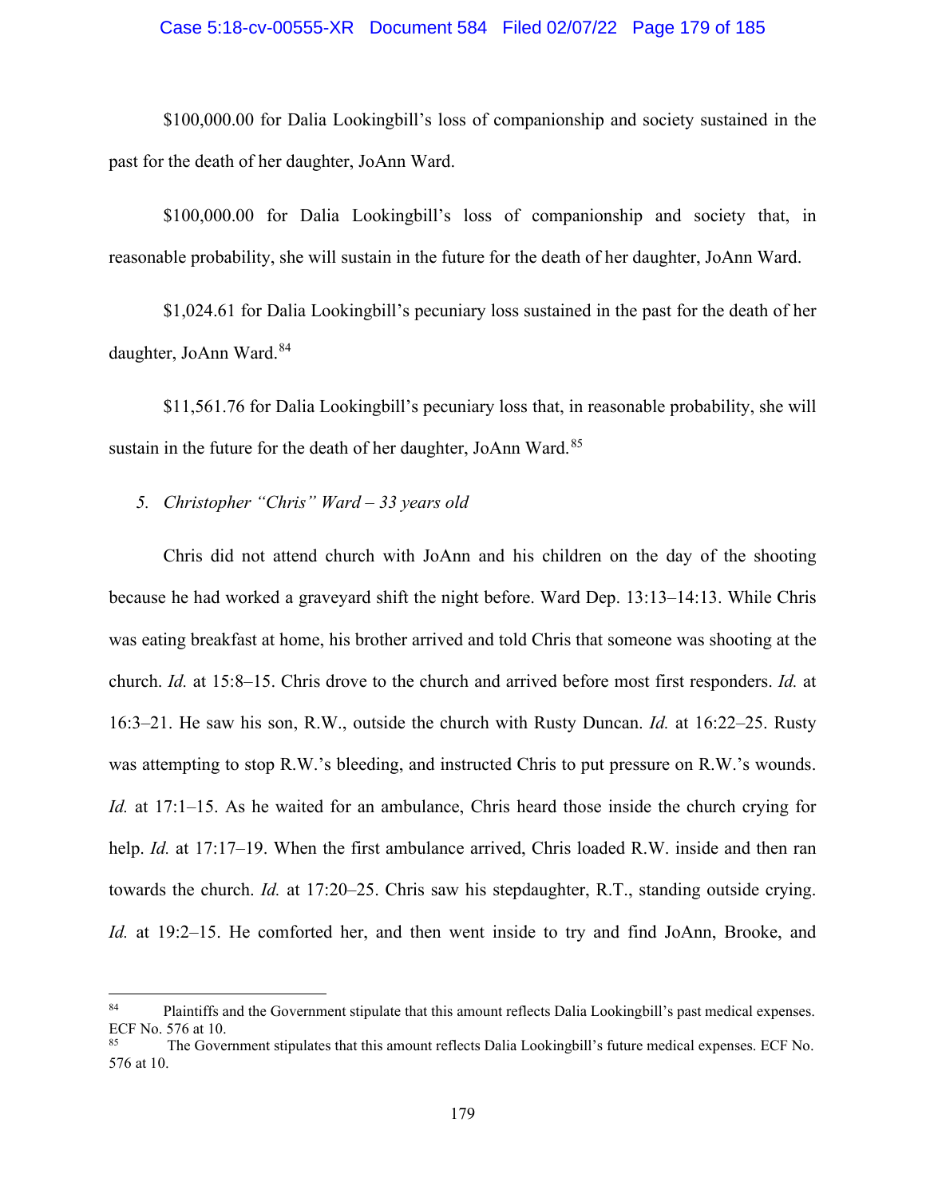$100,000.00 for Dalia Lookingbill's loss of companionship and society sustained in the past for the death of her daughter, JoAnn Ward.

$100,000.00 for Dalia Lookingbill's loss of companionship and society that, in reasonable probability, she will sustain in the future for the death of her daughter, JoAnn Ward.

$1,024.61 for Dalia Lookingbill's pecuniary loss sustained in the past for the death of her daughter, JoAnn Ward.[84]

$11,561.76 for Dalia Lookingbill's pecuniary loss that, in reasonable probability, she will sustain in the future for the death of her daughter, JoAnn Ward.[85]

5. *Christopher "Chris" Ward – 33 years old*

Chris did not attend church with JoAnn and his children on the day of the shooting because he had worked a graveyard shift the night before. Ward Dep. 13:13–14:13. While Chris was eating breakfast at home, his brother arrived and told Chris that someone was shooting at the church. *Id.* at 15:8–15. Chris drove to the church and arrived before most first responders. *Id.* at 16:3–21. He saw his son, R.W., outside the church with Rusty Duncan. *Id.* at 16:22–25. Rusty was attempting to stop R.W.'s bleeding, and instructed Chris to put pressure on R.W.'s wounds. *Id.* at 17:1–15. As he waited for an ambulance, Chris heard those inside the church crying for help. *Id.* at 17:17–19. When the first ambulance arrived, Chris loaded R.W. inside and then ran towards the church. *Id.* at 17:20–25. Chris saw his stepdaughter, R.T., standing outside crying. *Id.* at 19:2–15. He comforted her, and then went inside to try and find JoAnn, Brooke, and

---

[84] Plaintiffs and the Government stipulate that this amount reflects Dalia Lookingbill's past medical expenses. ECF No. 576 at 10.

[85] The Government stipulates that this amount reflects Dalia Lookingbill's future medical expenses. ECF No. 576 at 10.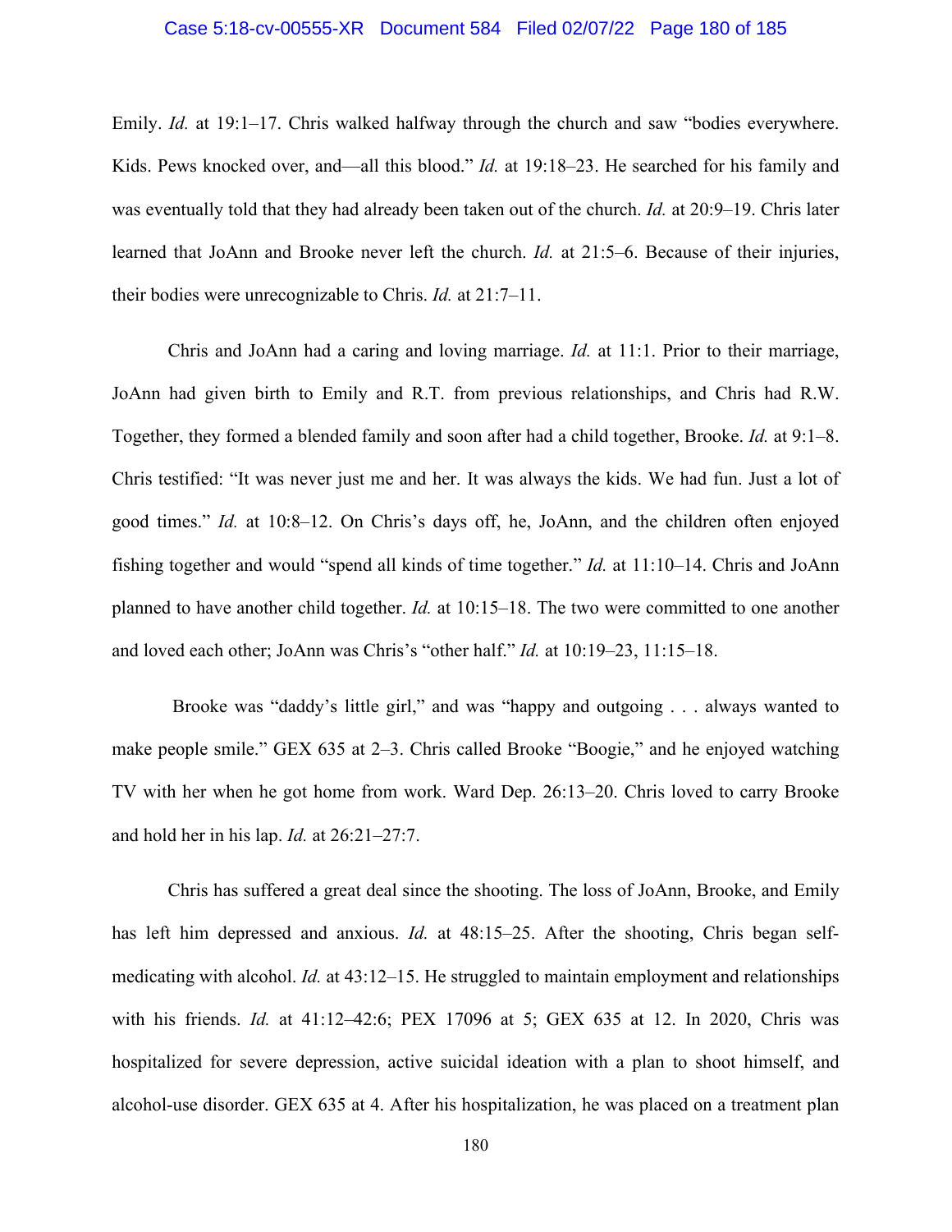Emily. *Id.* at 19:1–17. Chris walked halfway through the church and saw "bodies everywhere. Kids. Pews knocked over, and—all this blood." *Id.* at 19:18–23. He searched for his family and was eventually told that they had already been taken out of the church. *Id.* at 20:9–19. Chris later learned that JoAnn and Brooke never left the church. *Id.* at 21:5–6. Because of their injuries, their bodies were unrecognizable to Chris. *Id.* at 21:7–11.

Chris and JoAnn had a caring and loving marriage. *Id.* at 11:1. Prior to their marriage, JoAnn had given birth to Emily and R.T. from previous relationships, and Chris had R.W. Together, they formed a blended family and soon after had a child together, Brooke. *Id.* at 9:1–8. Chris testified: "It was never just me and her. It was always the kids. We had fun. Just a lot of good times." *Id.* at 10:8–12. On Chris's days off, he, JoAnn, and the children often enjoyed fishing together and would "spend all kinds of time together." *Id.* at 11:10–14. Chris and JoAnn planned to have another child together. *Id.* at 10:15–18. The two were committed to one another and loved each other; JoAnn was Chris's "other half." *Id.* at 10:19–23, 11:15–18.

Brooke was "daddy's little girl," and was "happy and outgoing . . . always wanted to make people smile." GEX 635 at 2–3. Chris called Brooke "Boogie," and he enjoyed watching TV with her when he got home from work. Ward Dep. 26:13–20. Chris loved to carry Brooke and hold her in his lap. *Id.* at 26:21–27:7.

Chris has suffered a great deal since the shooting. The loss of JoAnn, Brooke, and Emily has left him depressed and anxious. *Id.* at 48:15–25. After the shooting, Chris began self-medicating with alcohol. *Id.* at 43:12–15. He struggled to maintain employment and relationships with his friends. *Id.* at 41:12–42:6; PEX 17096 at 5; GEX 635 at 12. In 2020, Chris was hospitalized for severe depression, active suicidal ideation with a plan to shoot himself, and alcohol-use disorder. GEX 635 at 4. After his hospitalization, he was placed on a treatment plan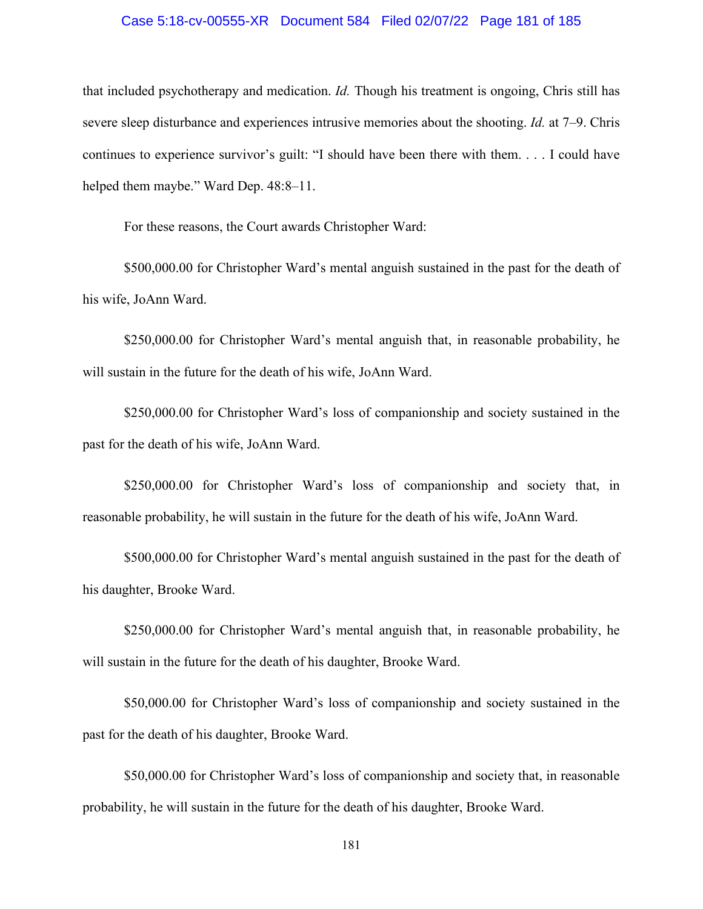that included psychotherapy and medication. *Id.* Though his treatment is ongoing, Chris still has severe sleep disturbance and experiences intrusive memories about the shooting. *Id.* at 7–9. Chris continues to experience survivor's guilt: "I should have been there with them. . . . I could have helped them maybe." Ward Dep. 48:8–11.

For these reasons, the Court awards Christopher Ward:

$500,000.00 for Christopher Ward's mental anguish sustained in the past for the death of his wife, JoAnn Ward.

$250,000.00 for Christopher Ward's mental anguish that, in reasonable probability, he will sustain in the future for the death of his wife, JoAnn Ward.

$250,000.00 for Christopher Ward's loss of companionship and society sustained in the past for the death of his wife, JoAnn Ward.

$250,000.00 for Christopher Ward's loss of companionship and society that, in reasonable probability, he will sustain in the future for the death of his wife, JoAnn Ward.

$500,000.00 for Christopher Ward's mental anguish sustained in the past for the death of his daughter, Brooke Ward.

$250,000.00 for Christopher Ward's mental anguish that, in reasonable probability, he will sustain in the future for the death of his daughter, Brooke Ward.

$50,000.00 for Christopher Ward's loss of companionship and society sustained in the past for the death of his daughter, Brooke Ward.

$50,000.00 for Christopher Ward's loss of companionship and society that, in reasonable probability, he will sustain in the future for the death of his daughter, Brooke Ward.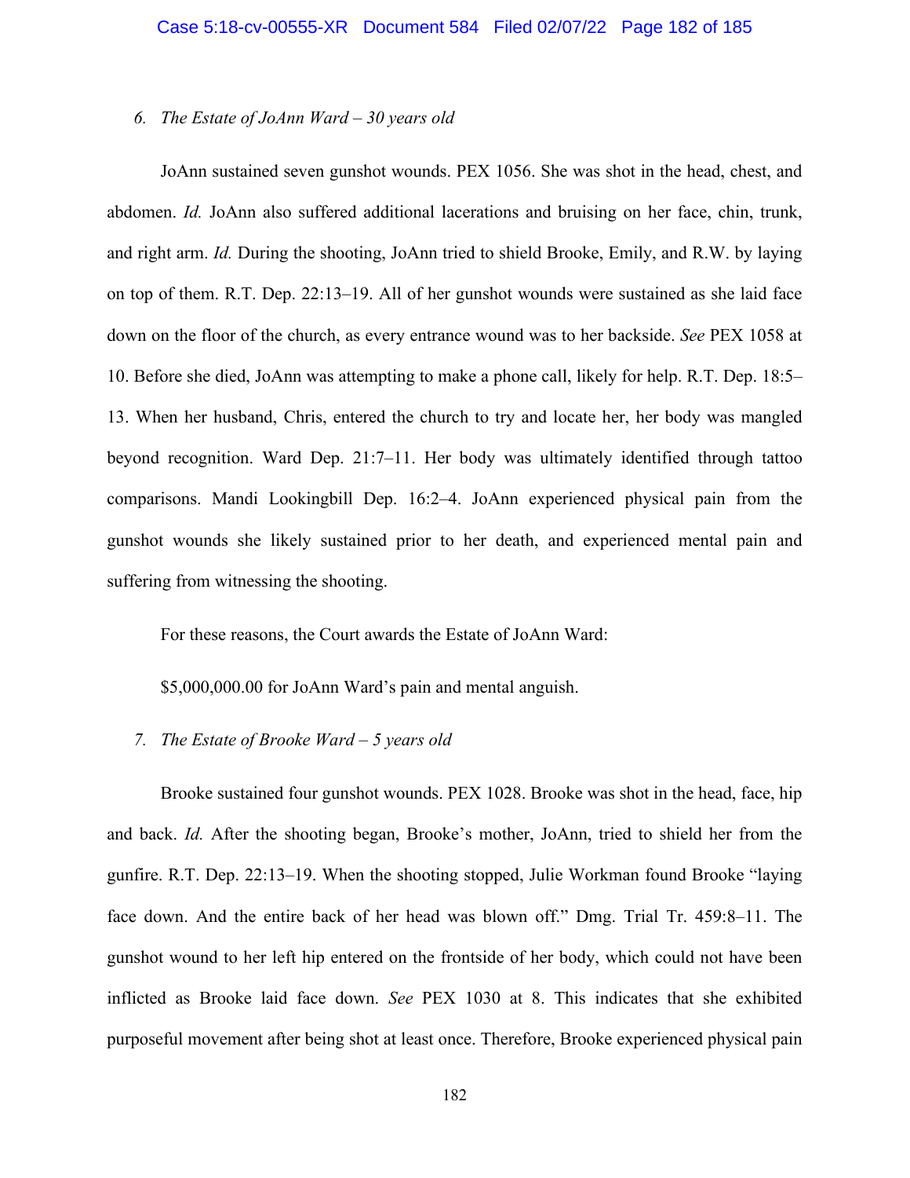*6. The Estate of JoAnn Ward – 30 years old*

JoAnn sustained seven gunshot wounds. PEX 1056. She was shot in the head, chest, and abdomen. *Id.* JoAnn also suffered additional lacerations and bruising on her face, chin, trunk, and right arm. *Id.* During the shooting, JoAnn tried to shield Brooke, Emily, and R.W. by laying on top of them. R.T. Dep. 22:13–19. All of her gunshot wounds were sustained as she laid face down on the floor of the church, as every entrance wound was to her backside. *See* PEX 1058 at 10. Before she died, JoAnn was attempting to make a phone call, likely for help. R.T. Dep. 18:5–13. When her husband, Chris, entered the church to try and locate her, her body was mangled beyond recognition. Ward Dep. 21:7–11. Her body was ultimately identified through tattoo comparisons. Mandi Lookingbill Dep. 16:2–4. JoAnn experienced physical pain from the gunshot wounds she likely sustained prior to her death, and experienced mental pain and suffering from witnessing the shooting.

For these reasons, the Court awards the Estate of JoAnn Ward:

$5,000,000.00 for JoAnn Ward's pain and mental anguish.

*7. The Estate of Brooke Ward – 5 years old*

Brooke sustained four gunshot wounds. PEX 1028. Brooke was shot in the head, face, hip and back. *Id.* After the shooting began, Brooke's mother, JoAnn, tried to shield her from the gunfire. R.T. Dep. 22:13–19. When the shooting stopped, Julie Workman found Brooke "laying face down. And the entire back of her head was blown off." Dmg. Trial Tr. 459:8–11. The gunshot wound to her left hip entered on the frontside of her body, which could not have been inflicted as Brooke laid face down. *See* PEX 1030 at 8. This indicates that she exhibited purposeful movement after being shot at least once. Therefore, Brooke experienced physical pain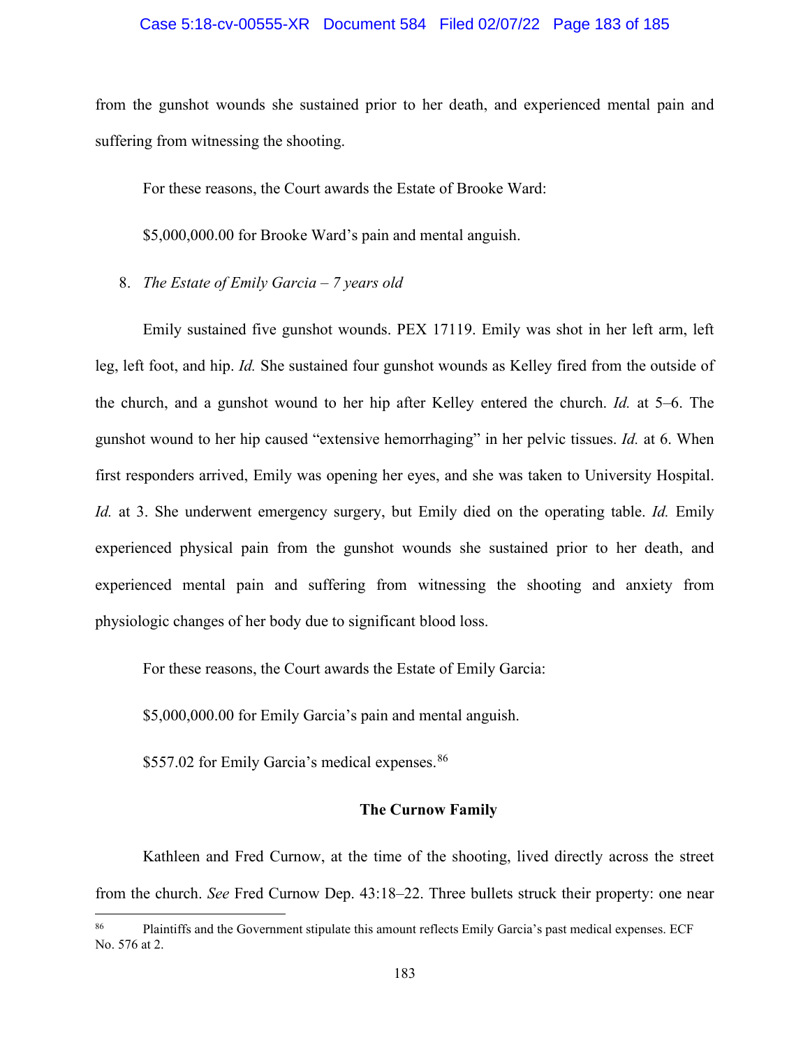from the gunshot wounds she sustained prior to her death, and experienced mental pain and suffering from witnessing the shooting.

For these reasons, the Court awards the Estate of Brooke Ward:

$5,000,000.00 for Brooke Ward's pain and mental anguish.

8. *The Estate of Emily Garcia – 7 years old*

Emily sustained five gunshot wounds. PEX 17119. Emily was shot in her left arm, left leg, left foot, and hip. *Id.* She sustained four gunshot wounds as Kelley fired from the outside of the church, and a gunshot wound to her hip after Kelley entered the church. *Id.* at 5–6. The gunshot wound to her hip caused "extensive hemorrhaging" in her pelvic tissues. *Id.* at 6. When first responders arrived, Emily was opening her eyes, and she was taken to University Hospital. *Id.* at 3. She underwent emergency surgery, but Emily died on the operating table. *Id.* Emily experienced physical pain from the gunshot wounds she sustained prior to her death, and experienced mental pain and suffering from witnessing the shooting and anxiety from physiologic changes of her body due to significant blood loss.

For these reasons, the Court awards the Estate of Emily Garcia:

$5,000,000.00 for Emily Garcia's pain and mental anguish.

$557.02 for Emily Garcia's medical expenses.[86]

**The Curnow Family**

Kathleen and Fred Curnow, at the time of the shooting, lived directly across the street from the church. *See* Fred Curnow Dep. 43:18–22. Three bullets struck their property: one near

[86] Plaintiffs and the Government stipulate this amount reflects Emily Garcia's past medical expenses. ECF No. 576 at 2.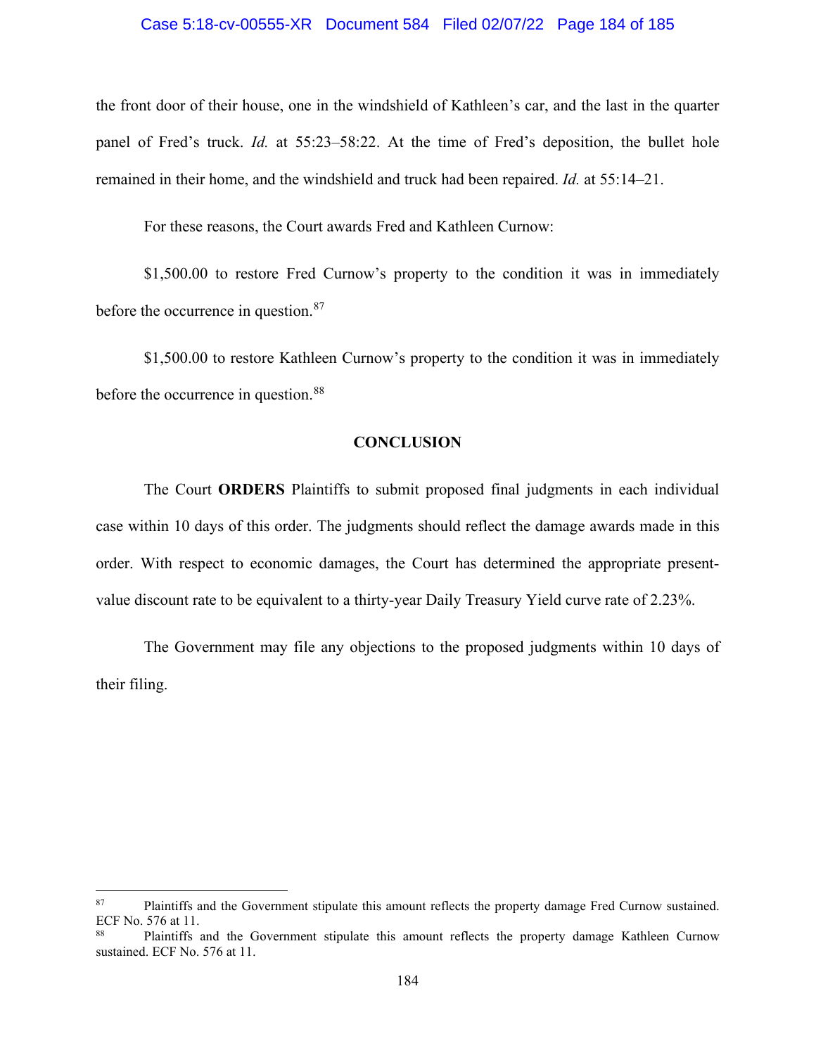the front door of their house, one in the windshield of Kathleen's car, and the last in the quarter panel of Fred's truck. *Id.* at 55:23–58:22. At the time of Fred's deposition, the bullet hole remained in their home, and the windshield and truck had been repaired. *Id.* at 55:14–21.

For these reasons, the Court awards Fred and Kathleen Curnow:

$1,500.00 to restore Fred Curnow's property to the condition it was in immediately before the occurrence in question.[87]

$1,500.00 to restore Kathleen Curnow's property to the condition it was in immediately before the occurrence in question.[88]

## CONCLUSION

The Court **ORDERS** Plaintiffs to submit proposed final judgments in each individual case within 10 days of this order. The judgments should reflect the damage awards made in this order. With respect to economic damages, the Court has determined the appropriate present-value discount rate to be equivalent to a thirty-year Daily Treasury Yield curve rate of 2.23%.

The Government may file any objections to the proposed judgments within 10 days of their filing.

---

[87] Plaintiffs and the Government stipulate this amount reflects the property damage Fred Curnow sustained. ECF No. 576 at 11.

[88] Plaintiffs and the Government stipulate this amount reflects the property damage Kathleen Curnow sustained. ECF No. 576 at 11.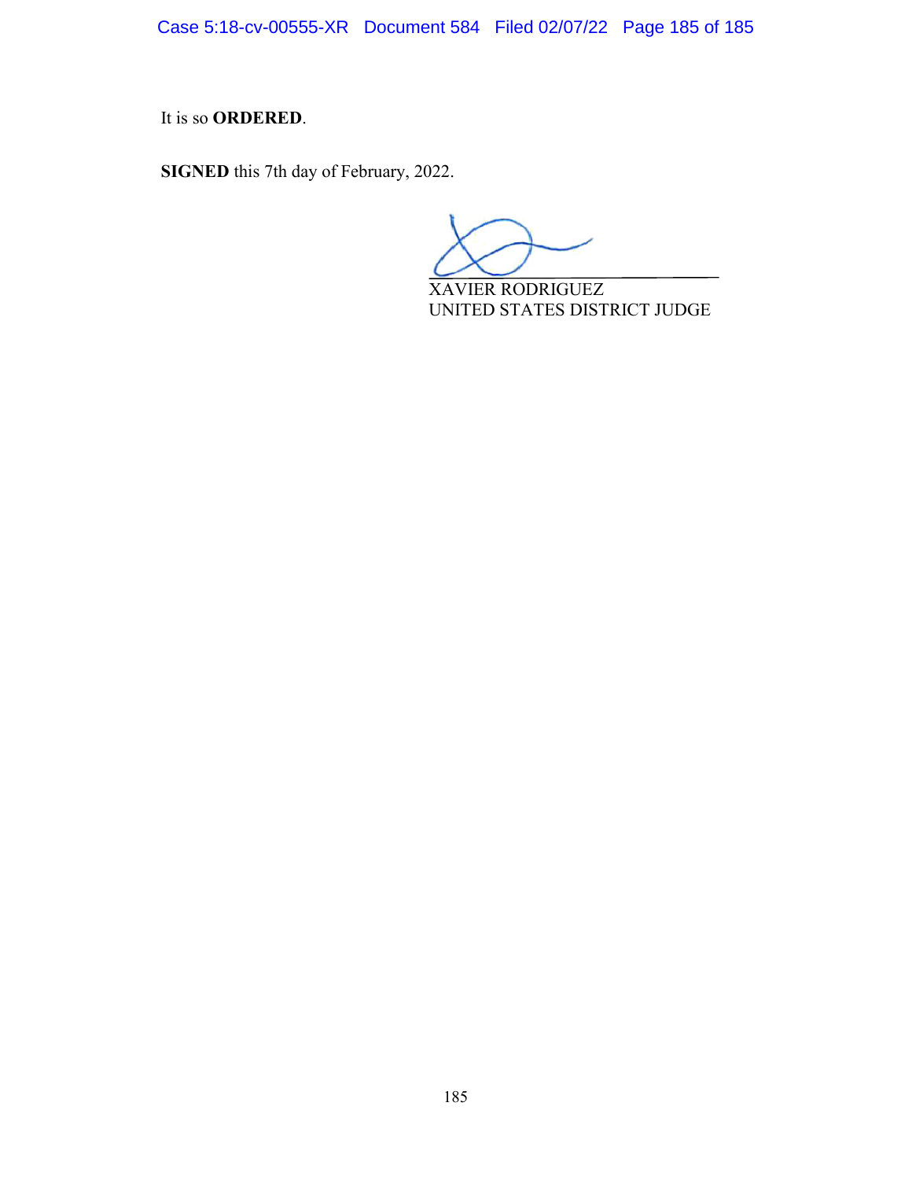It is so **ORDERED**.

**SIGNED** this 7th day of February, 2022.

XAVIER RODRIGUEZ
UNITED STATES DISTRICT JUDGE